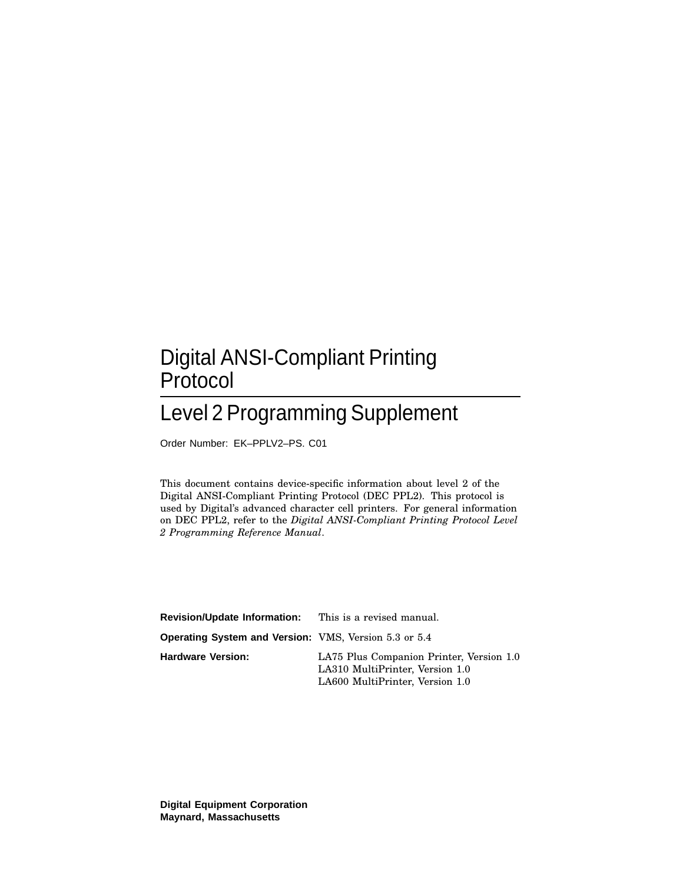# Digital ANSI-Compliant Printing Protocol

## Level 2 Programming Supplement

Order Number: EK–PPLV2–PS. C01

This document contains device-specific information about level 2 of the Digital ANSI-Compliant Printing Protocol (DEC PPL2). This protocol is used by Digital's advanced character cell printers. For general information on DEC PPL2, refer to the *Digital ANSI-Compliant Printing Protocol Level 2 Programming Reference Manual*.

**Revision/Update Information:** This is a revised manual.

**Operating System and Version:** VMS, Version 5.3 or 5.4

**Hardware Version:** LA75 Plus Companion Printer, Version 1.0
LA310 MultiPrinter, Version 1.0
LA600 MultiPrinter, Version 1.0

**Digital Equipment Corporation**
**Maynard, Massachusetts**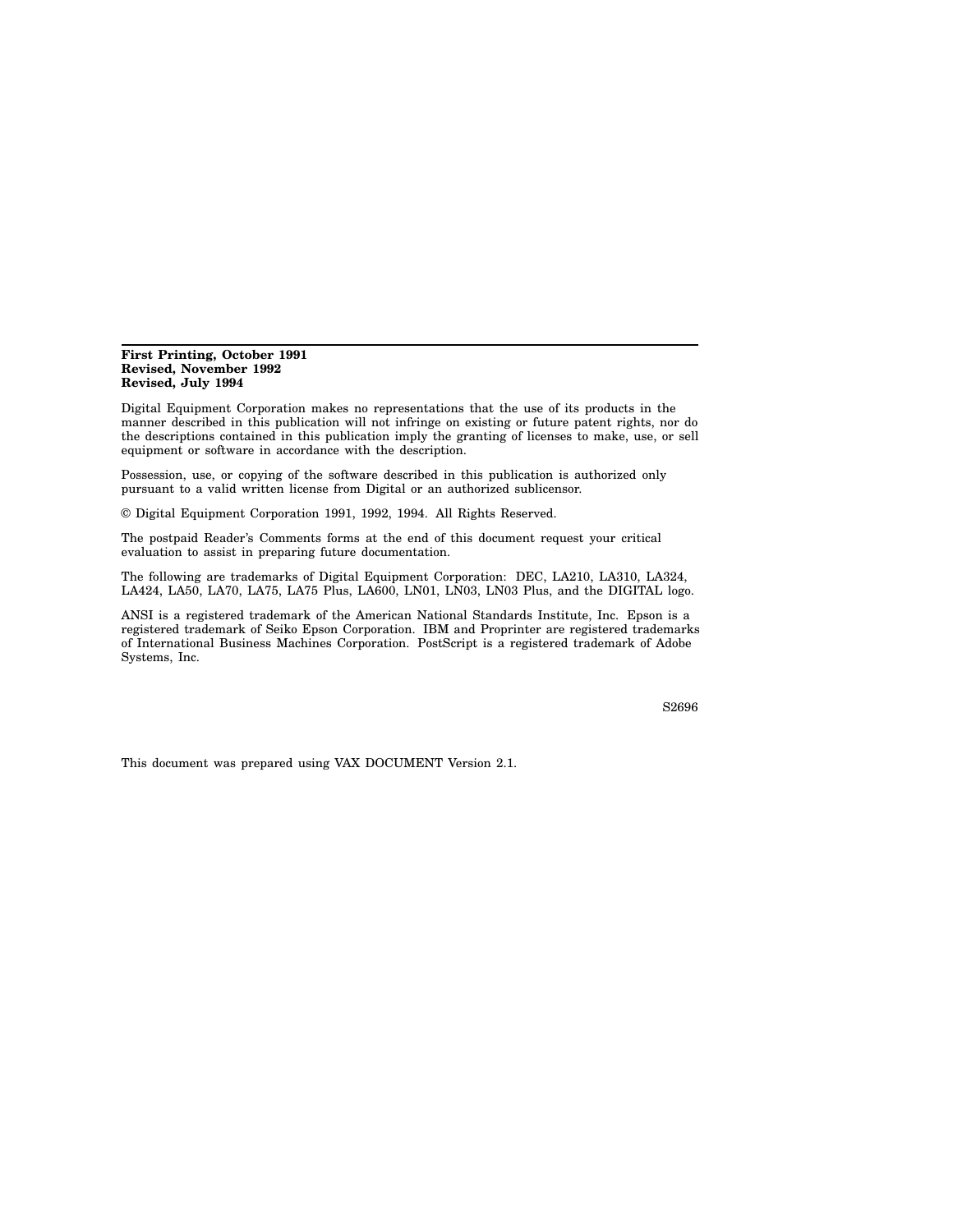**First Printing, October 1991**
**Revised, November 1992**
**Revised, July 1994**

Digital Equipment Corporation makes no representations that the use of its products in the manner described in this publication will not infringe on existing or future patent rights, nor do the descriptions contained in this publication imply the granting of licenses to make, use, or sell equipment or software in accordance with the description.

Possession, use, or copying of the software described in this publication is authorized only pursuant to a valid written license from Digital or an authorized sublicensor.

© Digital Equipment Corporation 1991, 1992, 1994. All Rights Reserved.

The postpaid Reader's Comments forms at the end of this document request your critical evaluation to assist in preparing future documentation.

The following are trademarks of Digital Equipment Corporation: DEC, LA210, LA310, LA324, LA424, LA50, LA70, LA75, LA75 Plus, LA600, LN01, LN03, LN03 Plus, and the DIGITAL logo.

ANSI is a registered trademark of the American National Standards Institute, Inc. Epson is a registered trademark of Seiko Epson Corporation. IBM and Proprinter are registered trademarks of International Business Machines Corporation. PostScript is a registered trademark of Adobe Systems, Inc.

S2696

This document was prepared using VAX DOCUMENT Version 2.1.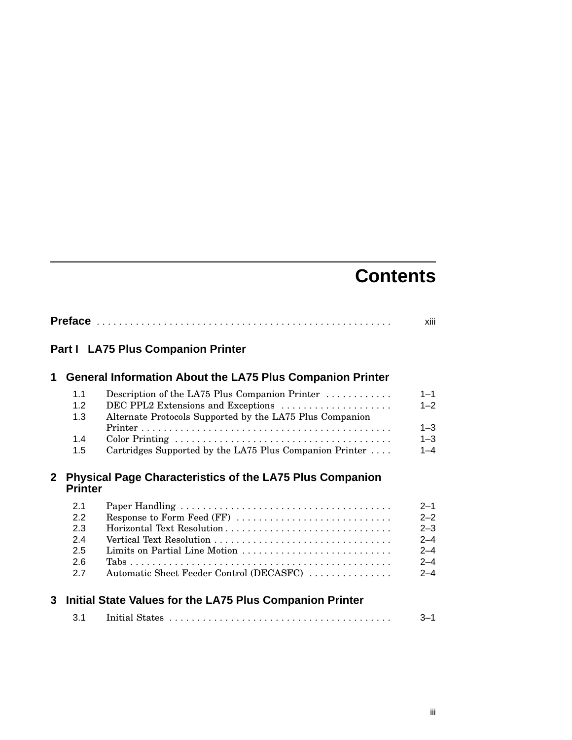# Contents

**Preface** . . . . . . . . . . . . . . . . . . . . . . . . . . . . . . . . . . . . . . . . . . . . . . . . . . . . . xiii

## Part I LA75 Plus Companion Printer

### 1 General Information About the LA75 Plus Companion Printer

| | | |
|---|---|---|
| 1.1 | Description of the LA75 Plus Companion Printer | 1–1 |
| 1.2 | DEC PPL2 Extensions and Exceptions | 1–2 |
| 1.3 | Alternate Protocols Supported by the LA75 Plus Companion Printer | 1–3 |
| 1.4 | Color Printing | 1–3 |
| 1.5 | Cartridges Supported by the LA75 Plus Companion Printer | 1–4 |

### 2 Physical Page Characteristics of the LA75 Plus Companion Printer

| | | |
|---|---|---|
| 2.1 | Paper Handling | 2–1 |
| 2.2 | Response to Form Feed (FF) | 2–2 |
| 2.3 | Horizontal Text Resolution | 2–3 |
| 2.4 | Vertical Text Resolution | 2–4 |
| 2.5 | Limits on Partial Line Motion | 2–4 |
| 2.6 | Tabs | 2–4 |
| 2.7 | Automatic Sheet Feeder Control (DECASFC) | 2–4 |

### 3 Initial State Values for the LA75 Plus Companion Printer

| | | |
|---|---|---|
| 3.1 | Initial States | 3–1 |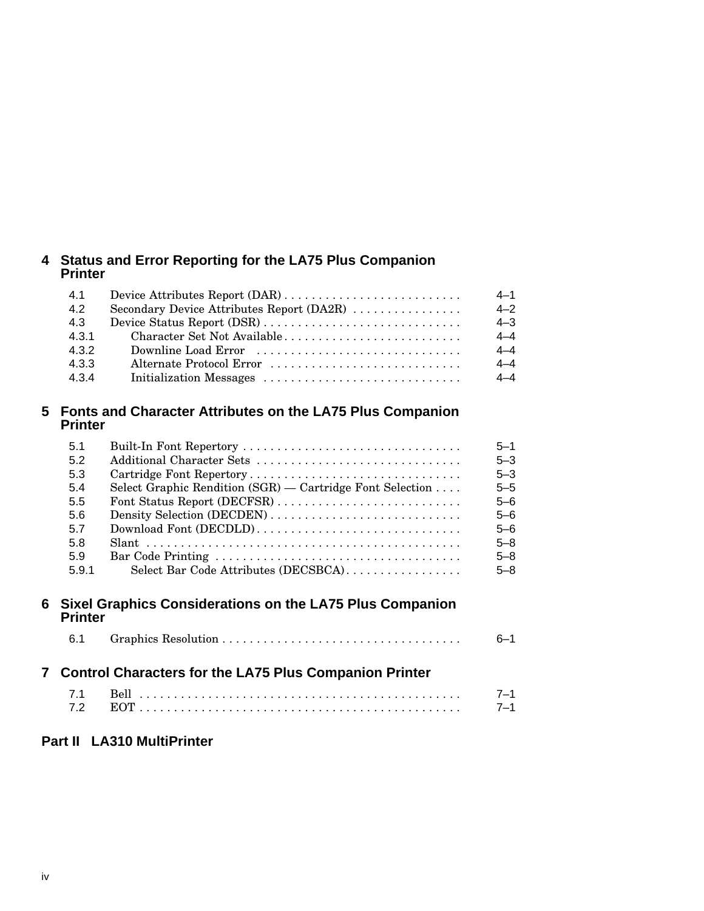## 4 Status and Error Reporting for the LA75 Plus Companion Printer

| | | |
|---|---|---|
| 4.1 | Device Attributes Report (DAR) | 4–1 |
| 4.2 | Secondary Device Attributes Report (DA2R) | 4–2 |
| 4.3 | Device Status Report (DSR) | 4–3 |
| 4.3.1 | Character Set Not Available | 4–4 |
| 4.3.2 | Downline Load Error | 4–4 |
| 4.3.3 | Alternate Protocol Error | 4–4 |
| 4.3.4 | Initialization Messages | 4–4 |

## 5 Fonts and Character Attributes on the LA75 Plus Companion Printer

| | | |
|---|---|---|
| 5.1 | Built-In Font Repertory | 5–1 |
| 5.2 | Additional Character Sets | 5–3 |
| 5.3 | Cartridge Font Repertory | 5–3 |
| 5.4 | Select Graphic Rendition (SGR) — Cartridge Font Selection | 5–5 |
| 5.5 | Font Status Report (DECFSR) | 5–6 |
| 5.6 | Density Selection (DECDEN) | 5–6 |
| 5.7 | Download Font (DECDLD) | 5–6 |
| 5.8 | Slant | 5–8 |
| 5.9 | Bar Code Printing | 5–8 |
| 5.9.1 | Select Bar Code Attributes (DECSBCA) | 5–8 |

## 6 Sixel Graphics Considerations on the LA75 Plus Companion Printer

| | | |
|---|---|---|
| 6.1 | Graphics Resolution | 6–1 |

## 7 Control Characters for the LA75 Plus Companion Printer

| | | |
|---|---|---|
| 7.1 | Bell | 7–1 |
| 7.2 | EOT | 7–1 |

# Part II LA310 MultiPrinter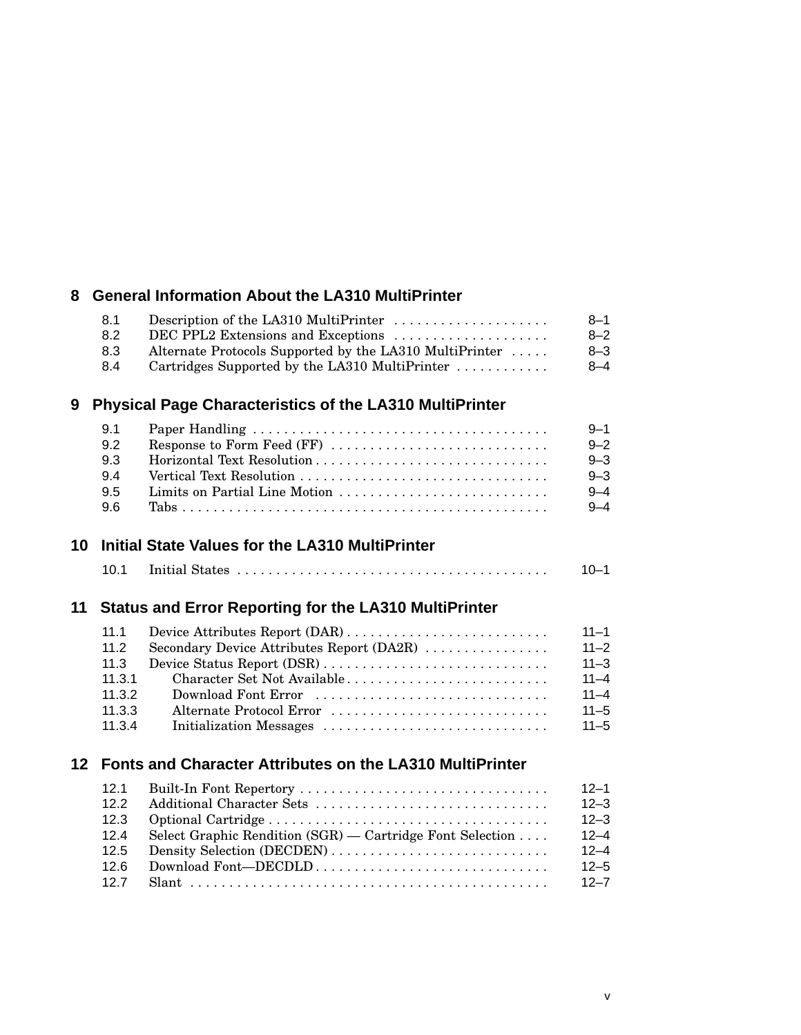## 8 General Information About the LA310 MultiPrinter

| | | |
|---|---|---|
| 8.1 | Description of the LA310 MultiPrinter | 8–1 |
| 8.2 | DEC PPL2 Extensions and Exceptions | 8–2 |
| 8.3 | Alternate Protocols Supported by the LA310 MultiPrinter | 8–3 |
| 8.4 | Cartridges Supported by the LA310 MultiPrinter | 8–4 |

## 9 Physical Page Characteristics of the LA310 MultiPrinter

| | | |
|---|---|---|
| 9.1 | Paper Handling | 9–1 |
| 9.2 | Response to Form Feed (FF) | 9–2 |
| 9.3 | Horizontal Text Resolution | 9–3 |
| 9.4 | Vertical Text Resolution | 9–3 |
| 9.5 | Limits on Partial Line Motion | 9–4 |
| 9.6 | Tabs | 9–4 |

## 10 Initial State Values for the LA310 MultiPrinter

| | | |
|---|---|---|
| 10.1 | Initial States | 10–1 |

## 11 Status and Error Reporting for the LA310 MultiPrinter

| | | |
|---|---|---|
| 11.1 | Device Attributes Report (DAR) | 11–1 |
| 11.2 | Secondary Device Attributes Report (DA2R) | 11–2 |
| 11.3 | Device Status Report (DSR) | 11–3 |
| 11.3.1 | Character Set Not Available | 11–4 |
| 11.3.2 | Download Font Error | 11–4 |
| 11.3.3 | Alternate Protocol Error | 11–5 |
| 11.3.4 | Initialization Messages | 11–5 |

## 12 Fonts and Character Attributes on the LA310 MultiPrinter

| | | |
|---|---|---|
| 12.1 | Built-In Font Repertory | 12–1 |
| 12.2 | Additional Character Sets | 12–3 |
| 12.3 | Optional Cartridge | 12–3 |
| 12.4 | Select Graphic Rendition (SGR) — Cartridge Font Selection | 12–4 |
| 12.5 | Density Selection (DECDEN) | 12–4 |
| 12.6 | Download Font—DECDLD | 12–5 |
| 12.7 | Slant | 12–7 |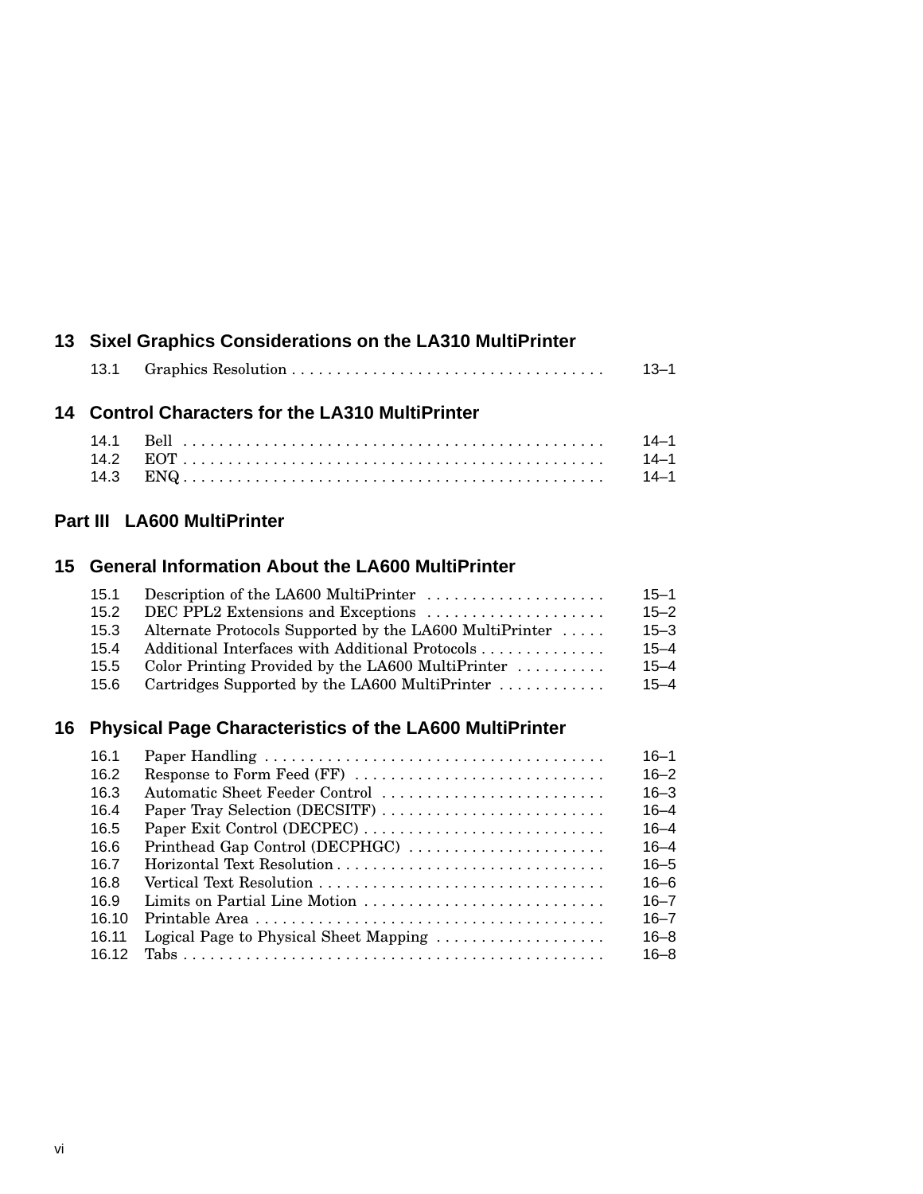## 13 Sixel Graphics Considerations on the LA310 MultiPrinter

13.1 Graphics Resolution . . . . . . . . . . . . . . . . . . . . . . . . . . . . . . . . . . . 13–1

## 14 Control Characters for the LA310 MultiPrinter

14.1 Bell . . . . . . . . . . . . . . . . . . . . . . . . . . . . . . . . . . . . . . . . . . . . . . 14–1
14.2 EOT . . . . . . . . . . . . . . . . . . . . . . . . . . . . . . . . . . . . . . . . . . . . . . 14–1
14.3 ENQ . . . . . . . . . . . . . . . . . . . . . . . . . . . . . . . . . . . . . . . . . . . . . . 14–1

# Part III LA600 MultiPrinter

## 15 General Information About the LA600 MultiPrinter

15.1 Description of the LA600 MultiPrinter . . . . . . . . . . . . . . . . . . . . 15–1
15.2 DEC PPL2 Extensions and Exceptions . . . . . . . . . . . . . . . . . . . . 15–2
15.3 Alternate Protocols Supported by the LA600 MultiPrinter . . . . . 15–3
15.4 Additional Interfaces with Additional Protocols . . . . . . . . . . . . . . 15–4
15.5 Color Printing Provided by the LA600 MultiPrinter . . . . . . . . . . 15–4
15.6 Cartridges Supported by the LA600 MultiPrinter . . . . . . . . . . . . 15–4

## 16 Physical Page Characteristics of the LA600 MultiPrinter

16.1 Paper Handling . . . . . . . . . . . . . . . . . . . . . . . . . . . . . . . . . . . . . . 16–1
16.2 Response to Form Feed (FF) . . . . . . . . . . . . . . . . . . . . . . . . . . . 16–2
16.3 Automatic Sheet Feeder Control . . . . . . . . . . . . . . . . . . . . . . . . . 16–3
16.4 Paper Tray Selection (DECSITF) . . . . . . . . . . . . . . . . . . . . . . . . . 16–4
16.5 Paper Exit Control (DECPEC) . . . . . . . . . . . . . . . . . . . . . . . . . . . 16–4
16.6 Printhead Gap Control (DECPHGC) . . . . . . . . . . . . . . . . . . . . . . 16–4
16.7 Horizontal Text Resolution . . . . . . . . . . . . . . . . . . . . . . . . . . . . . 16–5
16.8 Vertical Text Resolution . . . . . . . . . . . . . . . . . . . . . . . . . . . . . . . 16–6
16.9 Limits on Partial Line Motion . . . . . . . . . . . . . . . . . . . . . . . . . . . 16–7
16.10 Printable Area . . . . . . . . . . . . . . . . . . . . . . . . . . . . . . . . . . . . . . . 16–7
16.11 Logical Page to Physical Sheet Mapping . . . . . . . . . . . . . . . . . . . 16–8
16.12 Tabs . . . . . . . . . . . . . . . . . . . . . . . . . . . . . . . . . . . . . . . . . . . . . . 16–8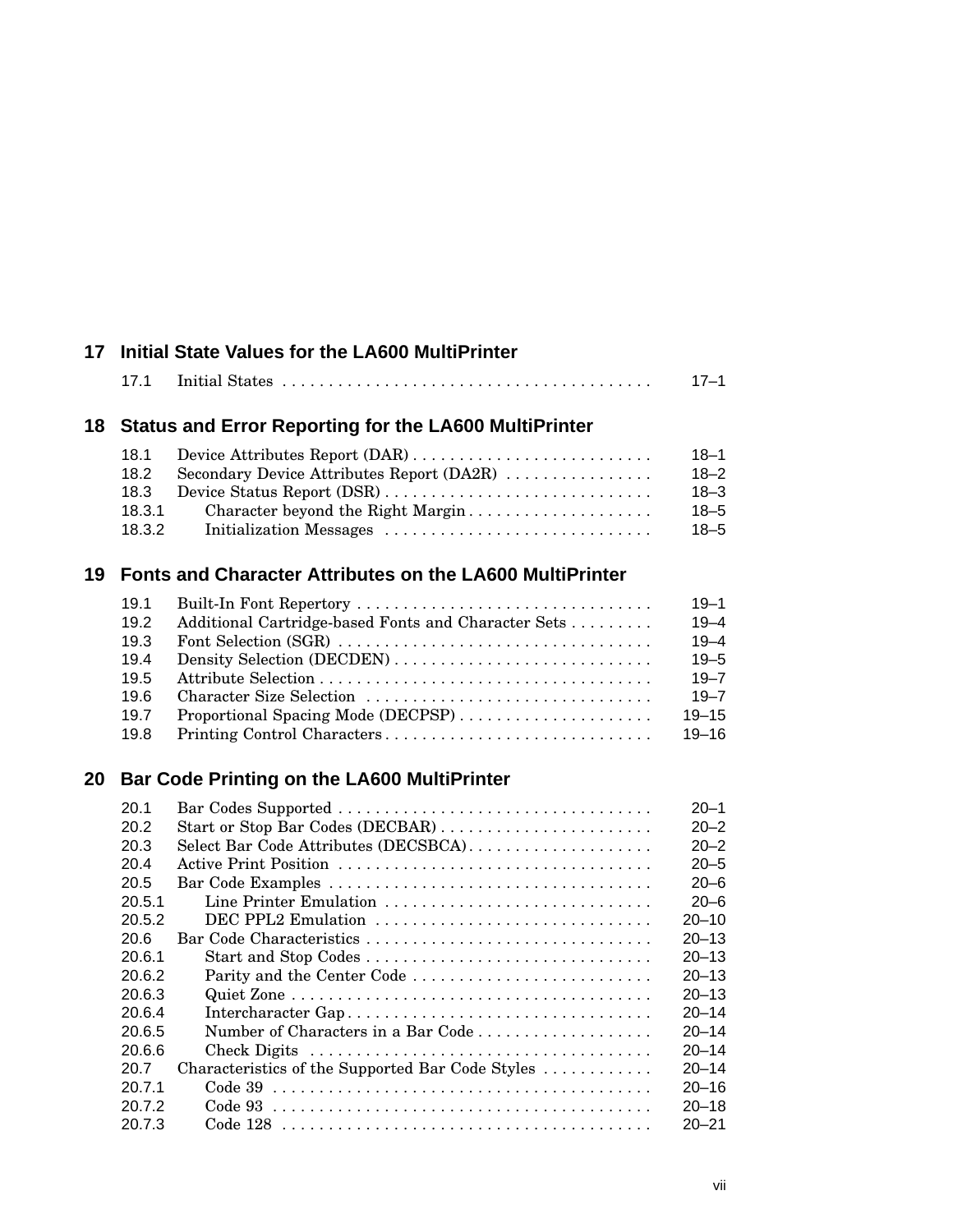## 17 Initial State Values for the LA600 MultiPrinter

| | | |
|---|---|---|
| 17.1 | Initial States | 17–1 |

## 18 Status and Error Reporting for the LA600 MultiPrinter

| | | |
|---|---|---|
| 18.1 | Device Attributes Report (DAR) | 18–1 |
| 18.2 | Secondary Device Attributes Report (DA2R) | 18–2 |
| 18.3 | Device Status Report (DSR) | 18–3 |
| 18.3.1 | Character beyond the Right Margin | 18–5 |
| 18.3.2 | Initialization Messages | 18–5 |

## 19 Fonts and Character Attributes on the LA600 MultiPrinter

| | | |
|---|---|---|
| 19.1 | Built-In Font Repertory | 19–1 |
| 19.2 | Additional Cartridge-based Fonts and Character Sets | 19–4 |
| 19.3 | Font Selection (SGR) | 19–4 |
| 19.4 | Density Selection (DECDEN) | 19–5 |
| 19.5 | Attribute Selection | 19–7 |
| 19.6 | Character Size Selection | 19–7 |
| 19.7 | Proportional Spacing Mode (DECPSP) | 19–15 |
| 19.8 | Printing Control Characters | 19–16 |

## 20 Bar Code Printing on the LA600 MultiPrinter

| | | |
|---|---|---|
| 20.1 | Bar Codes Supported | 20–1 |
| 20.2 | Start or Stop Bar Codes (DECBAR) | 20–2 |
| 20.3 | Select Bar Code Attributes (DECSBCA) | 20–2 |
| 20.4 | Active Print Position | 20–5 |
| 20.5 | Bar Code Examples | 20–6 |
| 20.5.1 | Line Printer Emulation | 20–6 |
| 20.5.2 | DEC PPL2 Emulation | 20–10 |
| 20.6 | Bar Code Characteristics | 20–13 |
| 20.6.1 | Start and Stop Codes | 20–13 |
| 20.6.2 | Parity and the Center Code | 20–13 |
| 20.6.3 | Quiet Zone | 20–13 |
| 20.6.4 | Intercharacter Gap | 20–14 |
| 20.6.5 | Number of Characters in a Bar Code | 20–14 |
| 20.6.6 | Check Digits | 20–14 |
| 20.7 | Characteristics of the Supported Bar Code Styles | 20–14 |
| 20.7.1 | Code 39 | 20–16 |
| 20.7.2 | Code 93 | 20–18 |
| 20.7.3 | Code 128 | 20–21 |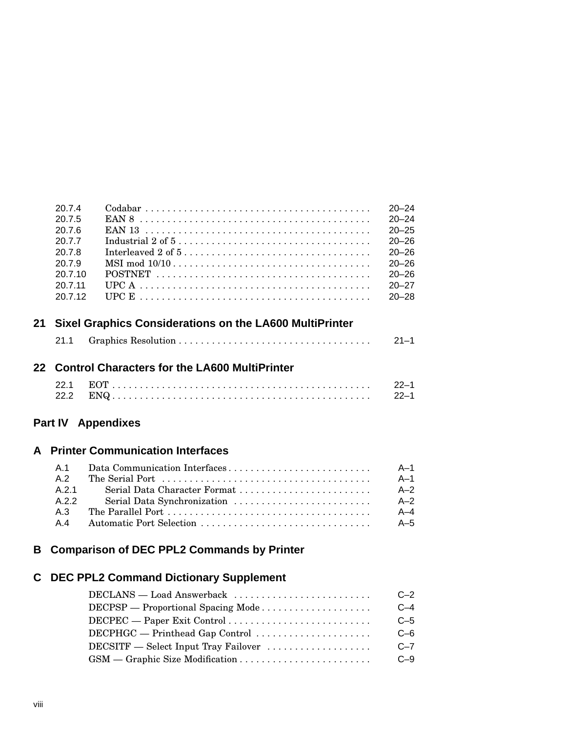| | | |
|---|---|---|
| 20.7.4 | Codabar | 20–24 |
| 20.7.5 | EAN 8 | 20–24 |
| 20.7.6 | EAN 13 | 20–25 |
| 20.7.7 | Industrial 2 of 5 | 20–26 |
| 20.7.8 | Interleaved 2 of 5 | 20–26 |
| 20.7.9 | MSI mod 10/10 | 20–26 |
| 20.7.10 | POSTNET | 20–26 |
| 20.7.11 | UPC A | 20–27 |
| 20.7.12 | UPC E | 20–28 |

## 21 Sixel Graphics Considerations on the LA600 MultiPrinter

| | | |
|---|---|---|
| 21.1 | Graphics Resolution | 21–1 |

## 22 Control Characters for the LA600 MultiPrinter

| | | |
|---|---|---|
| 22.1 | EOT | 22–1 |
| 22.2 | ENQ | 22–1 |

# Part IV Appendixes

## A Printer Communication Interfaces

| | | |
|---|---|---|
| A.1 | Data Communication Interfaces | A–1 |
| A.2 | The Serial Port | A–1 |
| A.2.1 | Serial Data Character Format | A–2 |
| A.2.2 | Serial Data Synchronization | A–2 |
| A.3 | The Parallel Port | A–4 |
| A.4 | Automatic Port Selection | A–5 |

## B Comparison of DEC PPL2 Commands by Printer

## C DEC PPL2 Command Dictionary Supplement

| | |
|---|---|
| DECLANS — Load Answerback | C–2 |
| DECPSP — Proportional Spacing Mode | C–4 |
| DECPEC — Paper Exit Control | C–5 |
| DECPHGC — Printhead Gap Control | C–6 |
| DECSITF — Select Input Tray Failover | C–7 |
| GSM — Graphic Size Modification | C–9 |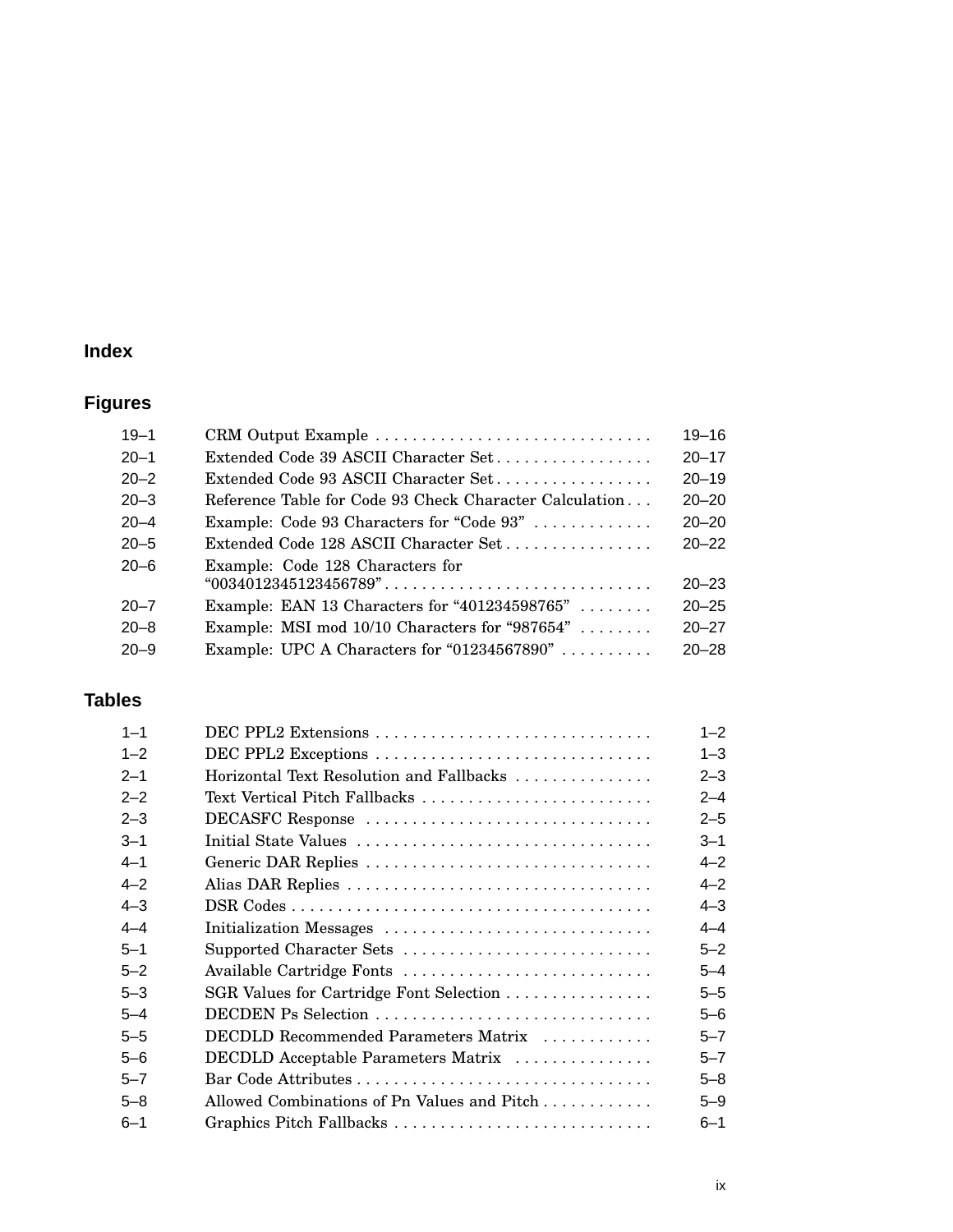## Index

## Figures

| | | |
|---|---|---|
| 19–1 | CRM Output Example | 19–16 |
| 20–1 | Extended Code 39 ASCII Character Set | 20–17 |
| 20–2 | Extended Code 93 ASCII Character Set | 20–19 |
| 20–3 | Reference Table for Code 93 Check Character Calculation | 20–20 |
| 20–4 | Example: Code 93 Characters for “Code 93” | 20–20 |
| 20–5 | Extended Code 128 ASCII Character Set | 20–22 |
| 20–6 | Example: Code 128 Characters for “0034012345123456789” | 20–23 |
| 20–7 | Example: EAN 13 Characters for “401234598765” | 20–25 |
| 20–8 | Example: MSI mod 10/10 Characters for “987654” | 20–27 |
| 20–9 | Example: UPC A Characters for “01234567890” | 20–28 |

## Tables

| | | |
|---|---|---|
| 1–1 | DEC PPL2 Extensions | 1–2 |
| 1–2 | DEC PPL2 Exceptions | 1–3 |
| 2–1 | Horizontal Text Resolution and Fallbacks | 2–3 |
| 2–2 | Text Vertical Pitch Fallbacks | 2–4 |
| 2–3 | DECASFC Response | 2–5 |
| 3–1 | Initial State Values | 3–1 |
| 4–1 | Generic DAR Replies | 4–2 |
| 4–2 | Alias DAR Replies | 4–2 |
| 4–3 | DSR Codes | 4–3 |
| 4–4 | Initialization Messages | 4–4 |
| 5–1 | Supported Character Sets | 5–2 |
| 5–2 | Available Cartridge Fonts | 5–4 |
| 5–3 | SGR Values for Cartridge Font Selection | 5–5 |
| 5–4 | DECDEN Ps Selection | 5–6 |
| 5–5 | DECDLD Recommended Parameters Matrix | 5–7 |
| 5–6 | DECDLD Acceptable Parameters Matrix | 5–7 |
| 5–7 | Bar Code Attributes | 5–8 |
| 5–8 | Allowed Combinations of Pn Values and Pitch | 5–9 |
| 6–1 | Graphics Pitch Fallbacks | 6–1 |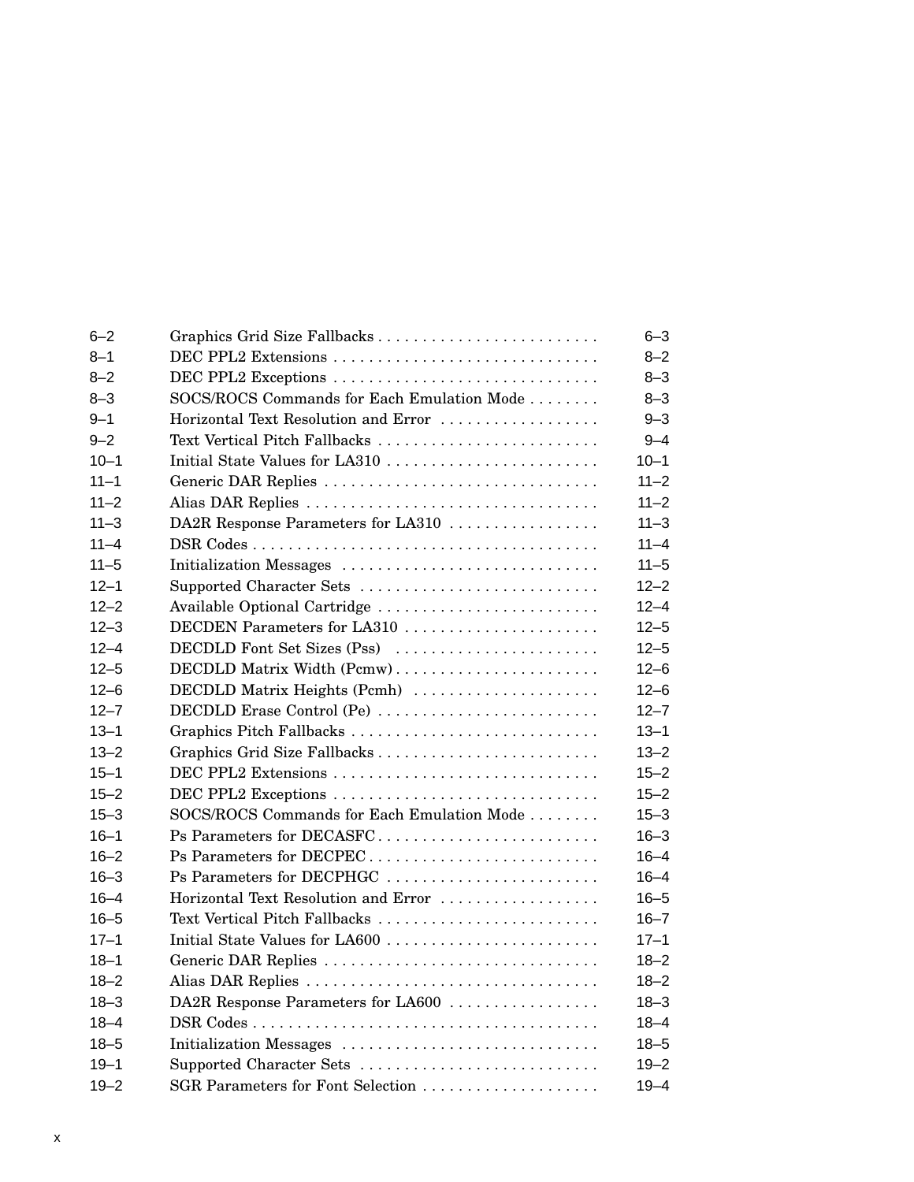| | | |
|---|---|---|
| 6–2 | Graphics Grid Size Fallbacks | 6–3 |
| 8–1 | DEC PPL2 Extensions | 8–2 |
| 8–2 | DEC PPL2 Exceptions | 8–3 |
| 8–3 | SOCS/ROCS Commands for Each Emulation Mode | 8–3 |
| 9–1 | Horizontal Text Resolution and Error | 9–3 |
| 9–2 | Text Vertical Pitch Fallbacks | 9–4 |
| 10–1 | Initial State Values for LA310 | 10–1 |
| 11–1 | Generic DAR Replies | 11–2 |
| 11–2 | Alias DAR Replies | 11–2 |
| 11–3 | DA2R Response Parameters for LA310 | 11–3 |
| 11–4 | DSR Codes | 11–4 |
| 11–5 | Initialization Messages | 11–5 |
| 12–1 | Supported Character Sets | 12–2 |
| 12–2 | Available Optional Cartridge | 12–4 |
| 12–3 | DECDEN Parameters for LA310 | 12–5 |
| 12–4 | DECDLD Font Set Sizes (Pss) | 12–5 |
| 12–5 | DECDLD Matrix Width (Pcmw) | 12–6 |
| 12–6 | DECDLD Matrix Heights (Pcmh) | 12–6 |
| 12–7 | DECDLD Erase Control (Pe) | 12–7 |
| 13–1 | Graphics Pitch Fallbacks | 13–1 |
| 13–2 | Graphics Grid Size Fallbacks | 13–2 |
| 15–1 | DEC PPL2 Extensions | 15–2 |
| 15–2 | DEC PPL2 Exceptions | 15–2 |
| 15–3 | SOCS/ROCS Commands for Each Emulation Mode | 15–3 |
| 16–1 | Ps Parameters for DECASFC | 16–3 |
| 16–2 | Ps Parameters for DECPEC | 16–4 |
| 16–3 | Ps Parameters for DECPHGC | 16–4 |
| 16–4 | Horizontal Text Resolution and Error | 16–5 |
| 16–5 | Text Vertical Pitch Fallbacks | 16–7 |
| 17–1 | Initial State Values for LA600 | 17–1 |
| 18–1 | Generic DAR Replies | 18–2 |
| 18–2 | Alias DAR Replies | 18–2 |
| 18–3 | DA2R Response Parameters for LA600 | 18–3 |
| 18–4 | DSR Codes | 18–4 |
| 18–5 | Initialization Messages | 18–5 |
| 19–1 | Supported Character Sets | 19–2 |
| 19–2 | SGR Parameters for Font Selection | 19–4 |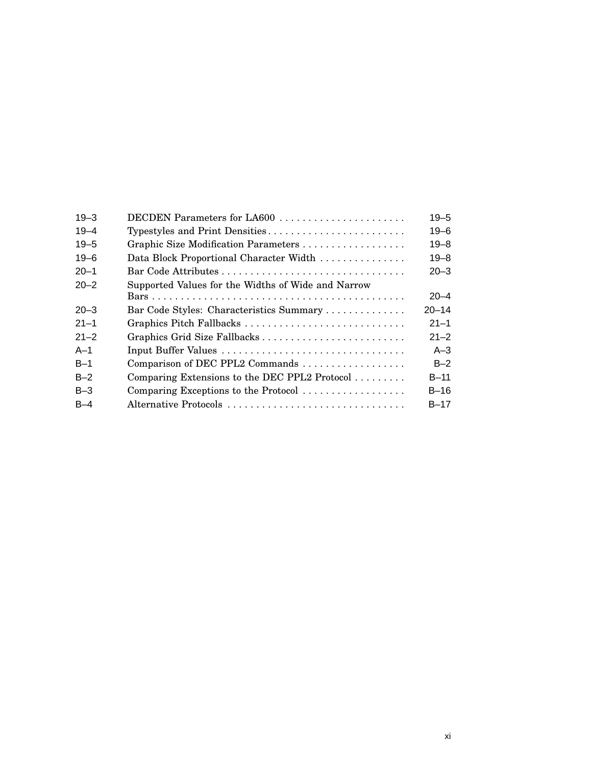| | | |
|---|---|---|
| 19–3 | DECDEN Parameters for LA600 | 19–5 |
| 19–4 | Typestyles and Print Densities | 19–6 |
| 19–5 | Graphic Size Modification Parameters | 19–8 |
| 19–6 | Data Block Proportional Character Width | 19–8 |
| 20–1 | Bar Code Attributes | 20–3 |
| 20–2 | Supported Values for the Widths of Wide and Narrow Bars | 20–4 |
| 20–3 | Bar Code Styles: Characteristics Summary | 20–14 |
| 21–1 | Graphics Pitch Fallbacks | 21–1 |
| 21–2 | Graphics Grid Size Fallbacks | 21–2 |
| A–1 | Input Buffer Values | A–3 |
| B–1 | Comparison of DEC PPL2 Commands | B–2 |
| B–2 | Comparing Extensions to the DEC PPL2 Protocol | B–11 |
| B–3 | Comparing Exceptions to the Protocol | B–16 |
| B–4 | Alternative Protocols | B–17 |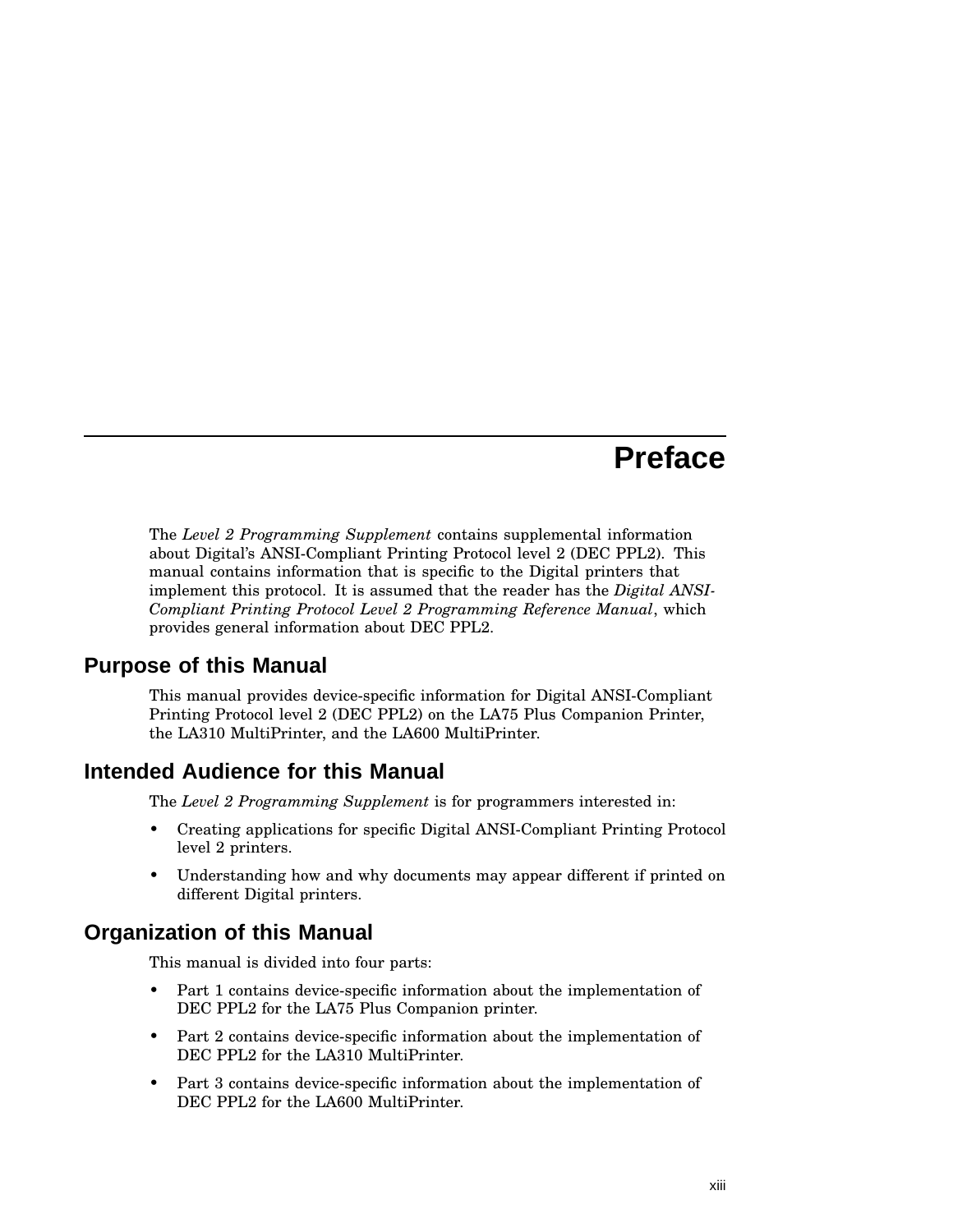# Preface

The *Level 2 Programming Supplement* contains supplemental information about Digital's ANSI-Compliant Printing Protocol level 2 (DEC PPL2). This manual contains information that is specific to the Digital printers that implement this protocol. It is assumed that the reader has the *Digital ANSI-Compliant Printing Protocol Level 2 Programming Reference Manual*, which provides general information about DEC PPL2.

## Purpose of this Manual

This manual provides device-specific information for Digital ANSI-Compliant Printing Protocol level 2 (DEC PPL2) on the LA75 Plus Companion Printer, the LA310 MultiPrinter, and the LA600 MultiPrinter.

## Intended Audience for this Manual

The *Level 2 Programming Supplement* is for programmers interested in:

- Creating applications for specific Digital ANSI-Compliant Printing Protocol level 2 printers.
- Understanding how and why documents may appear different if printed on different Digital printers.

## Organization of this Manual

This manual is divided into four parts:

- Part 1 contains device-specific information about the implementation of DEC PPL2 for the LA75 Plus Companion printer.
- Part 2 contains device-specific information about the implementation of DEC PPL2 for the LA310 MultiPrinter.
- Part 3 contains device-specific information about the implementation of DEC PPL2 for the LA600 MultiPrinter.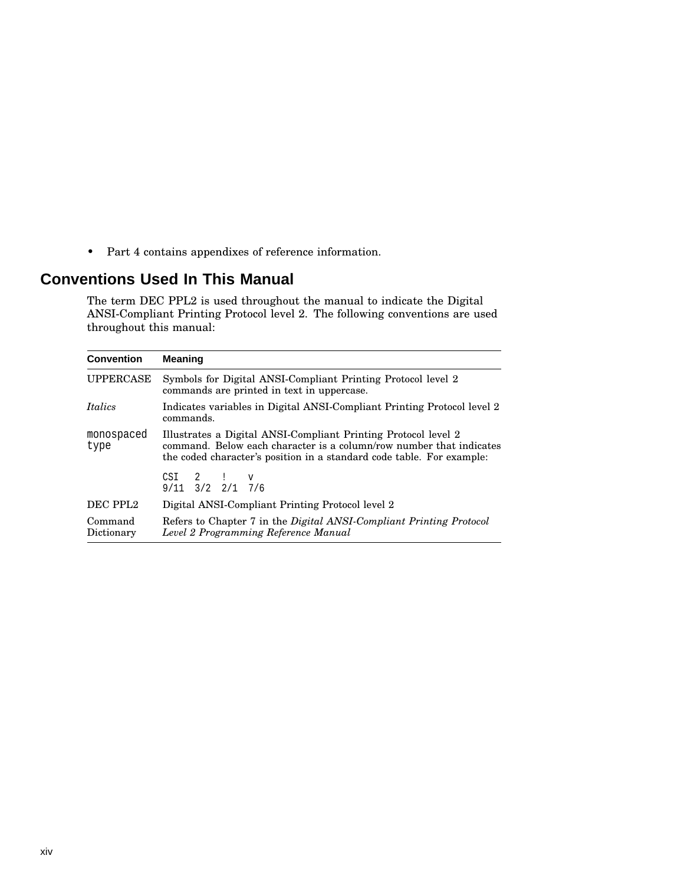- Part 4 contains appendixes of reference information.

## Conventions Used In This Manual

The term DEC PPL2 is used throughout the manual to indicate the Digital ANSI-Compliant Printing Protocol level 2. The following conventions are used throughout this manual:

| Convention | Meaning |
|---|---|
| UPPERCASE | Symbols for Digital ANSI-Compliant Printing Protocol level 2 commands are printed in text in uppercase. |
| *Italics* | Indicates variables in Digital ANSI-Compliant Printing Protocol level 2 commands. |
| `monospaced type` | Illustrates a Digital ANSI-Compliant Printing Protocol level 2 command. Below each character is a column/row number that indicates the coded character's position in a standard code table. For example: `CSI 2 ! v` / `9/11 3/2 2/1 7/6` |
| DEC PPL2 | Digital ANSI-Compliant Printing Protocol level 2 |
| Command Dictionary | Refers to Chapter 7 in the *Digital ANSI-Compliant Printing Protocol Level 2 Programming Reference Manual* |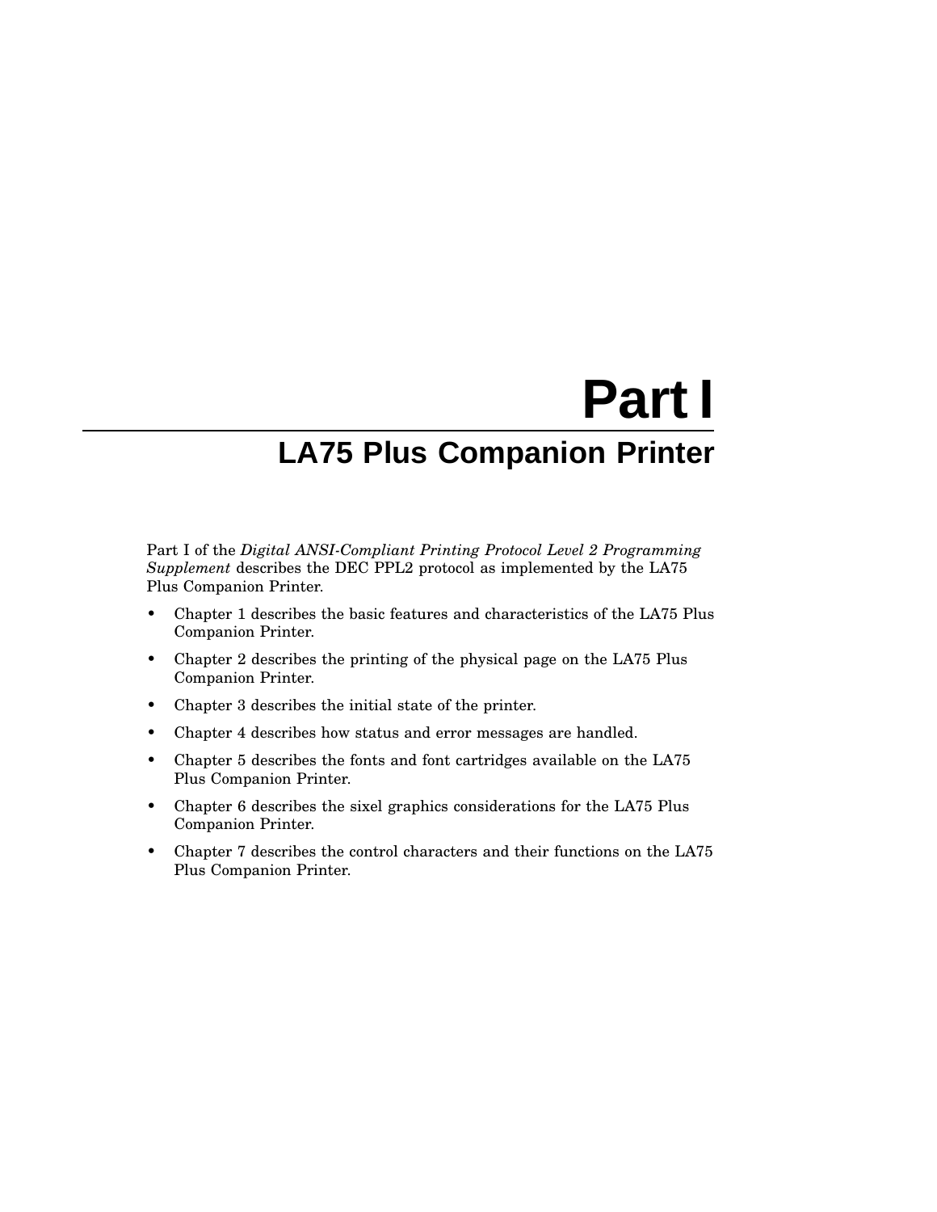# Part I

## LA75 Plus Companion Printer

Part I of the *Digital ANSI-Compliant Printing Protocol Level 2 Programming Supplement* describes the DEC PPL2 protocol as implemented by the LA75 Plus Companion Printer.

- Chapter 1 describes the basic features and characteristics of the LA75 Plus Companion Printer.
- Chapter 2 describes the printing of the physical page on the LA75 Plus Companion Printer.
- Chapter 3 describes the initial state of the printer.
- Chapter 4 describes how status and error messages are handled.
- Chapter 5 describes the fonts and font cartridges available on the LA75 Plus Companion Printer.
- Chapter 6 describes the sixel graphics considerations for the LA75 Plus Companion Printer.
- Chapter 7 describes the control characters and their functions on the LA75 Plus Companion Printer.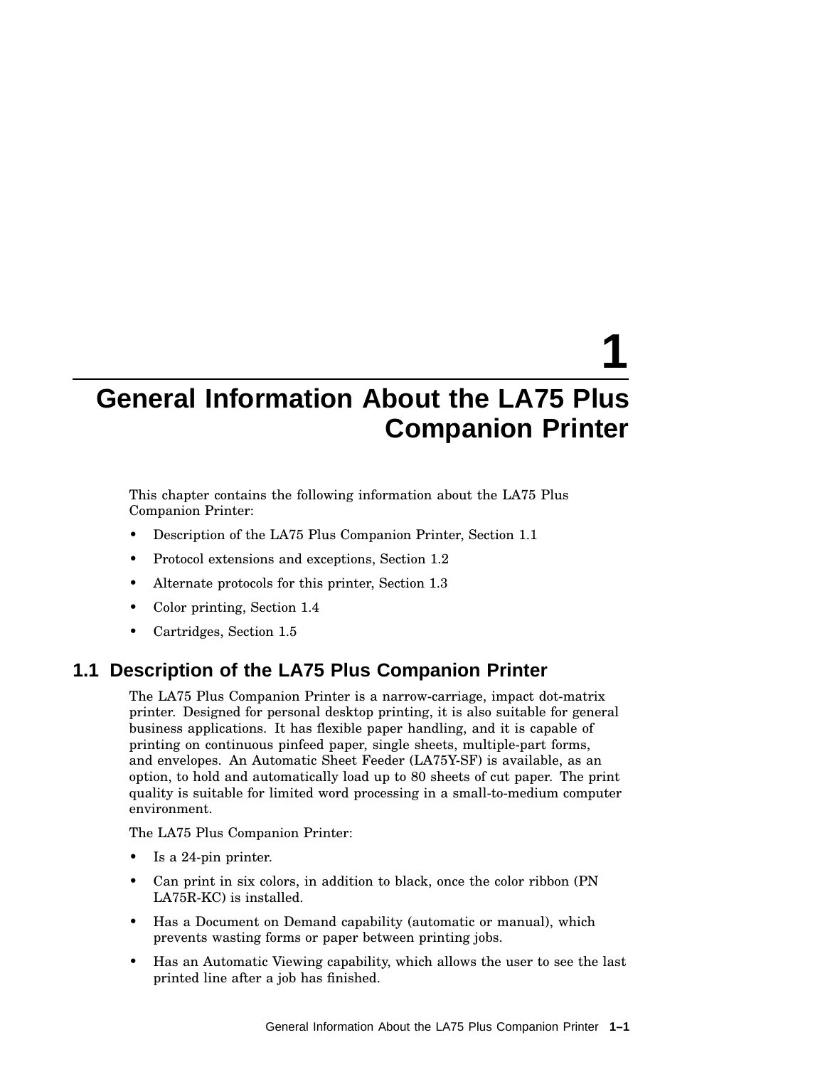# 1 General Information About the LA75 Plus Companion Printer

This chapter contains the following information about the LA75 Plus Companion Printer:

- Description of the LA75 Plus Companion Printer, Section 1.1
- Protocol extensions and exceptions, Section 1.2
- Alternate protocols for this printer, Section 1.3
- Color printing, Section 1.4
- Cartridges, Section 1.5

## 1.1 Description of the LA75 Plus Companion Printer

The LA75 Plus Companion Printer is a narrow-carriage, impact dot-matrix printer. Designed for personal desktop printing, it is also suitable for general business applications. It has flexible paper handling, and it is capable of printing on continuous pinfeed paper, single sheets, multiple-part forms, and envelopes. An Automatic Sheet Feeder (LA75Y-SF) is available, as an option, to hold and automatically load up to 80 sheets of cut paper. The print quality is suitable for limited word processing in a small-to-medium computer environment.

The LA75 Plus Companion Printer:

- Is a 24-pin printer.
- Can print in six colors, in addition to black, once the color ribbon (PN LA75R-KC) is installed.
- Has a Document on Demand capability (automatic or manual), which prevents wasting forms or paper between printing jobs.
- Has an Automatic Viewing capability, which allows the user to see the last printed line after a job has finished.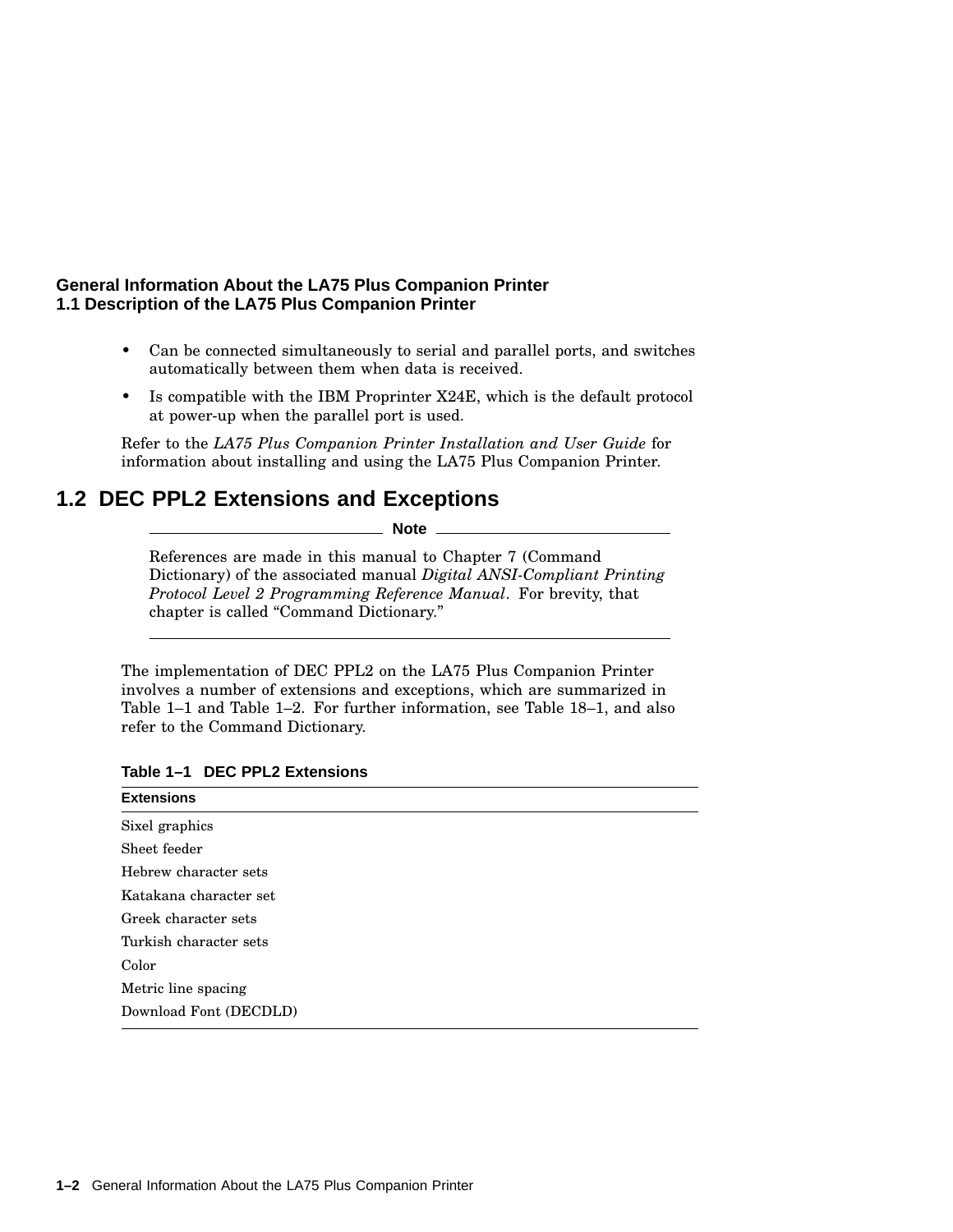- Can be connected simultaneously to serial and parallel ports, and switches automatically between them when data is received.
- Is compatible with the IBM Proprinter X24E, which is the default protocol at power-up when the parallel port is used.

Refer to the *LA75 Plus Companion Printer Installation and User Guide* for information about installing and using the LA75 Plus Companion Printer.

## 1.2 DEC PPL2 Extensions and Exceptions

**Note**

References are made in this manual to Chapter 7 (Command Dictionary) of the associated manual *Digital ANSI-Compliant Printing Protocol Level 2 Programming Reference Manual*. For brevity, that chapter is called "Command Dictionary."

The implementation of DEC PPL2 on the LA75 Plus Companion Printer involves a number of extensions and exceptions, which are summarized in Table 1–1 and Table 1–2. For further information, see Table 18–1, and also refer to the Command Dictionary.

**Table 1–1 DEC PPL2 Extensions**

| Extensions |
|---|
| Sixel graphics |
| Sheet feeder |
| Hebrew character sets |
| Katakana character set |
| Greek character sets |
| Turkish character sets |
| Color |
| Metric line spacing |
| Download Font (DECDLD) |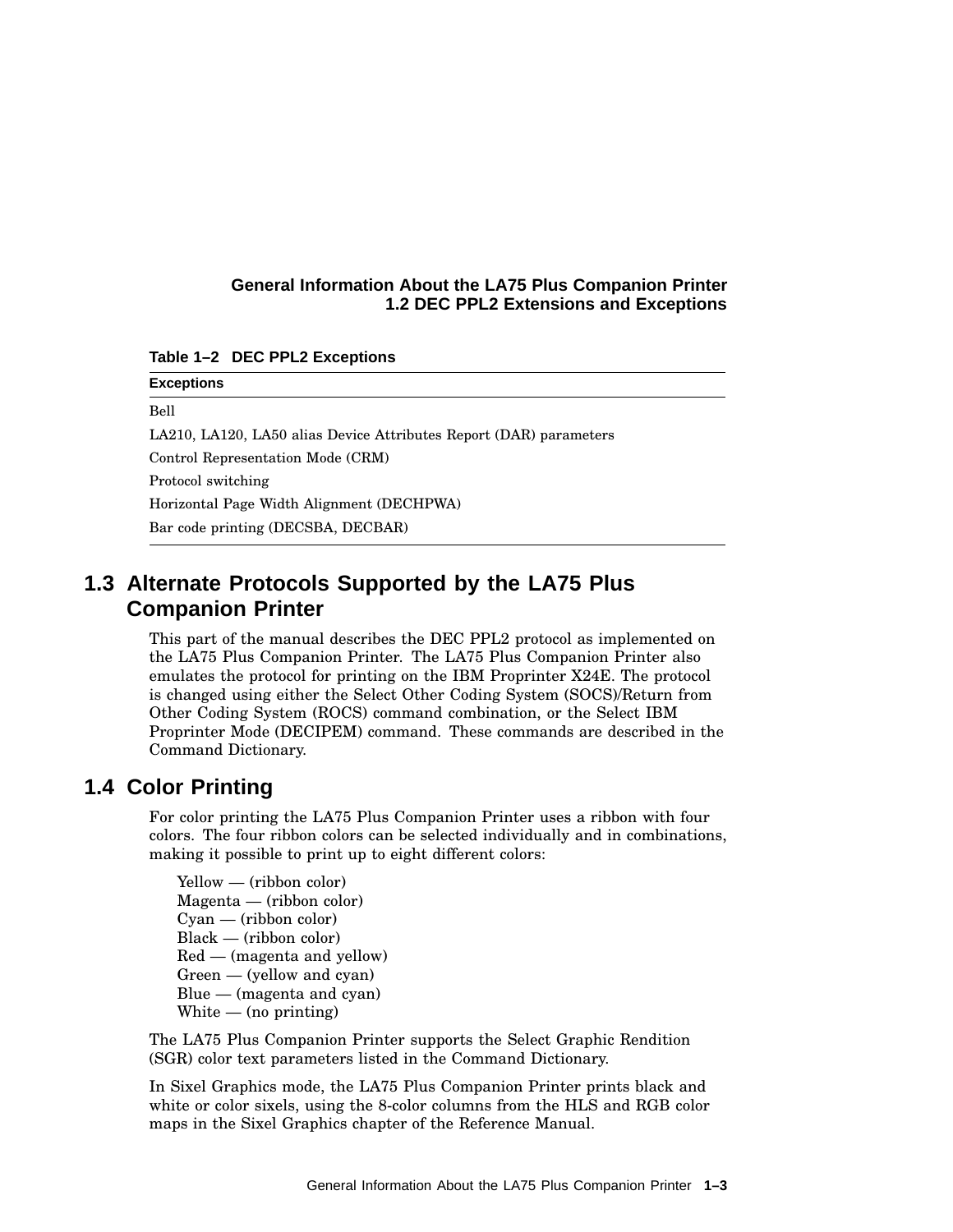**Table 1–2 DEC PPL2 Exceptions**

| Exceptions |
|---|
| Bell |
| LA210, LA120, LA50 alias Device Attributes Report (DAR) parameters |
| Control Representation Mode (CRM) |
| Protocol switching |
| Horizontal Page Width Alignment (DECHPWA) |
| Bar code printing (DECSBA, DECBAR) |

## 1.3 Alternate Protocols Supported by the LA75 Plus Companion Printer

This part of the manual describes the DEC PPL2 protocol as implemented on the LA75 Plus Companion Printer. The LA75 Plus Companion Printer also emulates the protocol for printing on the IBM Proprinter X24E. The protocol is changed using either the Select Other Coding System (SOCS)/Return from Other Coding System (ROCS) command combination, or the Select IBM Proprinter Mode (DECIPEM) command. These commands are described in the Command Dictionary.

## 1.4 Color Printing

For color printing the LA75 Plus Companion Printer uses a ribbon with four colors. The four ribbon colors can be selected individually and in combinations, making it possible to print up to eight different colors:

Yellow — (ribbon color)
Magenta — (ribbon color)
Cyan — (ribbon color)
Black — (ribbon color)
Red — (magenta and yellow)
Green — (yellow and cyan)
Blue — (magenta and cyan)
White — (no printing)

The LA75 Plus Companion Printer supports the Select Graphic Rendition (SGR) color text parameters listed in the Command Dictionary.

In Sixel Graphics mode, the LA75 Plus Companion Printer prints black and white or color sixels, using the 8-color columns from the HLS and RGB color maps in the Sixel Graphics chapter of the Reference Manual.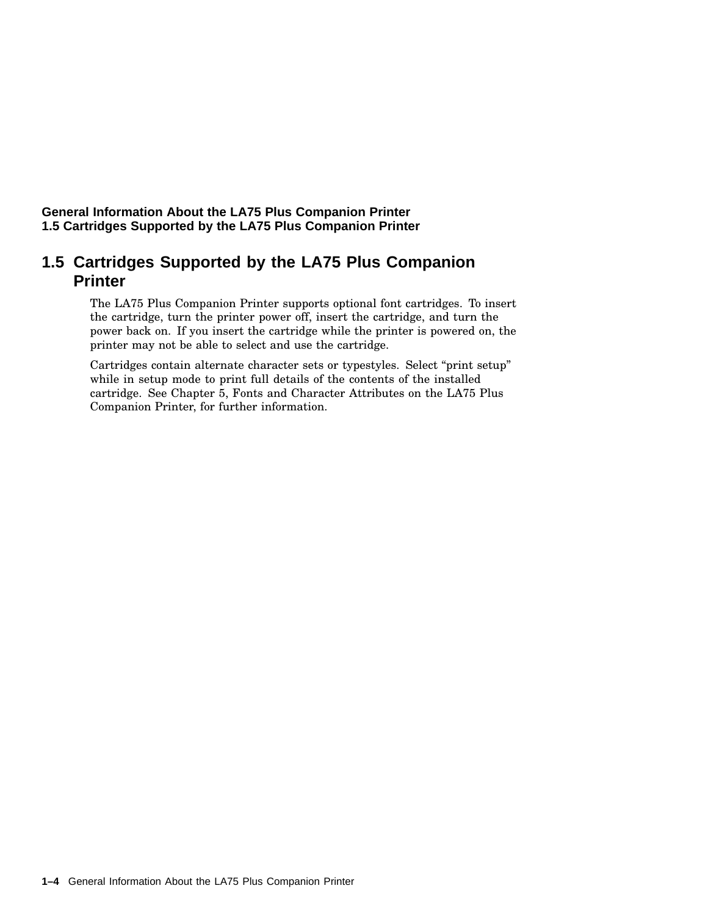## 1.5 Cartridges Supported by the LA75 Plus Companion Printer

The LA75 Plus Companion Printer supports optional font cartridges. To insert the cartridge, turn the printer power off, insert the cartridge, and turn the power back on. If you insert the cartridge while the printer is powered on, the printer may not be able to select and use the cartridge.

Cartridges contain alternate character sets or typestyles. Select “print setup” while in setup mode to print full details of the contents of the installed cartridge. See Chapter 5, Fonts and Character Attributes on the LA75 Plus Companion Printer, for further information.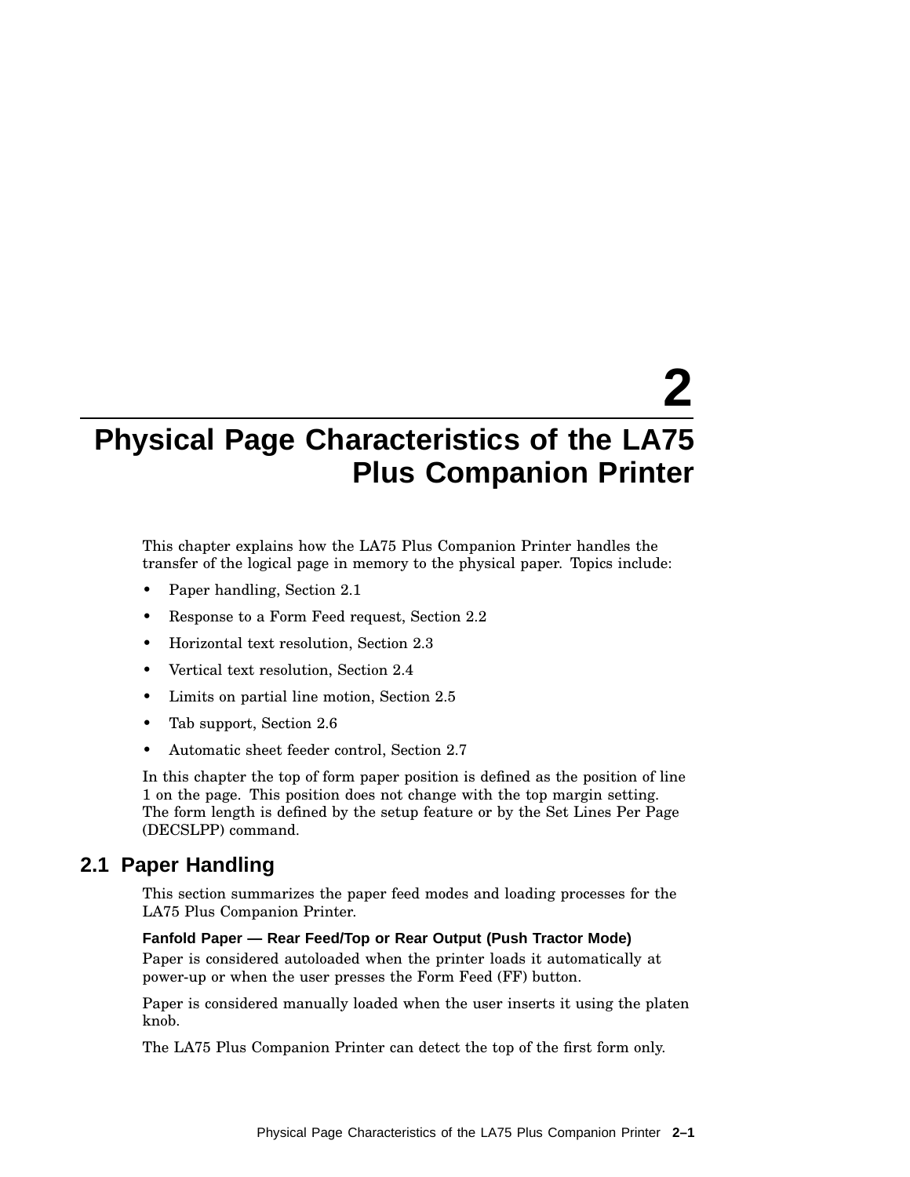# 2 Physical Page Characteristics of the LA75 Plus Companion Printer

This chapter explains how the LA75 Plus Companion Printer handles the transfer of the logical page in memory to the physical paper. Topics include:

- Paper handling, Section 2.1
- Response to a Form Feed request, Section 2.2
- Horizontal text resolution, Section 2.3
- Vertical text resolution, Section 2.4
- Limits on partial line motion, Section 2.5
- Tab support, Section 2.6
- Automatic sheet feeder control, Section 2.7

In this chapter the top of form paper position is defined as the position of line 1 on the page. This position does not change with the top margin setting. The form length is defined by the setup feature or by the Set Lines Per Page (DECSLPP) command.

## 2.1 Paper Handling

This section summarizes the paper feed modes and loading processes for the LA75 Plus Companion Printer.

#### Fanfold Paper — Rear Feed/Top or Rear Output (Push Tractor Mode)

Paper is considered autoloaded when the printer loads it automatically at power-up or when the user presses the Form Feed (FF) button.

Paper is considered manually loaded when the user inserts it using the platen knob.

The LA75 Plus Companion Printer can detect the top of the first form only.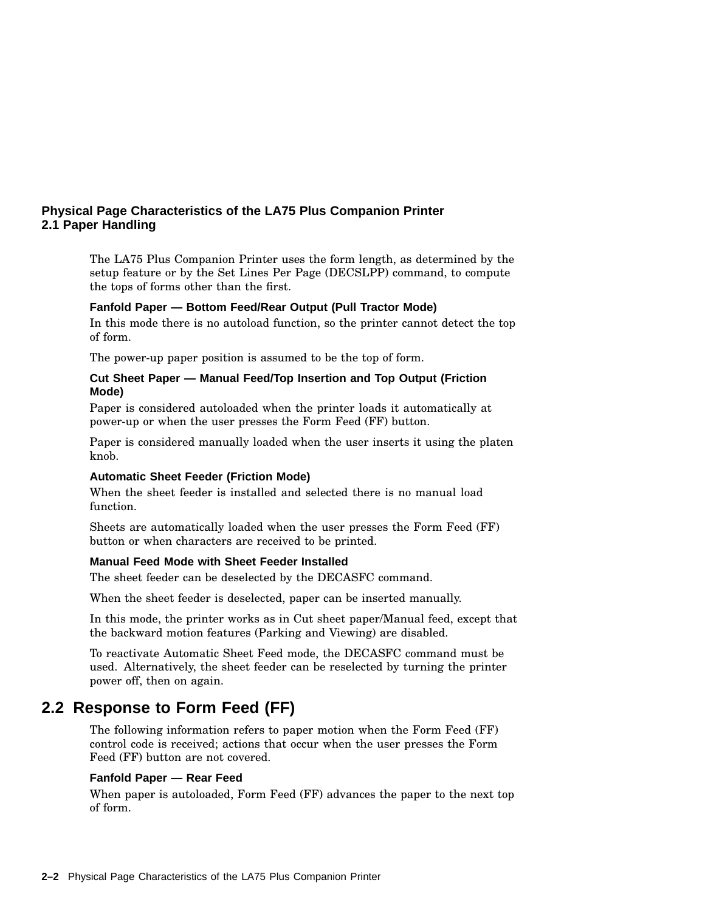## Physical Page Characteristics of the LA75 Plus Companion Printer
## 2.1 Paper Handling

The LA75 Plus Companion Printer uses the form length, as determined by the setup feature or by the Set Lines Per Page (DECSLPP) command, to compute the tops of forms other than the first.

#### Fanfold Paper — Bottom Feed/Rear Output (Pull Tractor Mode)

In this mode there is no autoload function, so the printer cannot detect the top of form.

The power-up paper position is assumed to be the top of form.

#### Cut Sheet Paper — Manual Feed/Top Insertion and Top Output (Friction Mode)

Paper is considered autoloaded when the printer loads it automatically at power-up or when the user presses the Form Feed (FF) button.

Paper is considered manually loaded when the user inserts it using the platen knob.

#### Automatic Sheet Feeder (Friction Mode)

When the sheet feeder is installed and selected there is no manual load function.

Sheets are automatically loaded when the user presses the Form Feed (FF) button or when characters are received to be printed.

#### Manual Feed Mode with Sheet Feeder Installed

The sheet feeder can be deselected by the DECASFC command.

When the sheet feeder is deselected, paper can be inserted manually.

In this mode, the printer works as in Cut sheet paper/Manual feed, except that the backward motion features (Parking and Viewing) are disabled.

To reactivate Automatic Sheet Feed mode, the DECASFC command must be used. Alternatively, the sheet feeder can be reselected by turning the printer power off, then on again.

## 2.2 Response to Form Feed (FF)

The following information refers to paper motion when the Form Feed (FF) control code is received; actions that occur when the user presses the Form Feed (FF) button are not covered.

#### Fanfold Paper — Rear Feed

When paper is autoloaded, Form Feed (FF) advances the paper to the next top of form.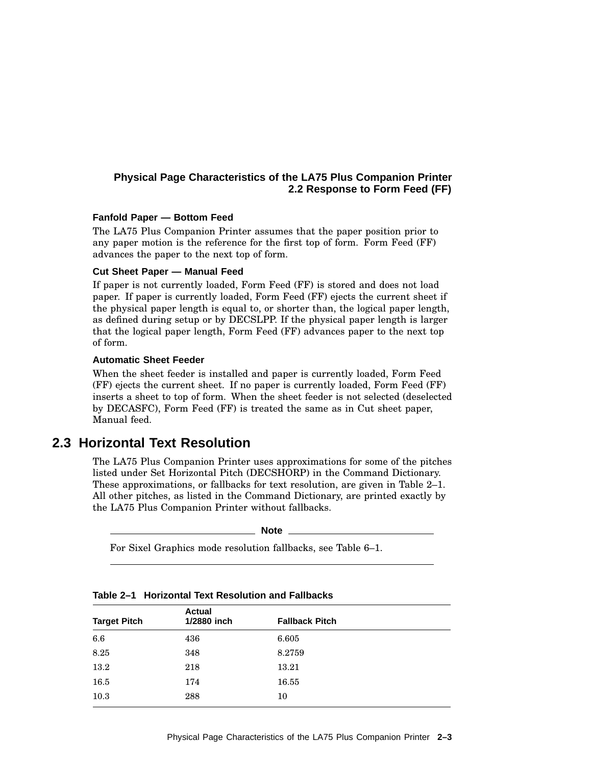### Fanfold Paper — Bottom Feed

The LA75 Plus Companion Printer assumes that the paper position prior to any paper motion is the reference for the first top of form. Form Feed (FF) advances the paper to the next top of form.

### Cut Sheet Paper — Manual Feed

If paper is not currently loaded, Form Feed (FF) is stored and does not load paper. If paper is currently loaded, Form Feed (FF) ejects the current sheet if the physical paper length is equal to, or shorter than, the logical paper length, as defined during setup or by DECSLPP. If the physical paper length is larger that the logical paper length, Form Feed (FF) advances paper to the next top of form.

### Automatic Sheet Feeder

When the sheet feeder is installed and paper is currently loaded, Form Feed (FF) ejects the current sheet. If no paper is currently loaded, Form Feed (FF) inserts a sheet to top of form. When the sheet feeder is not selected (deselected by DECASFC), Form Feed (FF) is treated the same as in Cut sheet paper, Manual feed.

## 2.3 Horizontal Text Resolution

The LA75 Plus Companion Printer uses approximations for some of the pitches listed under Set Horizontal Pitch (DECSHORP) in the Command Dictionary. These approximations, or fallbacks for text resolution, are given in Table 2–1. All other pitches, as listed in the Command Dictionary, are printed exactly by the LA75 Plus Companion Printer without fallbacks.

**Note**

For Sixel Graphics mode resolution fallbacks, see Table 6–1.

**Table 2–1 Horizontal Text Resolution and Fallbacks**

| Target Pitch | Actual 1/2880 inch | Fallback Pitch |
|---|---|---|
| 6.6 | 436 | 6.605 |
| 8.25 | 348 | 8.2759 |
| 13.2 | 218 | 13.21 |
| 16.5 | 174 | 16.55 |
| 10.3 | 288 | 10 |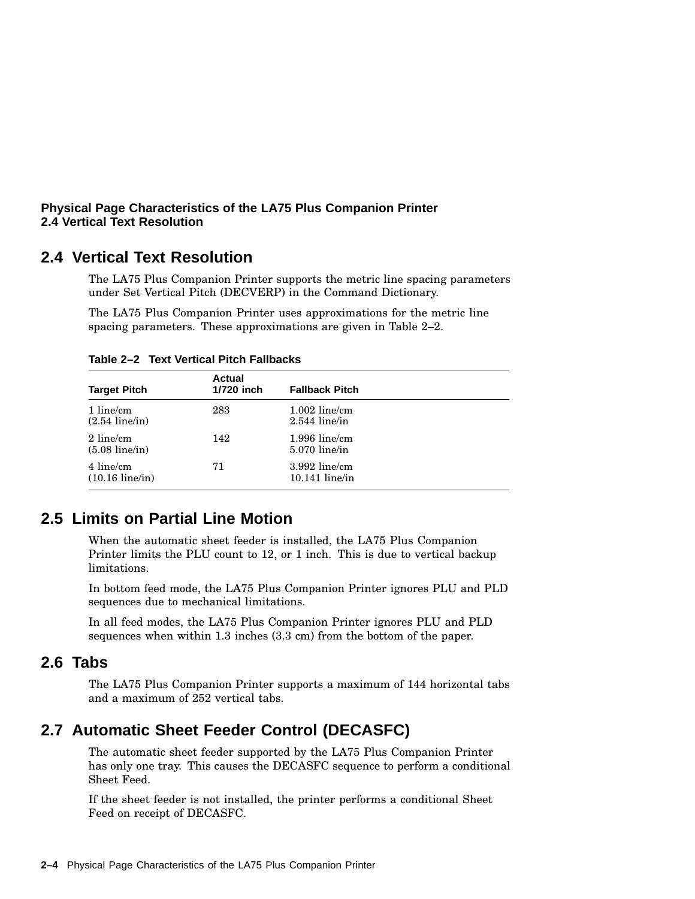## 2.4 Vertical Text Resolution

The LA75 Plus Companion Printer supports the metric line spacing parameters under Set Vertical Pitch (DECVERP) in the Command Dictionary.

The LA75 Plus Companion Printer uses approximations for the metric line spacing parameters. These approximations are given in Table 2–2.

**Table 2–2 Text Vertical Pitch Fallbacks**

| Target Pitch | Actual 1/720 inch | Fallback Pitch |
|---|---|---|
| 1 line/cm (2.54 line/in) | 283 | 1.002 line/cm 2.544 line/in |
| 2 line/cm (5.08 line/in) | 142 | 1.996 line/cm 5.070 line/in |
| 4 line/cm (10.16 line/in) | 71 | 3.992 line/cm 10.141 line/in |

## 2.5 Limits on Partial Line Motion

When the automatic sheet feeder is installed, the LA75 Plus Companion Printer limits the PLU count to 12, or 1 inch. This is due to vertical backup limitations.

In bottom feed mode, the LA75 Plus Companion Printer ignores PLU and PLD sequences due to mechanical limitations.

In all feed modes, the LA75 Plus Companion Printer ignores PLU and PLD sequences when within 1.3 inches (3.3 cm) from the bottom of the paper.

## 2.6 Tabs

The LA75 Plus Companion Printer supports a maximum of 144 horizontal tabs and a maximum of 252 vertical tabs.

## 2.7 Automatic Sheet Feeder Control (DECASFC)

The automatic sheet feeder supported by the LA75 Plus Companion Printer has only one tray. This causes the DECASFC sequence to perform a conditional Sheet Feed.

If the sheet feeder is not installed, the printer performs a conditional Sheet Feed on receipt of DECASFC.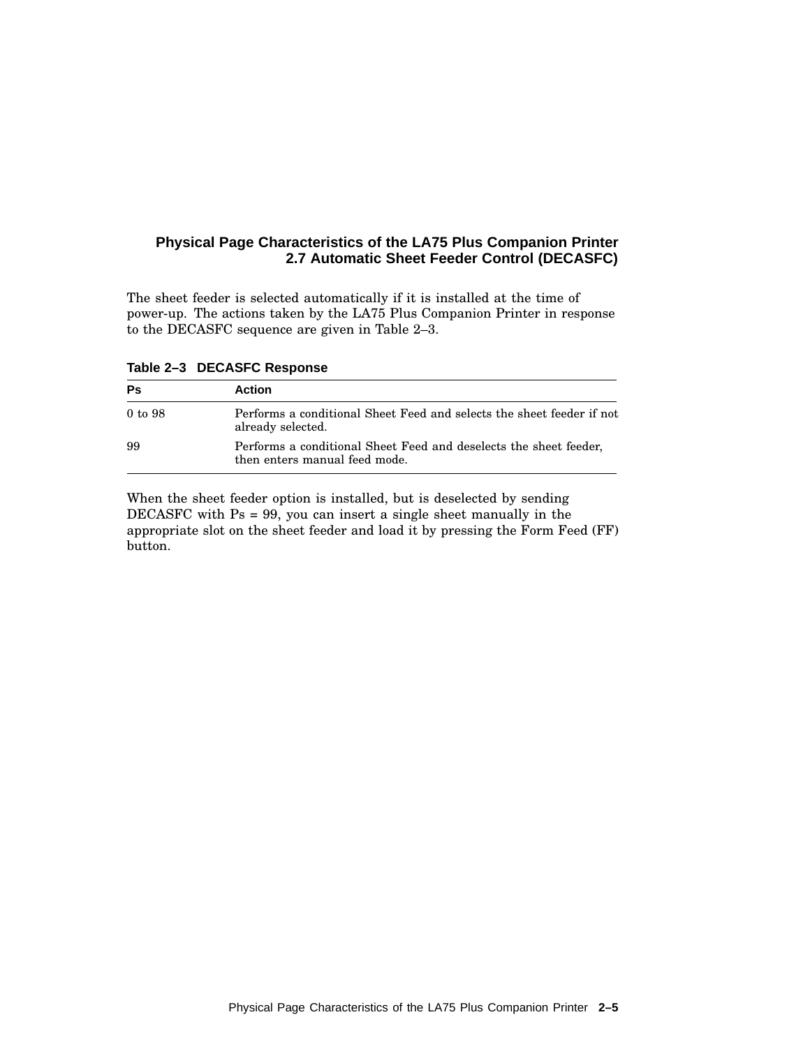The sheet feeder is selected automatically if it is installed at the time of power-up. The actions taken by the LA75 Plus Companion Printer in response to the DECASFC sequence are given in Table 2–3.

**Table 2–3 DECASFC Response**

| Ps | Action |
|---|---|
| 0 to 98 | Performs a conditional Sheet Feed and selects the sheet feeder if not already selected. |
| 99 | Performs a conditional Sheet Feed and deselects the sheet feeder, then enters manual feed mode. |

When the sheet feeder option is installed, but is deselected by sending DECASFC with Ps = 99, you can insert a single sheet manually in the appropriate slot on the sheet feeder and load it by pressing the Form Feed (FF) button.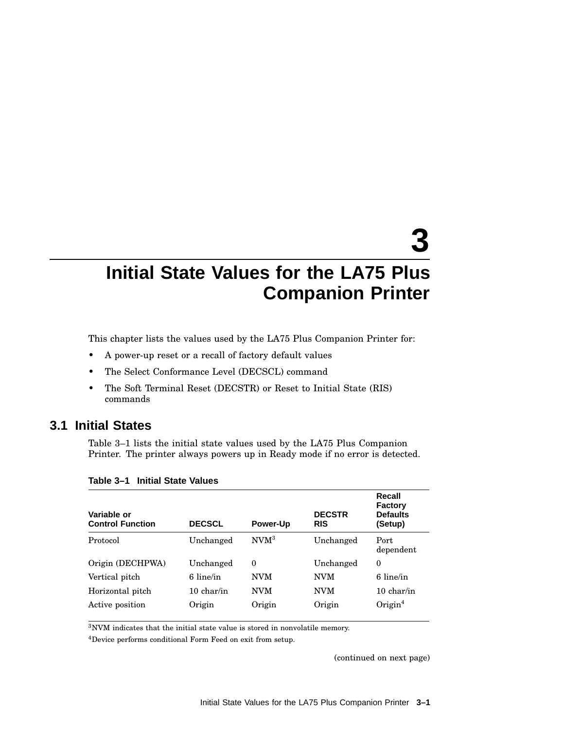# 3 Initial State Values for the LA75 Plus Companion Printer

This chapter lists the values used by the LA75 Plus Companion Printer for:

- A power-up reset or a recall of factory default values
- The Select Conformance Level (DECSCL) command
- The Soft Terminal Reset (DECSTR) or Reset to Initial State (RIS) commands

## 3.1 Initial States

Table 3–1 lists the initial state values used by the LA75 Plus Companion Printer. The printer always powers up in Ready mode if no error is detected.

**Table 3–1 Initial State Values**

| Variable or Control Function | DECSCL | Power-Up | DECSTR RIS | Recall Factory Defaults (Setup) |
|---|---|---|---|---|
| Protocol | Unchanged | NVM[3] | Unchanged | Port dependent |
| Origin (DECHPWA) | Unchanged | 0 | Unchanged | 0 |
| Vertical pitch | 6 line/in | NVM | NVM | 6 line/in |
| Horizontal pitch | 10 char/in | NVM | NVM | 10 char/in |
| Active position | Origin | Origin | Origin | Origin[4] |

[3]NVM indicates that the initial state value is stored in nonvolatile memory.

[4]Device performs conditional Form Feed on exit from setup.

(continued on next page)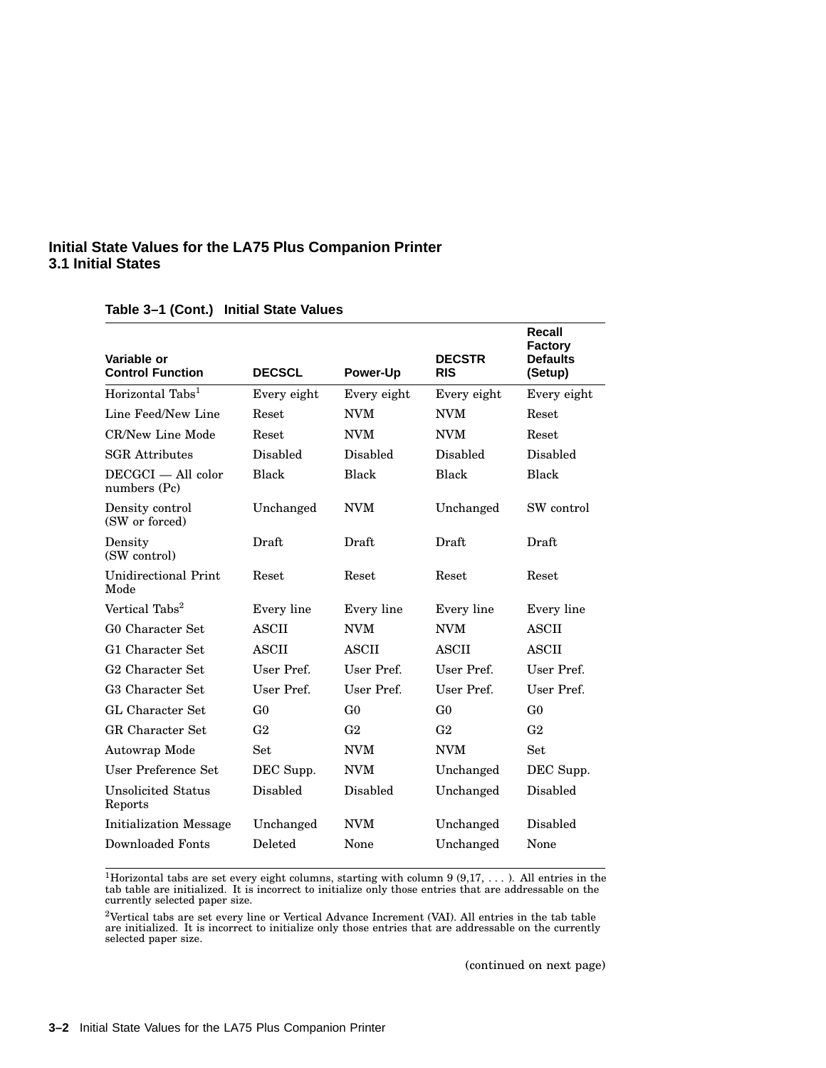Table 3–1 (Cont.) Initial State Values

| Variable or Control Function | DECSCL | Power-Up | DECSTR RIS | Recall Factory Defaults (Setup) |
|---|---|---|---|---|
| Horizontal Tabs[1] | Every eight | Every eight | Every eight | Every eight |
| Line Feed/New Line | Reset | NVM | NVM | Reset |
| CR/New Line Mode | Reset | NVM | NVM | Reset |
| SGR Attributes | Disabled | Disabled | Disabled | Disabled |
| DECGCI — All color numbers (Pc) | Black | Black | Black | Black |
| Density control (SW or forced) | Unchanged | NVM | Unchanged | SW control |
| Density (SW control) | Draft | Draft | Draft | Draft |
| Unidirectional Print Mode | Reset | Reset | Reset | Reset |
| Vertical Tabs[2] | Every line | Every line | Every line | Every line |
| G0 Character Set | ASCII | NVM | NVM | ASCII |
| G1 Character Set | ASCII | ASCII | ASCII | ASCII |
| G2 Character Set | User Pref. | User Pref. | User Pref. | User Pref. |
| G3 Character Set | User Pref. | User Pref. | User Pref. | User Pref. |
| GL Character Set | G0 | G0 | G0 | G0 |
| GR Character Set | G2 | G2 | G2 | G2 |
| Autowrap Mode | Set | NVM | NVM | Set |
| User Preference Set | DEC Supp. | NVM | Unchanged | DEC Supp. |
| Unsolicited Status Reports | Disabled | Disabled | Unchanged | Disabled |
| Initialization Message | Unchanged | NVM | Unchanged | Disabled |
| Downloaded Fonts | Deleted | None | Unchanged | None |

[1]Horizontal tabs are set every eight columns, starting with column 9 (9,17, . . . ). All entries in the tab table are initialized. It is incorrect to initialize only those entries that are addressable on the currently selected paper size.

[2]Vertical tabs are set every line or Vertical Advance Increment (VAI). All entries in the tab table are initialized. It is incorrect to initialize only those entries that are addressable on the currently selected paper size.

(continued on next page)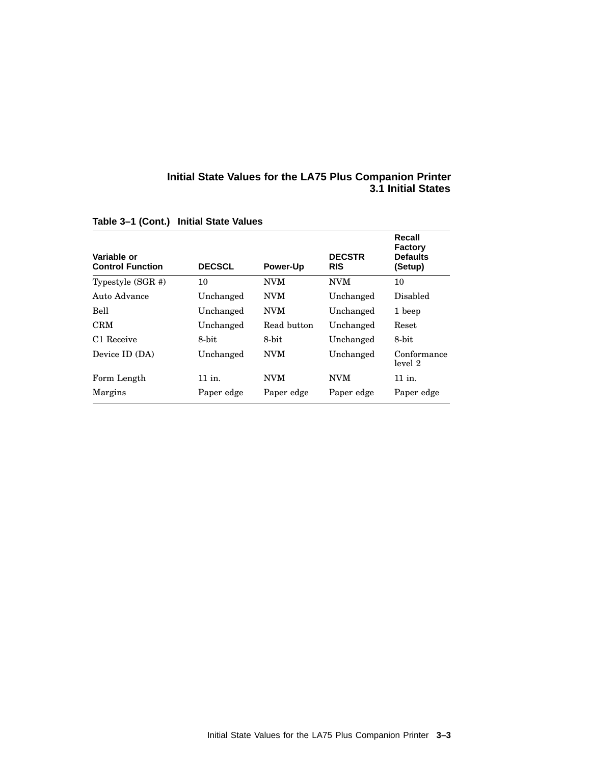**Table 3–1 (Cont.) Initial State Values**

| Variable or Control Function | DECSCL | Power-Up | DECSTR RIS | Recall Factory Defaults (Setup) |
|---|---|---|---|---|
| Typestyle (SGR #) | 10 | NVM | NVM | 10 |
| Auto Advance | Unchanged | NVM | Unchanged | Disabled |
| Bell | Unchanged | NVM | Unchanged | 1 beep |
| CRM | Unchanged | Read button | Unchanged | Reset |
| C1 Receive | 8-bit | 8-bit | Unchanged | 8-bit |
| Device ID (DA) | Unchanged | NVM | Unchanged | Conformance level 2 |
| Form Length | 11 in. | NVM | NVM | 11 in. |
| Margins | Paper edge | Paper edge | Paper edge | Paper edge |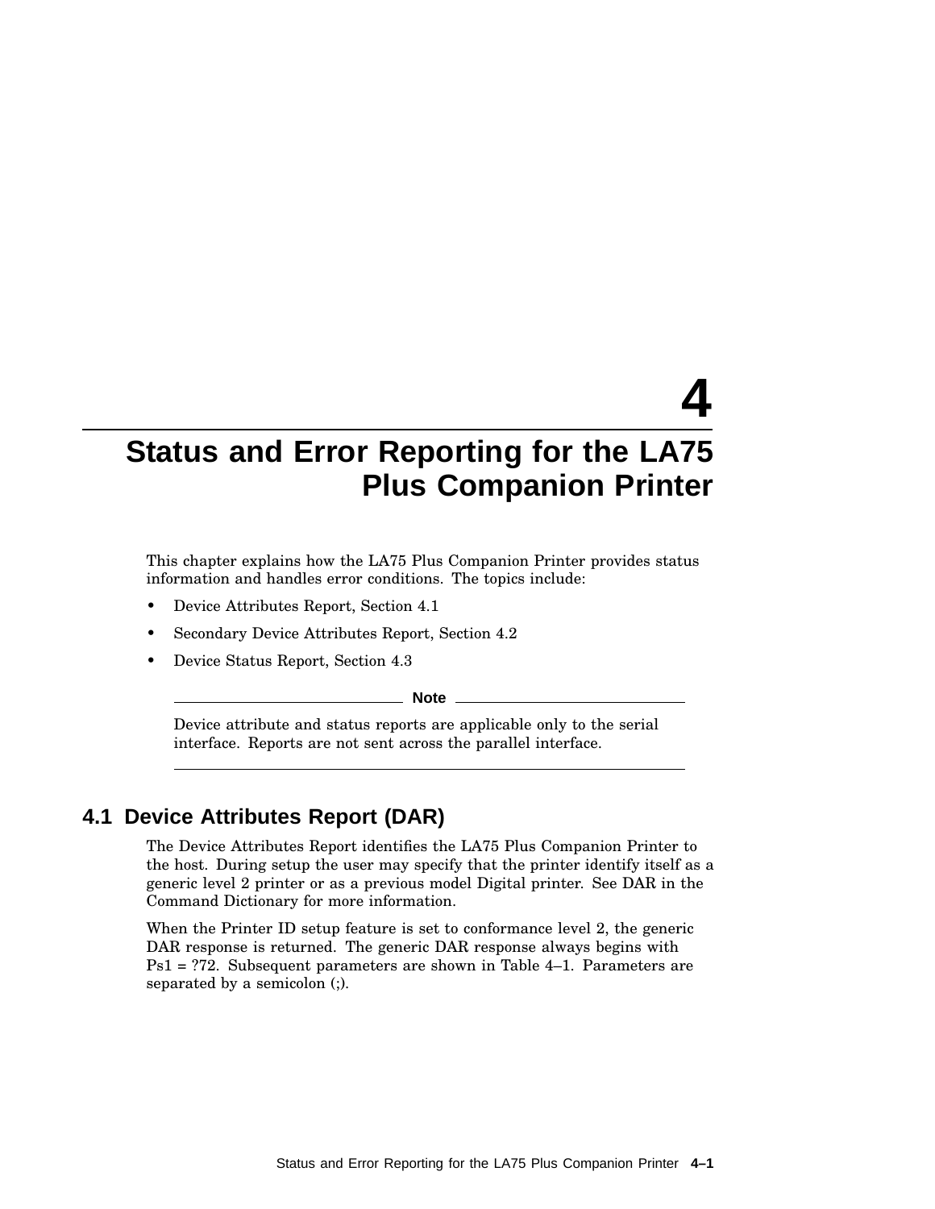# 4 Status and Error Reporting for the LA75 Plus Companion Printer

This chapter explains how the LA75 Plus Companion Printer provides status information and handles error conditions. The topics include:

- Device Attributes Report, Section 4.1
- Secondary Device Attributes Report, Section 4.2
- Device Status Report, Section 4.3

---

**Note**

Device attribute and status reports are applicable only to the serial interface. Reports are not sent across the parallel interface.

---

## 4.1 Device Attributes Report (DAR)

The Device Attributes Report identifies the LA75 Plus Companion Printer to the host. During setup the user may specify that the printer identify itself as a generic level 2 printer or as a previous model Digital printer. See DAR in the Command Dictionary for more information.

When the Printer ID setup feature is set to conformance level 2, the generic DAR response is returned. The generic DAR response always begins with Ps1 = ?72. Subsequent parameters are shown in Table 4–1. Parameters are separated by a semicolon (;).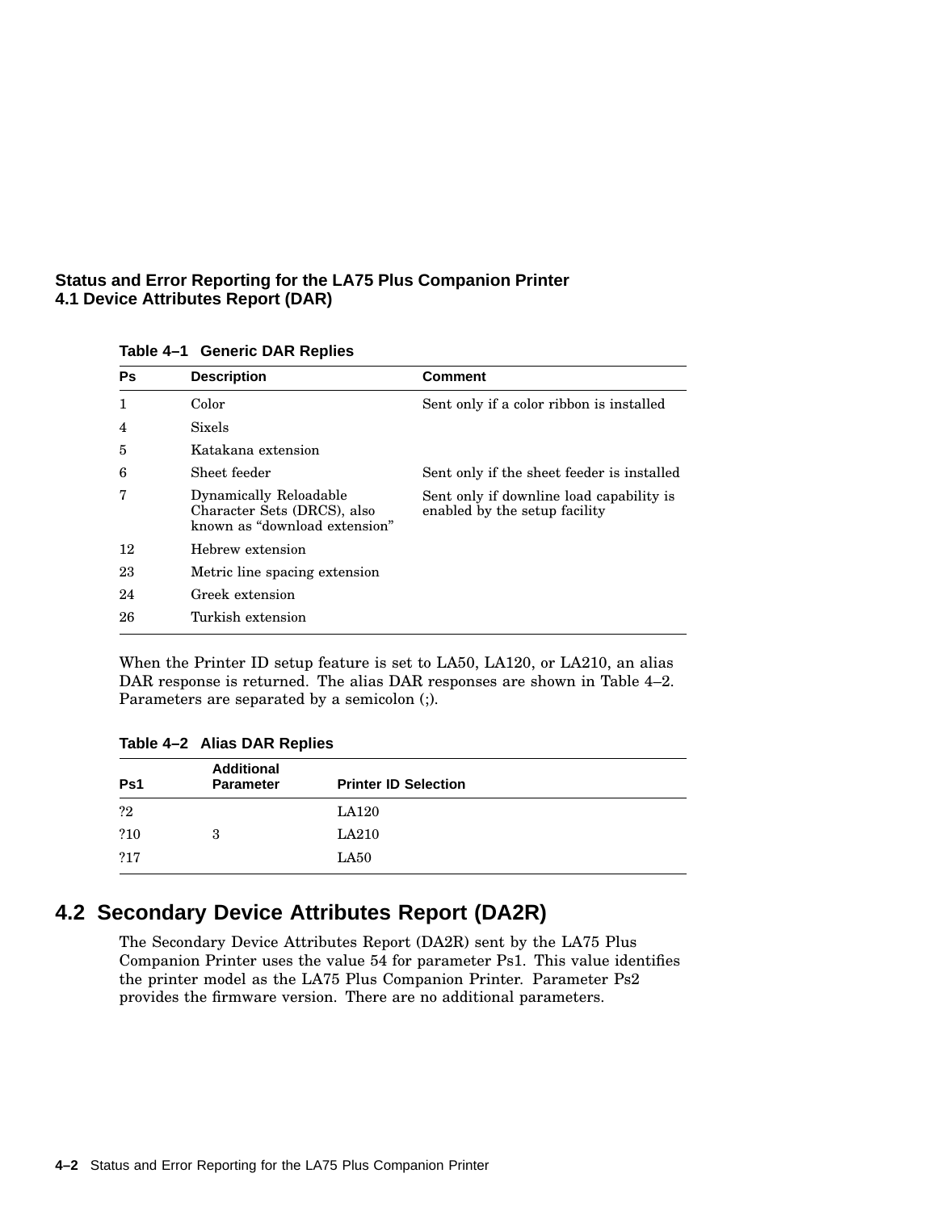**Table 4–1 Generic DAR Replies**

| Ps | Description | Comment |
|---|---|---|
| 1 | Color | Sent only if a color ribbon is installed |
| 4 | Sixels | |
| 5 | Katakana extension | |
| 6 | Sheet feeder | Sent only if the sheet feeder is installed |
| 7 | Dynamically Reloadable Character Sets (DRCS), also known as “download extension” | Sent only if downline load capability is enabled by the setup facility |
| 12 | Hebrew extension | |
| 23 | Metric line spacing extension | |
| 24 | Greek extension | |
| 26 | Turkish extension | |

When the Printer ID setup feature is set to LA50, LA120, or LA210, an alias DAR response is returned. The alias DAR responses are shown in Table 4–2. Parameters are separated by a semicolon (;).

**Table 4–2 Alias DAR Replies**

| Ps1 | Additional Parameter | Printer ID Selection |
|---|---|---|
| ?2 | | LA120 |
| ?10 | 3 | LA210 |
| ?17 | | LA50 |

## 4.2 Secondary Device Attributes Report (DA2R)

The Secondary Device Attributes Report (DA2R) sent by the LA75 Plus Companion Printer uses the value 54 for parameter Ps1. This value identifies the printer model as the LA75 Plus Companion Printer. Parameter Ps2 provides the firmware version. There are no additional parameters.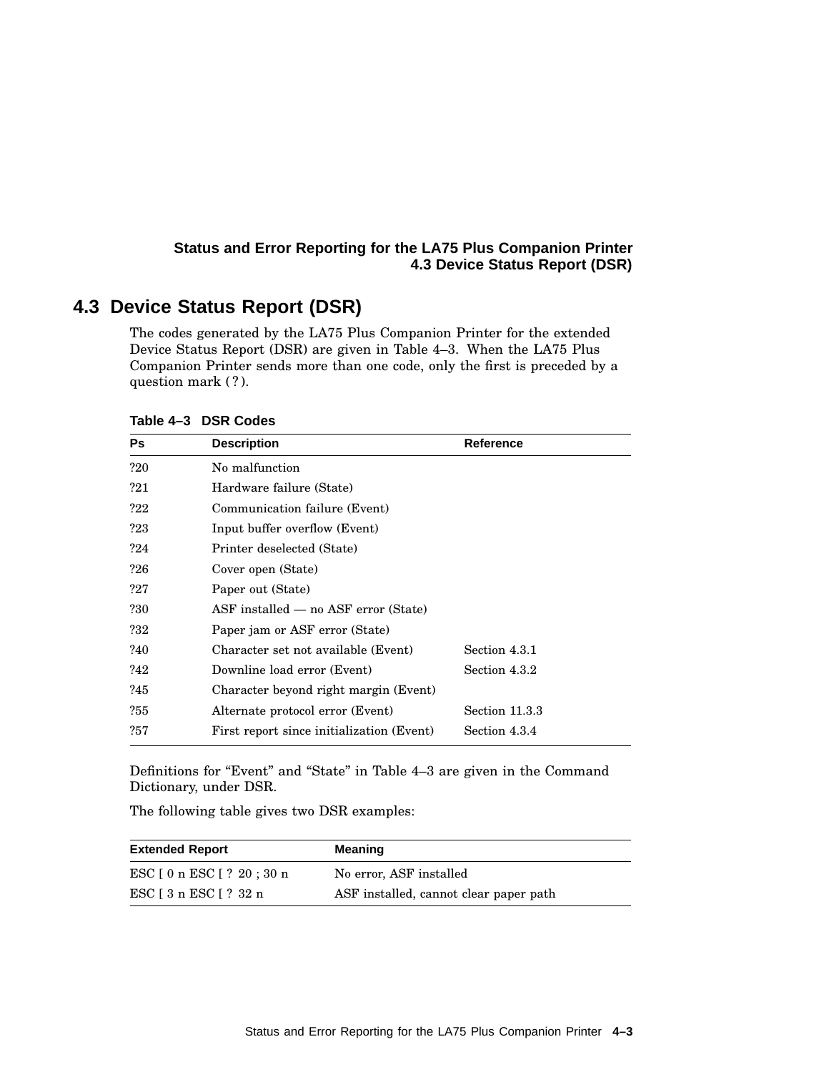## 4.3 Device Status Report (DSR)

The codes generated by the LA75 Plus Companion Printer for the extended Device Status Report (DSR) are given in Table 4–3. When the LA75 Plus Companion Printer sends more than one code, only the first is preceded by a question mark ( ? ).

**Table 4–3 DSR Codes**

| Ps | Description | Reference |
|---|---|---|
| ?20 | No malfunction | |
| ?21 | Hardware failure (State) | |
| ?22 | Communication failure (Event) | |
| ?23 | Input buffer overflow (Event) | |
| ?24 | Printer deselected (State) | |
| ?26 | Cover open (State) | |
| ?27 | Paper out (State) | |
| ?30 | ASF installed — no ASF error (State) | |
| ?32 | Paper jam or ASF error (State) | |
| ?40 | Character set not available (Event) | Section 4.3.1 |
| ?42 | Downline load error (Event) | Section 4.3.2 |
| ?45 | Character beyond right margin (Event) | |
| ?55 | Alternate protocol error (Event) | Section 11.3.3 |
| ?57 | First report since initialization (Event) | Section 4.3.4 |

Definitions for "Event" and "State" in Table 4–3 are given in the Command Dictionary, under DSR.

The following table gives two DSR examples:

| Extended Report | Meaning |
|---|---|
| ESC [ 0 n ESC [ ? 20 ; 30 n | No error, ASF installed |
| ESC [ 3 n ESC [ ? 32 n | ASF installed, cannot clear paper path |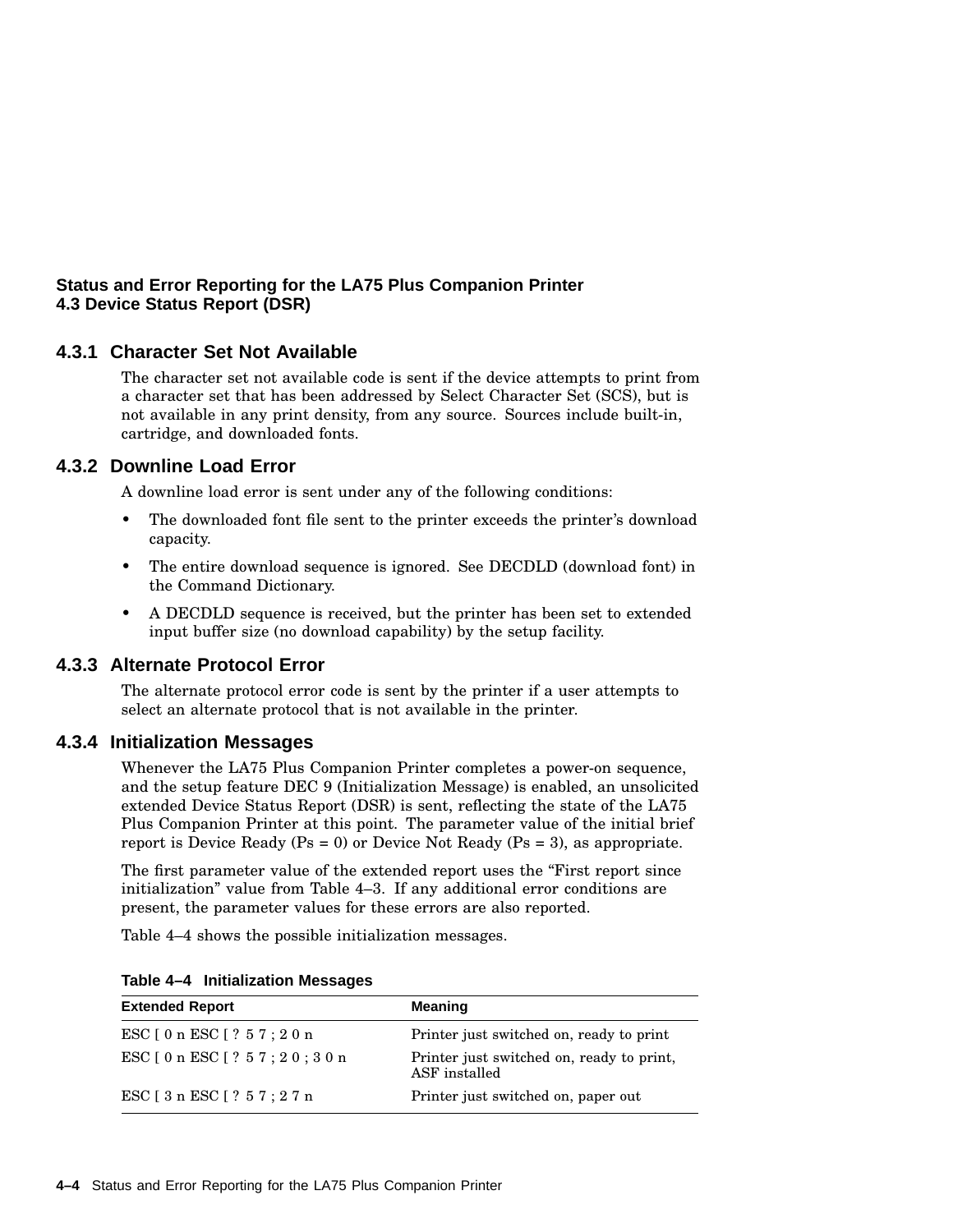### 4.3.1 Character Set Not Available

The character set not available code is sent if the device attempts to print from a character set that has been addressed by Select Character Set (SCS), but is not available in any print density, from any source. Sources include built-in, cartridge, and downloaded fonts.

### 4.3.2 Downline Load Error

A downline load error is sent under any of the following conditions:

- The downloaded font file sent to the printer exceeds the printer's download capacity.
- The entire download sequence is ignored. See DECDLD (download font) in the Command Dictionary.
- A DECDLD sequence is received, but the printer has been set to extended input buffer size (no download capability) by the setup facility.

### 4.3.3 Alternate Protocol Error

The alternate protocol error code is sent by the printer if a user attempts to select an alternate protocol that is not available in the printer.

### 4.3.4 Initialization Messages

Whenever the LA75 Plus Companion Printer completes a power-on sequence, and the setup feature DEC 9 (Initialization Message) is enabled, an unsolicited extended Device Status Report (DSR) is sent, reflecting the state of the LA75 Plus Companion Printer at this point. The parameter value of the initial brief report is Device Ready (Ps = 0) or Device Not Ready (Ps = 3), as appropriate.

The first parameter value of the extended report uses the "First report since initialization" value from Table 4–3. If any additional error conditions are present, the parameter values for these errors are also reported.

Table 4–4 shows the possible initialization messages.

**Table 4–4 Initialization Messages**

| Extended Report | Meaning |
|---|---|
| ESC [ 0 n ESC [ ? 5 7 ; 2 0 n | Printer just switched on, ready to print |
| ESC [ 0 n ESC [ ? 5 7 ; 2 0 ; 3 0 n | Printer just switched on, ready to print, ASF installed |
| ESC [ 3 n ESC [ ? 5 7 ; 2 7 n | Printer just switched on, paper out |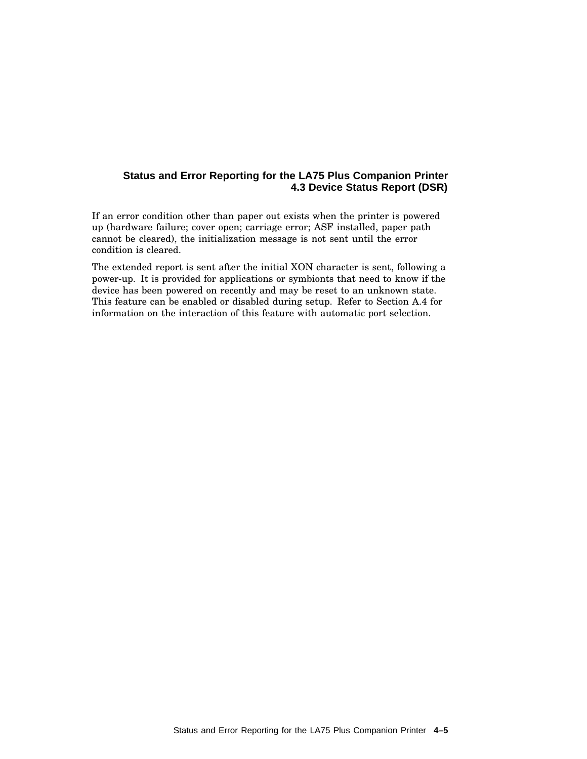If an error condition other than paper out exists when the printer is powered up (hardware failure; cover open; carriage error; ASF installed, paper path cannot be cleared), the initialization message is not sent until the error condition is cleared.

The extended report is sent after the initial XON character is sent, following a power-up. It is provided for applications or symbionts that need to know if the device has been powered on recently and may be reset to an unknown state. This feature can be enabled or disabled during setup. Refer to Section A.4 for information on the interaction of this feature with automatic port selection.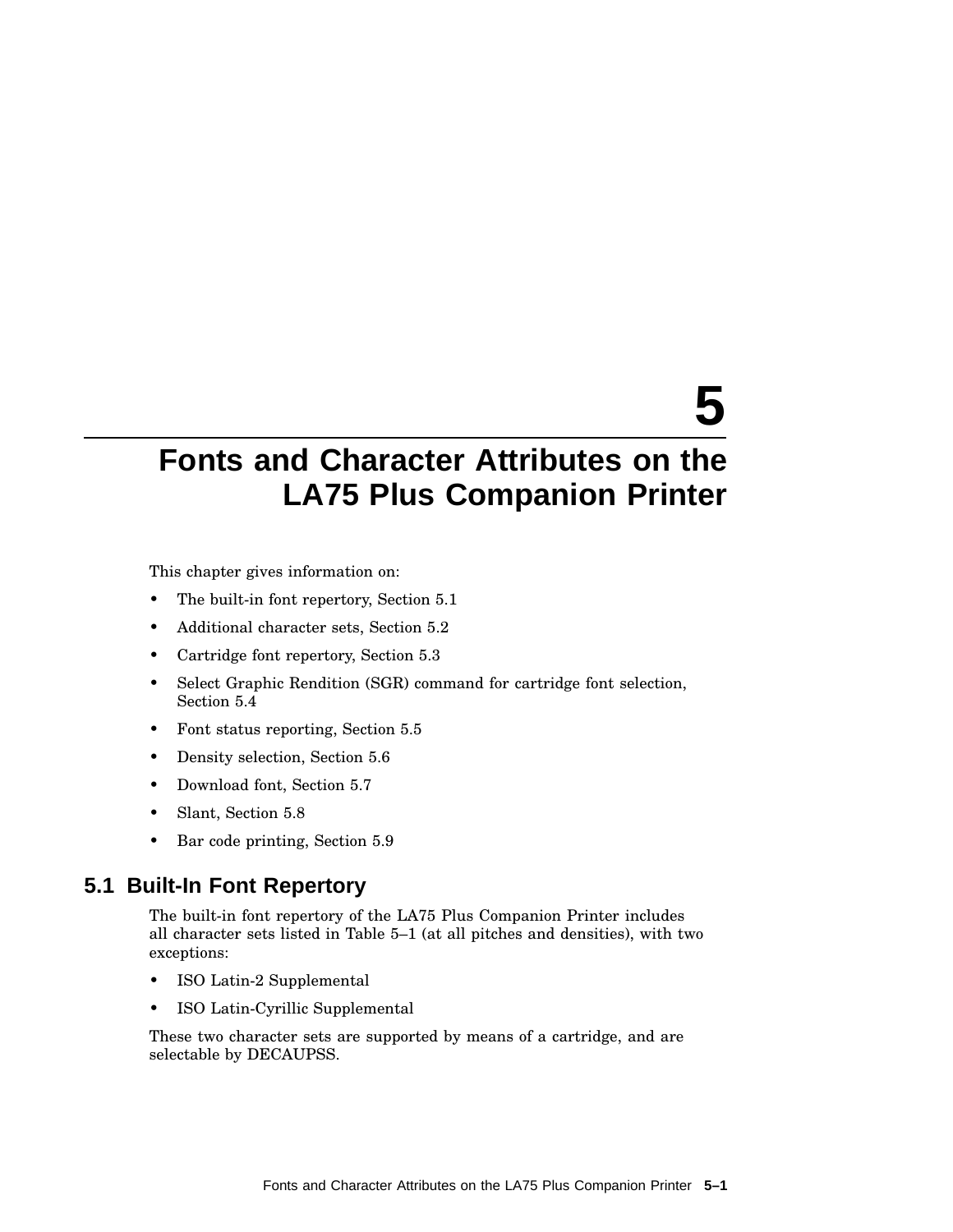# 5 Fonts and Character Attributes on the LA75 Plus Companion Printer

This chapter gives information on:

- The built-in font repertory, Section 5.1
- Additional character sets, Section 5.2
- Cartridge font repertory, Section 5.3
- Select Graphic Rendition (SGR) command for cartridge font selection, Section 5.4
- Font status reporting, Section 5.5
- Density selection, Section 5.6
- Download font, Section 5.7
- Slant, Section 5.8
- Bar code printing, Section 5.9

## 5.1 Built-In Font Repertory

The built-in font repertory of the LA75 Plus Companion Printer includes all character sets listed in Table 5–1 (at all pitches and densities), with two exceptions:

- ISO Latin-2 Supplemental
- ISO Latin-Cyrillic Supplemental

These two character sets are supported by means of a cartridge, and are selectable by DECAUPSS.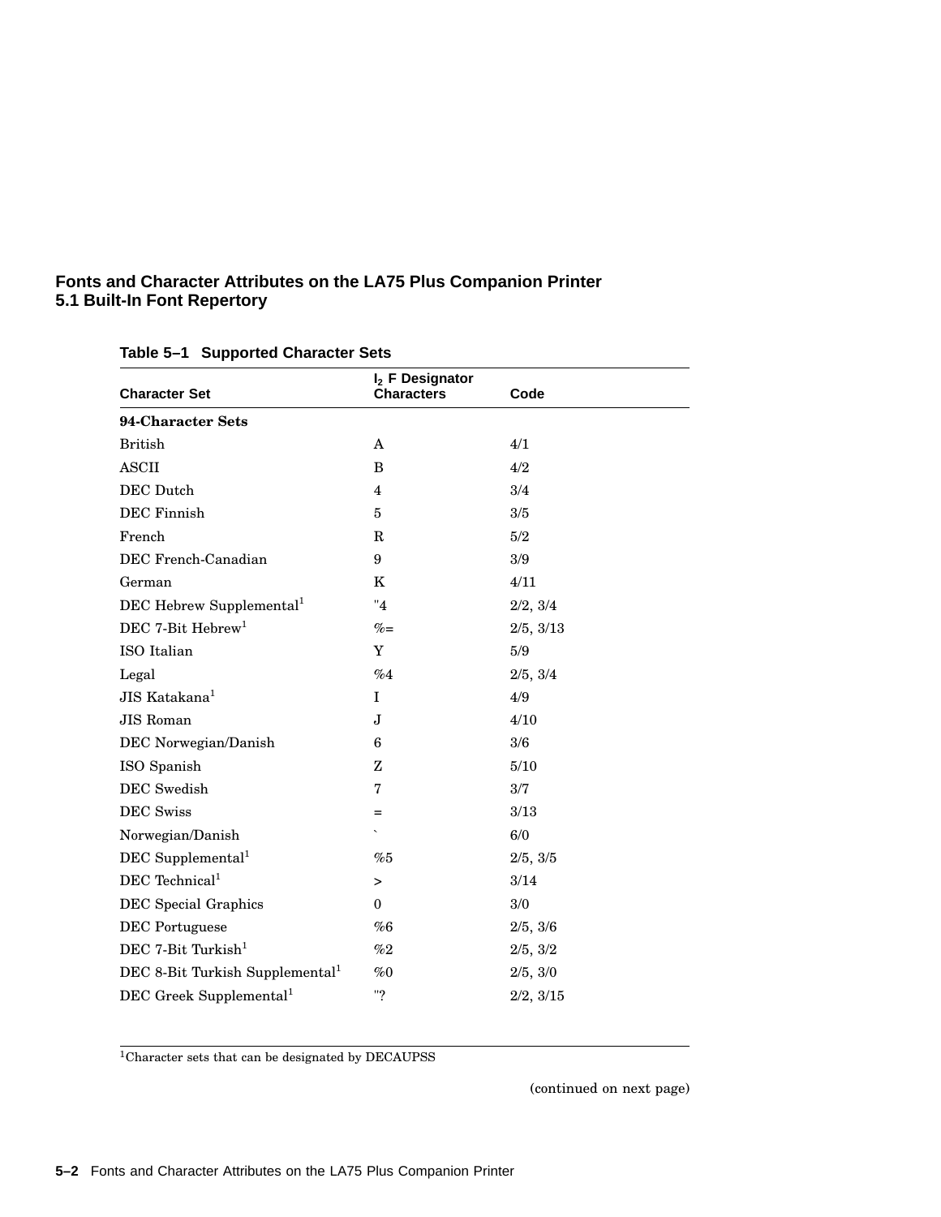# Fonts and Character Attributes on the LA75 Plus Companion Printer

## 5.1 Built-In Font Repertory

**Table 5–1 Supported Character Sets**

| Character Set | $I_2$ F Designator Characters | Code |
|---|---|---|
| **94-Character Sets** | | |
| British | A | 4/1 |
| ASCII | B | 4/2 |
| DEC Dutch | 4 | 3/4 |
| DEC Finnish | 5 | 3/5 |
| French | R | 5/2 |
| DEC French-Canadian | 9 | 3/9 |
| German | K | 4/11 |
| DEC Hebrew Supplemental[1] | "4 | 2/2, 3/4 |
| DEC 7-Bit Hebrew[1] | %= | 2/5, 3/13 |
| ISO Italian | Y | 5/9 |
| Legal | %4 | 2/5, 3/4 |
| JIS Katakana[1] | I | 4/9 |
| JIS Roman | J | 4/10 |
| DEC Norwegian/Danish | 6 | 3/6 |
| ISO Spanish | Z | 5/10 |
| DEC Swedish | 7 | 3/7 |
| DEC Swiss | = | 3/13 |
| Norwegian/Danish | ` | 6/0 |
| DEC Supplemental[1] | %5 | 2/5, 3/5 |
| DEC Technical[1] | > | 3/14 |
| DEC Special Graphics | 0 | 3/0 |
| DEC Portuguese | %6 | 2/5, 3/6 |
| DEC 7-Bit Turkish[1] | %2 | 2/5, 3/2 |
| DEC 8-Bit Turkish Supplemental[1] | %0 | 2/5, 3/0 |
| DEC Greek Supplemental[1] | "? | 2/2, 3/15 |

[1]Character sets that can be designated by DECAUPSS

(continued on next page)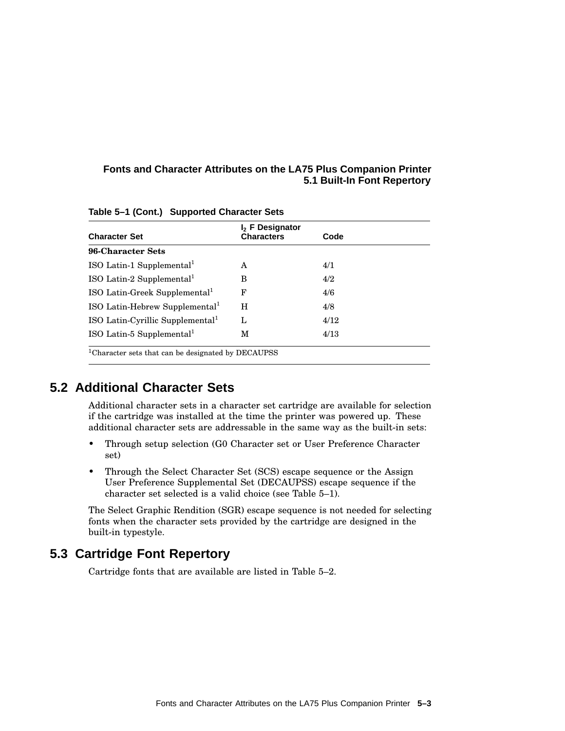**Table 5–1 (Cont.) Supported Character Sets**

| Character Set | $I_2$ F Designator Characters | Code |
|---|---|---|
| **96-Character Sets** | | |
| ISO Latin-1 Supplemental[1] | A | 4/1 |
| ISO Latin-2 Supplemental[1] | B | 4/2 |
| ISO Latin-Greek Supplemental[1] | F | 4/6 |
| ISO Latin-Hebrew Supplemental[1] | H | 4/8 |
| ISO Latin-Cyrillic Supplemental[1] | L | 4/12 |
| ISO Latin-5 Supplemental[1] | M | 4/13 |

[1]Character sets that can be designated by DECAUPSS

## 5.2 Additional Character Sets

Additional character sets in a character set cartridge are available for selection if the cartridge was installed at the time the printer was powered up. These additional character sets are addressable in the same way as the built-in sets:

- Through setup selection (G0 Character set or User Preference Character set)
- Through the Select Character Set (SCS) escape sequence or the Assign User Preference Supplemental Set (DECAUPSS) escape sequence if the character set selected is a valid choice (see Table 5–1).

The Select Graphic Rendition (SGR) escape sequence is not needed for selecting fonts when the character sets provided by the cartridge are designed in the built-in typestyle.

## 5.3 Cartridge Font Repertory

Cartridge fonts that are available are listed in Table 5–2.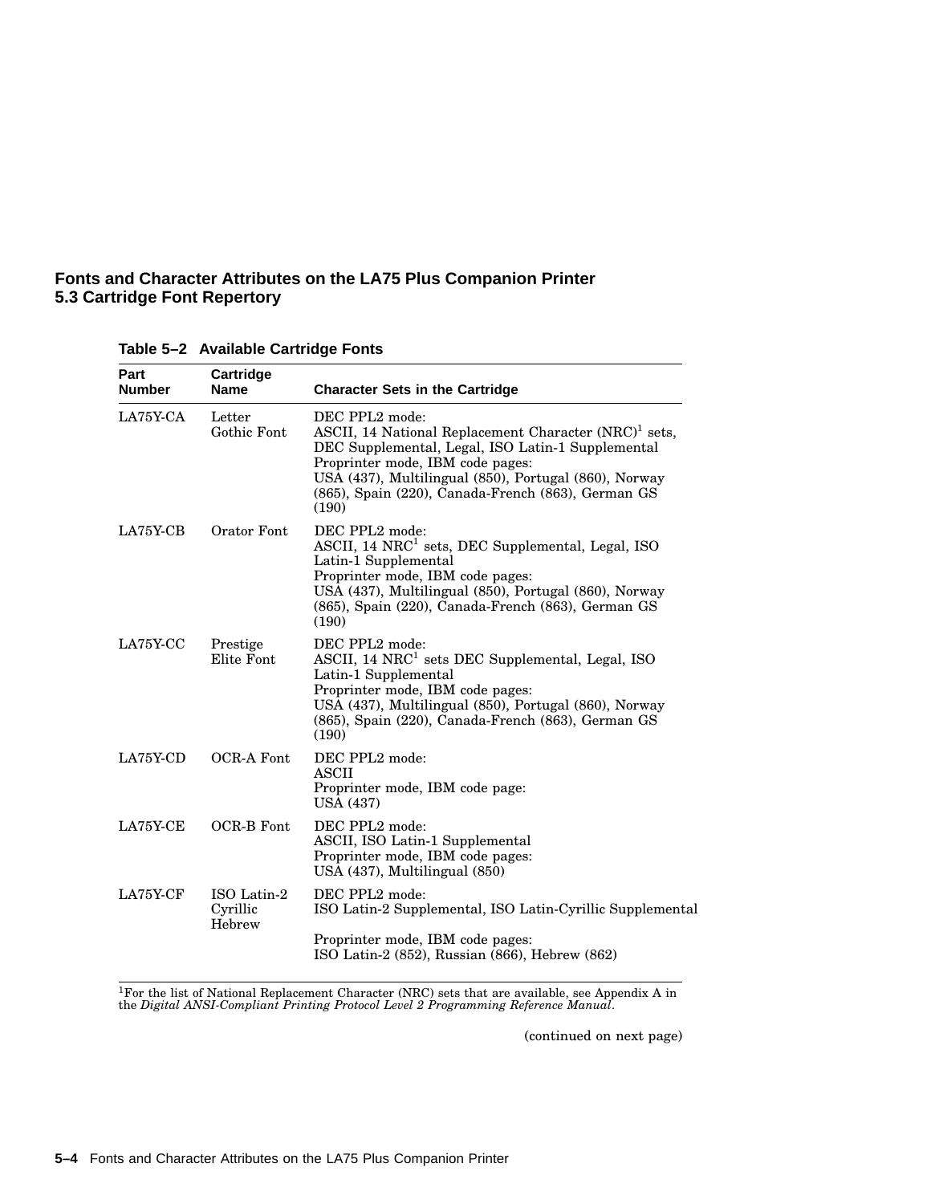**Table 5–2 Available Cartridge Fonts**

| Part Number | Cartridge Name | Character Sets in the Cartridge |
|---|---|---|
| LA75Y-CA | Letter Gothic Font | DEC PPL2 mode:<br>ASCII, 14 National Replacement Character (NRC)[1] sets, DEC Supplemental, Legal, ISO Latin-1 Supplemental<br>Proprinter mode, IBM code pages:<br>USA (437), Multilingual (850), Portugal (860), Norway (865), Spain (220), Canada-French (863), German GS (190) |
| LA75Y-CB | Orator Font | DEC PPL2 mode:<br>ASCII, 14 NRC[1] sets, DEC Supplemental, Legal, ISO Latin-1 Supplemental<br>Proprinter mode, IBM code pages:<br>USA (437), Multilingual (850), Portugal (860), Norway (865), Spain (220), Canada-French (863), German GS (190) |
| LA75Y-CC | Prestige Elite Font | DEC PPL2 mode:<br>ASCII, 14 NRC[1] sets DEC Supplemental, Legal, ISO Latin-1 Supplemental<br>Proprinter mode, IBM code pages:<br>USA (437), Multilingual (850), Portugal (860), Norway (865), Spain (220), Canada-French (863), German GS (190) |
| LA75Y-CD | OCR-A Font | DEC PPL2 mode:<br>ASCII<br>Proprinter mode, IBM code page:<br>USA (437) |
| LA75Y-CE | OCR-B Font | DEC PPL2 mode:<br>ASCII, ISO Latin-1 Supplemental<br>Proprinter mode, IBM code pages:<br>USA (437), Multilingual (850) |
| LA75Y-CF | ISO Latin-2 Cyrillic Hebrew | DEC PPL2 mode:<br>ISO Latin-2 Supplemental, ISO Latin-Cyrillic Supplemental<br><br>Proprinter mode, IBM code pages:<br>ISO Latin-2 (852), Russian (866), Hebrew (862) |

[1]For the list of National Replacement Character (NRC) sets that are available, see Appendix A in the *Digital ANSI-Compliant Printing Protocol Level 2 Programming Reference Manual*.

(continued on next page)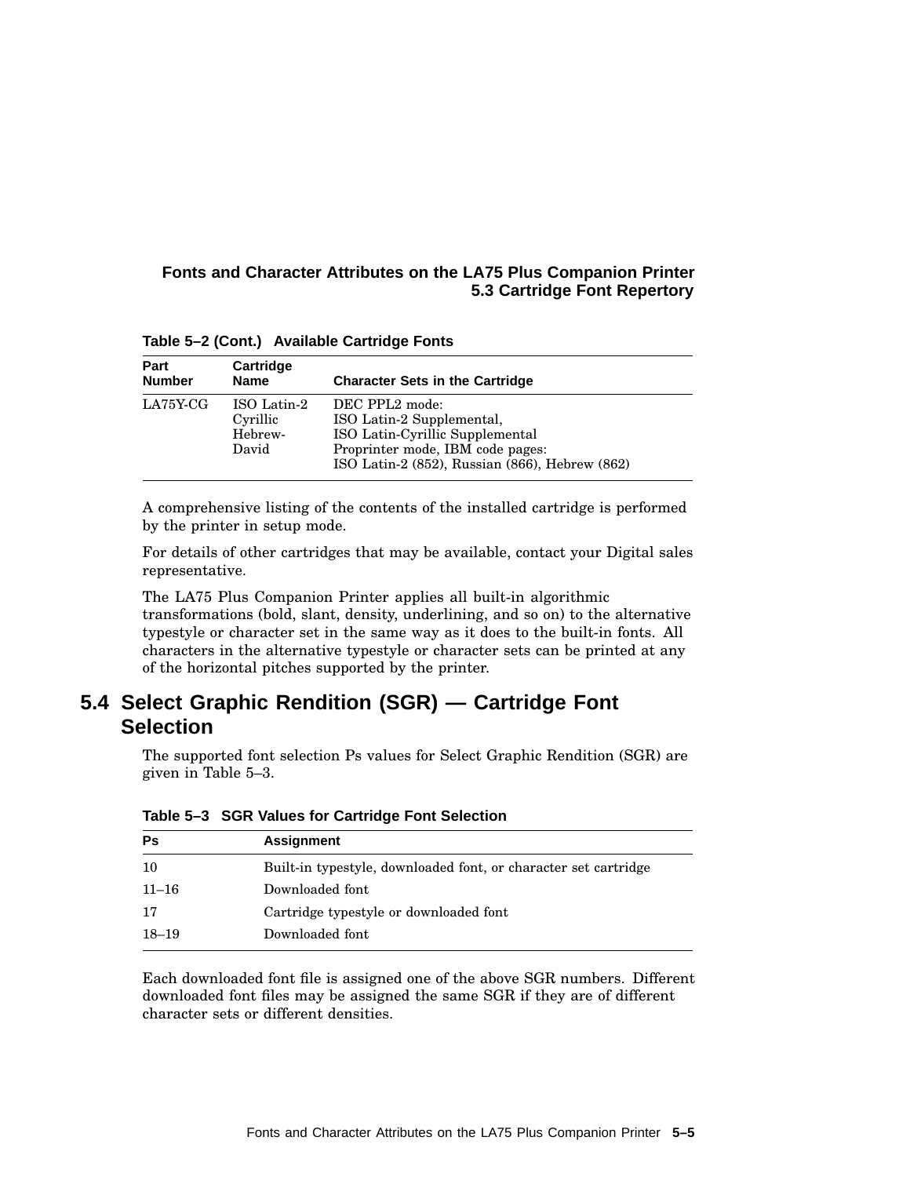**Table 5–2 (Cont.) Available Cartridge Fonts**

| Part Number | Cartridge Name | Character Sets in the Cartridge |
|---|---|---|
| LA75Y-CG | ISO Latin-2 Cyrillic Hebrew-David | DEC PPL2 mode: ISO Latin-2 Supplemental, ISO Latin-Cyrillic Supplemental Proprinter mode, IBM code pages: ISO Latin-2 (852), Russian (866), Hebrew (862) |

A comprehensive listing of the contents of the installed cartridge is performed by the printer in setup mode.

For details of other cartridges that may be available, contact your Digital sales representative.

The LA75 Plus Companion Printer applies all built-in algorithmic transformations (bold, slant, density, underlining, and so on) to the alternative typestyle or character set in the same way as it does to the built-in fonts. All characters in the alternative typestyle or character sets can be printed at any of the horizontal pitches supported by the printer.

## 5.4 Select Graphic Rendition (SGR) — Cartridge Font Selection

The supported font selection Ps values for Select Graphic Rendition (SGR) are given in Table 5–3.

**Table 5–3 SGR Values for Cartridge Font Selection**

| Ps | Assignment |
|---|---|
| 10 | Built-in typestyle, downloaded font, or character set cartridge |
| 11–16 | Downloaded font |
| 17 | Cartridge typestyle or downloaded font |
| 18–19 | Downloaded font |

Each downloaded font file is assigned one of the above SGR numbers. Different downloaded font files may be assigned the same SGR if they are of different character sets or different densities.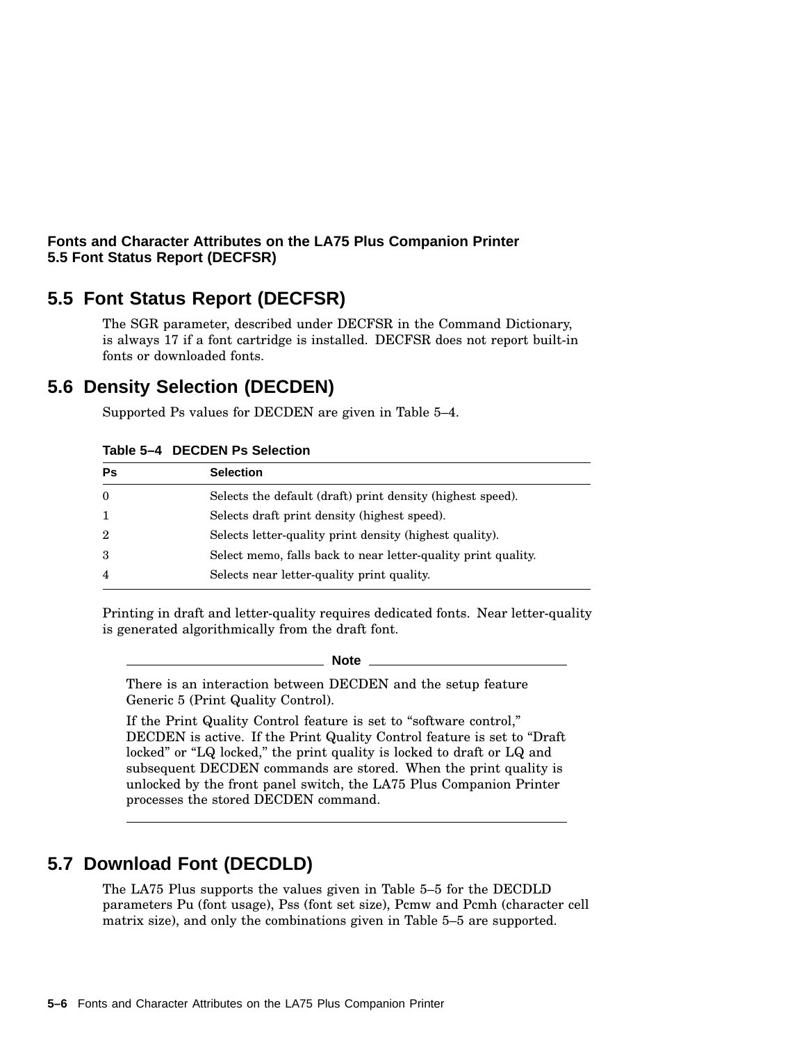## 5.5 Font Status Report (DECFSR)

The SGR parameter, described under DECFSR in the Command Dictionary, is always 17 if a font cartridge is installed. DECFSR does not report built-in fonts or downloaded fonts.

## 5.6 Density Selection (DECDEN)

Supported Ps values for DECDEN are given in Table 5–4.

**Table 5–4 DECDEN Ps Selection**

| Ps | Selection |
|---|---|
| 0 | Selects the default (draft) print density (highest speed). |
| 1 | Selects draft print density (highest speed). |
| 2 | Selects letter-quality print density (highest quality). |
| 3 | Select memo, falls back to near letter-quality print quality. |
| 4 | Selects near letter-quality print quality. |

Printing in draft and letter-quality requires dedicated fonts. Near letter-quality is generated algorithmically from the draft font.

**Note**

There is an interaction between DECDEN and the setup feature Generic 5 (Print Quality Control).

If the Print Quality Control feature is set to "software control," DECDEN is active. If the Print Quality Control feature is set to "Draft locked" or "LQ locked," the print quality is locked to draft or LQ and subsequent DECDEN commands are stored. When the print quality is unlocked by the front panel switch, the LA75 Plus Companion Printer processes the stored DECDEN command.

## 5.7 Download Font (DECDLD)

The LA75 Plus supports the values given in Table 5–5 for the DECDLD parameters Pu (font usage), Pss (font set size), Pcmw and Pcmh (character cell matrix size), and only the combinations given in Table 5–5 are supported.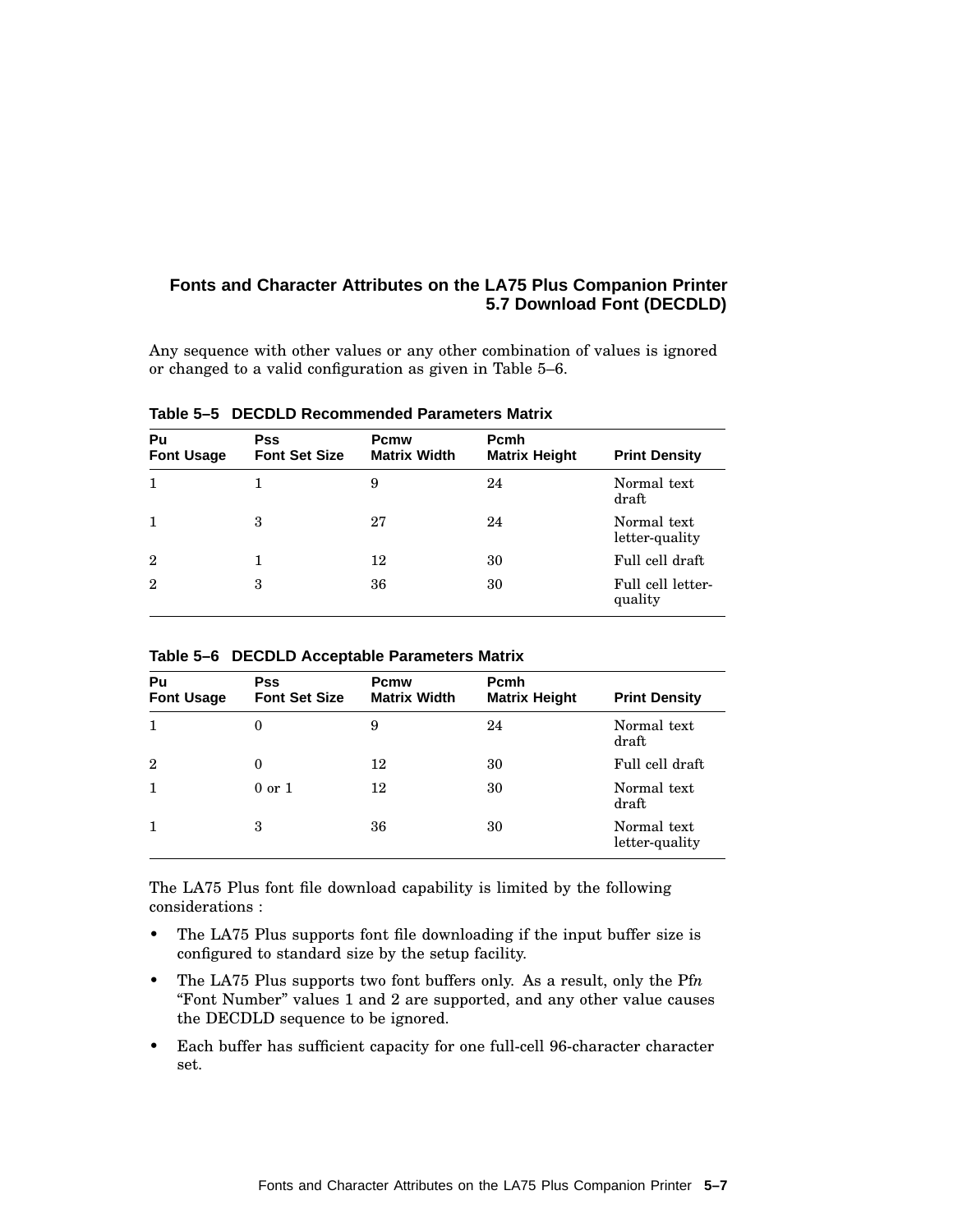Any sequence with other values or any other combination of values is ignored or changed to a valid configuration as given in Table 5–6.

**Table 5–5 DECDLD Recommended Parameters Matrix**

| Pu Font Usage | Pss Font Set Size | Pcmw Matrix Width | Pcmh Matrix Height | Print Density |
|---|---|---|---|---|
| 1 | 1 | 9 | 24 | Normal text draft |
| 1 | 3 | 27 | 24 | Normal text letter-quality |
| 2 | 1 | 12 | 30 | Full cell draft |
| 2 | 3 | 36 | 30 | Full cell letter-quality |

**Table 5–6 DECDLD Acceptable Parameters Matrix**

| Pu Font Usage | Pss Font Set Size | Pcmw Matrix Width | Pcmh Matrix Height | Print Density |
|---|---|---|---|---|
| 1 | 0 | 9 | 24 | Normal text draft |
| 2 | 0 | 12 | 30 | Full cell draft |
| 1 | 0 or 1 | 12 | 30 | Normal text draft |
| 1 | 3 | 36 | 30 | Normal text letter-quality |

The LA75 Plus font file download capability is limited by the following considerations :

- The LA75 Plus supports font file downloading if the input buffer size is configured to standard size by the setup facility.
- The LA75 Plus supports two font buffers only. As a result, only the Pf*n* "Font Number" values 1 and 2 are supported, and any other value causes the DECDLD sequence to be ignored.
- Each buffer has sufficient capacity for one full-cell 96-character character set.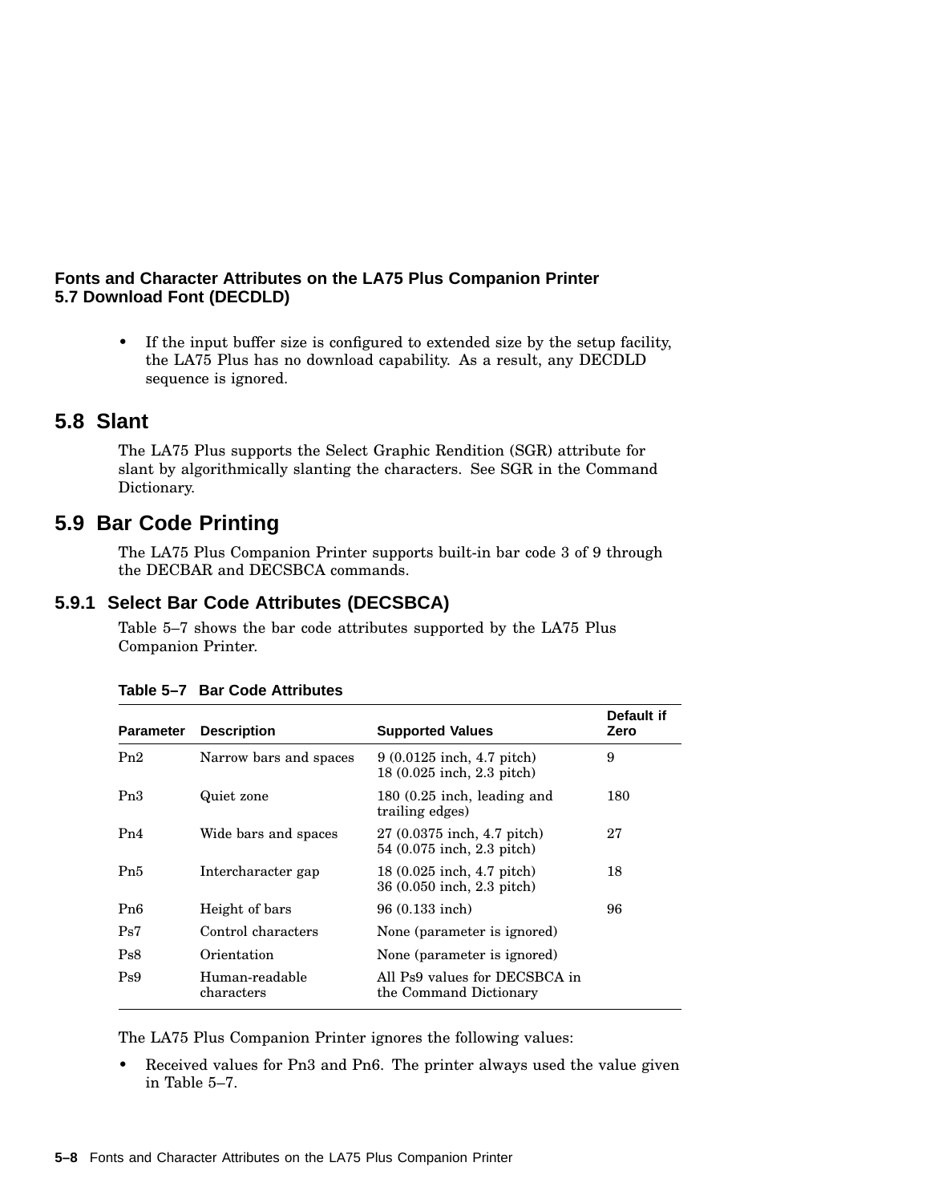- If the input buffer size is configured to extended size by the setup facility, the LA75 Plus has no download capability. As a result, any DECDLD sequence is ignored.

## 5.8 Slant

The LA75 Plus supports the Select Graphic Rendition (SGR) attribute for slant by algorithmically slanting the characters. See SGR in the Command Dictionary.

## 5.9 Bar Code Printing

The LA75 Plus Companion Printer supports built-in bar code 3 of 9 through the DECBAR and DECSBCA commands.

### 5.9.1 Select Bar Code Attributes (DECSBCA)

Table 5–7 shows the bar code attributes supported by the LA75 Plus Companion Printer.

**Table 5–7 Bar Code Attributes**

| Parameter | Description | Supported Values | Default if Zero |
|---|---|---|---|
| Pn2 | Narrow bars and spaces | 9 (0.0125 inch, 4.7 pitch)<br>18 (0.025 inch, 2.3 pitch) | 9 |
| Pn3 | Quiet zone | 180 (0.25 inch, leading and trailing edges) | 180 |
| Pn4 | Wide bars and spaces | 27 (0.0375 inch, 4.7 pitch)<br>54 (0.075 inch, 2.3 pitch) | 27 |
| Pn5 | Intercharacter gap | 18 (0.025 inch, 4.7 pitch)<br>36 (0.050 inch, 2.3 pitch) | 18 |
| Pn6 | Height of bars | 96 (0.133 inch) | 96 |
| Ps7 | Control characters | None (parameter is ignored) | |
| Ps8 | Orientation | None (parameter is ignored) | |
| Ps9 | Human-readable characters | All Ps9 values for DECSBCA in the Command Dictionary | |

The LA75 Plus Companion Printer ignores the following values:

- Received values for Pn3 and Pn6. The printer always used the value given in Table 5–7.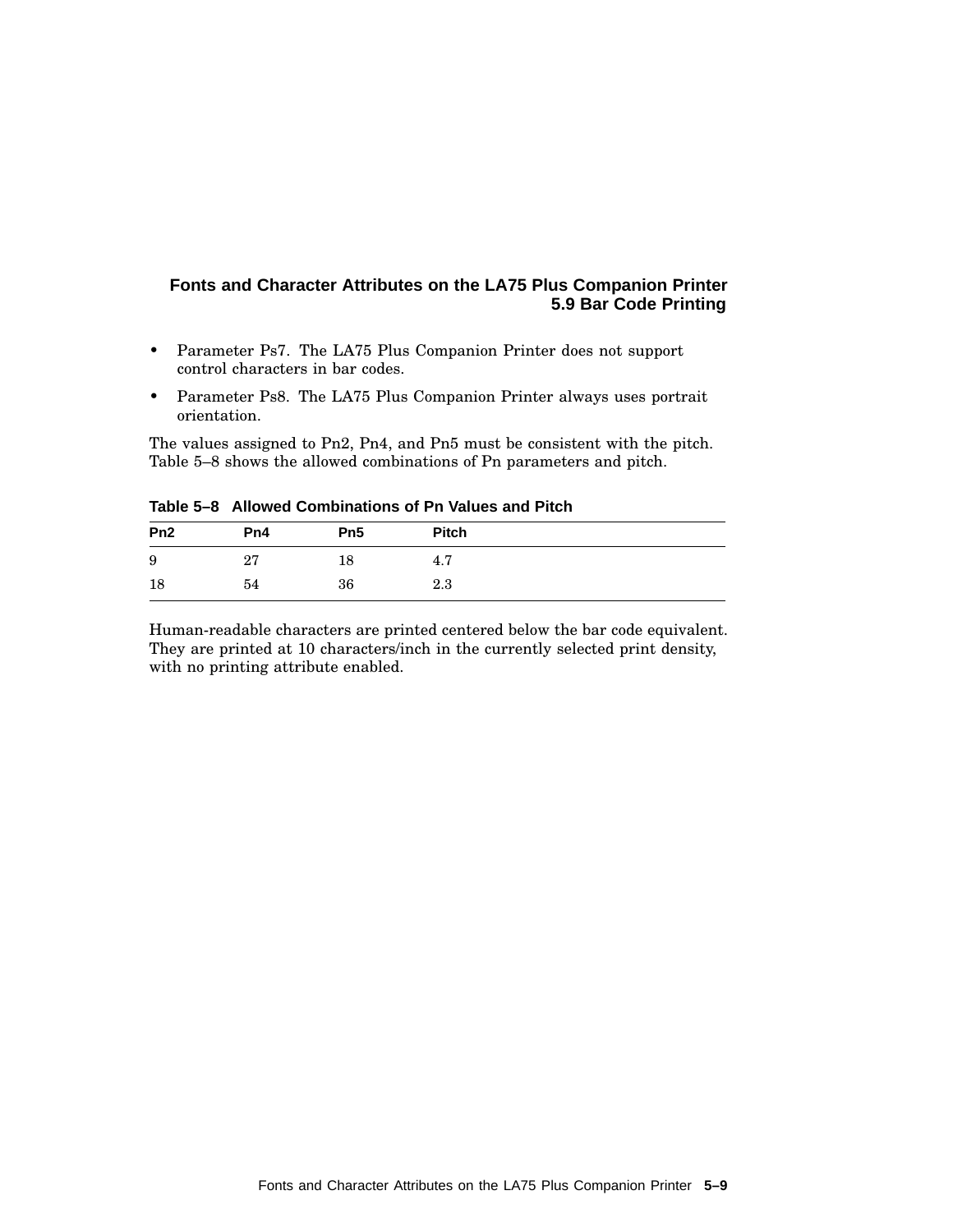- Parameter Ps7. The LA75 Plus Companion Printer does not support control characters in bar codes.
- Parameter Ps8. The LA75 Plus Companion Printer always uses portrait orientation.

The values assigned to Pn2, Pn4, and Pn5 must be consistent with the pitch. Table 5–8 shows the allowed combinations of Pn parameters and pitch.

**Table 5–8 Allowed Combinations of Pn Values and Pitch**

| Pn2 | Pn4 | Pn5 | Pitch |
|---|---|---|---|
| 9 | 27 | 18 | 4.7 |
| 18 | 54 | 36 | 2.3 |

Human-readable characters are printed centered below the bar code equivalent. They are printed at 10 characters/inch in the currently selected print density, with no printing attribute enabled.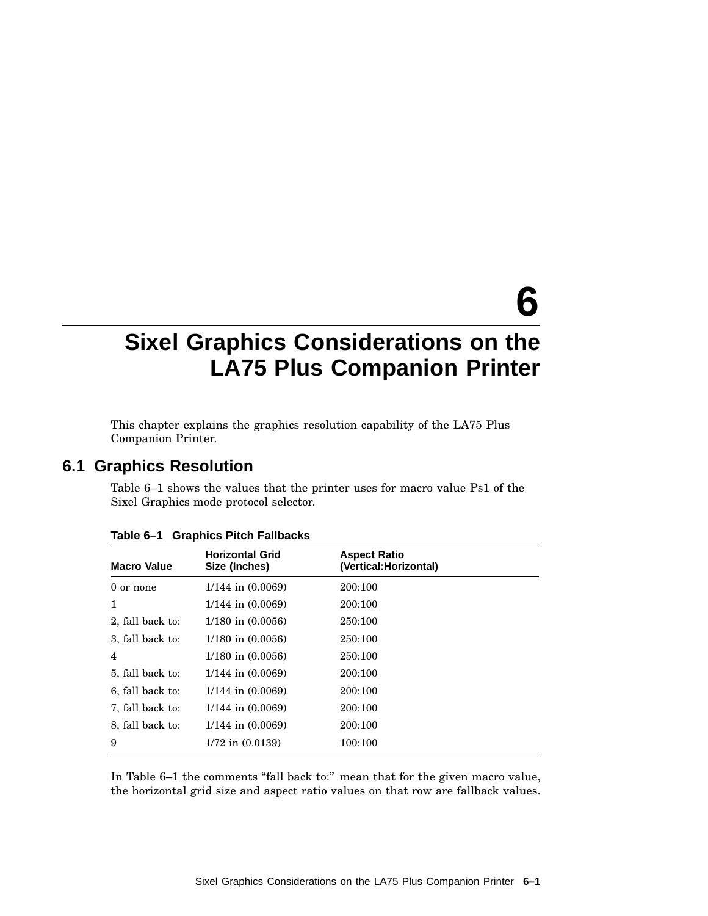# 6 Sixel Graphics Considerations on the LA75 Plus Companion Printer

This chapter explains the graphics resolution capability of the LA75 Plus Companion Printer.

## 6.1 Graphics Resolution

Table 6–1 shows the values that the printer uses for macro value Ps1 of the Sixel Graphics mode protocol selector.

**Table 6–1 Graphics Pitch Fallbacks**

| Macro Value | Horizontal Grid Size (Inches) | Aspect Ratio (Vertical:Horizontal) |
|---|---|---|
| 0 or none | 1/144 in (0.0069) | 200:100 |
| 1 | 1/144 in (0.0069) | 200:100 |
| 2, fall back to: | 1/180 in (0.0056) | 250:100 |
| 3, fall back to: | 1/180 in (0.0056) | 250:100 |
| 4 | 1/180 in (0.0056) | 250:100 |
| 5, fall back to: | 1/144 in (0.0069) | 200:100 |
| 6, fall back to: | 1/144 in (0.0069) | 200:100 |
| 7, fall back to: | 1/144 in (0.0069) | 200:100 |
| 8, fall back to: | 1/144 in (0.0069) | 200:100 |
| 9 | 1/72 in (0.0139) | 100:100 |

In Table 6–1 the comments "fall back to:" mean that for the given macro value, the horizontal grid size and aspect ratio values on that row are fallback values.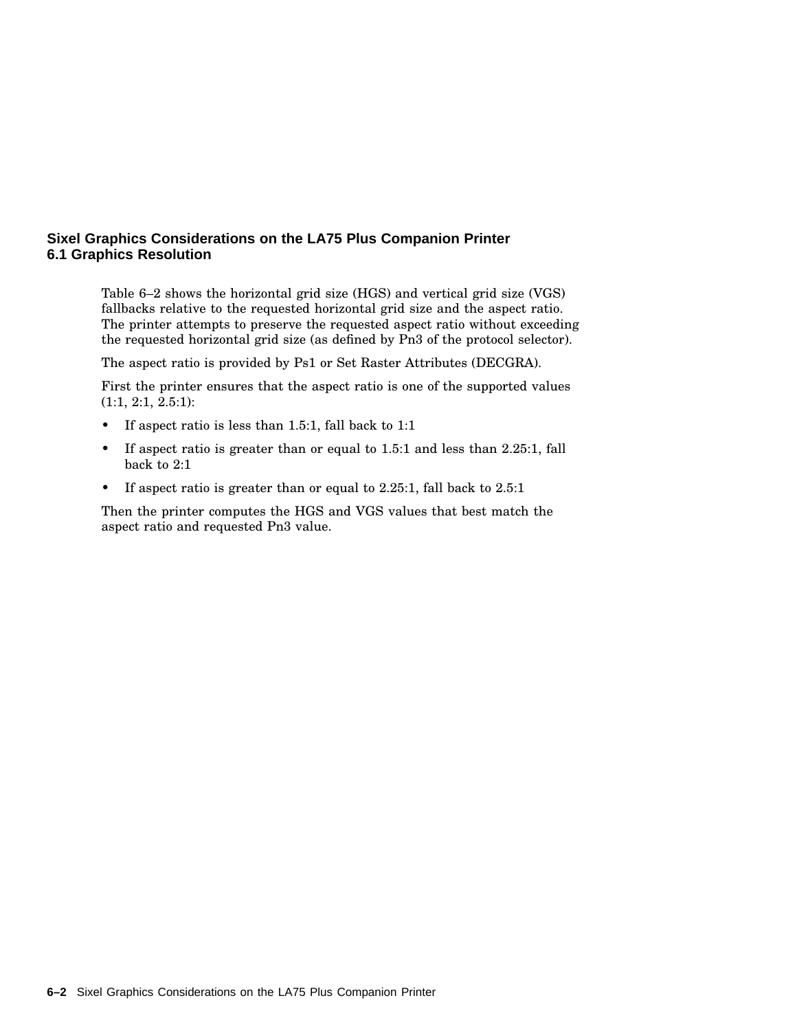## 6.1 Graphics Resolution

Table 6–2 shows the horizontal grid size (HGS) and vertical grid size (VGS) fallbacks relative to the requested horizontal grid size and the aspect ratio. The printer attempts to preserve the requested aspect ratio without exceeding the requested horizontal grid size (as defined by Pn3 of the protocol selector).

The aspect ratio is provided by Ps1 or Set Raster Attributes (DECGRA).

First the printer ensures that the aspect ratio is one of the supported values (1:1, 2:1, 2.5:1):

- If aspect ratio is less than 1.5:1, fall back to 1:1
- If aspect ratio is greater than or equal to 1.5:1 and less than 2.25:1, fall back to 2:1
- If aspect ratio is greater than or equal to 2.25:1, fall back to 2.5:1

Then the printer computes the HGS and VGS values that best match the aspect ratio and requested Pn3 value.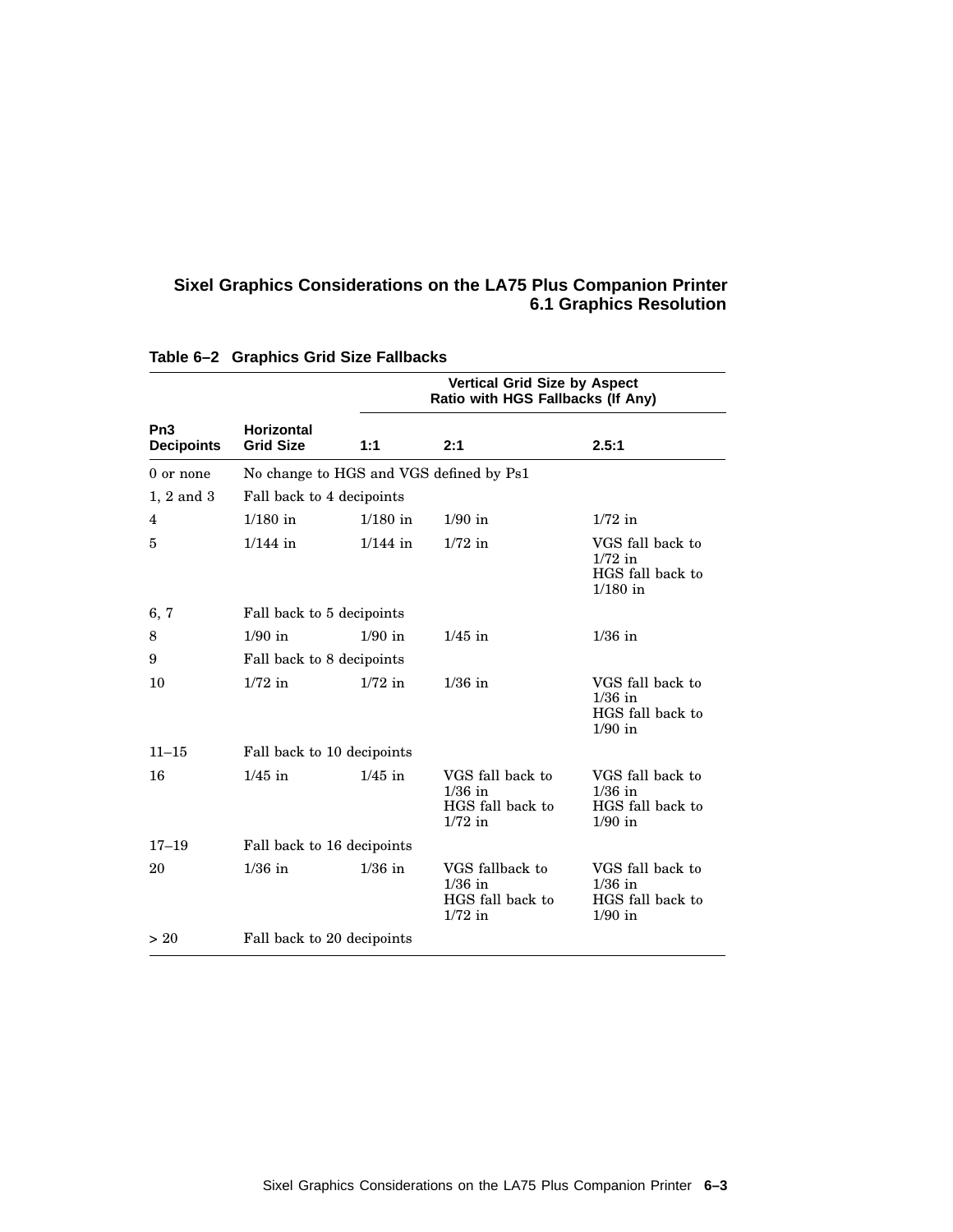**Table 6–2 Graphics Grid Size Fallbacks**

| Pn3 Decipoints | Horizontal Grid Size | Vertical Grid Size by Aspect Ratio with HGS Fallbacks (If Any) | | |
|---|---|---|---|---|
| | | 1:1 | 2:1 | 2.5:1 |
| 0 or none | No change to HGS and VGS defined by Ps1 | | | |
| 1, 2 and 3 | Fall back to 4 decipoints | | | |
| 4 | 1/180 in | 1/180 in | 1/90 in | 1/72 in |
| 5 | 1/144 in | 1/144 in | 1/72 in | VGS fall back to 1/72 in HGS fall back to 1/180 in |
| 6, 7 | Fall back to 5 decipoints | | | |
| 8 | 1/90 in | 1/90 in | 1/45 in | 1/36 in |
| 9 | Fall back to 8 decipoints | | | |
| 10 | 1/72 in | 1/72 in | 1/36 in | VGS fall back to 1/36 in HGS fall back to 1/90 in |
| 11–15 | Fall back to 10 decipoints | | | |
| 16 | 1/45 in | 1/45 in | VGS fall back to 1/36 in HGS fall back to 1/72 in | VGS fall back to 1/36 in HGS fall back to 1/90 in |
| 17–19 | Fall back to 16 decipoints | | | |
| 20 | 1/36 in | 1/36 in | VGS fallback to 1/36 in HGS fall back to 1/72 in | VGS fall back to 1/36 in HGS fall back to 1/90 in |
| > 20 | Fall back to 20 decipoints | | | |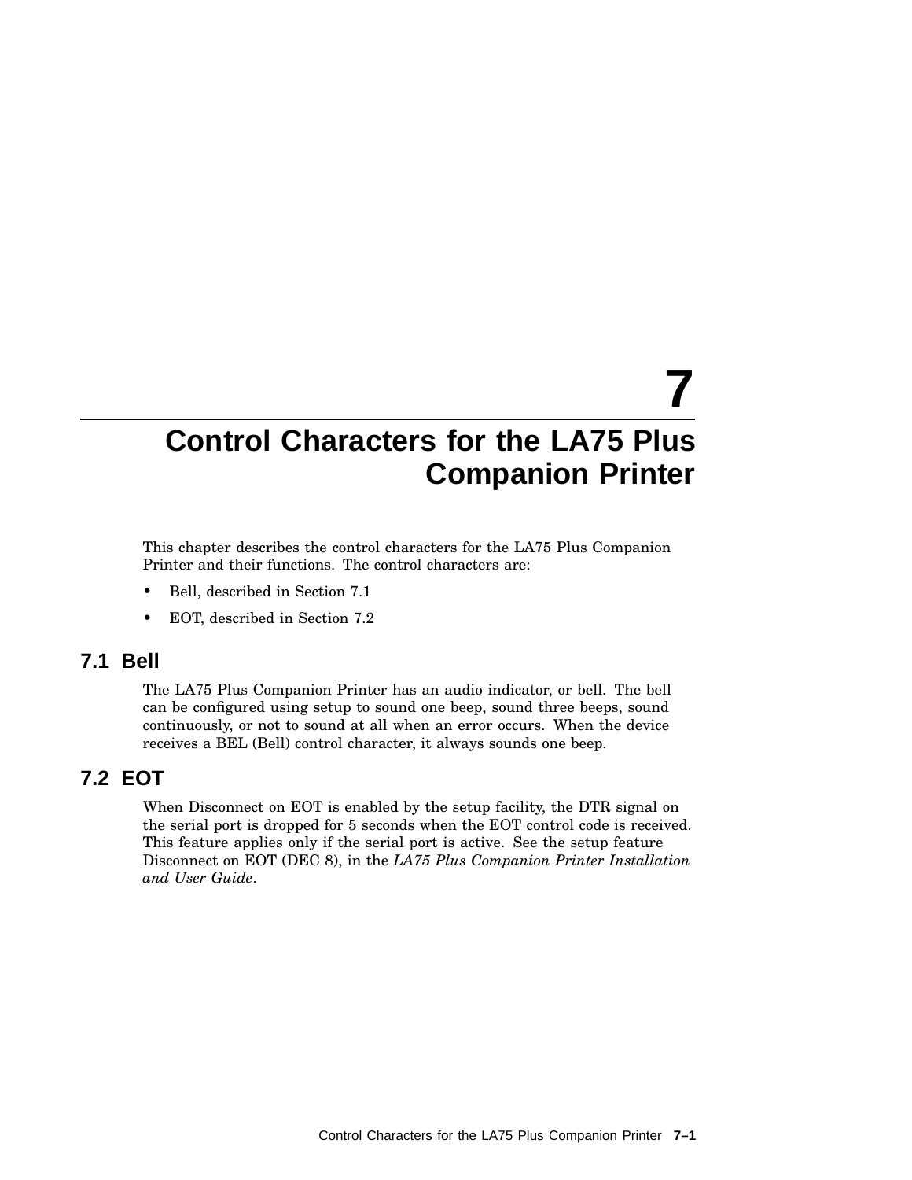# 7 Control Characters for the LA75 Plus Companion Printer

This chapter describes the control characters for the LA75 Plus Companion Printer and their functions. The control characters are:

- Bell, described in Section 7.1
- EOT, described in Section 7.2

## 7.1 Bell

The LA75 Plus Companion Printer has an audio indicator, or bell. The bell can be configured using setup to sound one beep, sound three beeps, sound continuously, or not to sound at all when an error occurs. When the device receives a BEL (Bell) control character, it always sounds one beep.

## 7.2 EOT

When Disconnect on EOT is enabled by the setup facility, the DTR signal on the serial port is dropped for 5 seconds when the EOT control code is received. This feature applies only if the serial port is active. See the setup feature Disconnect on EOT (DEC 8), in the *LA75 Plus Companion Printer Installation and User Guide*.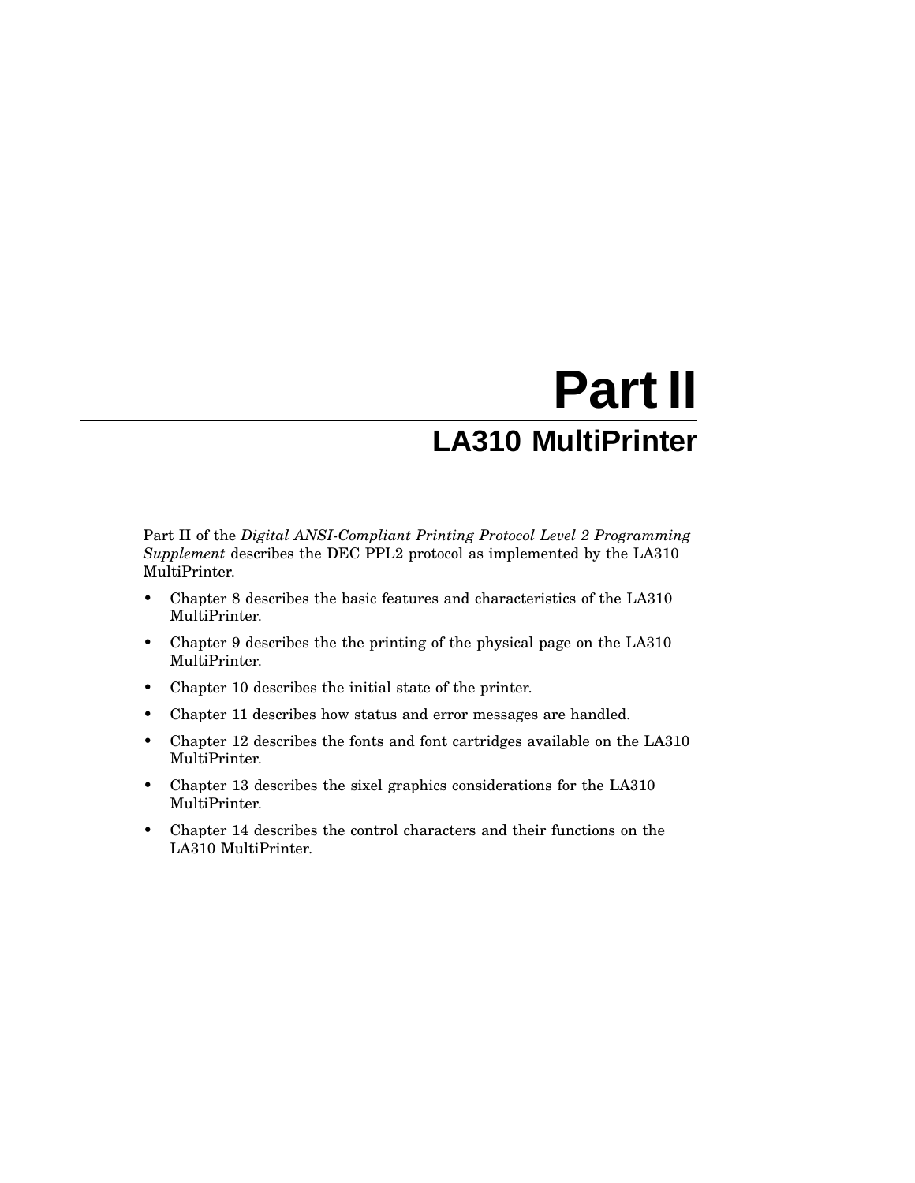# Part II

## LA310 MultiPrinter

Part II of the *Digital ANSI-Compliant Printing Protocol Level 2 Programming Supplement* describes the DEC PPL2 protocol as implemented by the LA310 MultiPrinter.

- Chapter 8 describes the basic features and characteristics of the LA310 MultiPrinter.
- Chapter 9 describes the the printing of the physical page on the LA310 MultiPrinter.
- Chapter 10 describes the initial state of the printer.
- Chapter 11 describes how status and error messages are handled.
- Chapter 12 describes the fonts and font cartridges available on the LA310 MultiPrinter.
- Chapter 13 describes the sixel graphics considerations for the LA310 MultiPrinter.
- Chapter 14 describes the control characters and their functions on the LA310 MultiPrinter.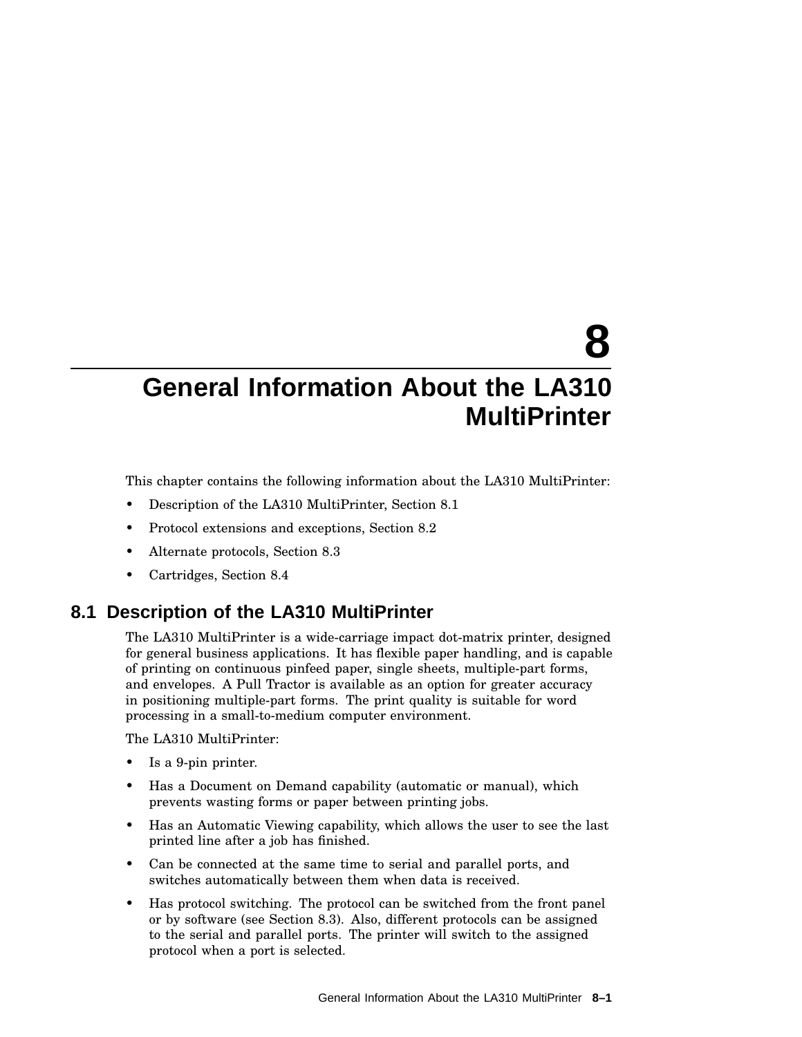# 8 General Information About the LA310 MultiPrinter

This chapter contains the following information about the LA310 MultiPrinter:

- Description of the LA310 MultiPrinter, Section 8.1
- Protocol extensions and exceptions, Section 8.2
- Alternate protocols, Section 8.3
- Cartridges, Section 8.4

## 8.1 Description of the LA310 MultiPrinter

The LA310 MultiPrinter is a wide-carriage impact dot-matrix printer, designed for general business applications. It has flexible paper handling, and is capable of printing on continuous pinfeed paper, single sheets, multiple-part forms, and envelopes. A Pull Tractor is available as an option for greater accuracy in positioning multiple-part forms. The print quality is suitable for word processing in a small-to-medium computer environment.

The LA310 MultiPrinter:

- Is a 9-pin printer.
- Has a Document on Demand capability (automatic or manual), which prevents wasting forms or paper between printing jobs.
- Has an Automatic Viewing capability, which allows the user to see the last printed line after a job has finished.
- Can be connected at the same time to serial and parallel ports, and switches automatically between them when data is received.
- Has protocol switching. The protocol can be switched from the front panel or by software (see Section 8.3). Also, different protocols can be assigned to the serial and parallel ports. The printer will switch to the assigned protocol when a port is selected.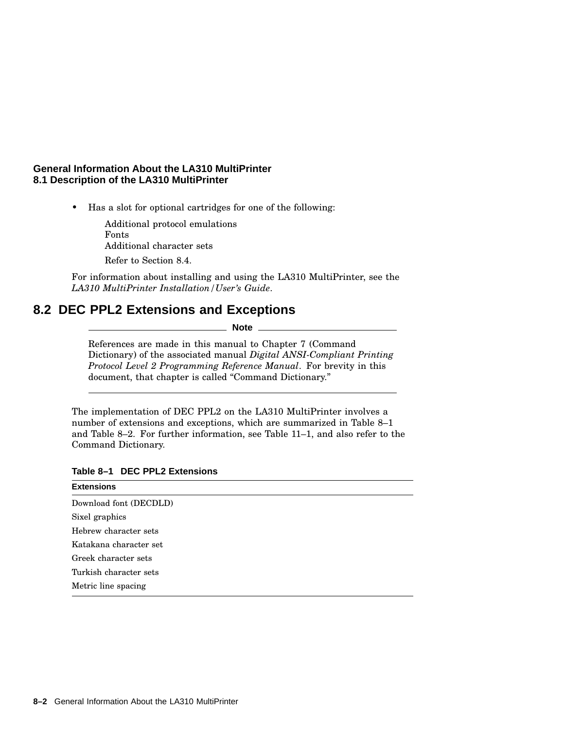- Has a slot for optional cartridges for one of the following:

  Additional protocol emulations
  Fonts
  Additional character sets

  Refer to Section 8.4.

For information about installing and using the LA310 MultiPrinter, see the *LA310 MultiPrinter Installation/User's Guide*.

## 8.2 DEC PPL2 Extensions and Exceptions

**Note**

References are made in this manual to Chapter 7 (Command Dictionary) of the associated manual *Digital ANSI-Compliant Printing Protocol Level 2 Programming Reference Manual*. For brevity in this document, that chapter is called "Command Dictionary."

---

The implementation of DEC PPL2 on the LA310 MultiPrinter involves a number of extensions and exceptions, which are summarized in Table 8–1 and Table 8–2. For further information, see Table 11–1, and also refer to the Command Dictionary.

**Table 8–1 DEC PPL2 Extensions**

| Extensions |
|---|
| Download font (DECDLD) |
| Sixel graphics |
| Hebrew character sets |
| Katakana character set |
| Greek character sets |
| Turkish character sets |
| Metric line spacing |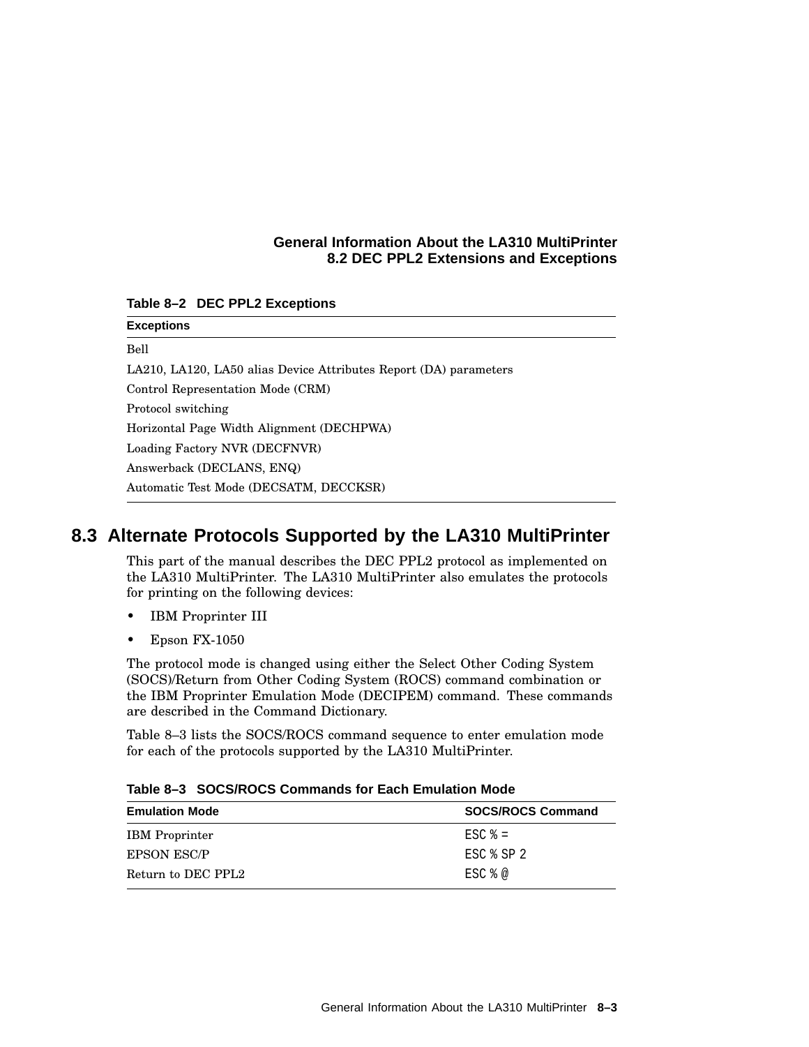**Table 8–2 DEC PPL2 Exceptions**

| Exceptions |
|---|
| Bell |
| LA210, LA120, LA50 alias Device Attributes Report (DA) parameters |
| Control Representation Mode (CRM) |
| Protocol switching |
| Horizontal Page Width Alignment (DECHPWA) |
| Loading Factory NVR (DECFNVR) |
| Answerback (DECLANS, ENQ) |
| Automatic Test Mode (DECSATM, DECCKSR) |

## 8.3 Alternate Protocols Supported by the LA310 MultiPrinter

This part of the manual describes the DEC PPL2 protocol as implemented on the LA310 MultiPrinter. The LA310 MultiPrinter also emulates the protocols for printing on the following devices:

- IBM Proprinter III
- Epson FX-1050

The protocol mode is changed using either the Select Other Coding System (SOCS)/Return from Other Coding System (ROCS) command combination or the IBM Proprinter Emulation Mode (DECIPEM) command. These commands are described in the Command Dictionary.

Table 8–3 lists the SOCS/ROCS command sequence to enter emulation mode for each of the protocols supported by the LA310 MultiPrinter.

**Table 8–3 SOCS/ROCS Commands for Each Emulation Mode**

| Emulation Mode | SOCS/ROCS Command |
|---|---|
| IBM Proprinter | `ESC % =` |
| EPSON ESC/P | `ESC % SP 2` |
| Return to DEC PPL2 | `ESC % @` |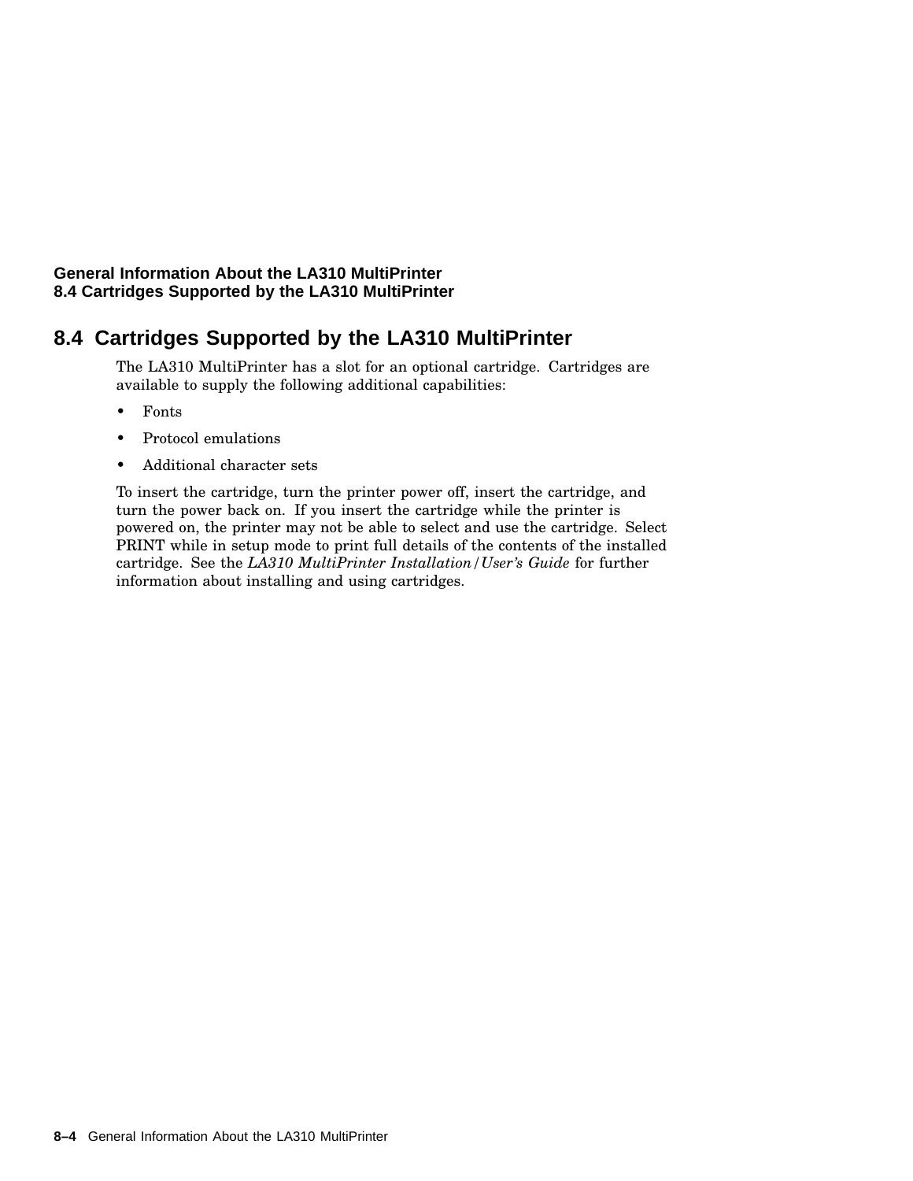## 8.4 Cartridges Supported by the LA310 MultiPrinter

The LA310 MultiPrinter has a slot for an optional cartridge. Cartridges are available to supply the following additional capabilities:

- Fonts
- Protocol emulations
- Additional character sets

To insert the cartridge, turn the printer power off, insert the cartridge, and turn the power back on. If you insert the cartridge while the printer is powered on, the printer may not be able to select and use the cartridge. Select PRINT while in setup mode to print full details of the contents of the installed cartridge. See the *LA310 MultiPrinter Installation/User's Guide* for further information about installing and using cartridges.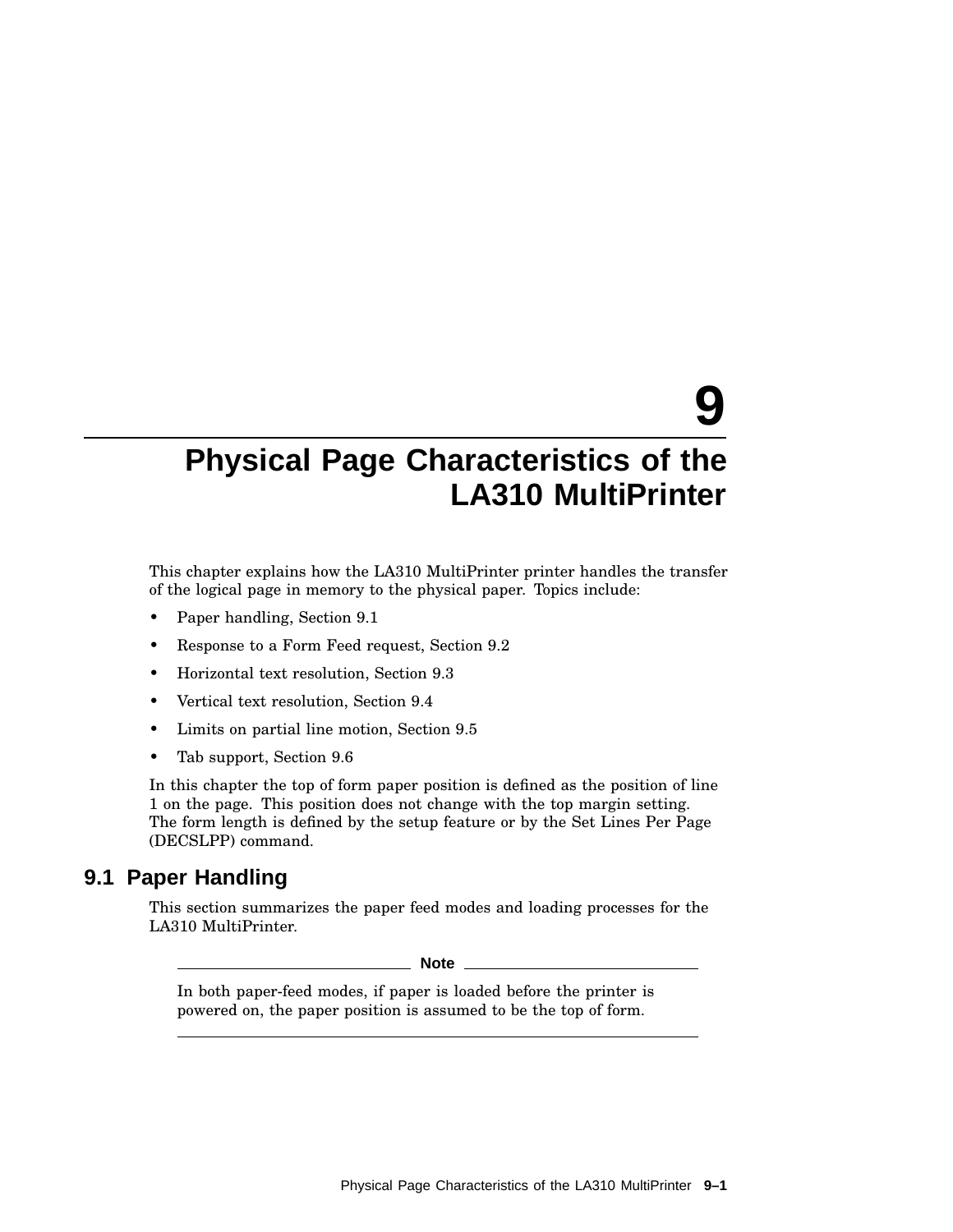# 9 Physical Page Characteristics of the LA310 MultiPrinter

This chapter explains how the LA310 MultiPrinter printer handles the transfer of the logical page in memory to the physical paper. Topics include:

- Paper handling, Section 9.1
- Response to a Form Feed request, Section 9.2
- Horizontal text resolution, Section 9.3
- Vertical text resolution, Section 9.4
- Limits on partial line motion, Section 9.5
- Tab support, Section 9.6

In this chapter the top of form paper position is defined as the position of line 1 on the page. This position does not change with the top margin setting. The form length is defined by the setup feature or by the Set Lines Per Page (DECSLPP) command.

## 9.1 Paper Handling

This section summarizes the paper feed modes and loading processes for the LA310 MultiPrinter.

---

**Note**

In both paper-feed modes, if paper is loaded before the printer is powered on, the paper position is assumed to be the top of form.

---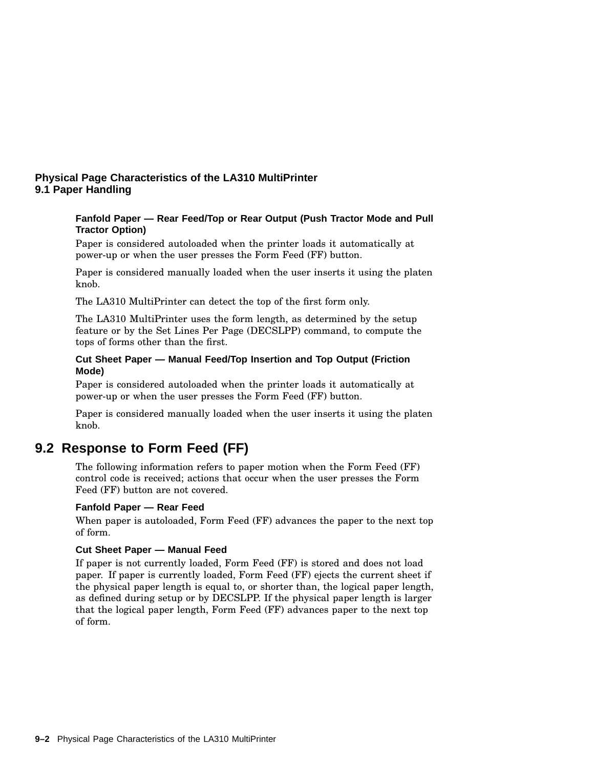Fanfold Paper — Rear Feed/Top or Rear Output (Push Tractor Mode and Pull Tractor Option)

Paper is considered autoloaded when the printer loads it automatically at power-up or when the user presses the Form Feed (FF) button.

Paper is considered manually loaded when the user inserts it using the platen knob.

The LA310 MultiPrinter can detect the top of the first form only.

The LA310 MultiPrinter uses the form length, as determined by the setup feature or by the Set Lines Per Page (DECSLPP) command, to compute the tops of forms other than the first.

Cut Sheet Paper — Manual Feed/Top Insertion and Top Output (Friction Mode)

Paper is considered autoloaded when the printer loads it automatically at power-up or when the user presses the Form Feed (FF) button.

Paper is considered manually loaded when the user inserts it using the platen knob.

## 9.2 Response to Form Feed (FF)

The following information refers to paper motion when the Form Feed (FF) control code is received; actions that occur when the user presses the Form Feed (FF) button are not covered.

#### Fanfold Paper — Rear Feed

When paper is autoloaded, Form Feed (FF) advances the paper to the next top of form.

#### Cut Sheet Paper — Manual Feed

If paper is not currently loaded, Form Feed (FF) is stored and does not load paper. If paper is currently loaded, Form Feed (FF) ejects the current sheet if the physical paper length is equal to, or shorter than, the logical paper length, as defined during setup or by DECSLPP. If the physical paper length is larger that the logical paper length, Form Feed (FF) advances paper to the next top of form.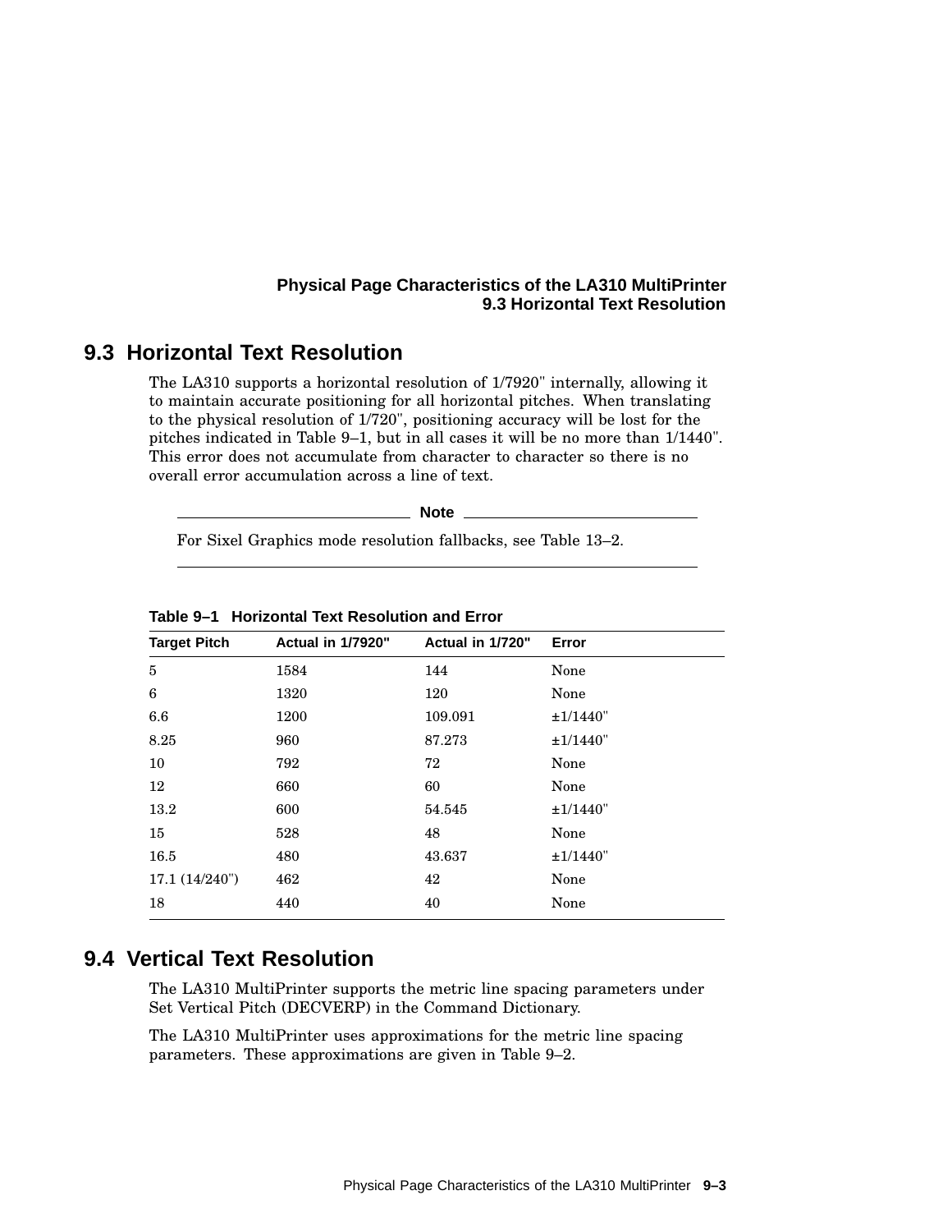## 9.3 Horizontal Text Resolution

The LA310 supports a horizontal resolution of 1/7920" internally, allowing it to maintain accurate positioning for all horizontal pitches. When translating to the physical resolution of 1/720", positioning accuracy will be lost for the pitches indicated in Table 9–1, but in all cases it will be no more than 1/1440". This error does not accumulate from character to character so there is no overall error accumulation across a line of text.

**Note**

For Sixel Graphics mode resolution fallbacks, see Table 13–2.

**Table 9–1 Horizontal Text Resolution and Error**

| Target Pitch | Actual in 1/7920" | Actual in 1/720" | Error |
|---|---|---|---|
| 5 | 1584 | 144 | None |
| 6 | 1320 | 120 | None |
| 6.6 | 1200 | 109.091 | ±1/1440" |
| 8.25 | 960 | 87.273 | ±1/1440" |
| 10 | 792 | 72 | None |
| 12 | 660 | 60 | None |
| 13.2 | 600 | 54.545 | ±1/1440" |
| 15 | 528 | 48 | None |
| 16.5 | 480 | 43.637 | ±1/1440" |
| 17.1 (14/240") | 462 | 42 | None |
| 18 | 440 | 40 | None |

## 9.4 Vertical Text Resolution

The LA310 MultiPrinter supports the metric line spacing parameters under Set Vertical Pitch (DECVERP) in the Command Dictionary.

The LA310 MultiPrinter uses approximations for the metric line spacing parameters. These approximations are given in Table 9–2.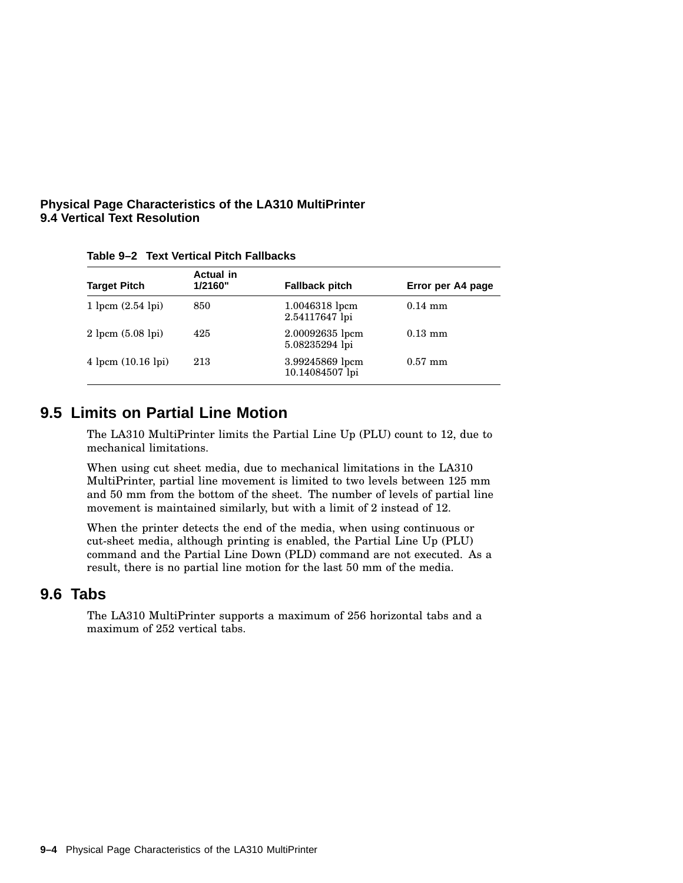**Table 9–2 Text Vertical Pitch Fallbacks**

| Target Pitch | Actual in 1/2160" | Fallback pitch | Error per A4 page |
|---|---|---|---|
| 1 lpcm (2.54 lpi) | 850 | 1.0046318 lpcm 2.54117647 lpi | 0.14 mm |
| 2 lpcm (5.08 lpi) | 425 | 2.00092635 lpcm 5.08235294 lpi | 0.13 mm |
| 4 lpcm (10.16 lpi) | 213 | 3.99245869 lpcm 10.14084507 lpi | 0.57 mm |

## 9.5 Limits on Partial Line Motion

The LA310 MultiPrinter limits the Partial Line Up (PLU) count to 12, due to mechanical limitations.

When using cut sheet media, due to mechanical limitations in the LA310 MultiPrinter, partial line movement is limited to two levels between 125 mm and 50 mm from the bottom of the sheet. The number of levels of partial line movement is maintained similarly, but with a limit of 2 instead of 12.

When the printer detects the end of the media, when using continuous or cut-sheet media, although printing is enabled, the Partial Line Up (PLU) command and the Partial Line Down (PLD) command are not executed. As a result, there is no partial line motion for the last 50 mm of the media.

## 9.6 Tabs

The LA310 MultiPrinter supports a maximum of 256 horizontal tabs and a maximum of 252 vertical tabs.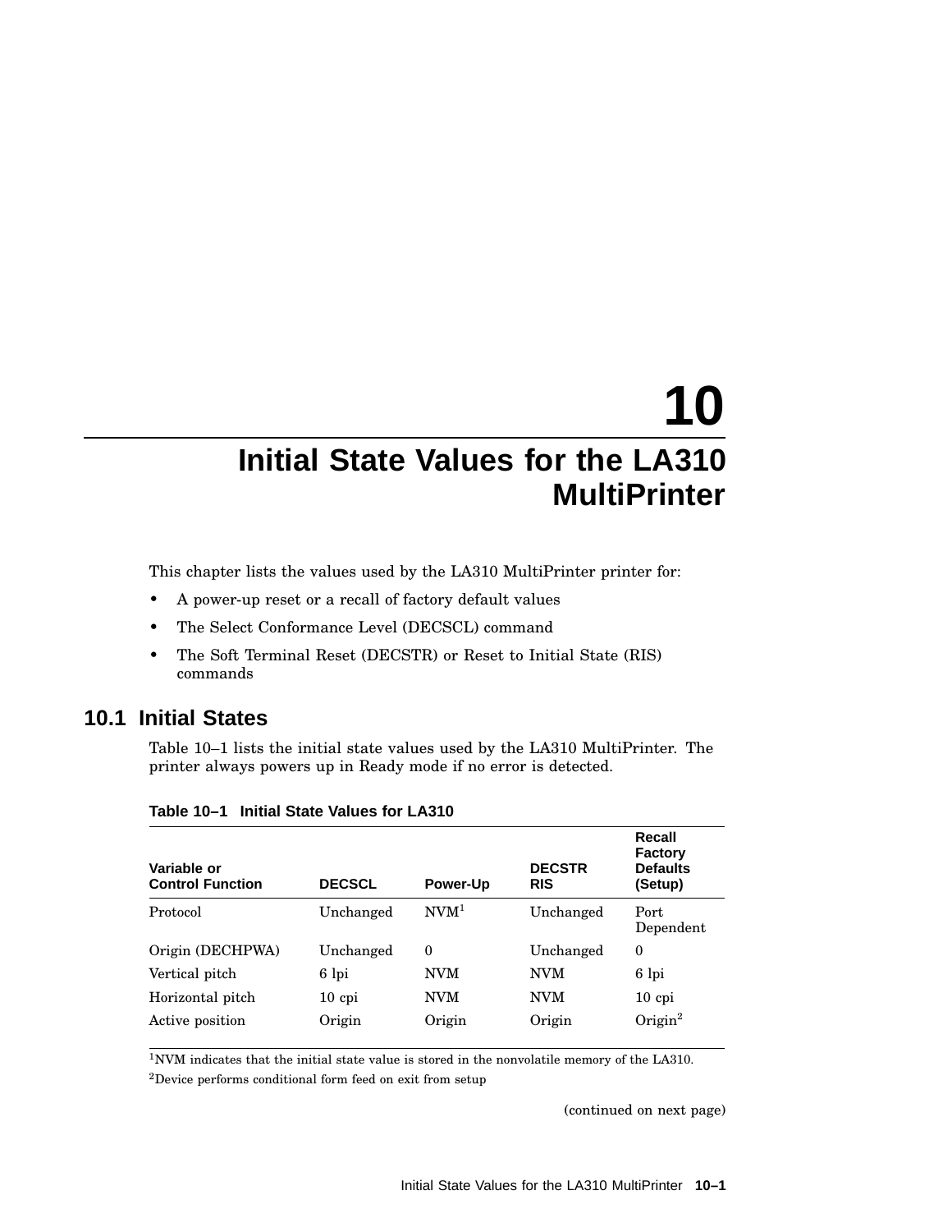# 10 Initial State Values for the LA310 MultiPrinter

This chapter lists the values used by the LA310 MultiPrinter printer for:

- A power-up reset or a recall of factory default values
- The Select Conformance Level (DECSCL) command
- The Soft Terminal Reset (DECSTR) or Reset to Initial State (RIS) commands

## 10.1 Initial States

Table 10–1 lists the initial state values used by the LA310 MultiPrinter. The printer always powers up in Ready mode if no error is detected.

**Table 10–1 Initial State Values for LA310**

| Variable or Control Function | DECSCL | Power-Up | DECSTR RIS | Recall Factory Defaults (Setup) |
|---|---|---|---|---|
| Protocol | Unchanged | NVM[1] | Unchanged | Port Dependent |
| Origin (DECHPWA) | Unchanged | 0 | Unchanged | 0 |
| Vertical pitch | 6 lpi | NVM | NVM | 6 lpi |
| Horizontal pitch | 10 cpi | NVM | NVM | 10 cpi |
| Active position | Origin | Origin | Origin | Origin[2] |

[1]NVM indicates that the initial state value is stored in the nonvolatile memory of the LA310.

[2]Device performs conditional form feed on exit from setup

(continued on next page)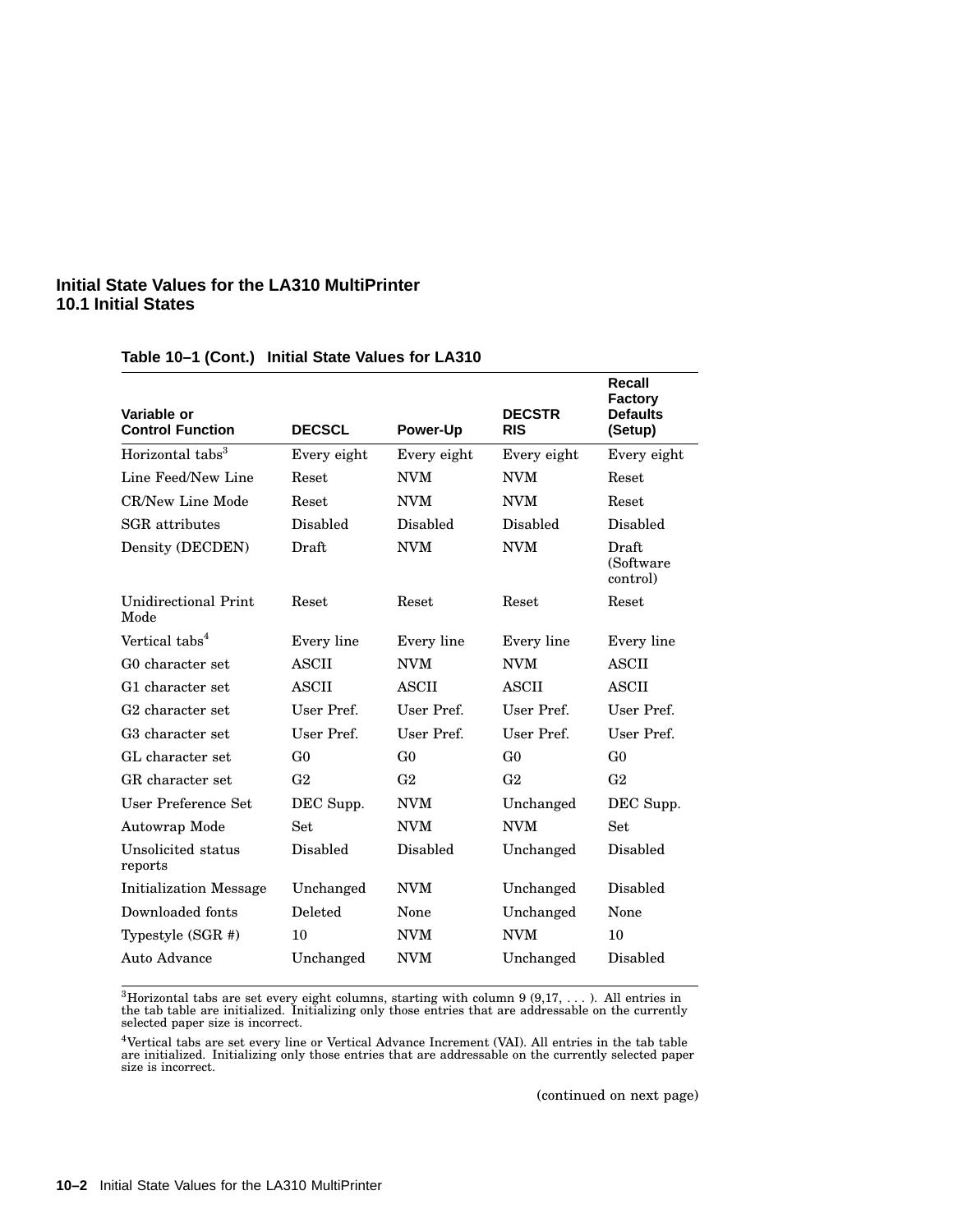**Table 10–1 (Cont.) Initial State Values for LA310**

| Variable or Control Function | DECSCL | Power-Up | DECSTR RIS | Recall Factory Defaults (Setup) |
|---|---|---|---|---|
| Horizontal tabs[3] | Every eight | Every eight | Every eight | Every eight |
| Line Feed/New Line | Reset | NVM | NVM | Reset |
| CR/New Line Mode | Reset | NVM | NVM | Reset |
| SGR attributes | Disabled | Disabled | Disabled | Disabled |
| Density (DECDEN) | Draft | NVM | NVM | Draft (Software control) |
| Unidirectional Print Mode | Reset | Reset | Reset | Reset |
| Vertical tabs[4] | Every line | Every line | Every line | Every line |
| G0 character set | ASCII | NVM | NVM | ASCII |
| G1 character set | ASCII | ASCII | ASCII | ASCII |
| G2 character set | User Pref. | User Pref. | User Pref. | User Pref. |
| G3 character set | User Pref. | User Pref. | User Pref. | User Pref. |
| GL character set | G0 | G0 | G0 | G0 |
| GR character set | G2 | G2 | G2 | G2 |
| User Preference Set | DEC Supp. | NVM | Unchanged | DEC Supp. |
| Autowrap Mode | Set | NVM | NVM | Set |
| Unsolicited status reports | Disabled | Disabled | Unchanged | Disabled |
| Initialization Message | Unchanged | NVM | Unchanged | Disabled |
| Downloaded fonts | Deleted | None | Unchanged | None |
| Typestyle (SGR #) | 10 | NVM | NVM | 10 |
| Auto Advance | Unchanged | NVM | Unchanged | Disabled |

[3]Horizontal tabs are set every eight columns, starting with column 9 (9,17, . . . ). All entries in the tab table are initialized. Initializing only those entries that are addressable on the currently selected paper size is incorrect.

[4]Vertical tabs are set every line or Vertical Advance Increment (VAI). All entries in the tab table are initialized. Initializing only those entries that are addressable on the currently selected paper size is incorrect.

(continued on next page)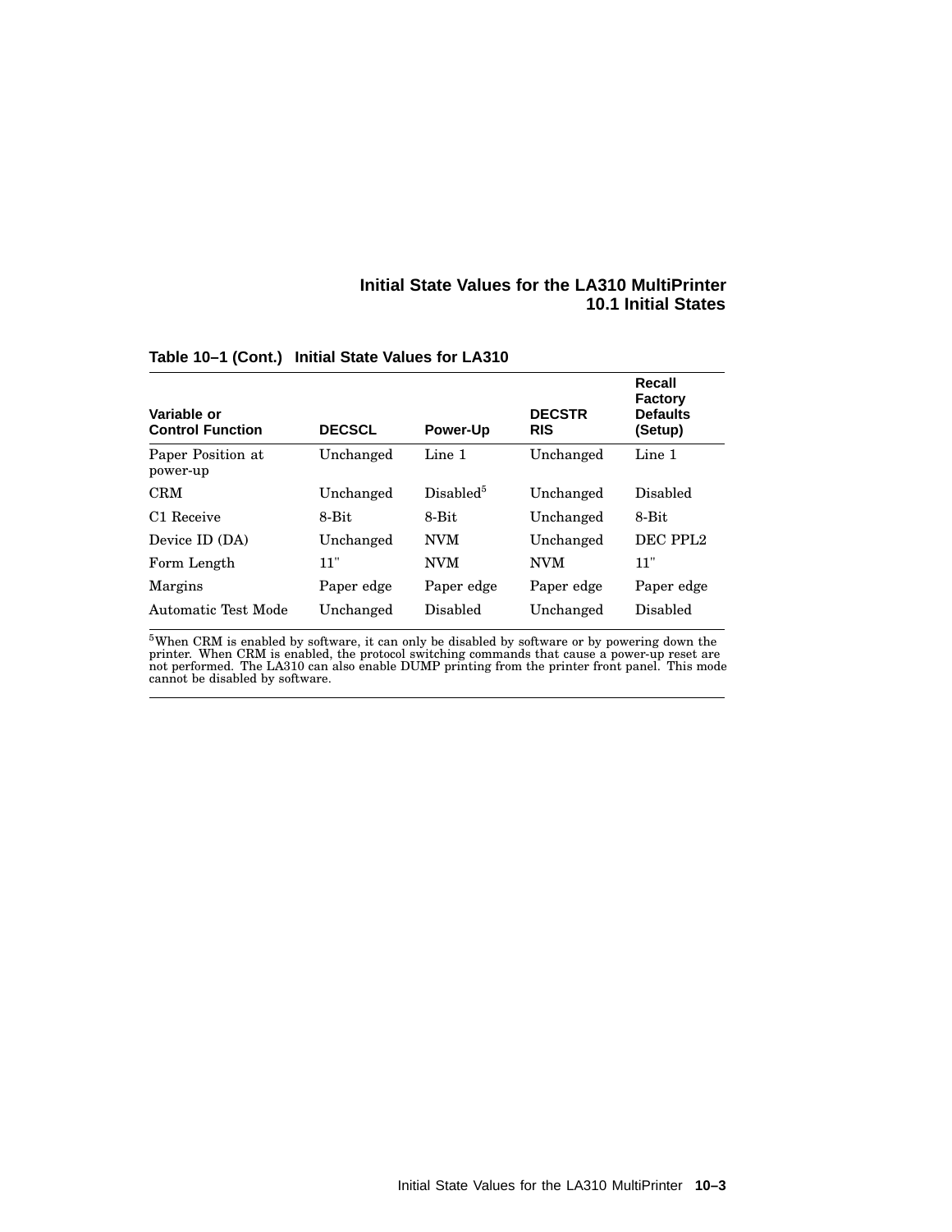**Table 10–1 (Cont.) Initial State Values for LA310**

| Variable or Control Function | DECSCL | Power-Up | DECSTR RIS | Recall Factory Defaults (Setup) |
|---|---|---|---|---|
| Paper Position at power-up | Unchanged | Line 1 | Unchanged | Line 1 |
| CRM | Unchanged | Disabled[5] | Unchanged | Disabled |
| C1 Receive | 8-Bit | 8-Bit | Unchanged | 8-Bit |
| Device ID (DA) | Unchanged | NVM | Unchanged | DEC PPL2 |
| Form Length | 11" | NVM | NVM | 11" |
| Margins | Paper edge | Paper edge | Paper edge | Paper edge |
| Automatic Test Mode | Unchanged | Disabled | Unchanged | Disabled |

[5]When CRM is enabled by software, it can only be disabled by software or by powering down the printer. When CRM is enabled, the protocol switching commands that cause a power-up reset are not performed. The LA310 can also enable DUMP printing from the printer front panel. This mode cannot be disabled by software.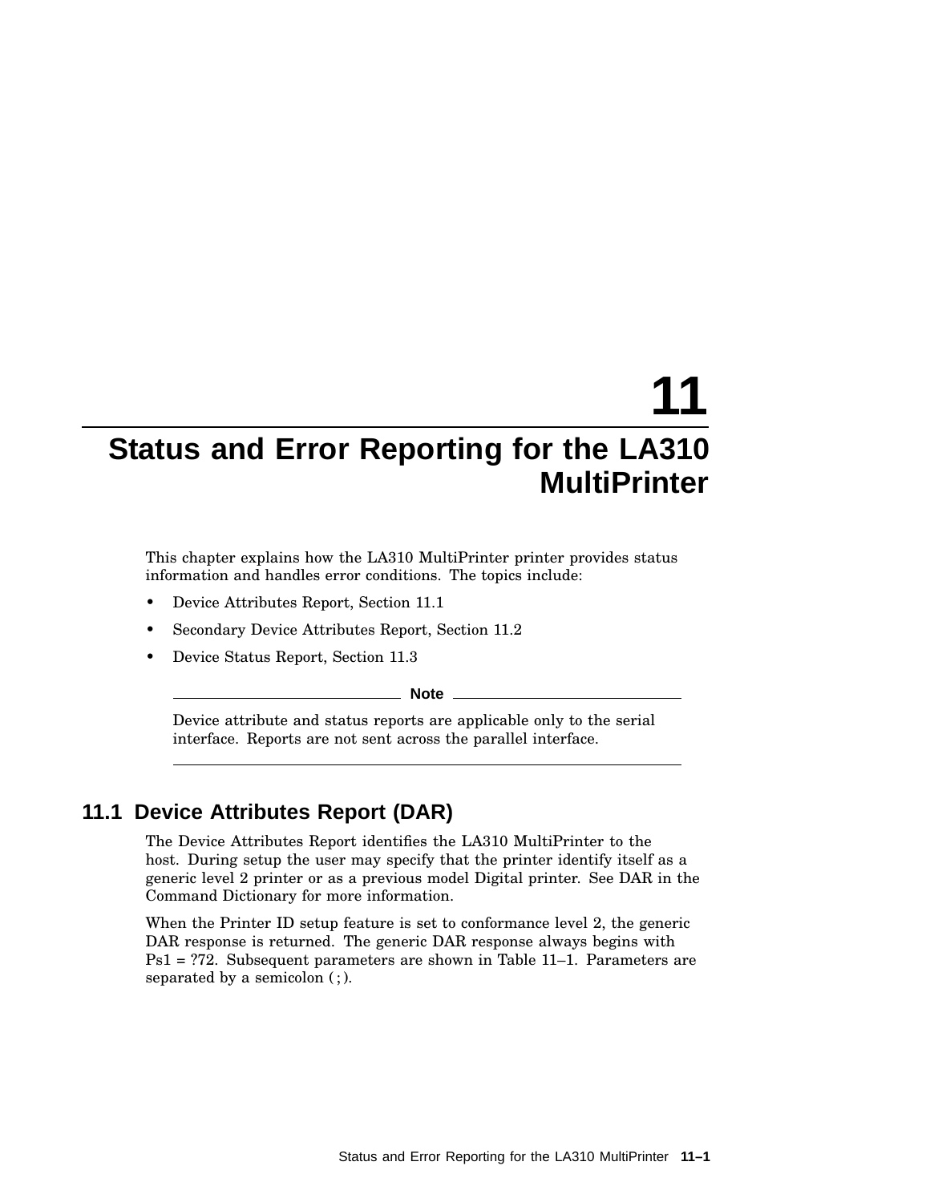# 11 Status and Error Reporting for the LA310 MultiPrinter

This chapter explains how the LA310 MultiPrinter printer provides status information and handles error conditions. The topics include:

- Device Attributes Report, Section 11.1
- Secondary Device Attributes Report, Section 11.2
- Device Status Report, Section 11.3

**Note**

Device attribute and status reports are applicable only to the serial interface. Reports are not sent across the parallel interface.

---

## 11.1 Device Attributes Report (DAR)

The Device Attributes Report identifies the LA310 MultiPrinter to the host. During setup the user may specify that the printer identify itself as a generic level 2 printer or as a previous model Digital printer. See DAR in the Command Dictionary for more information.

When the Printer ID setup feature is set to conformance level 2, the generic DAR response is returned. The generic DAR response always begins with Ps1 = ?72. Subsequent parameters are shown in Table 11–1. Parameters are separated by a semicolon ( ; ).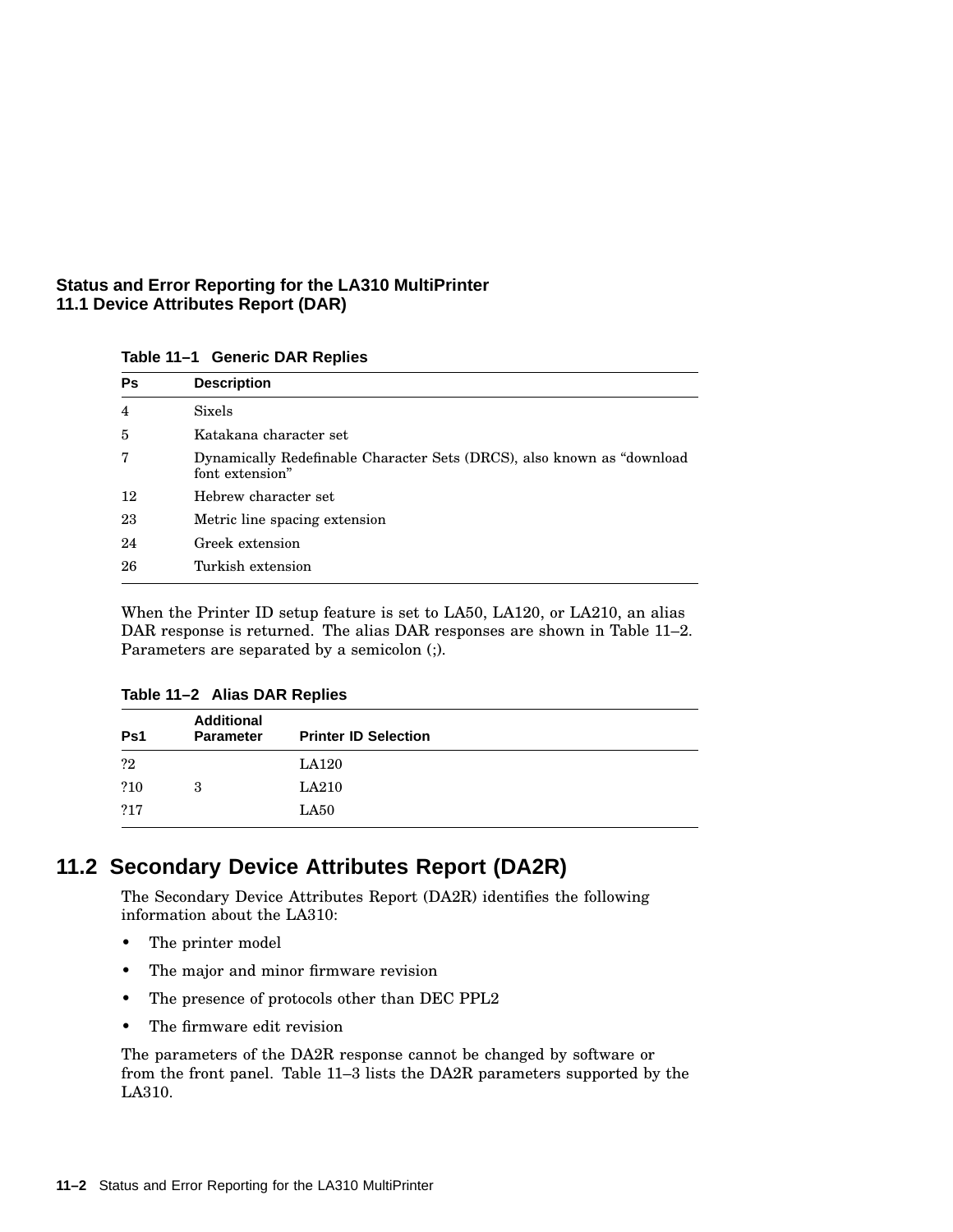Table 11–1 Generic DAR Replies

| Ps | Description |
|---|---|
| 4 | Sixels |
| 5 | Katakana character set |
| 7 | Dynamically Redefinable Character Sets (DRCS), also known as “download font extension” |
| 12 | Hebrew character set |
| 23 | Metric line spacing extension |
| 24 | Greek extension |
| 26 | Turkish extension |

When the Printer ID setup feature is set to LA50, LA120, or LA210, an alias DAR response is returned. The alias DAR responses are shown in Table 11–2. Parameters are separated by a semicolon (;).

Table 11–2 Alias DAR Replies

| Ps1 | Additional Parameter | Printer ID Selection |
|---|---|---|
| ?2 | | LA120 |
| ?10 | 3 | LA210 |
| ?17 | | LA50 |

## 11.2 Secondary Device Attributes Report (DA2R)

The Secondary Device Attributes Report (DA2R) identifies the following information about the LA310:

- The printer model
- The major and minor firmware revision
- The presence of protocols other than DEC PPL2
- The firmware edit revision

The parameters of the DA2R response cannot be changed by software or from the front panel. Table 11–3 lists the DA2R parameters supported by the LA310.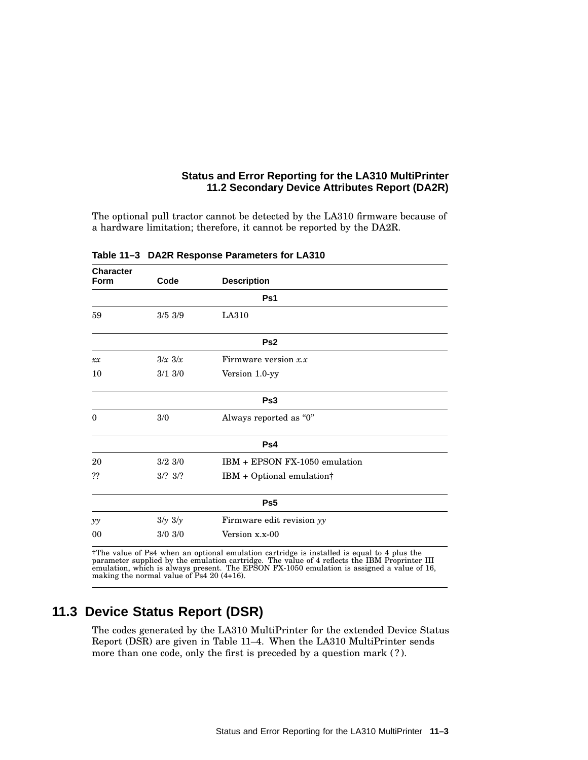The optional pull tractor cannot be detected by the LA310 firmware because of a hardware limitation; therefore, it cannot be reported by the DA2R.

**Table 11–3 DA2R Response Parameters for LA310**

| Character Form | Code | Description |
|---|---|---|
| | | **Ps1** |
| 59 | 3/5 3/9 | LA310 |
| | | **Ps2** |
| *xx* | 3/*x* 3/*x* | Firmware version *x.x* |
| 10 | 3/1 3/0 | Version 1.0-yy |
| | | **Ps3** |
| 0 | 3/0 | Always reported as “0” |
| | | **Ps4** |
| 20 | 3/2 3/0 | IBM + EPSON FX-1050 emulation |
| ?? | 3/? 3/? | IBM + Optional emulation† |
| | | **Ps5** |
| *yy* | 3/*y* 3/*y* | Firmware edit revision *yy* |
| 00 | 3/0 3/0 | Version x.x-00 |

†The value of Ps4 when an optional emulation cartridge is installed is equal to 4 plus the parameter supplied by the emulation cartridge. The value of 4 reflects the IBM Proprinter III emulation, which is always present. The EPSON FX-1050 emulation is assigned a value of 16, making the normal value of Ps4 20 (4+16).

## 11.3 Device Status Report (DSR)

The codes generated by the LA310 MultiPrinter for the extended Device Status Report (DSR) are given in Table 11–4. When the LA310 MultiPrinter sends more than one code, only the first is preceded by a question mark ( ? ).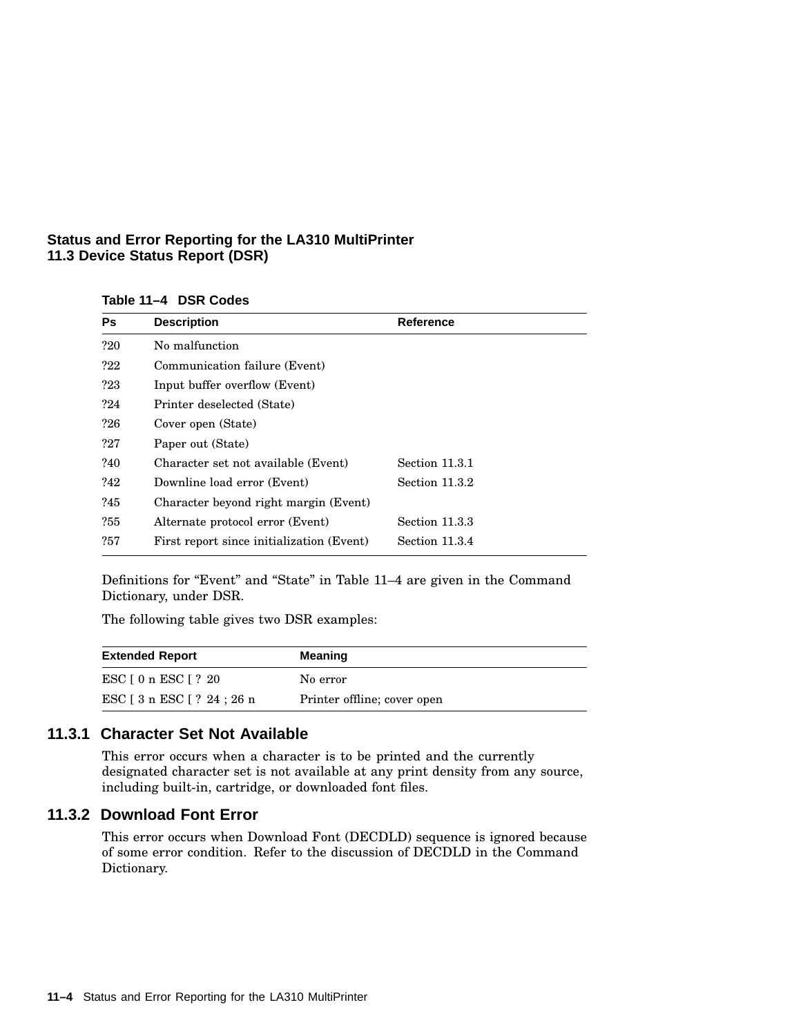**Table 11–4 DSR Codes**

| Ps | Description | Reference |
|---|---|---|
| ?20 | No malfunction | |
| ?22 | Communication failure (Event) | |
| ?23 | Input buffer overflow (Event) | |
| ?24 | Printer deselected (State) | |
| ?26 | Cover open (State) | |
| ?27 | Paper out (State) | |
| ?40 | Character set not available (Event) | Section 11.3.1 |
| ?42 | Downline load error (Event) | Section 11.3.2 |
| ?45 | Character beyond right margin (Event) | |
| ?55 | Alternate protocol error (Event) | Section 11.3.3 |
| ?57 | First report since initialization (Event) | Section 11.3.4 |

Definitions for “Event” and “State” in Table 11–4 are given in the Command Dictionary, under DSR.

The following table gives two DSR examples:

| Extended Report | Meaning |
|---|---|
| ESC [ 0 n ESC [ ? 20 | No error |
| ESC [ 3 n ESC [ ? 24 ; 26 n | Printer offline; cover open |

### 11.3.1 Character Set Not Available

This error occurs when a character is to be printed and the currently designated character set is not available at any print density from any source, including built-in, cartridge, or downloaded font files.

### 11.3.2 Download Font Error

This error occurs when Download Font (DECDLD) sequence is ignored because of some error condition. Refer to the discussion of DECDLD in the Command Dictionary.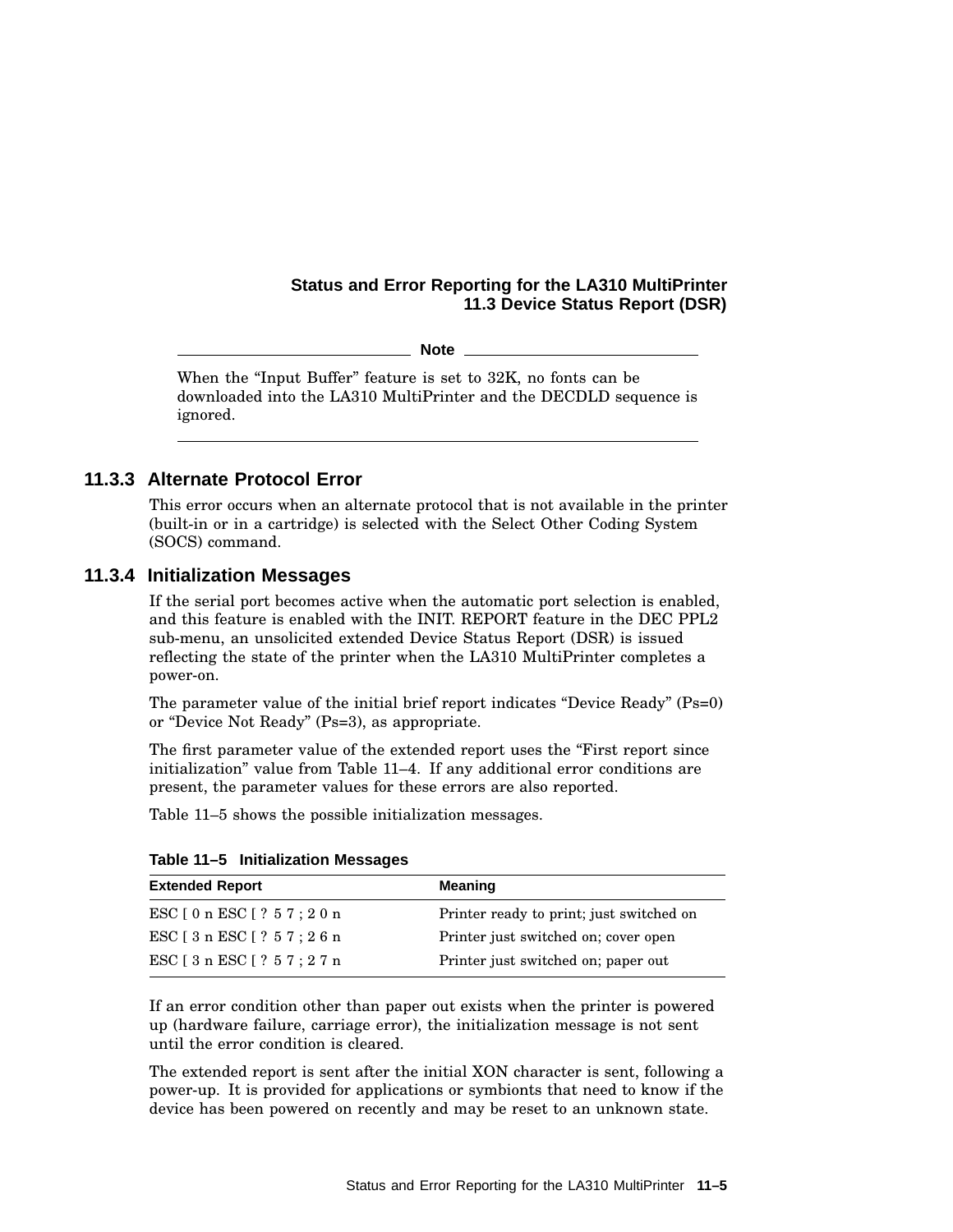**Note**

When the “Input Buffer” feature is set to 32K, no fonts can be downloaded into the LA310 MultiPrinter and the DECDLD sequence is ignored.

---

### 11.3.3 Alternate Protocol Error

This error occurs when an alternate protocol that is not available in the printer (built-in or in a cartridge) is selected with the Select Other Coding System (SOCS) command.

### 11.3.4 Initialization Messages

If the serial port becomes active when the automatic port selection is enabled, and this feature is enabled with the INIT. REPORT feature in the DEC PPL2 sub-menu, an unsolicited extended Device Status Report (DSR) is issued reflecting the state of the printer when the LA310 MultiPrinter completes a power-on.

The parameter value of the initial brief report indicates “Device Ready” (Ps=0) or “Device Not Ready” (Ps=3), as appropriate.

The first parameter value of the extended report uses the “First report since initialization” value from Table 11–4. If any additional error conditions are present, the parameter values for these errors are also reported.

Table 11–5 shows the possible initialization messages.

**Table 11–5 Initialization Messages**

| Extended Report | Meaning |
|---|---|
| ESC [ 0 n ESC [ ? 5 7 ; 2 0 n | Printer ready to print; just switched on |
| ESC [ 3 n ESC [ ? 5 7 ; 2 6 n | Printer just switched on; cover open |
| ESC [ 3 n ESC [ ? 5 7 ; 2 7 n | Printer just switched on; paper out |

If an error condition other than paper out exists when the printer is powered up (hardware failure, carriage error), the initialization message is not sent until the error condition is cleared.

The extended report is sent after the initial XON character is sent, following a power-up. It is provided for applications or symbionts that need to know if the device has been powered on recently and may be reset to an unknown state.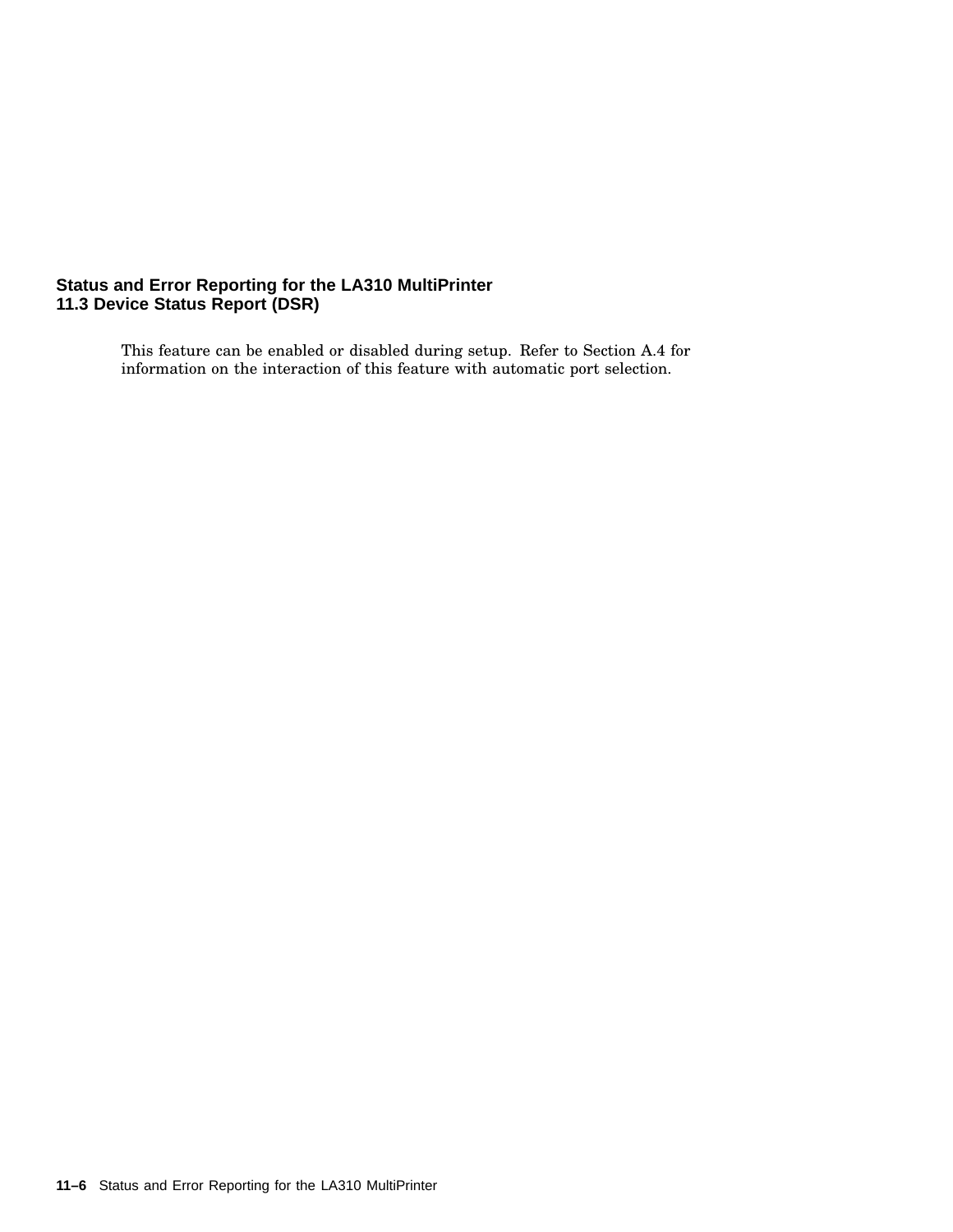This feature can be enabled or disabled during setup. Refer to Section A.4 for information on the interaction of this feature with automatic port selection.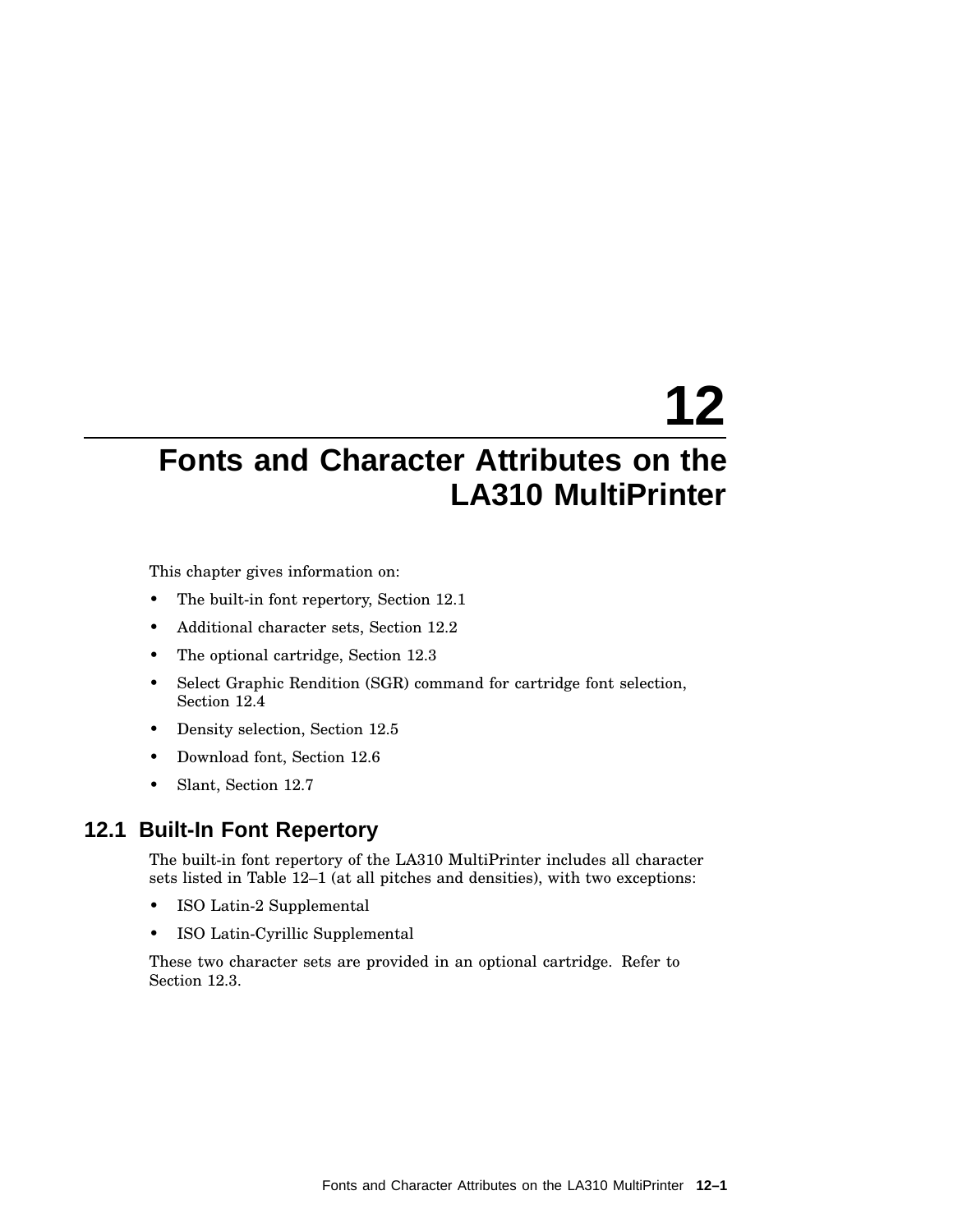# 12 Fonts and Character Attributes on the LA310 MultiPrinter

This chapter gives information on:

- The built-in font repertory, Section 12.1
- Additional character sets, Section 12.2
- The optional cartridge, Section 12.3
- Select Graphic Rendition (SGR) command for cartridge font selection, Section 12.4
- Density selection, Section 12.5
- Download font, Section 12.6
- Slant, Section 12.7

## 12.1 Built-In Font Repertory

The built-in font repertory of the LA310 MultiPrinter includes all character sets listed in Table 12–1 (at all pitches and densities), with two exceptions:

- ISO Latin-2 Supplemental
- ISO Latin-Cyrillic Supplemental

These two character sets are provided in an optional cartridge. Refer to Section 12.3.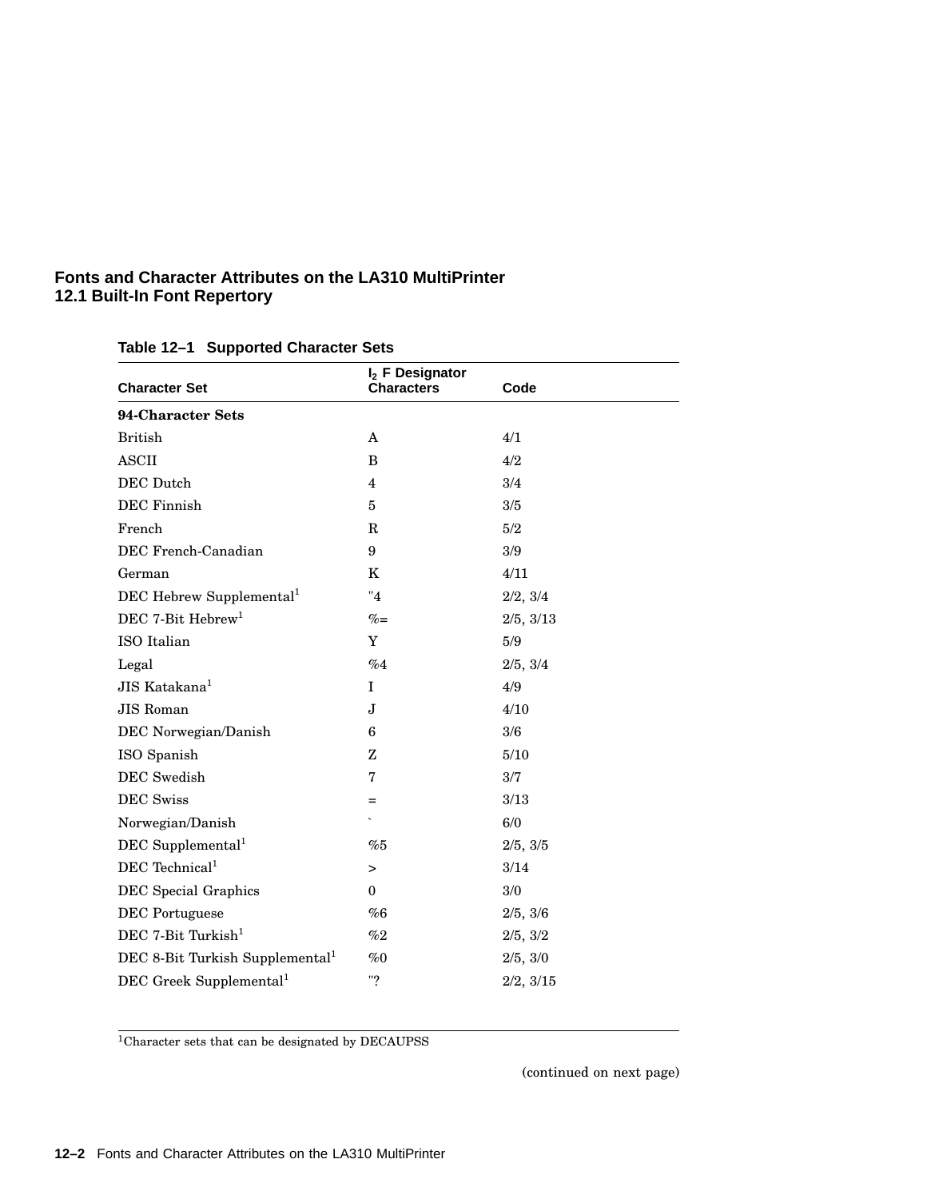**Table 12–1 Supported Character Sets**

| Character Set | $I_2$ F Designator Characters | Code |
|---|---|---|
| **94-Character Sets** | | |
| British | A | 4/1 |
| ASCII | B | 4/2 |
| DEC Dutch | 4 | 3/4 |
| DEC Finnish | 5 | 3/5 |
| French | R | 5/2 |
| DEC French-Canadian | 9 | 3/9 |
| German | K | 4/11 |
| DEC Hebrew Supplemental[1] | "4 | 2/2, 3/4 |
| DEC 7-Bit Hebrew[1] | %= | 2/5, 3/13 |
| ISO Italian | Y | 5/9 |
| Legal | %4 | 2/5, 3/4 |
| JIS Katakana[1] | I | 4/9 |
| JIS Roman | J | 4/10 |
| DEC Norwegian/Danish | 6 | 3/6 |
| ISO Spanish | Z | 5/10 |
| DEC Swedish | 7 | 3/7 |
| DEC Swiss | = | 3/13 |
| Norwegian/Danish | ` | 6/0 |
| DEC Supplemental[1] | %5 | 2/5, 3/5 |
| DEC Technical[1] | > | 3/14 |
| DEC Special Graphics | 0 | 3/0 |
| DEC Portuguese | %6 | 2/5, 3/6 |
| DEC 7-Bit Turkish[1] | %2 | 2/5, 3/2 |
| DEC 8-Bit Turkish Supplemental[1] | %0 | 2/5, 3/0 |
| DEC Greek Supplemental[1] | "? | 2/2, 3/15 |

[1]Character sets that can be designated by DECAUPSS

(continued on next page)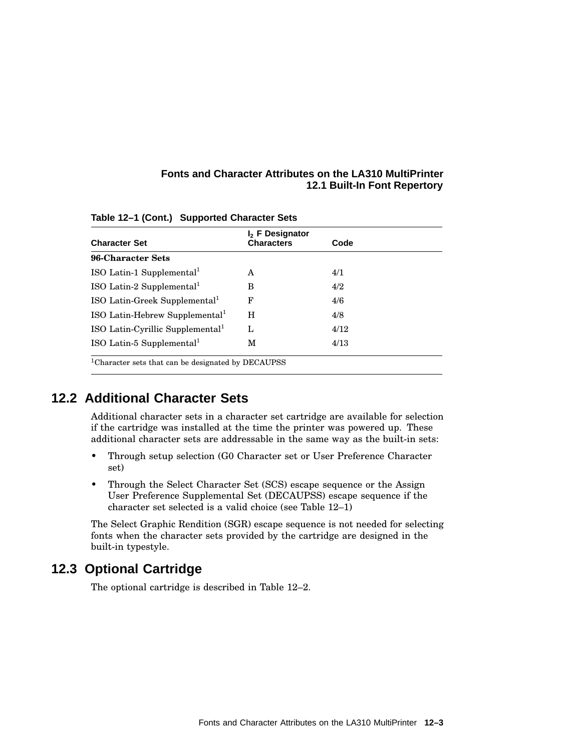**Table 12–1 (Cont.) Supported Character Sets**

| Character Set | $I_2$ F Designator Characters | Code |
|---|---|---|
| **96-Character Sets** | | |
| ISO Latin-1 Supplemental[1] | A | 4/1 |
| ISO Latin-2 Supplemental[1] | B | 4/2 |
| ISO Latin-Greek Supplemental[1] | F | 4/6 |
| ISO Latin-Hebrew Supplemental[1] | H | 4/8 |
| ISO Latin-Cyrillic Supplemental[1] | L | 4/12 |
| ISO Latin-5 Supplemental[1] | M | 4/13 |

[1]Character sets that can be designated by DECAUPSS

## 12.2 Additional Character Sets

Additional character sets in a character set cartridge are available for selection if the cartridge was installed at the time the printer was powered up. These additional character sets are addressable in the same way as the built-in sets:

- Through setup selection (G0 Character set or User Preference Character set)
- Through the Select Character Set (SCS) escape sequence or the Assign User Preference Supplemental Set (DECAUPSS) escape sequence if the character set selected is a valid choice (see Table 12–1)

The Select Graphic Rendition (SGR) escape sequence is not needed for selecting fonts when the character sets provided by the cartridge are designed in the built-in typestyle.

## 12.3 Optional Cartridge

The optional cartridge is described in Table 12–2.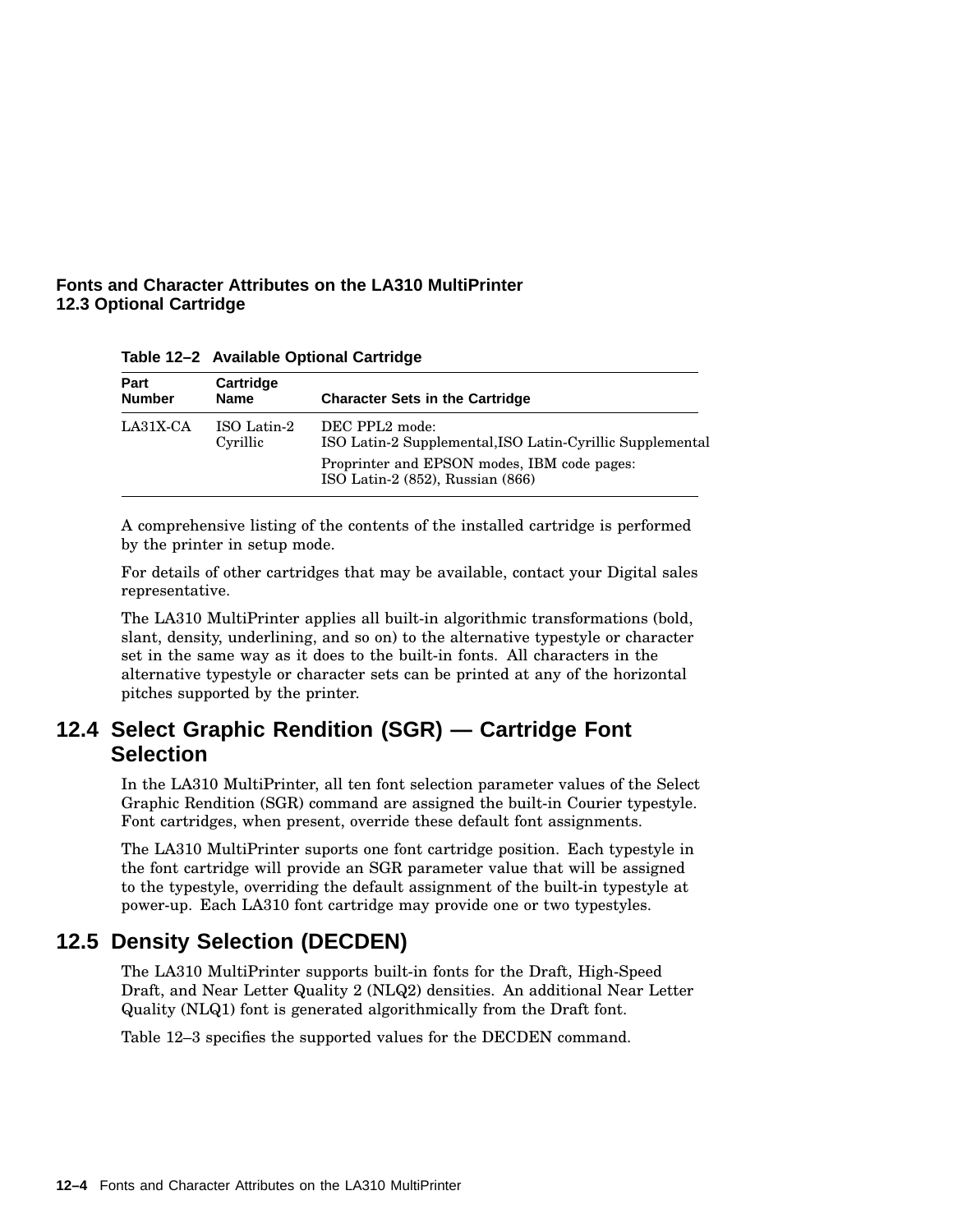**Table 12–2 Available Optional Cartridge**

| Part Number | Cartridge Name | Character Sets in the Cartridge |
|---|---|---|
| LA31X-CA | ISO Latin-2 Cyrillic | DEC PPL2 mode: ISO Latin-2 Supplemental,ISO Latin-Cyrillic Supplemental<br>Proprinter and EPSON modes, IBM code pages: ISO Latin-2 (852), Russian (866) |

A comprehensive listing of the contents of the installed cartridge is performed by the printer in setup mode.

For details of other cartridges that may be available, contact your Digital sales representative.

The LA310 MultiPrinter applies all built-in algorithmic transformations (bold, slant, density, underlining, and so on) to the alternative typestyle or character set in the same way as it does to the built-in fonts. All characters in the alternative typestyle or character sets can be printed at any of the horizontal pitches supported by the printer.

## 12.4 Select Graphic Rendition (SGR) — Cartridge Font Selection

In the LA310 MultiPrinter, all ten font selection parameter values of the Select Graphic Rendition (SGR) command are assigned the built-in Courier typestyle. Font cartridges, when present, override these default font assignments.

The LA310 MultiPrinter suports one font cartridge position. Each typestyle in the font cartridge will provide an SGR parameter value that will be assigned to the typestyle, overriding the default assignment of the built-in typestyle at power-up. Each LA310 font cartridge may provide one or two typestyles.

## 12.5 Density Selection (DECDEN)

The LA310 MultiPrinter supports built-in fonts for the Draft, High-Speed Draft, and Near Letter Quality 2 (NLQ2) densities. An additional Near Letter Quality (NLQ1) font is generated algorithmically from the Draft font.

Table 12–3 specifies the supported values for the DECDEN command.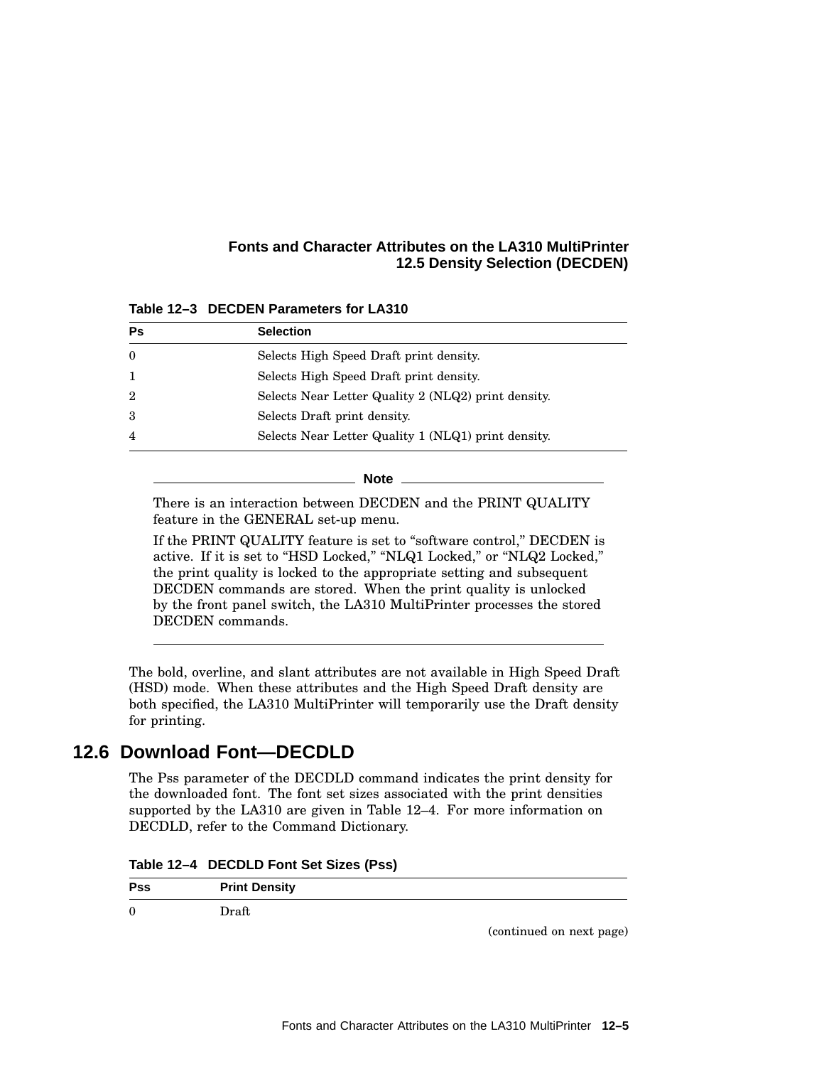**Table 12–3 DECDEN Parameters for LA310**

| Ps | Selection |
|---|---|
| 0 | Selects High Speed Draft print density. |
| 1 | Selects High Speed Draft print density. |
| 2 | Selects Near Letter Quality 2 (NLQ2) print density. |
| 3 | Selects Draft print density. |
| 4 | Selects Near Letter Quality 1 (NLQ1) print density. |

---

**Note**

There is an interaction between DECDEN and the PRINT QUALITY feature in the GENERAL set-up menu.

If the PRINT QUALITY feature is set to "software control," DECDEN is active. If it is set to "HSD Locked," "NLQ1 Locked," or "NLQ2 Locked," the print quality is locked to the appropriate setting and subsequent DECDEN commands are stored. When the print quality is unlocked by the front panel switch, the LA310 MultiPrinter processes the stored DECDEN commands.

---

The bold, overline, and slant attributes are not available in High Speed Draft (HSD) mode. When these attributes and the High Speed Draft density are both specified, the LA310 MultiPrinter will temporarily use the Draft density for printing.

## 12.6 Download Font—DECDLD

The Pss parameter of the DECDLD command indicates the print density for the downloaded font. The font set sizes associated with the print densities supported by the LA310 are given in Table 12–4. For more information on DECDLD, refer to the Command Dictionary.

**Table 12–4 DECDLD Font Set Sizes (Pss)**

| Pss | Print Density |
|---|---|
| 0 | Draft |

(continued on next page)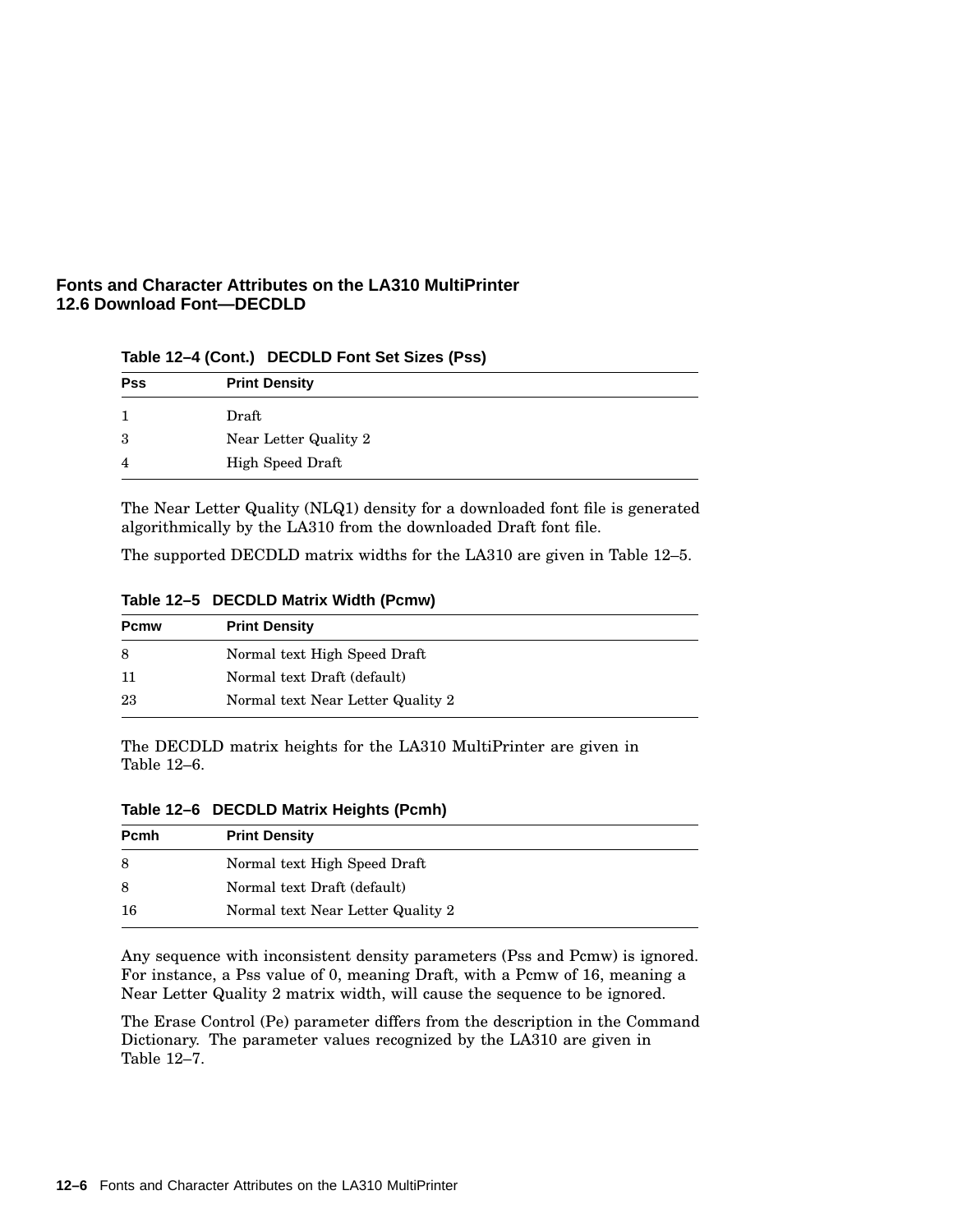**Table 12–4 (Cont.) DECDLD Font Set Sizes (Pss)**

| Pss | Print Density |
|---|---|
| 1 | Draft |
| 3 | Near Letter Quality 2 |
| 4 | High Speed Draft |

The Near Letter Quality (NLQ1) density for a downloaded font file is generated algorithmically by the LA310 from the downloaded Draft font file.

The supported DECDLD matrix widths for the LA310 are given in Table 12–5.

**Table 12–5 DECDLD Matrix Width (Pcmw)**

| Pcmw | Print Density |
|---|---|
| 8 | Normal text High Speed Draft |
| 11 | Normal text Draft (default) |
| 23 | Normal text Near Letter Quality 2 |

The DECDLD matrix heights for the LA310 MultiPrinter are given in Table 12–6.

**Table 12–6 DECDLD Matrix Heights (Pcmh)**

| Pcmh | Print Density |
|---|---|
| 8 | Normal text High Speed Draft |
| 8 | Normal text Draft (default) |
| 16 | Normal text Near Letter Quality 2 |

Any sequence with inconsistent density parameters (Pss and Pcmw) is ignored. For instance, a Pss value of 0, meaning Draft, with a Pcmw of 16, meaning a Near Letter Quality 2 matrix width, will cause the sequence to be ignored.

The Erase Control (Pe) parameter differs from the description in the Command Dictionary. The parameter values recognized by the LA310 are given in Table 12–7.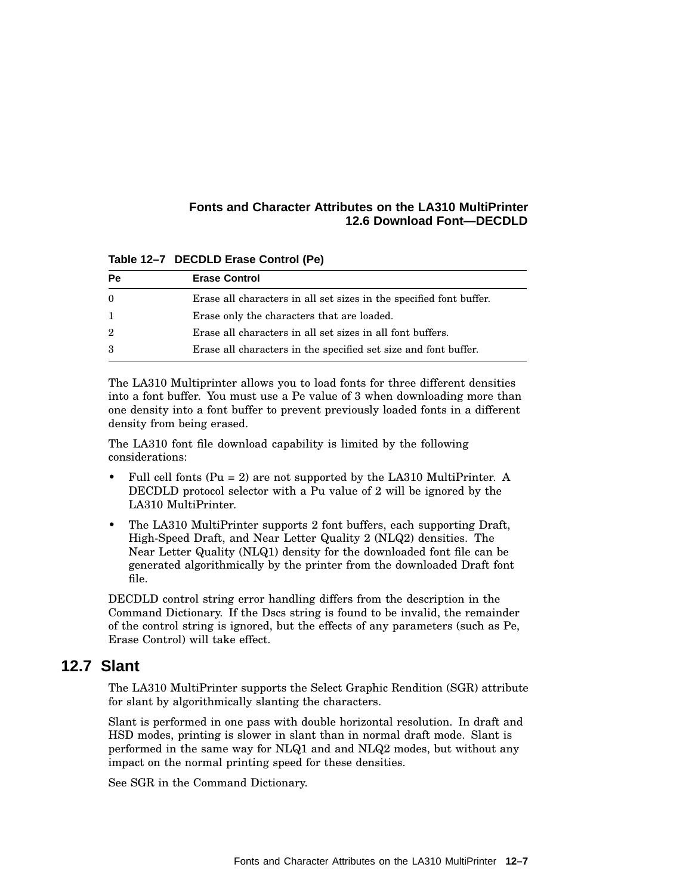**Table 12–7 DECDLD Erase Control (Pe)**

| Pe | Erase Control |
|---|---|
| 0 | Erase all characters in all set sizes in the specified font buffer. |
| 1 | Erase only the characters that are loaded. |
| 2 | Erase all characters in all set sizes in all font buffers. |
| 3 | Erase all characters in the specified set size and font buffer. |

The LA310 Multiprinter allows you to load fonts for three different densities into a font buffer. You must use a Pe value of 3 when downloading more than one density into a font buffer to prevent previously loaded fonts in a different density from being erased.

The LA310 font file download capability is limited by the following considerations:

- Full cell fonts (Pu = 2) are not supported by the LA310 MultiPrinter. A DECDLD protocol selector with a Pu value of 2 will be ignored by the LA310 MultiPrinter.
- The LA310 MultiPrinter supports 2 font buffers, each supporting Draft, High-Speed Draft, and Near Letter Quality 2 (NLQ2) densities. The Near Letter Quality (NLQ1) density for the downloaded font file can be generated algorithmically by the printer from the downloaded Draft font file.

DECDLD control string error handling differs from the description in the Command Dictionary. If the Dscs string is found to be invalid, the remainder of the control string is ignored, but the effects of any parameters (such as Pe, Erase Control) will take effect.

## 12.7 Slant

The LA310 MultiPrinter supports the Select Graphic Rendition (SGR) attribute for slant by algorithmically slanting the characters.

Slant is performed in one pass with double horizontal resolution. In draft and HSD modes, printing is slower in slant than in normal draft mode. Slant is performed in the same way for NLQ1 and and NLQ2 modes, but without any impact on the normal printing speed for these densities.

See SGR in the Command Dictionary.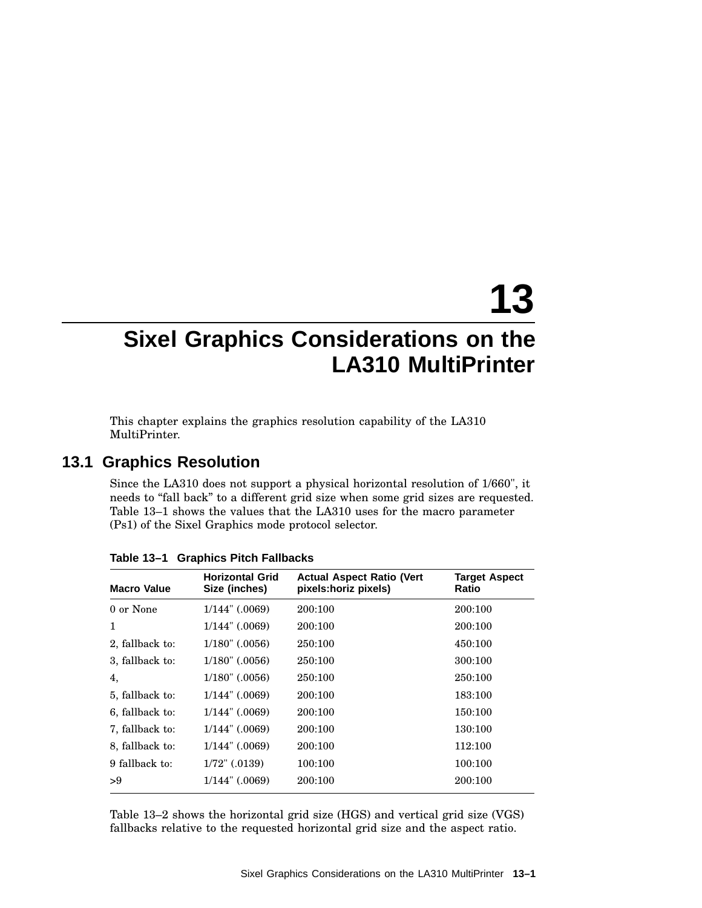# 13 Sixel Graphics Considerations on the LA310 MultiPrinter

This chapter explains the graphics resolution capability of the LA310 MultiPrinter.

## 13.1 Graphics Resolution

Since the LA310 does not support a physical horizontal resolution of 1/660", it needs to “fall back” to a different grid size when some grid sizes are requested. Table 13–1 shows the values that the LA310 uses for the macro parameter (Ps1) of the Sixel Graphics mode protocol selector.

**Table 13–1 Graphics Pitch Fallbacks**

| Macro Value | Horizontal Grid Size (inches) | Actual Aspect Ratio (Vert pixels:horiz pixels) | Target Aspect Ratio |
|---|---|---|---|
| 0 or None | 1/144" (.0069) | 200:100 | 200:100 |
| 1 | 1/144" (.0069) | 200:100 | 200:100 |
| 2, fallback to: | 1/180" (.0056) | 250:100 | 450:100 |
| 3, fallback to: | 1/180" (.0056) | 250:100 | 300:100 |
| 4, | 1/180" (.0056) | 250:100 | 250:100 |
| 5, fallback to: | 1/144" (.0069) | 200:100 | 183:100 |
| 6, fallback to: | 1/144" (.0069) | 200:100 | 150:100 |
| 7, fallback to: | 1/144" (.0069) | 200:100 | 130:100 |
| 8, fallback to: | 1/144" (.0069) | 200:100 | 112:100 |
| 9 fallback to: | 1/72" (.0139) | 100:100 | 100:100 |
| >9 | 1/144" (.0069) | 200:100 | 200:100 |

Table 13–2 shows the horizontal grid size (HGS) and vertical grid size (VGS) fallbacks relative to the requested horizontal grid size and the aspect ratio.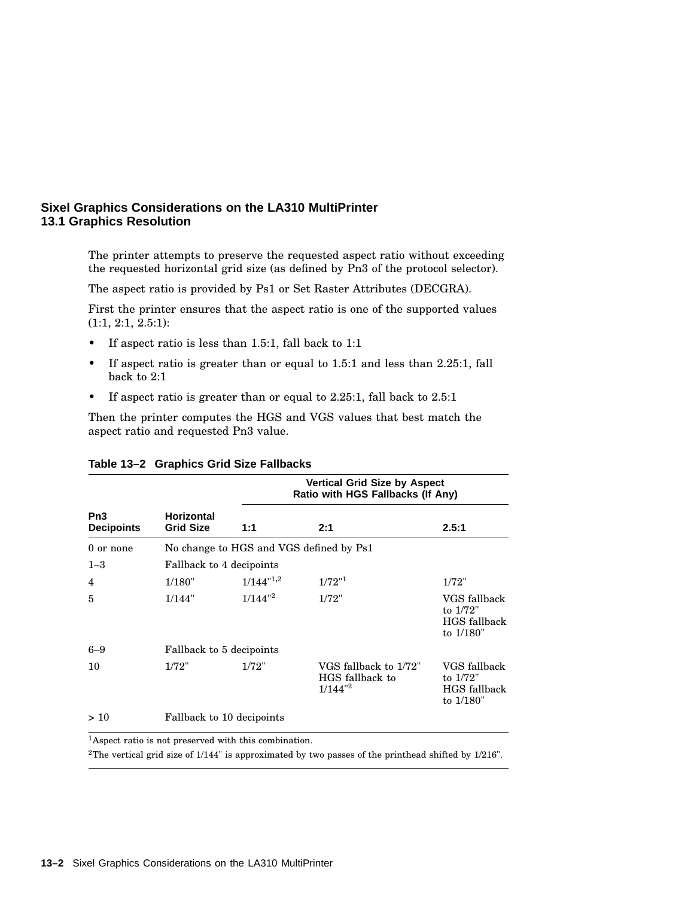## 13.1 Graphics Resolution

The printer attempts to preserve the requested aspect ratio without exceeding the requested horizontal grid size (as defined by Pn3 of the protocol selector).

The aspect ratio is provided by Ps1 or Set Raster Attributes (DECGRA).

First the printer ensures that the aspect ratio is one of the supported values (1:1, 2:1, 2.5:1):

- If aspect ratio is less than 1.5:1, fall back to 1:1
- If aspect ratio is greater than or equal to 1.5:1 and less than 2.25:1, fall back to 2:1
- If aspect ratio is greater than or equal to 2.25:1, fall back to 2.5:1

Then the printer computes the HGS and VGS values that best match the aspect ratio and requested Pn3 value.

**Table 13–2 Graphics Grid Size Fallbacks**

| Pn3 Decipoints | Horizontal Grid Size | Vertical Grid Size by Aspect Ratio with HGS Fallbacks (If Any) | | |
|---|---|---|---|---|
| | | 1:1 | 2:1 | 2.5:1 |
| 0 or none | No change to HGS and VGS defined by Ps1 | | | |
| 1–3 | Fallback to 4 decipoints | | | |
| 4 | 1/180" | 1/144"[1,2] | 1/72"[1] | 1/72" |
| 5 | 1/144" | 1/144"[2] | 1/72" | VGS fallback to 1/72" HGS fallback to 1/180" |
| 6–9 | Fallback to 5 decipoints | | | |
| 10 | 1/72" | 1/72" | VGS fallback to 1/72" HGS fallback to 1/144"[2] | VGS fallback to 1/72" HGS fallback to 1/180" |
| > 10 | Fallback to 10 decipoints | | | |

[1]Aspect ratio is not preserved with this combination.

[2]The vertical grid size of 1/144" is approximated by two passes of the printhead shifted by 1/216".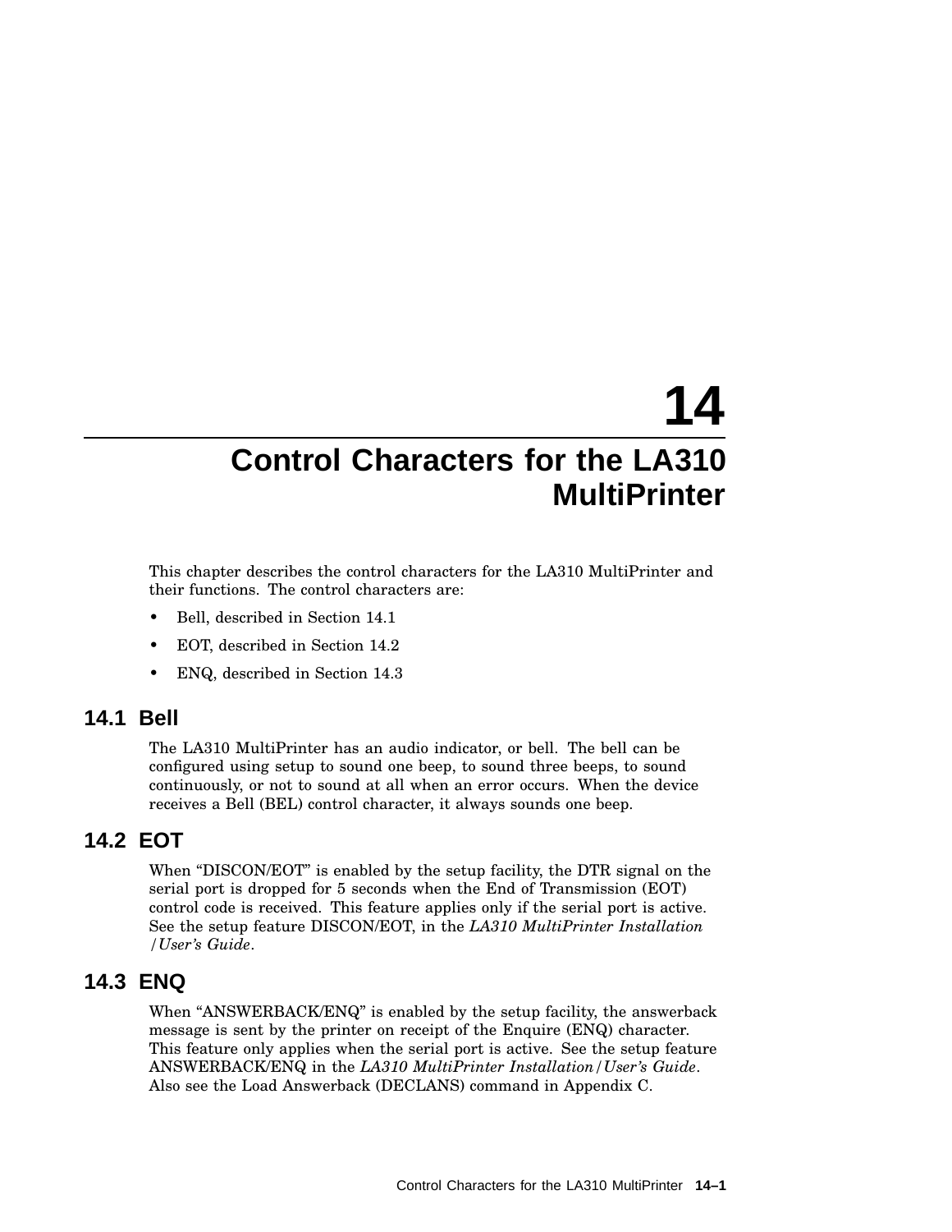# 14 Control Characters for the LA310 MultiPrinter

This chapter describes the control characters for the LA310 MultiPrinter and their functions. The control characters are:

- Bell, described in Section 14.1
- EOT, described in Section 14.2
- ENQ, described in Section 14.3

## 14.1 Bell

The LA310 MultiPrinter has an audio indicator, or bell. The bell can be configured using setup to sound one beep, to sound three beeps, to sound continuously, or not to sound at all when an error occurs. When the device receives a Bell (BEL) control character, it always sounds one beep.

## 14.2 EOT

When "DISCON/EOT" is enabled by the setup facility, the DTR signal on the serial port is dropped for 5 seconds when the End of Transmission (EOT) control code is received. This feature applies only if the serial port is active. See the setup feature DISCON/EOT, in the *LA310 MultiPrinter Installation /User's Guide*.

## 14.3 ENQ

When "ANSWERBACK/ENQ" is enabled by the setup facility, the answerback message is sent by the printer on receipt of the Enquire (ENQ) character. This feature only applies when the serial port is active. See the setup feature ANSWERBACK/ENQ in the *LA310 MultiPrinter Installation/User's Guide*. Also see the Load Answerback (DECLANS) command in Appendix C.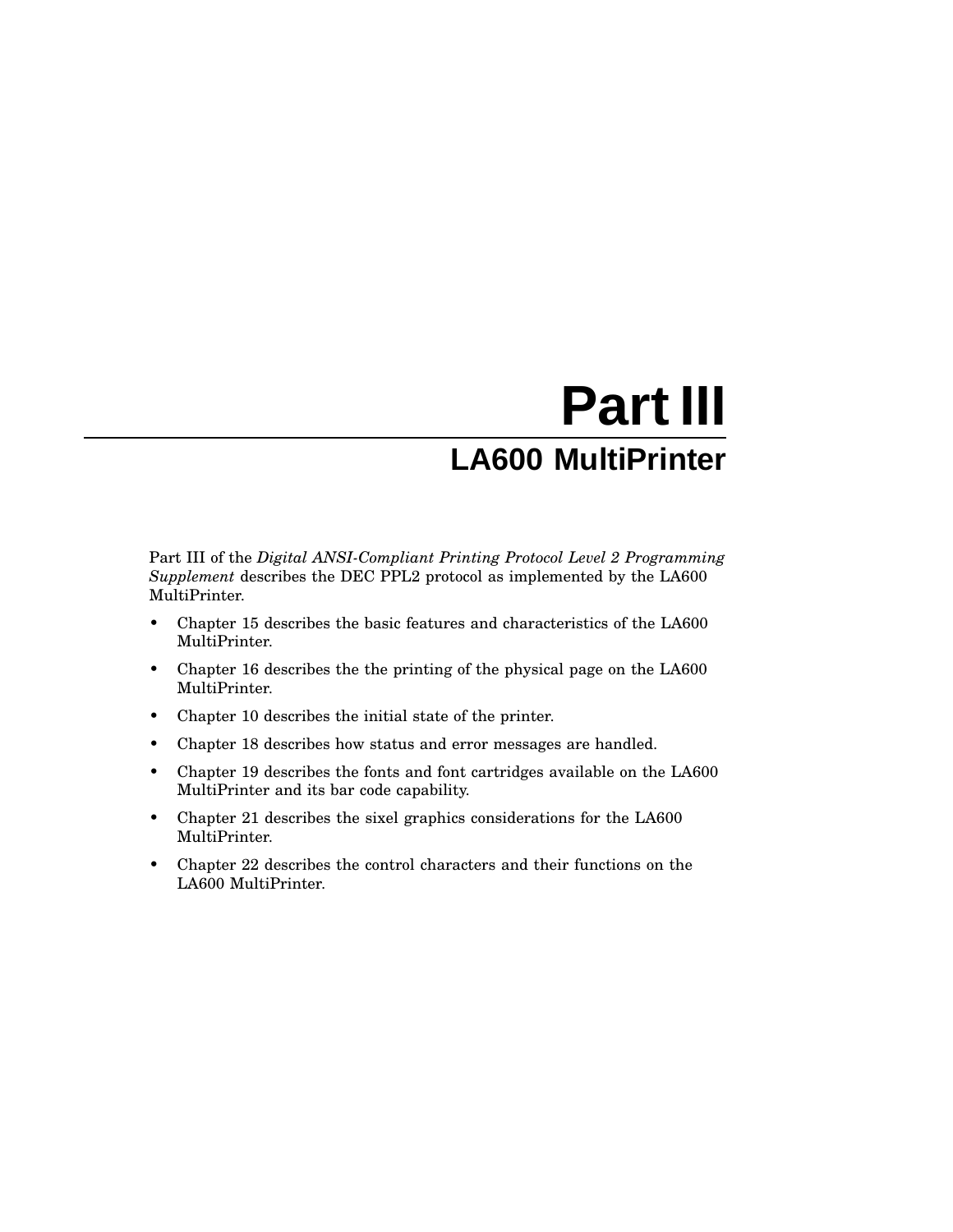# Part III

## LA600 MultiPrinter

Part III of the *Digital ANSI-Compliant Printing Protocol Level 2 Programming Supplement* describes the DEC PPL2 protocol as implemented by the LA600 MultiPrinter.

- Chapter 15 describes the basic features and characteristics of the LA600 MultiPrinter.
- Chapter 16 describes the the printing of the physical page on the LA600 MultiPrinter.
- Chapter 10 describes the initial state of the printer.
- Chapter 18 describes how status and error messages are handled.
- Chapter 19 describes the fonts and font cartridges available on the LA600 MultiPrinter and its bar code capability.
- Chapter 21 describes the sixel graphics considerations for the LA600 MultiPrinter.
- Chapter 22 describes the control characters and their functions on the LA600 MultiPrinter.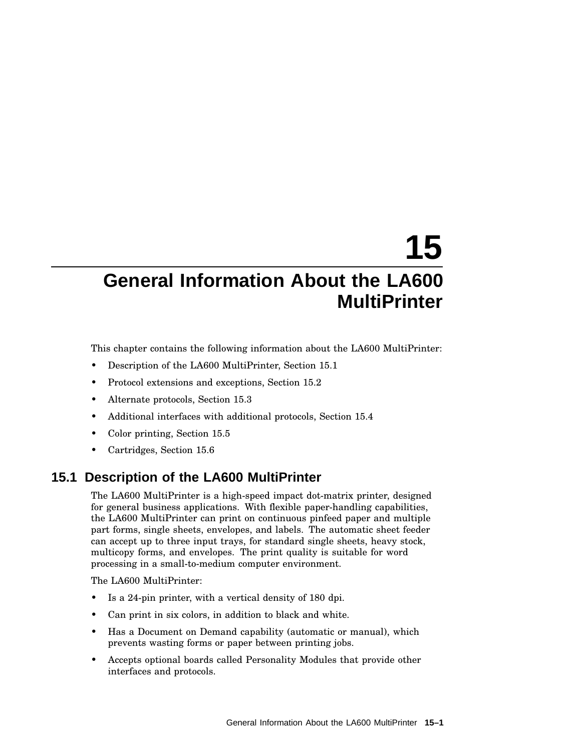# 15 General Information About the LA600 MultiPrinter

This chapter contains the following information about the LA600 MultiPrinter:

- Description of the LA600 MultiPrinter, Section 15.1
- Protocol extensions and exceptions, Section 15.2
- Alternate protocols, Section 15.3
- Additional interfaces with additional protocols, Section 15.4
- Color printing, Section 15.5
- Cartridges, Section 15.6

## 15.1 Description of the LA600 MultiPrinter

The LA600 MultiPrinter is a high-speed impact dot-matrix printer, designed for general business applications. With flexible paper-handling capabilities, the LA600 MultiPrinter can print on continuous pinfeed paper and multiple part forms, single sheets, envelopes, and labels. The automatic sheet feeder can accept up to three input trays, for standard single sheets, heavy stock, multicopy forms, and envelopes. The print quality is suitable for word processing in a small-to-medium computer environment.

The LA600 MultiPrinter:

- Is a 24-pin printer, with a vertical density of 180 dpi.
- Can print in six colors, in addition to black and white.
- Has a Document on Demand capability (automatic or manual), which prevents wasting forms or paper between printing jobs.
- Accepts optional boards called Personality Modules that provide other interfaces and protocols.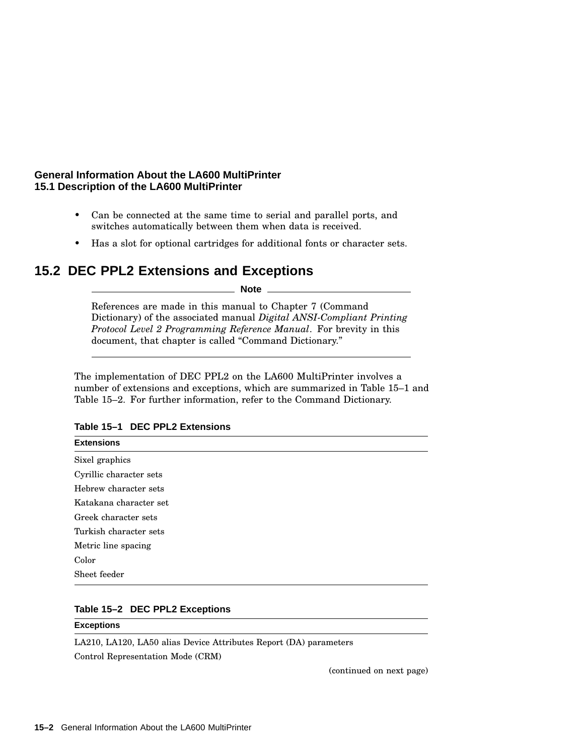- Can be connected at the same time to serial and parallel ports, and switches automatically between them when data is received.
- Has a slot for optional cartridges for additional fonts or character sets.

## 15.2 DEC PPL2 Extensions and Exceptions

**Note**

References are made in this manual to Chapter 7 (Command Dictionary) of the associated manual *Digital ANSI-Compliant Printing Protocol Level 2 Programming Reference Manual*. For brevity in this document, that chapter is called "Command Dictionary."

The implementation of DEC PPL2 on the LA600 MultiPrinter involves a number of extensions and exceptions, which are summarized in Table 15–1 and Table 15–2. For further information, refer to the Command Dictionary.

**Table 15–1 DEC PPL2 Extensions**

| Extensions |
|---|
| Sixel graphics |
| Cyrillic character sets |
| Hebrew character sets |
| Katakana character set |
| Greek character sets |
| Turkish character sets |
| Metric line spacing |
| Color |
| Sheet feeder |

**Table 15–2 DEC PPL2 Exceptions**

| Exceptions |
|---|
| LA210, LA120, LA50 alias Device Attributes Report (DA) parameters |
| Control Representation Mode (CRM) |

(continued on next page)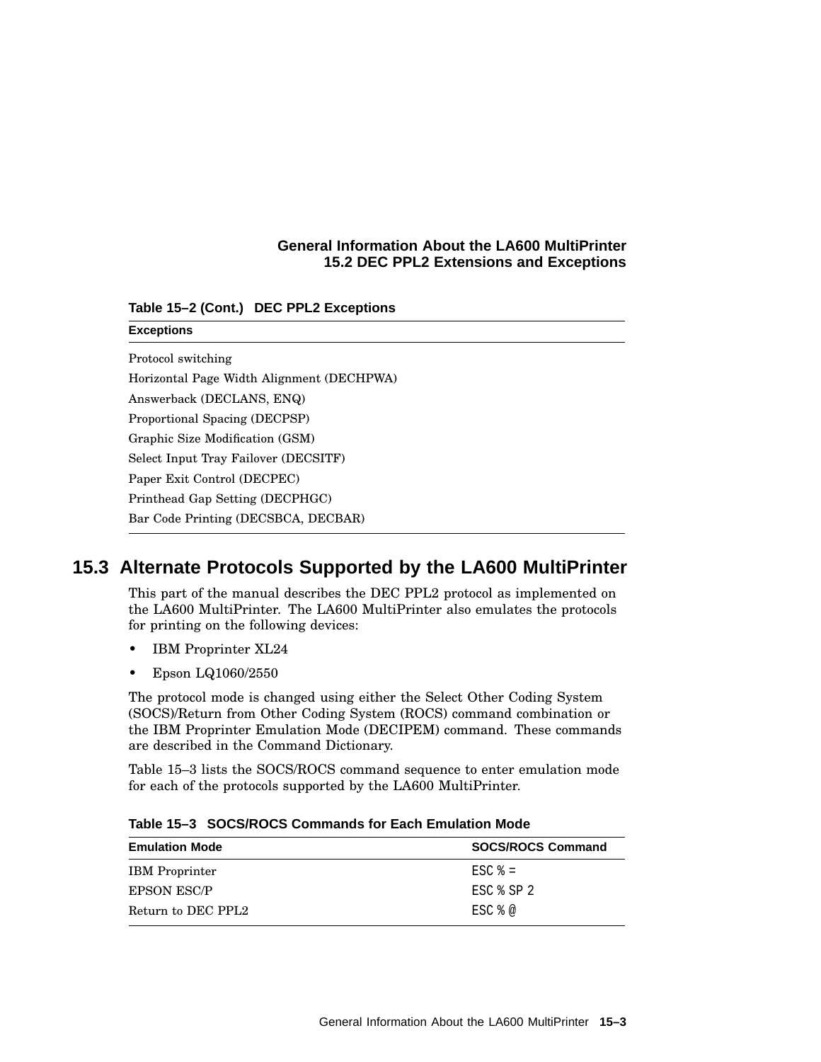**Table 15–2 (Cont.) DEC PPL2 Exceptions**

| Exceptions |
| --- |
| Protocol switching |
| Horizontal Page Width Alignment (DECHPWA) |
| Answerback (DECLANS, ENQ) |
| Proportional Spacing (DECPSP) |
| Graphic Size Modification (GSM) |
| Select Input Tray Failover (DECSITF) |
| Paper Exit Control (DECPEC) |
| Printhead Gap Setting (DECPHGC) |
| Bar Code Printing (DECSBCA, DECBAR) |

## 15.3 Alternate Protocols Supported by the LA600 MultiPrinter

This part of the manual describes the DEC PPL2 protocol as implemented on the LA600 MultiPrinter. The LA600 MultiPrinter also emulates the protocols for printing on the following devices:

- IBM Proprinter XL24
- Epson LQ1060/2550

The protocol mode is changed using either the Select Other Coding System (SOCS)/Return from Other Coding System (ROCS) command combination or the IBM Proprinter Emulation Mode (DECIPEM) command. These commands are described in the Command Dictionary.

Table 15–3 lists the SOCS/ROCS command sequence to enter emulation mode for each of the protocols supported by the LA600 MultiPrinter.

**Table 15–3 SOCS/ROCS Commands for Each Emulation Mode**

| Emulation Mode | SOCS/ROCS Command |
| --- | --- |
| IBM Proprinter | ESC % = |
| EPSON ESC/P | ESC % SP 2 |
| Return to DEC PPL2 | ESC % @ |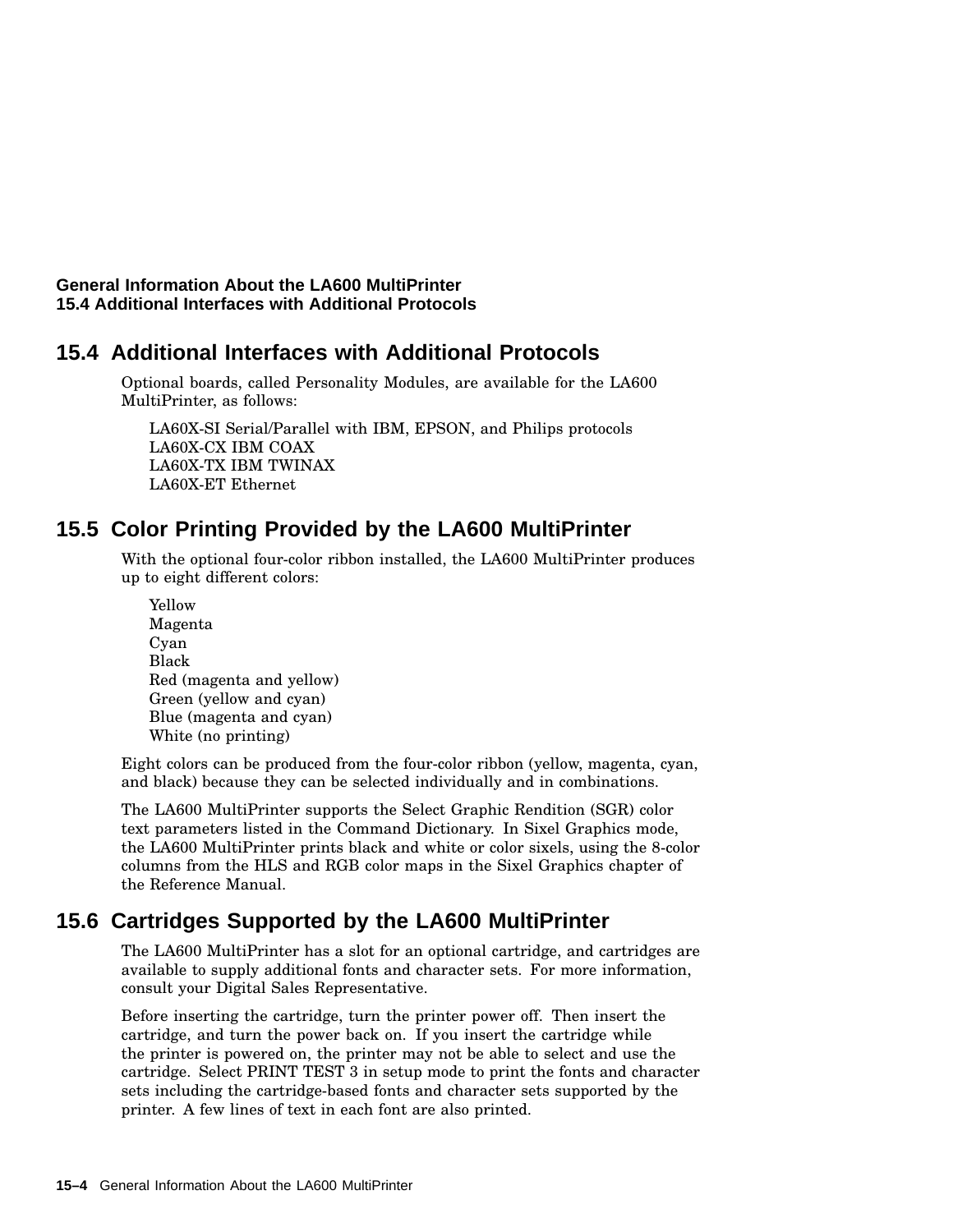## 15.4 Additional Interfaces with Additional Protocols

Optional boards, called Personality Modules, are available for the LA600 MultiPrinter, as follows:

LA60X-SI Serial/Parallel with IBM, EPSON, and Philips protocols
LA60X-CX IBM COAX
LA60X-TX IBM TWINAX
LA60X-ET Ethernet

## 15.5 Color Printing Provided by the LA600 MultiPrinter

With the optional four-color ribbon installed, the LA600 MultiPrinter produces up to eight different colors:

Yellow
Magenta
Cyan
Black
Red (magenta and yellow)
Green (yellow and cyan)
Blue (magenta and cyan)
White (no printing)

Eight colors can be produced from the four-color ribbon (yellow, magenta, cyan, and black) because they can be selected individually and in combinations.

The LA600 MultiPrinter supports the Select Graphic Rendition (SGR) color text parameters listed in the Command Dictionary. In Sixel Graphics mode, the LA600 MultiPrinter prints black and white or color sixels, using the 8-color columns from the HLS and RGB color maps in the Sixel Graphics chapter of the Reference Manual.

## 15.6 Cartridges Supported by the LA600 MultiPrinter

The LA600 MultiPrinter has a slot for an optional cartridge, and cartridges are available to supply additional fonts and character sets. For more information, consult your Digital Sales Representative.

Before inserting the cartridge, turn the printer power off. Then insert the cartridge, and turn the power back on. If you insert the cartridge while the printer is powered on, the printer may not be able to select and use the cartridge. Select PRINT TEST 3 in setup mode to print the fonts and character sets including the cartridge-based fonts and character sets supported by the printer. A few lines of text in each font are also printed.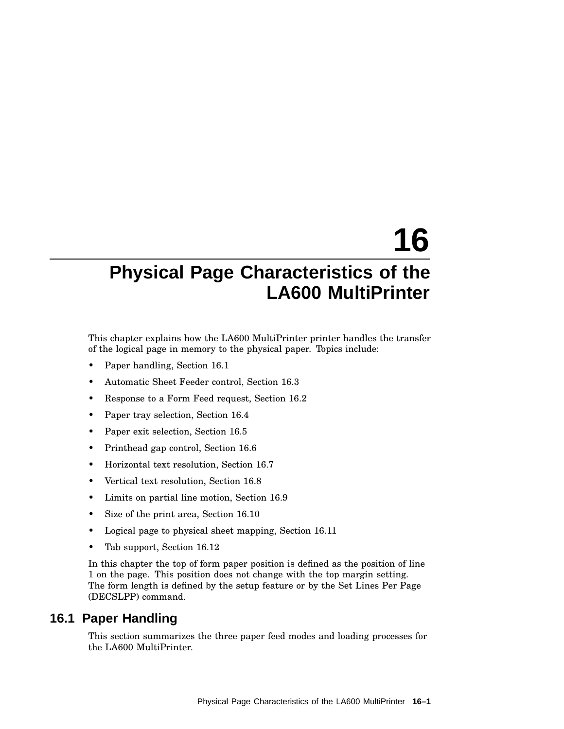# 16 Physical Page Characteristics of the LA600 MultiPrinter

This chapter explains how the LA600 MultiPrinter printer handles the transfer of the logical page in memory to the physical paper. Topics include:

- Paper handling, Section 16.1
- Automatic Sheet Feeder control, Section 16.3
- Response to a Form Feed request, Section 16.2
- Paper tray selection, Section 16.4
- Paper exit selection, Section 16.5
- Printhead gap control, Section 16.6
- Horizontal text resolution, Section 16.7
- Vertical text resolution, Section 16.8
- Limits on partial line motion, Section 16.9
- Size of the print area, Section 16.10
- Logical page to physical sheet mapping, Section 16.11
- Tab support, Section 16.12

In this chapter the top of form paper position is defined as the position of line 1 on the page. This position does not change with the top margin setting. The form length is defined by the setup feature or by the Set Lines Per Page (DECSLPP) command.

## 16.1 Paper Handling

This section summarizes the three paper feed modes and loading processes for the LA600 MultiPrinter.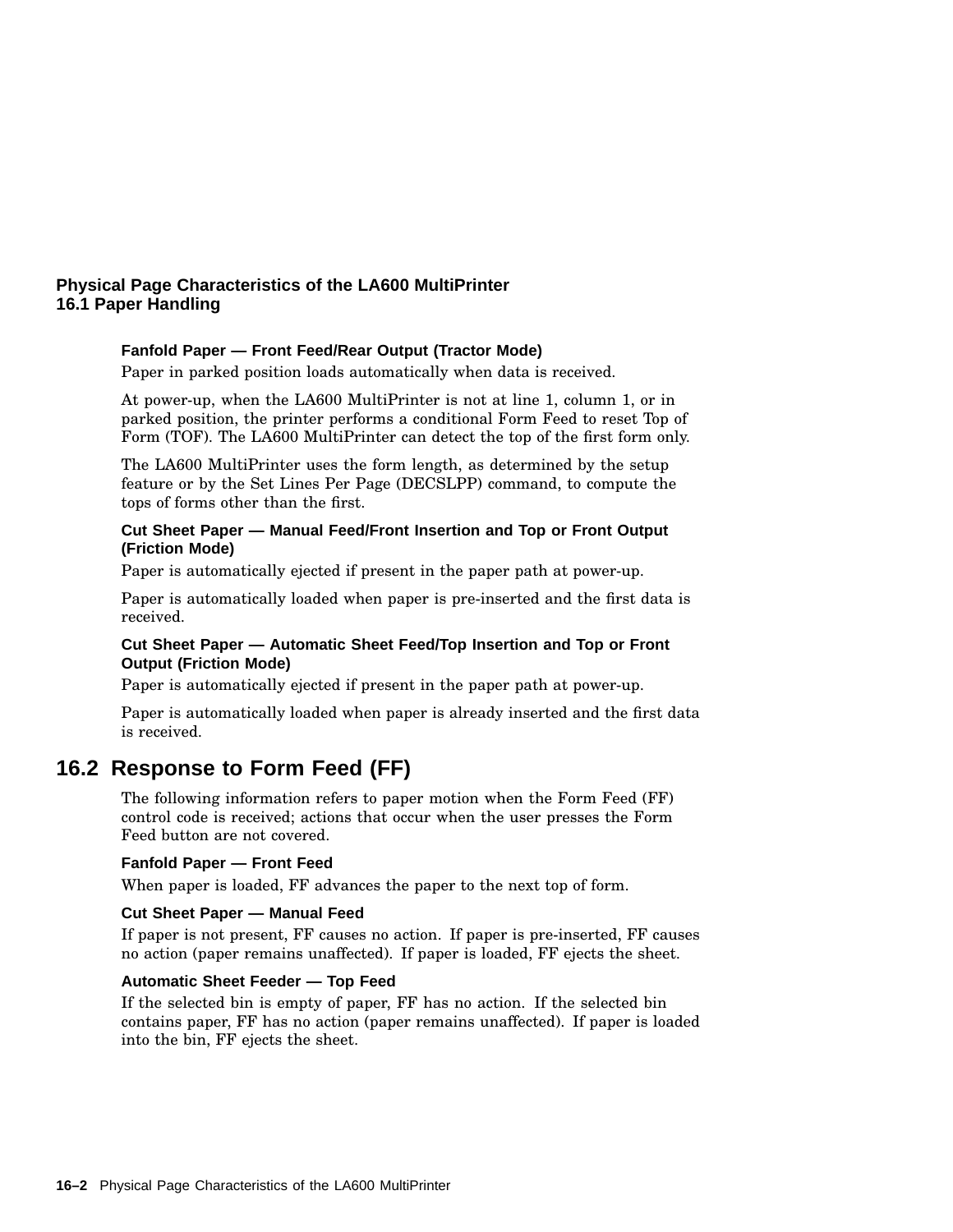#### Fanfold Paper — Front Feed/Rear Output (Tractor Mode)

Paper in parked position loads automatically when data is received.

At power-up, when the LA600 MultiPrinter is not at line 1, column 1, or in parked position, the printer performs a conditional Form Feed to reset Top of Form (TOF). The LA600 MultiPrinter can detect the top of the first form only.

The LA600 MultiPrinter uses the form length, as determined by the setup feature or by the Set Lines Per Page (DECSLPP) command, to compute the tops of forms other than the first.

#### Cut Sheet Paper — Manual Feed/Front Insertion and Top or Front Output (Friction Mode)

Paper is automatically ejected if present in the paper path at power-up.

Paper is automatically loaded when paper is pre-inserted and the first data is received.

#### Cut Sheet Paper — Automatic Sheet Feed/Top Insertion and Top or Front Output (Friction Mode)

Paper is automatically ejected if present in the paper path at power-up.

Paper is automatically loaded when paper is already inserted and the first data is received.

## 16.2 Response to Form Feed (FF)

The following information refers to paper motion when the Form Feed (FF) control code is received; actions that occur when the user presses the Form Feed button are not covered.

#### Fanfold Paper — Front Feed

When paper is loaded, FF advances the paper to the next top of form.

#### Cut Sheet Paper — Manual Feed

If paper is not present, FF causes no action. If paper is pre-inserted, FF causes no action (paper remains unaffected). If paper is loaded, FF ejects the sheet.

#### Automatic Sheet Feeder — Top Feed

If the selected bin is empty of paper, FF has no action. If the selected bin contains paper, FF has no action (paper remains unaffected). If paper is loaded into the bin, FF ejects the sheet.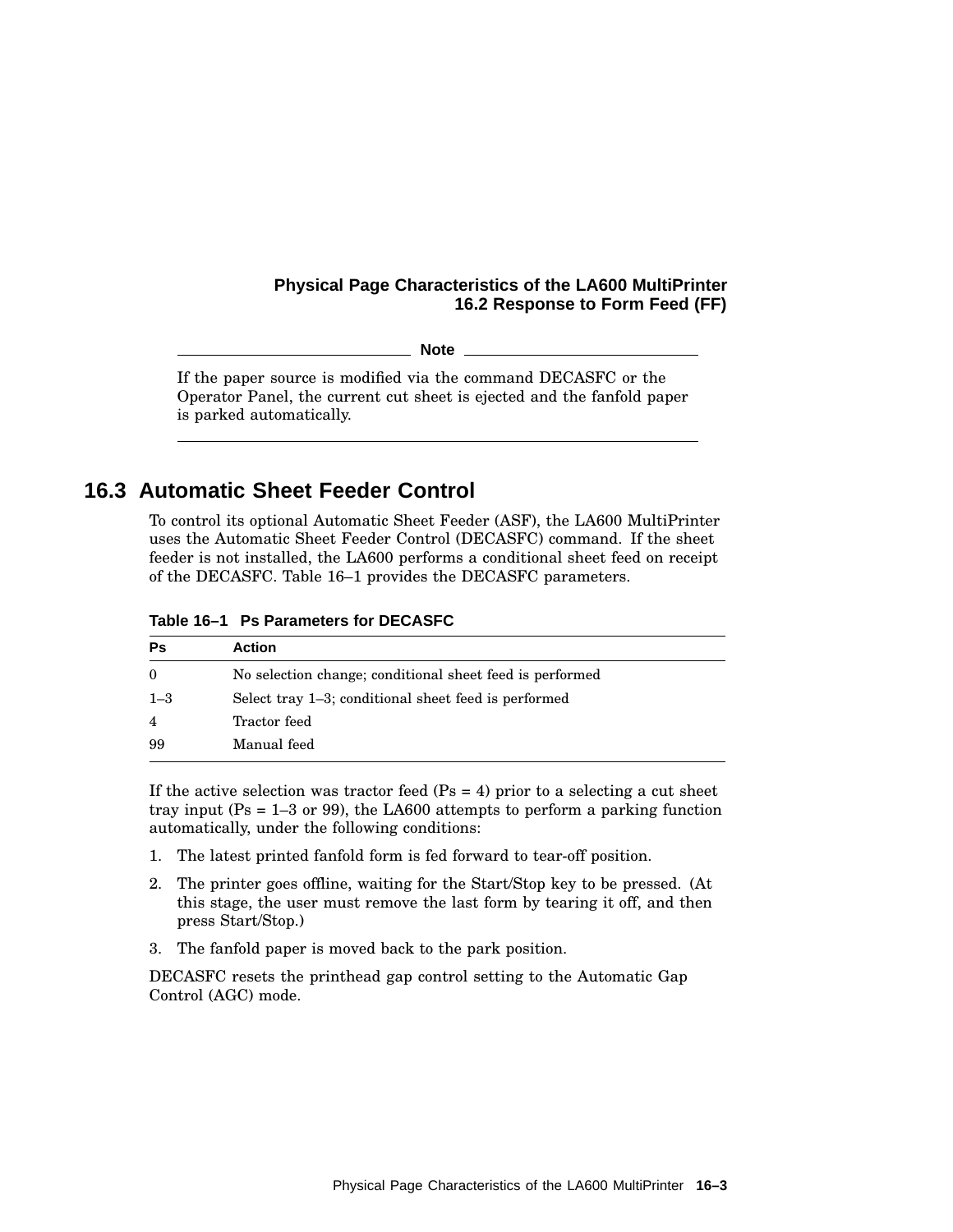**Note**

If the paper source is modified via the command DECASFC or the Operator Panel, the current cut sheet is ejected and the fanfold paper is parked automatically.

## 16.3 Automatic Sheet Feeder Control

To control its optional Automatic Sheet Feeder (ASF), the LA600 MultiPrinter uses the Automatic Sheet Feeder Control (DECASFC) command. If the sheet feeder is not installed, the LA600 performs a conditional sheet feed on receipt of the DECASFC. Table 16–1 provides the DECASFC parameters.

**Table 16–1 Ps Parameters for DECASFC**

| Ps | Action |
|---|---|
| 0 | No selection change; conditional sheet feed is performed |
| 1–3 | Select tray 1–3; conditional sheet feed is performed |
| 4 | Tractor feed |
| 99 | Manual feed |

If the active selection was tractor feed (Ps = 4) prior to a selecting a cut sheet tray input (Ps = 1–3 or 99), the LA600 attempts to perform a parking function automatically, under the following conditions:

1. The latest printed fanfold form is fed forward to tear-off position.
2. The printer goes offline, waiting for the Start/Stop key to be pressed. (At this stage, the user must remove the last form by tearing it off, and then press Start/Stop.)
3. The fanfold paper is moved back to the park position.

DECASFC resets the printhead gap control setting to the Automatic Gap Control (AGC) mode.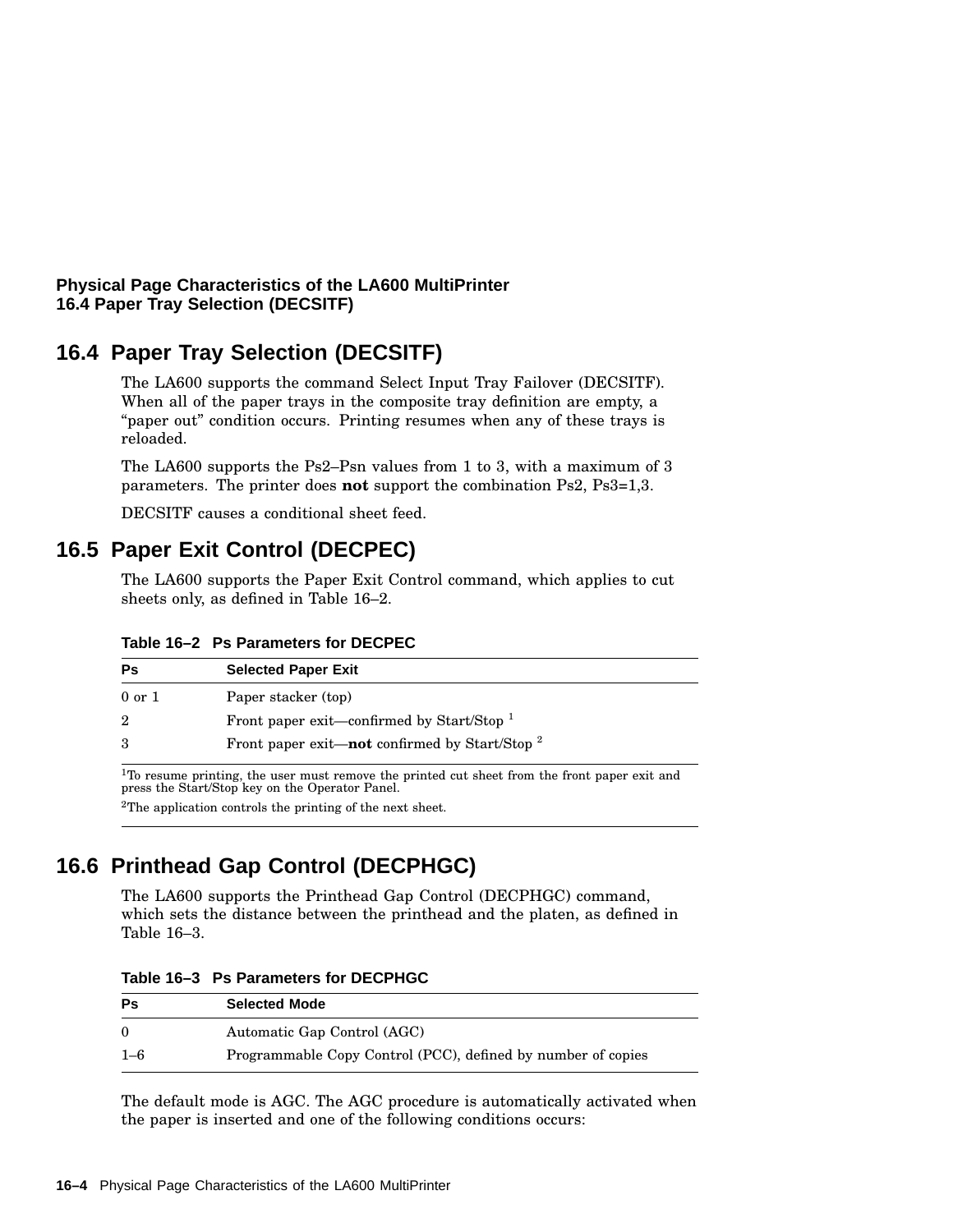## 16.4 Paper Tray Selection (DECSITF)

The LA600 supports the command Select Input Tray Failover (DECSITF). When all of the paper trays in the composite tray definition are empty, a “paper out” condition occurs. Printing resumes when any of these trays is reloaded.

The LA600 supports the Ps2–Psn values from 1 to 3, with a maximum of 3 parameters. The printer does **not** support the combination Ps2, Ps3=1,3.

DECSITF causes a conditional sheet feed.

## 16.5 Paper Exit Control (DECPEC)

The LA600 supports the Paper Exit Control command, which applies to cut sheets only, as defined in Table 16–2.

**Table 16–2 Ps Parameters for DECPEC**

| Ps | Selected Paper Exit |
|---|---|
| 0 or 1 | Paper stacker (top) |
| 2 | Front paper exit—confirmed by Start/Stop [1] |
| 3 | Front paper exit—**not** confirmed by Start/Stop [2] |

[1]To resume printing, the user must remove the printed cut sheet from the front paper exit and press the Start/Stop key on the Operator Panel.

[2]The application controls the printing of the next sheet.

## 16.6 Printhead Gap Control (DECPHGC)

The LA600 supports the Printhead Gap Control (DECPHGC) command, which sets the distance between the printhead and the platen, as defined in Table 16–3.

**Table 16–3 Ps Parameters for DECPHGC**

| Ps | Selected Mode |
|---|---|
| 0 | Automatic Gap Control (AGC) |
| 1–6 | Programmable Copy Control (PCC), defined by number of copies |

The default mode is AGC. The AGC procedure is automatically activated when the paper is inserted and one of the following conditions occurs: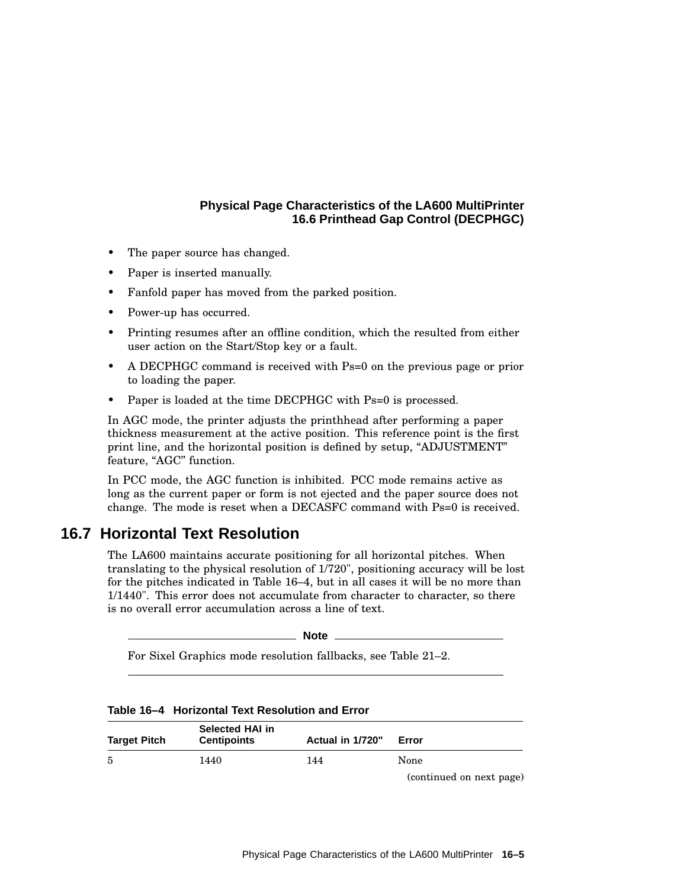- The paper source has changed.
- Paper is inserted manually.
- Fanfold paper has moved from the parked position.
- Power-up has occurred.
- Printing resumes after an offline condition, which the resulted from either user action on the Start/Stop key or a fault.
- A DECPHGC command is received with Ps=0 on the previous page or prior to loading the paper.
- Paper is loaded at the time DECPHGC with Ps=0 is processed.

In AGC mode, the printer adjusts the printhhead after performing a paper thickness measurement at the active position. This reference point is the first print line, and the horizontal position is defined by setup, “ADJUSTMENT” feature, “AGC” function.

In PCC mode, the AGC function is inhibited. PCC mode remains active as long as the current paper or form is not ejected and the paper source does not change. The mode is reset when a DECASFC command with Ps=0 is received.

## 16.7 Horizontal Text Resolution

The LA600 maintains accurate positioning for all horizontal pitches. When translating to the physical resolution of 1/720", positioning accuracy will be lost for the pitches indicated in Table 16–4, but in all cases it will be no more than 1/1440". This error does not accumulate from character to character, so there is no overall error accumulation across a line of text.

**Note**

For Sixel Graphics mode resolution fallbacks, see Table 21–2.

**Table 16–4 Horizontal Text Resolution and Error**

| Target Pitch | Selected HAI in Centipoints | Actual in 1/720" | Error |
|---|---|---|---|
| 5 | 1440 | 144 | None |

(continued on next page)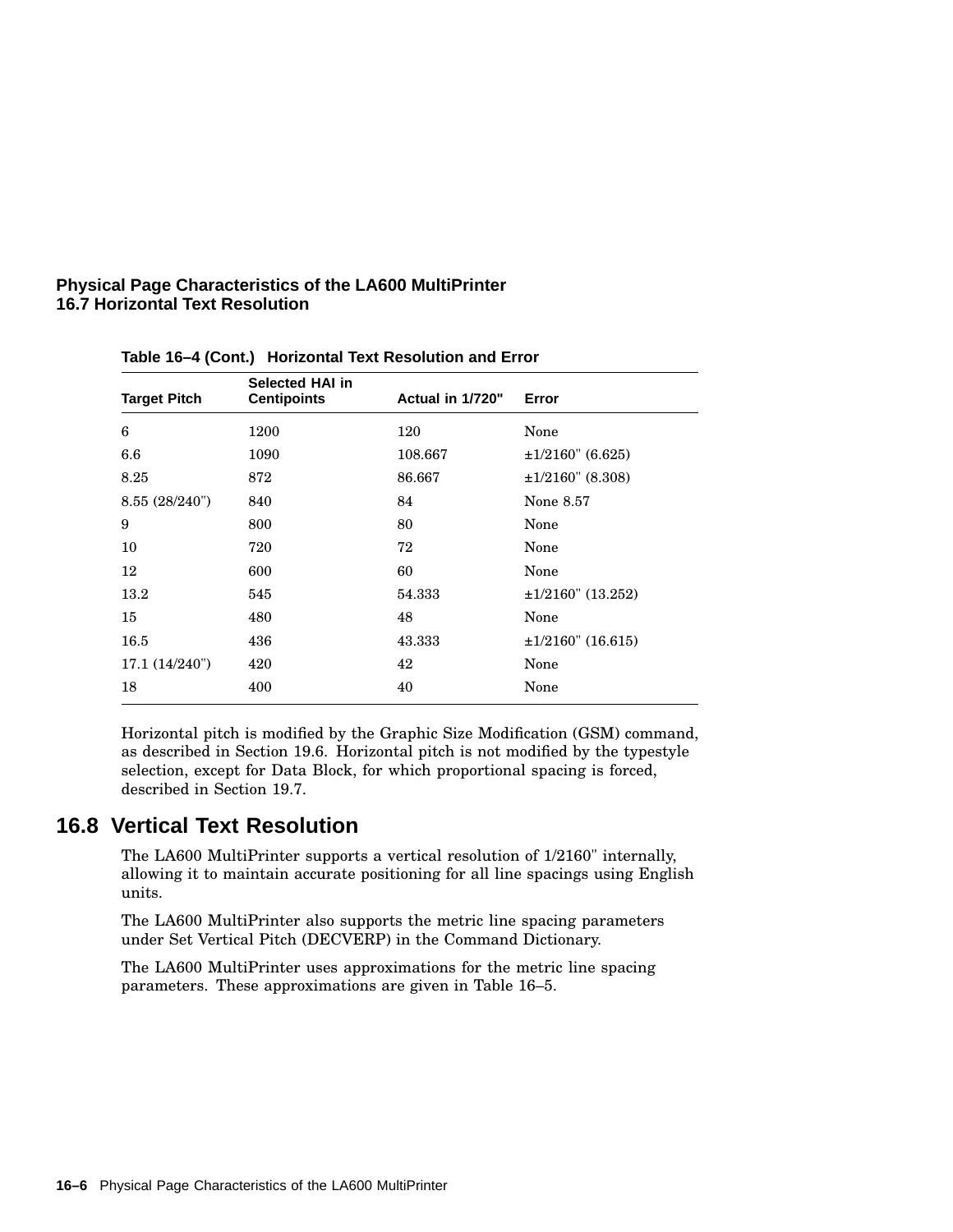**Table 16–4 (Cont.) Horizontal Text Resolution and Error**

| Target Pitch | Selected HAI in Centipoints | Actual in 1/720" | Error |
|---|---|---|---|
| 6 | 1200 | 120 | None |
| 6.6 | 1090 | 108.667 | ±1/2160" (6.625) |
| 8.25 | 872 | 86.667 | ±1/2160" (8.308) |
| 8.55 (28/240") | 840 | 84 | None 8.57 |
| 9 | 800 | 80 | None |
| 10 | 720 | 72 | None |
| 12 | 600 | 60 | None |
| 13.2 | 545 | 54.333 | ±1/2160" (13.252) |
| 15 | 480 | 48 | None |
| 16.5 | 436 | 43.333 | ±1/2160" (16.615) |
| 17.1 (14/240") | 420 | 42 | None |
| 18 | 400 | 40 | None |

Horizontal pitch is modified by the Graphic Size Modification (GSM) command, as described in Section 19.6. Horizontal pitch is not modified by the typestyle selection, except for Data Block, for which proportional spacing is forced, described in Section 19.7.

## 16.8 Vertical Text Resolution

The LA600 MultiPrinter supports a vertical resolution of 1/2160" internally, allowing it to maintain accurate positioning for all line spacings using English units.

The LA600 MultiPrinter also supports the metric line spacing parameters under Set Vertical Pitch (DECVERP) in the Command Dictionary.

The LA600 MultiPrinter uses approximations for the metric line spacing parameters. These approximations are given in Table 16–5.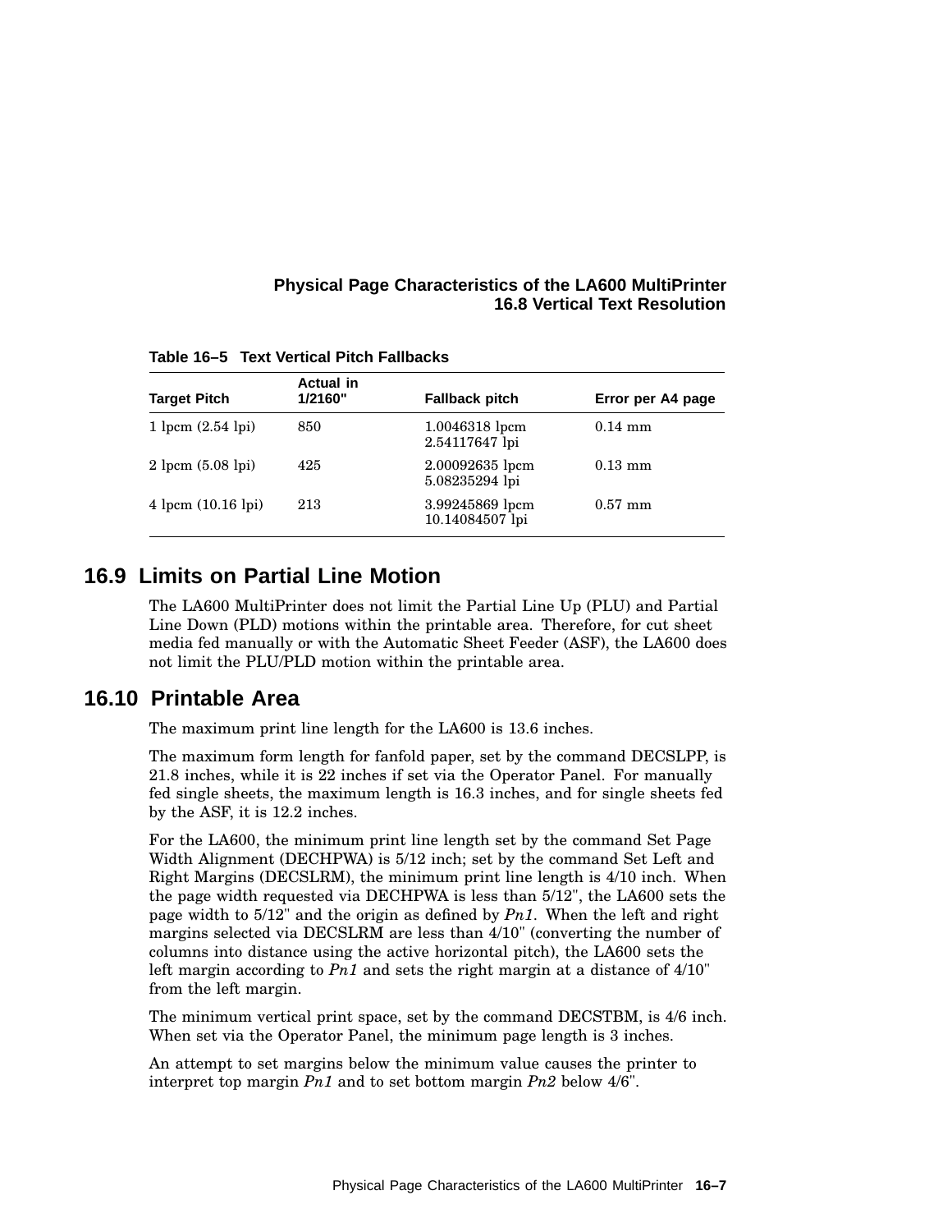**Table 16–5 Text Vertical Pitch Fallbacks**

| Target Pitch | Actual in 1/2160" | Fallback pitch | Error per A4 page |
|---|---|---|---|
| 1 lpcm (2.54 lpi) | 850 | 1.0046318 lpcm 2.54117647 lpi | 0.14 mm |
| 2 lpcm (5.08 lpi) | 425 | 2.00092635 lpcm 5.08235294 lpi | 0.13 mm |
| 4 lpcm (10.16 lpi) | 213 | 3.99245869 lpcm 10.14084507 lpi | 0.57 mm |

## 16.9 Limits on Partial Line Motion

The LA600 MultiPrinter does not limit the Partial Line Up (PLU) and Partial Line Down (PLD) motions within the printable area. Therefore, for cut sheet media fed manually or with the Automatic Sheet Feeder (ASF), the LA600 does not limit the PLU/PLD motion within the printable area.

## 16.10 Printable Area

The maximum print line length for the LA600 is 13.6 inches.

The maximum form length for fanfold paper, set by the command DECSLPP, is 21.8 inches, while it is 22 inches if set via the Operator Panel. For manually fed single sheets, the maximum length is 16.3 inches, and for single sheets fed by the ASF, it is 12.2 inches.

For the LA600, the minimum print line length set by the command Set Page Width Alignment (DECHPWA) is 5/12 inch; set by the command Set Left and Right Margins (DECSLRM), the minimum print line length is 4/10 inch. When the page width requested via DECHPWA is less than 5/12", the LA600 sets the page width to 5/12" and the origin as defined by *Pn1*. When the left and right margins selected via DECSLRM are less than 4/10" (converting the number of columns into distance using the active horizontal pitch), the LA600 sets the left margin according to *Pn1* and sets the right margin at a distance of 4/10" from the left margin.

The minimum vertical print space, set by the command DECSTBM, is 4/6 inch. When set via the Operator Panel, the minimum page length is 3 inches.

An attempt to set margins below the minimum value causes the printer to interpret top margin *Pn1* and to set bottom margin *Pn2* below 4/6".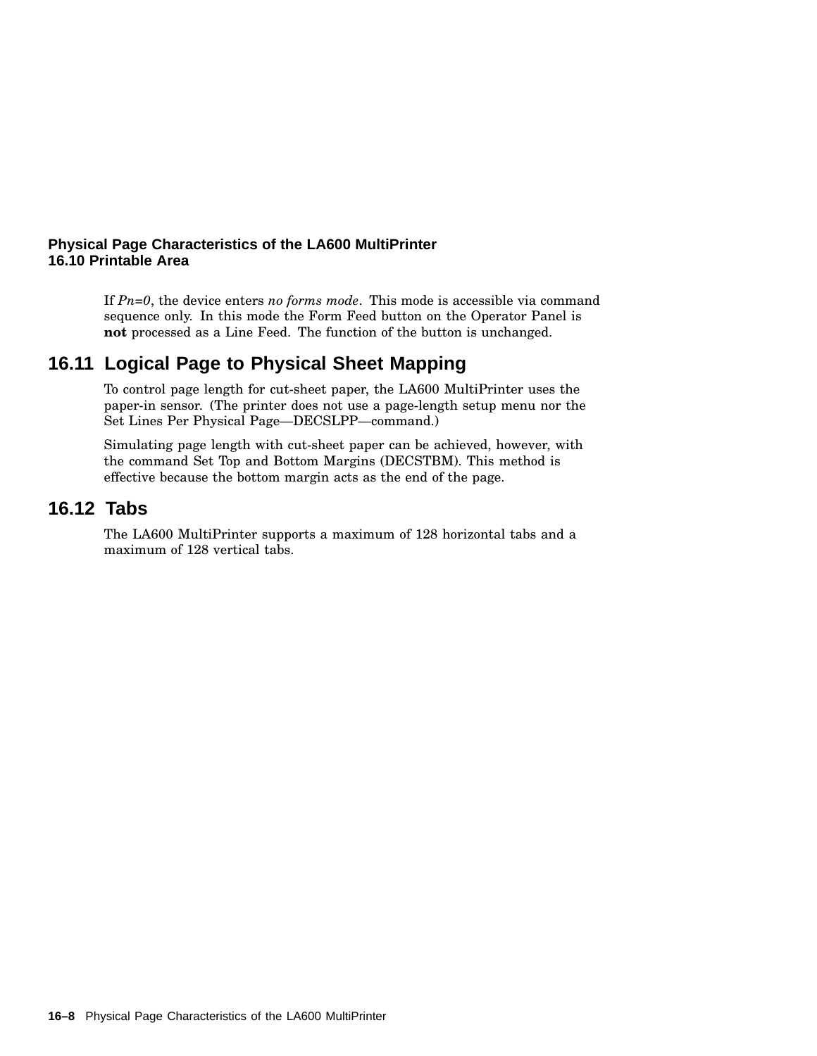If *Pn=0*, the device enters *no forms mode*. This mode is accessible via command sequence only. In this mode the Form Feed button on the Operator Panel is **not** processed as a Line Feed. The function of the button is unchanged.

## 16.11 Logical Page to Physical Sheet Mapping

To control page length for cut-sheet paper, the LA600 MultiPrinter uses the paper-in sensor. (The printer does not use a page-length setup menu nor the Set Lines Per Physical Page—DECSLPP—command.)

Simulating page length with cut-sheet paper can be achieved, however, with the command Set Top and Bottom Margins (DECSTBM). This method is effective because the bottom margin acts as the end of the page.

## 16.12 Tabs

The LA600 MultiPrinter supports a maximum of 128 horizontal tabs and a maximum of 128 vertical tabs.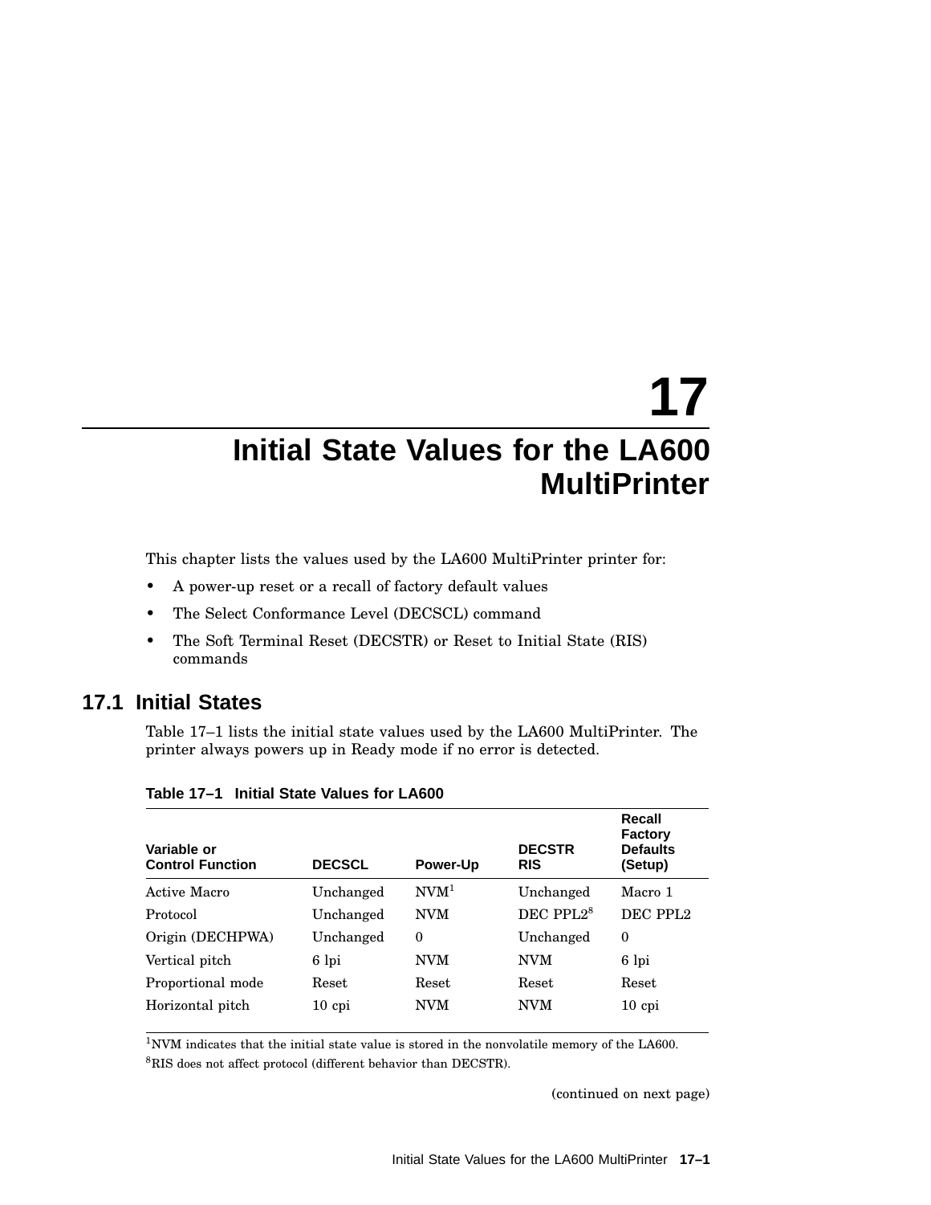# 17 Initial State Values for the LA600 MultiPrinter

This chapter lists the values used by the LA600 MultiPrinter printer for:

- A power-up reset or a recall of factory default values
- The Select Conformance Level (DECSCL) command
- The Soft Terminal Reset (DECSTR) or Reset to Initial State (RIS) commands

## 17.1 Initial States

Table 17–1 lists the initial state values used by the LA600 MultiPrinter. The printer always powers up in Ready mode if no error is detected.

**Table 17–1 Initial State Values for LA600**

| Variable or Control Function | DECSCL | Power-Up | DECSTR RIS | Recall Factory Defaults (Setup) |
|---|---|---|---|---|
| Active Macro | Unchanged | NVM[1] | Unchanged | Macro 1 |
| Protocol | Unchanged | NVM | DEC PPL2[8] | DEC PPL2 |
| Origin (DECHPWA) | Unchanged | 0 | Unchanged | 0 |
| Vertical pitch | 6 lpi | NVM | NVM | 6 lpi |
| Proportional mode | Reset | Reset | Reset | Reset |
| Horizontal pitch | 10 cpi | NVM | NVM | 10 cpi |

[1]NVM indicates that the initial state value is stored in the nonvolatile memory of the LA600.

[8]RIS does not affect protocol (different behavior than DECSTR).

(continued on next page)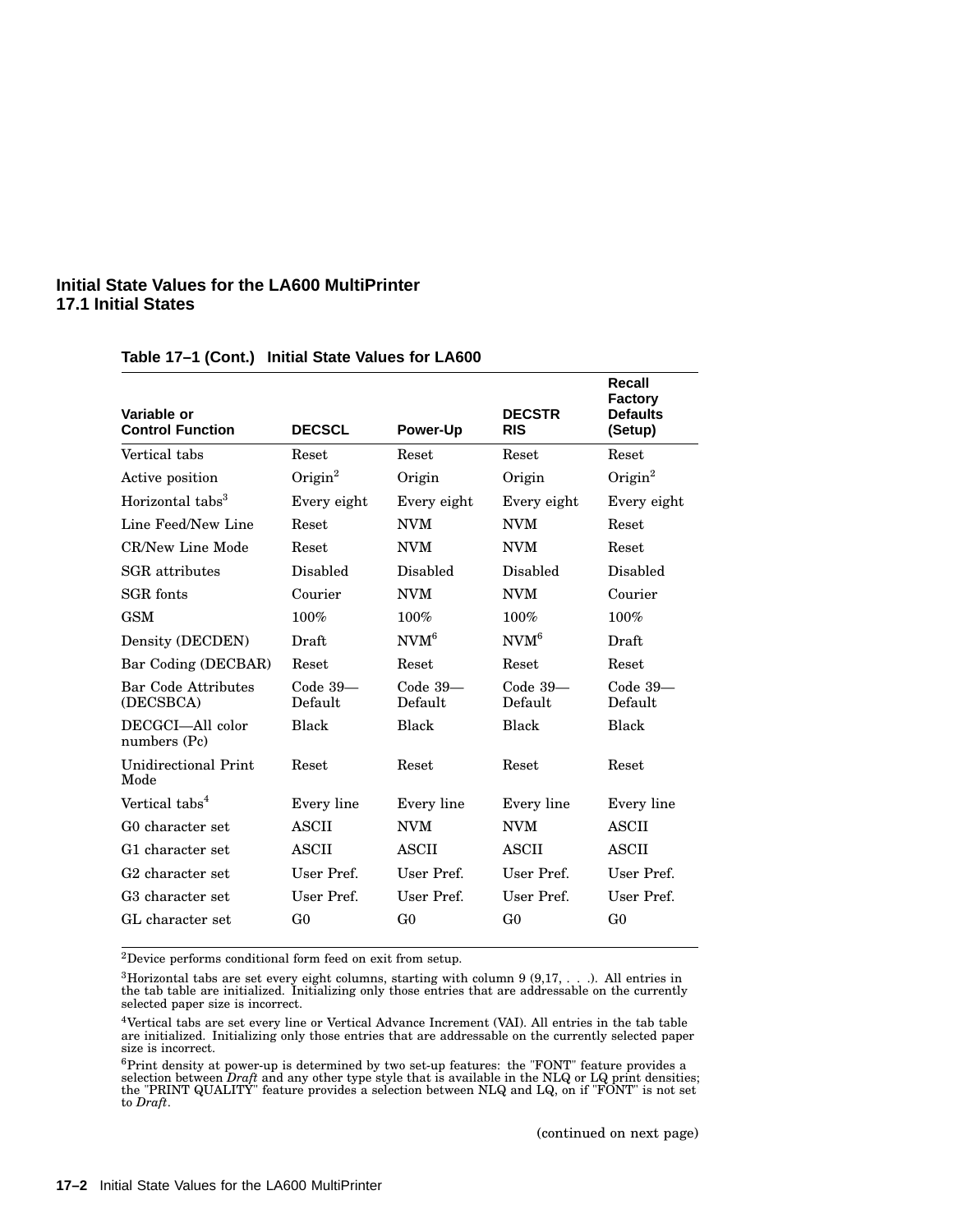## Initial State Values for the LA600 MultiPrinter
## 17.1 Initial States

**Table 17–1 (Cont.) Initial State Values for LA600**

| Variable or Control Function | DECSCL | Power-Up | DECSTR RIS | Recall Factory Defaults (Setup) |
|---|---|---|---|---|
| Vertical tabs | Reset | Reset | Reset | Reset |
| Active position | Origin[2] | Origin | Origin | Origin[2] |
| Horizontal tabs[3] | Every eight | Every eight | Every eight | Every eight |
| Line Feed/New Line | Reset | NVM | NVM | Reset |
| CR/New Line Mode | Reset | NVM | NVM | Reset |
| SGR attributes | Disabled | Disabled | Disabled | Disabled |
| SGR fonts | Courier | NVM | NVM | Courier |
| GSM | 100% | 100% | 100% | 100% |
| Density (DECDEN) | Draft | NVM[6] | NVM[6] | Draft |
| Bar Coding (DECBAR) | Reset | Reset | Reset | Reset |
| Bar Code Attributes (DECSBCA) | Code 39—Default | Code 39—Default | Code 39—Default | Code 39—Default |
| DECGCI—All color numbers (Pc) | Black | Black | Black | Black |
| Unidirectional Print Mode | Reset | Reset | Reset | Reset |
| Vertical tabs[4] | Every line | Every line | Every line | Every line |
| G0 character set | ASCII | NVM | NVM | ASCII |
| G1 character set | ASCII | ASCII | ASCII | ASCII |
| G2 character set | User Pref. | User Pref. | User Pref. | User Pref. |
| G3 character set | User Pref. | User Pref. | User Pref. | User Pref. |
| GL character set | G0 | G0 | G0 | G0 |

[2]Device performs conditional form feed on exit from setup.

[3]Horizontal tabs are set every eight columns, starting with column 9 (9,17, . . .). All entries in the tab table are initialized. Initializing only those entries that are addressable on the currently selected paper size is incorrect.

[4]Vertical tabs are set every line or Vertical Advance Increment (VAI). All entries in the tab table are initialized. Initializing only those entries that are addressable on the currently selected paper size is incorrect.

[6]Print density at power-up is determined by two set-up features: the "FONT" feature provides a selection between *Draft* and any other type style that is available in the NLQ or LQ print densities; the "PRINT QUALITY" feature provides a selection between NLQ and LQ, on if "FONT" is not set to *Draft*.

(continued on next page)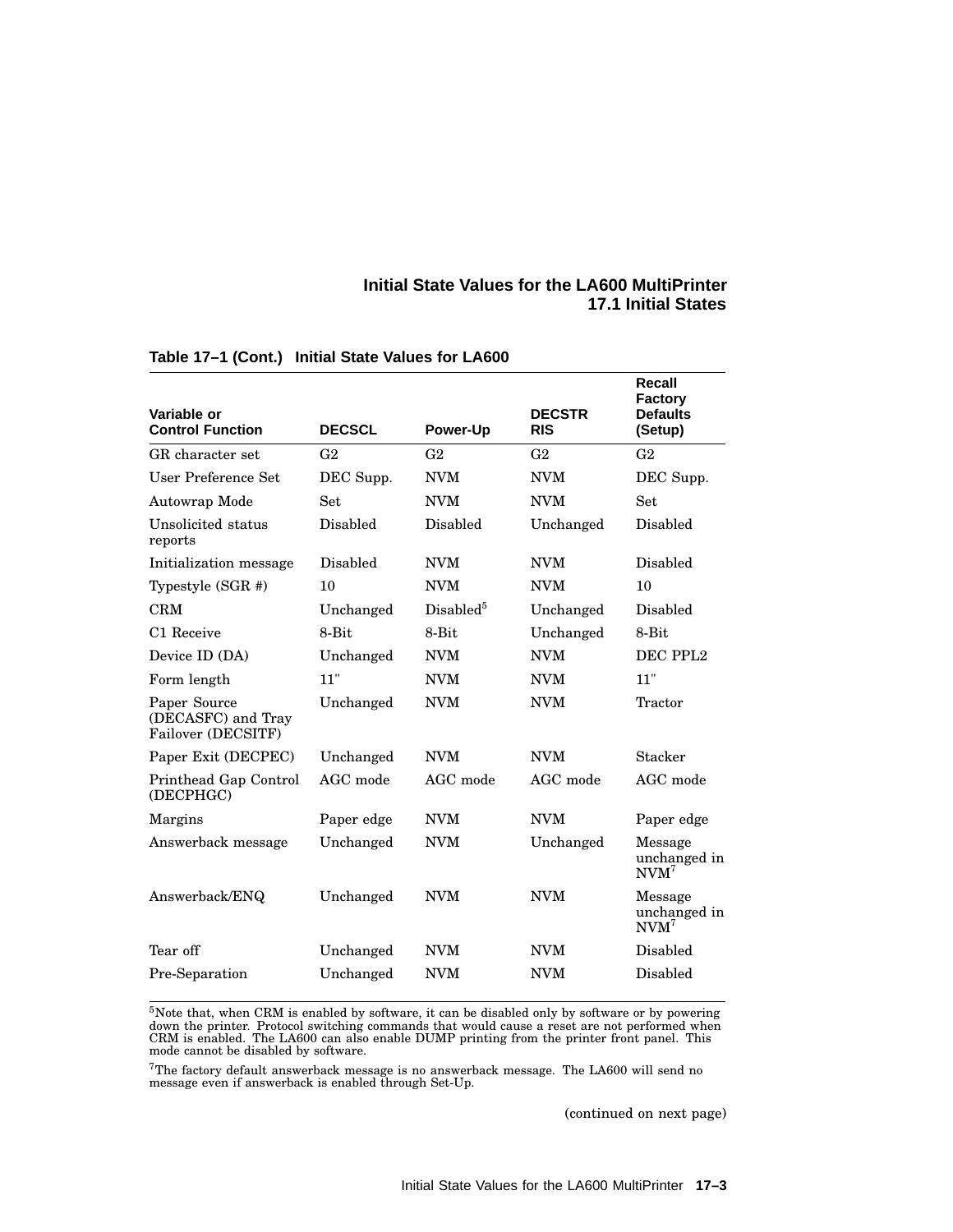**Table 17–1 (Cont.) Initial State Values for LA600**

| Variable or Control Function | DECSCL | Power-Up | DECSTR RIS | Recall Factory Defaults (Setup) |
|---|---|---|---|---|
| GR character set | G2 | G2 | G2 | G2 |
| User Preference Set | DEC Supp. | NVM | NVM | DEC Supp. |
| Autowrap Mode | Set | NVM | NVM | Set |
| Unsolicited status reports | Disabled | Disabled | Unchanged | Disabled |
| Initialization message | Disabled | NVM | NVM | Disabled |
| Typestyle (SGR #) | 10 | NVM | NVM | 10 |
| CRM | Unchanged | Disabled[5] | Unchanged | Disabled |
| C1 Receive | 8-Bit | 8-Bit | Unchanged | 8-Bit |
| Device ID (DA) | Unchanged | NVM | NVM | DEC PPL2 |
| Form length | 11" | NVM | NVM | 11" |
| Paper Source (DECASFC) and Tray Failover (DECSITF) | Unchanged | NVM | NVM | Tractor |
| Paper Exit (DECPEC) | Unchanged | NVM | NVM | Stacker |
| Printhead Gap Control (DECPHGC) | AGC mode | AGC mode | AGC mode | AGC mode |
| Margins | Paper edge | NVM | NVM | Paper edge |
| Answerback message | Unchanged | NVM | Unchanged | Message unchanged in NVM[7] |
| Answerback/ENQ | Unchanged | NVM | NVM | Message unchanged in NVM[7] |
| Tear off | Unchanged | NVM | NVM | Disabled |
| Pre-Separation | Unchanged | NVM | NVM | Disabled |

[5]Note that, when CRM is enabled by software, it can be disabled only by software or by powering down the printer. Protocol switching commands that would cause a reset are not performed when CRM is enabled. The LA600 can also enable DUMP printing from the printer front panel. This mode cannot be disabled by software.

[7]The factory default answerback message is no answerback message. The LA600 will send no message even if answerback is enabled through Set-Up.

(continued on next page)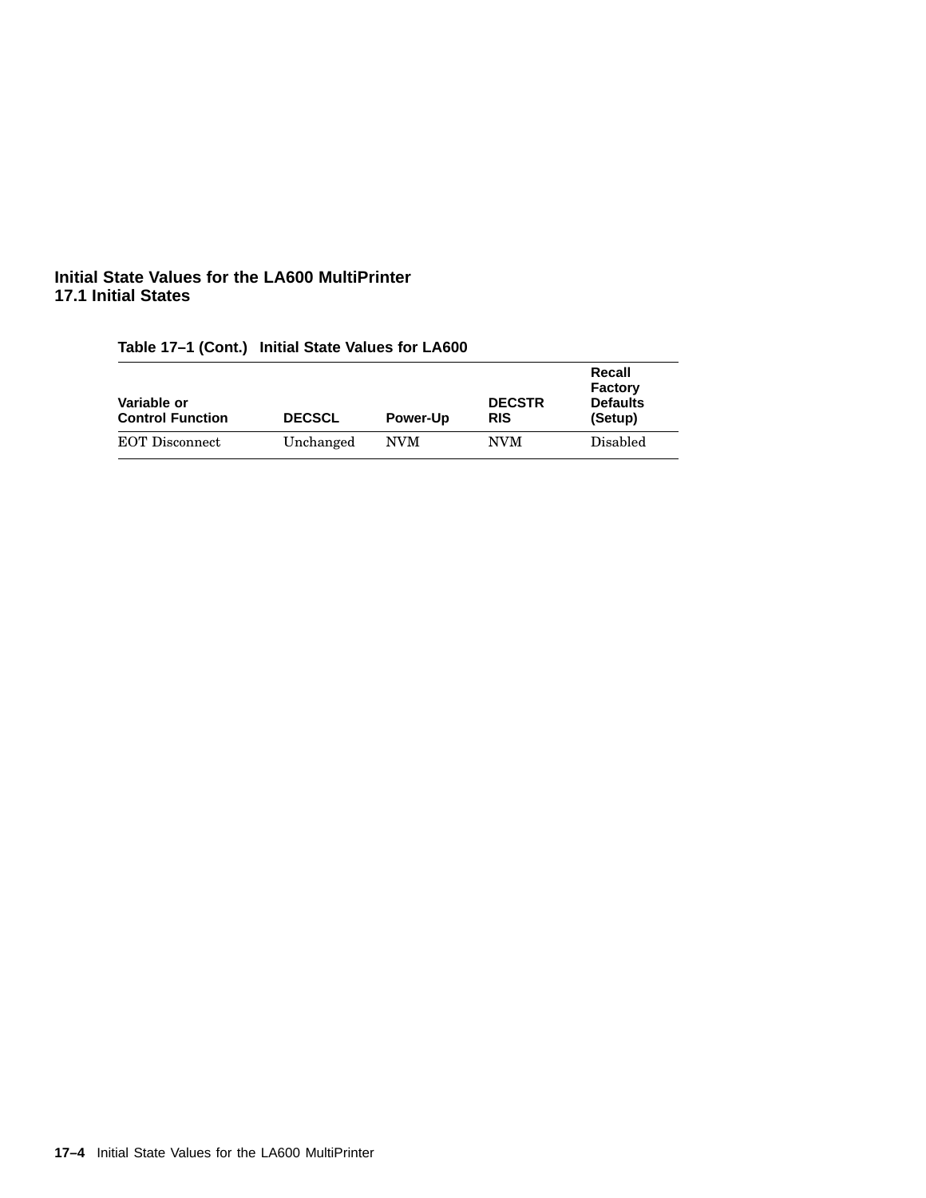**Table 17–1 (Cont.) Initial State Values for LA600**

| Variable or Control Function | DECSCL | Power-Up | DECSTR RIS | Recall Factory Defaults (Setup) |
|---|---|---|---|---|
| EOT Disconnect | Unchanged | NVM | NVM | Disabled |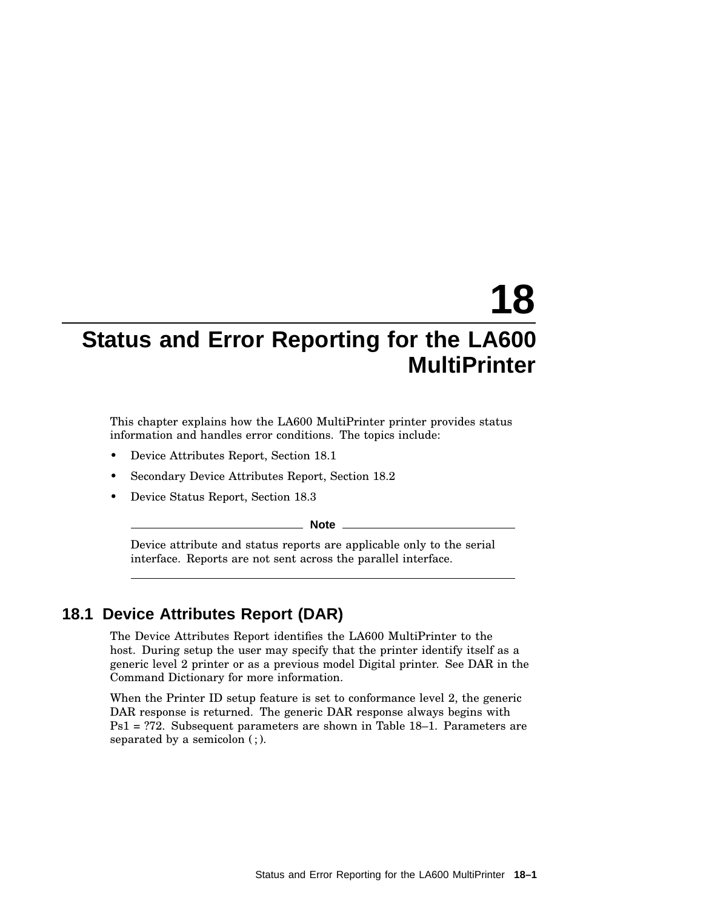# 18 Status and Error Reporting for the LA600 MultiPrinter

This chapter explains how the LA600 MultiPrinter printer provides status information and handles error conditions. The topics include:

- Device Attributes Report, Section 18.1
- Secondary Device Attributes Report, Section 18.2
- Device Status Report, Section 18.3

---

**Note**

Device attribute and status reports are applicable only to the serial interface. Reports are not sent across the parallel interface.

---

## 18.1 Device Attributes Report (DAR)

The Device Attributes Report identifies the LA600 MultiPrinter to the host. During setup the user may specify that the printer identify itself as a generic level 2 printer or as a previous model Digital printer. See DAR in the Command Dictionary for more information.

When the Printer ID setup feature is set to conformance level 2, the generic DAR response is returned. The generic DAR response always begins with Ps1 = ?72. Subsequent parameters are shown in Table 18–1. Parameters are separated by a semicolon ( ; ).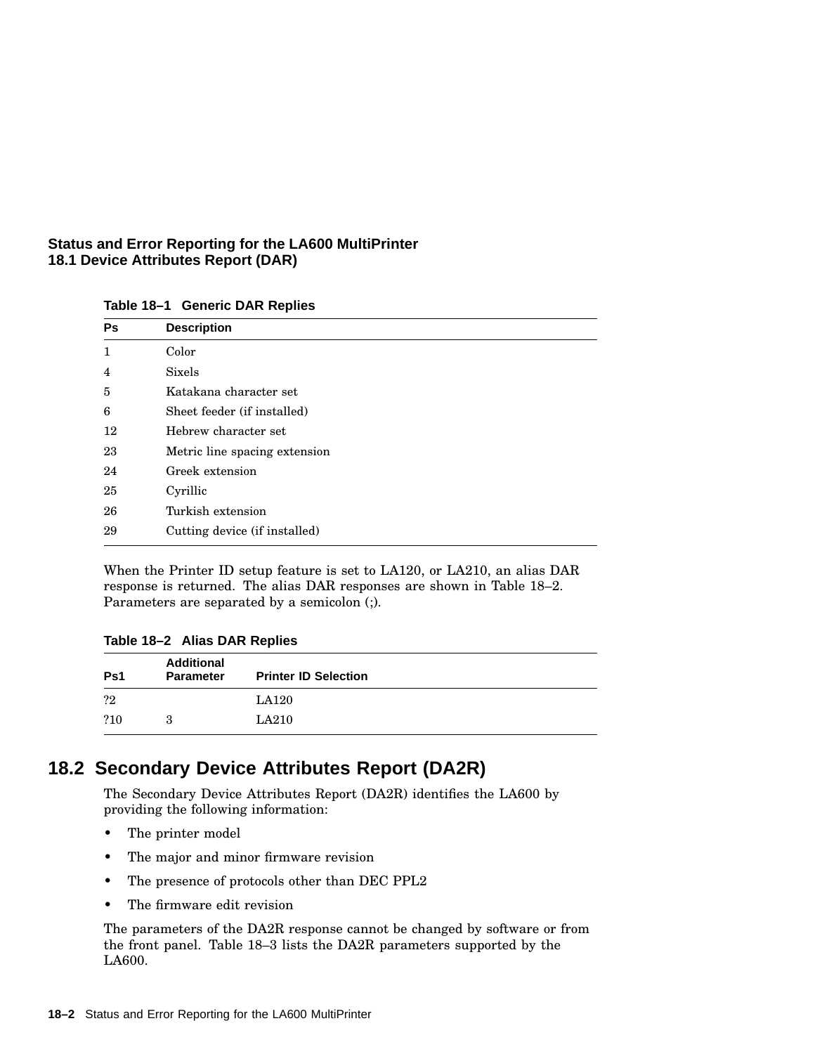**Table 18–1 Generic DAR Replies**

| Ps | Description |
|---|---|
| 1 | Color |
| 4 | Sixels |
| 5 | Katakana character set |
| 6 | Sheet feeder (if installed) |
| 12 | Hebrew character set |
| 23 | Metric line spacing extension |
| 24 | Greek extension |
| 25 | Cyrillic |
| 26 | Turkish extension |
| 29 | Cutting device (if installed) |

When the Printer ID setup feature is set to LA120, or LA210, an alias DAR response is returned. The alias DAR responses are shown in Table 18–2. Parameters are separated by a semicolon (;).

**Table 18–2 Alias DAR Replies**

| Ps1 | Additional Parameter | Printer ID Selection |
|---|---|---|
| ?2 | | LA120 |
| ?10 | 3 | LA210 |

## 18.2 Secondary Device Attributes Report (DA2R)

The Secondary Device Attributes Report (DA2R) identifies the LA600 by providing the following information:

- The printer model
- The major and minor firmware revision
- The presence of protocols other than DEC PPL2
- The firmware edit revision

The parameters of the DA2R response cannot be changed by software or from the front panel. Table 18–3 lists the DA2R parameters supported by the LA600.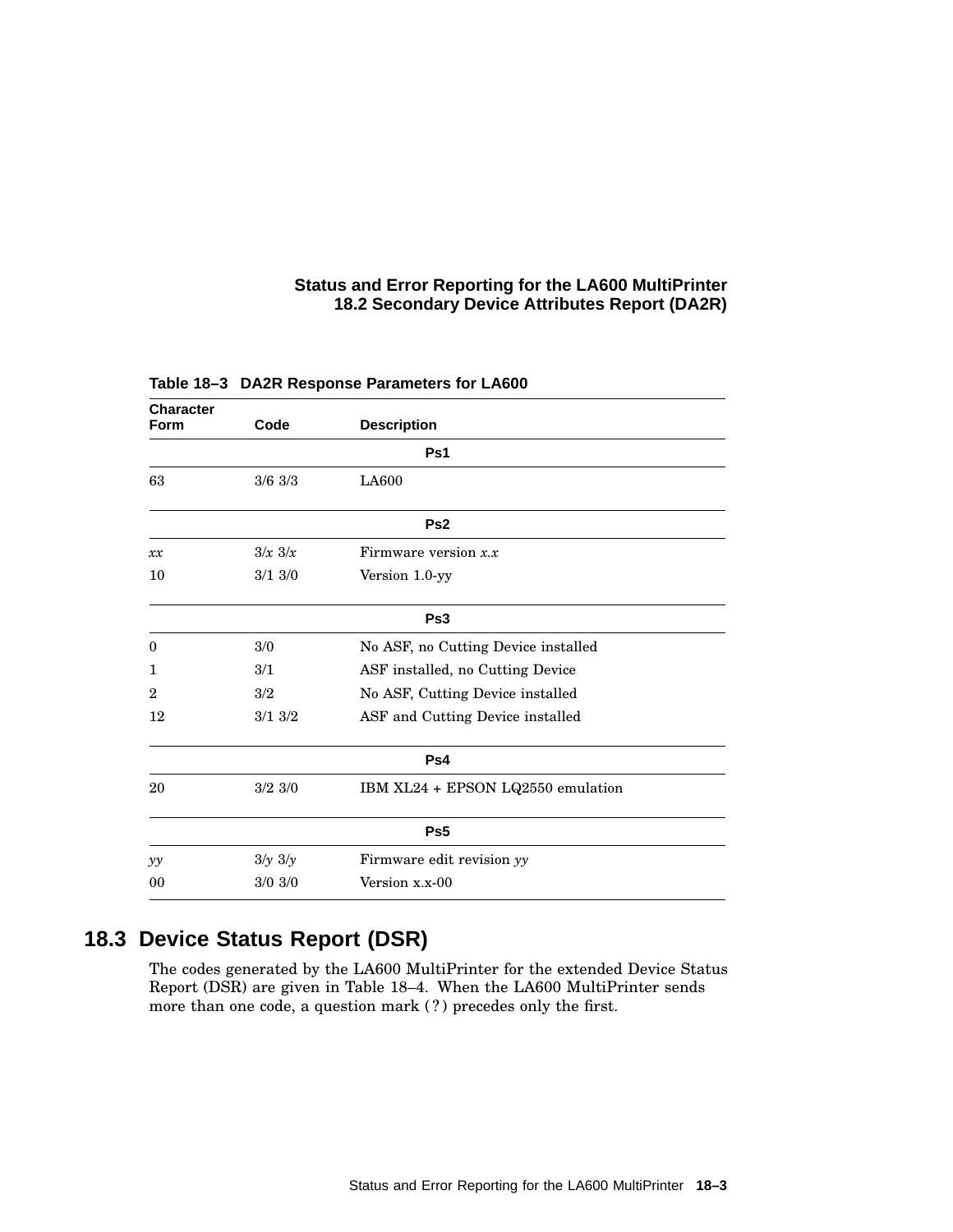Table 18–3 DA2R Response Parameters for LA600

| Character Form | Code | Description |
|---|---|---|
| | | **Ps1** |
| 63 | 3/6 3/3 | LA600 |
| | | **Ps2** |
| *xx* | 3/*x* 3/*x* | Firmware version *x.x* |
| 10 | 3/1 3/0 | Version 1.0-yy |
| | | **Ps3** |
| 0 | 3/0 | No ASF, no Cutting Device installed |
| 1 | 3/1 | ASF installed, no Cutting Device |
| 2 | 3/2 | No ASF, Cutting Device installed |
| 12 | 3/1 3/2 | ASF and Cutting Device installed |
| | | **Ps4** |
| 20 | 3/2 3/0 | IBM XL24 + EPSON LQ2550 emulation |
| | | **Ps5** |
| *yy* | 3/*y* 3/*y* | Firmware edit revision *yy* |
| 00 | 3/0 3/0 | Version x.x-00 |

## 18.3 Device Status Report (DSR)

The codes generated by the LA600 MultiPrinter for the extended Device Status Report (DSR) are given in Table 18–4. When the LA600 MultiPrinter sends more than one code, a question mark ( ? ) precedes only the first.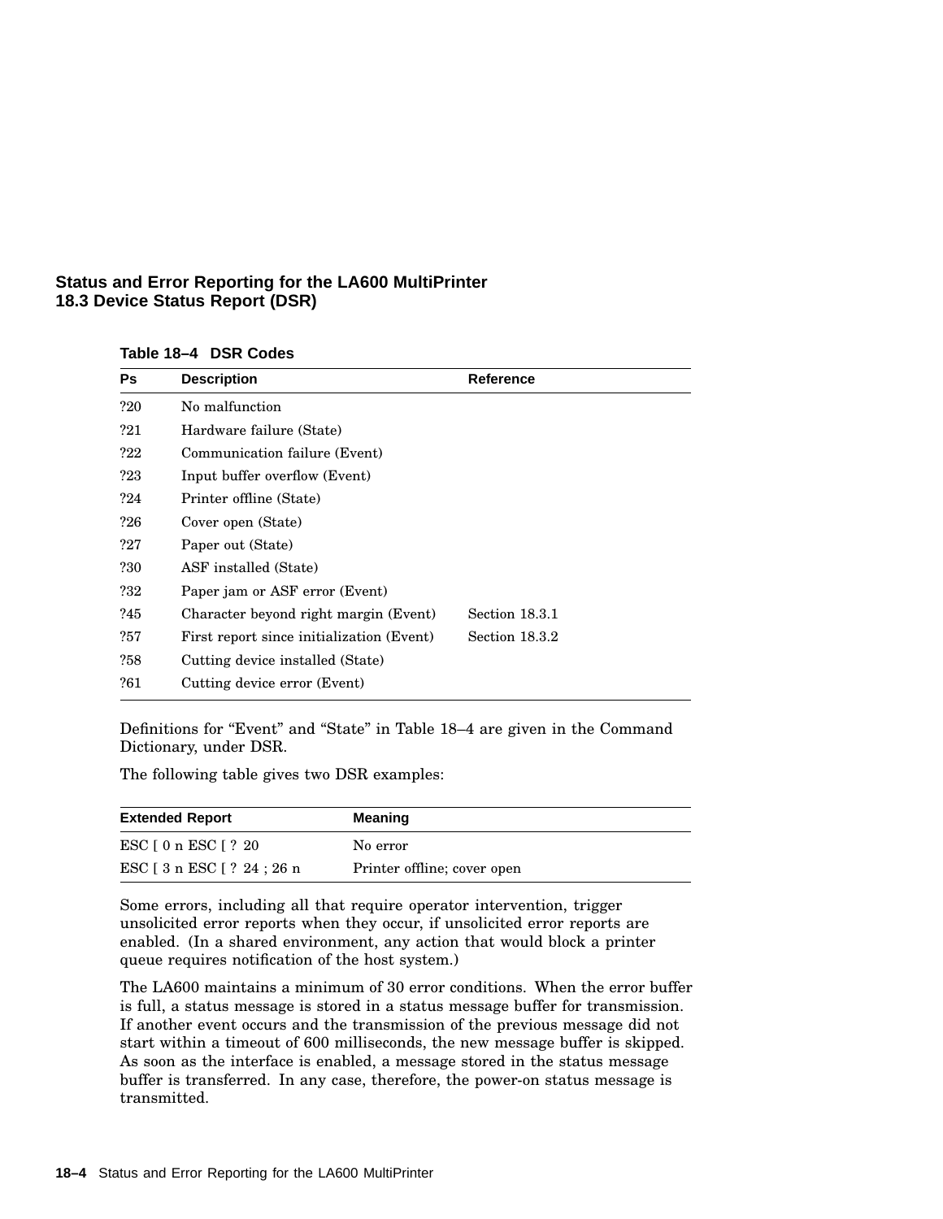**Table 18–4 DSR Codes**

| Ps | Description | Reference |
|---|---|---|
| ?20 | No malfunction | |
| ?21 | Hardware failure (State) | |
| ?22 | Communication failure (Event) | |
| ?23 | Input buffer overflow (Event) | |
| ?24 | Printer offline (State) | |
| ?26 | Cover open (State) | |
| ?27 | Paper out (State) | |
| ?30 | ASF installed (State) | |
| ?32 | Paper jam or ASF error (Event) | |
| ?45 | Character beyond right margin (Event) | Section 18.3.1 |
| ?57 | First report since initialization (Event) | Section 18.3.2 |
| ?58 | Cutting device installed (State) | |
| ?61 | Cutting device error (Event) | |

Definitions for “Event” and “State” in Table 18–4 are given in the Command Dictionary, under DSR.

The following table gives two DSR examples:

| Extended Report | Meaning |
|---|---|
| ESC [ 0 n ESC [ ? 20 | No error |
| ESC [ 3 n ESC [ ? 24 ; 26 n | Printer offline; cover open |

Some errors, including all that require operator intervention, trigger unsolicited error reports when they occur, if unsolicited error reports are enabled. (In a shared environment, any action that would block a printer queue requires notification of the host system.)

The LA600 maintains a minimum of 30 error conditions. When the error buffer is full, a status message is stored in a status message buffer for transmission. If another event occurs and the transmission of the previous message did not start within a timeout of 600 milliseconds, the new message buffer is skipped. As soon as the interface is enabled, a message stored in the status message buffer is transferred. In any case, therefore, the power-on status message is transmitted.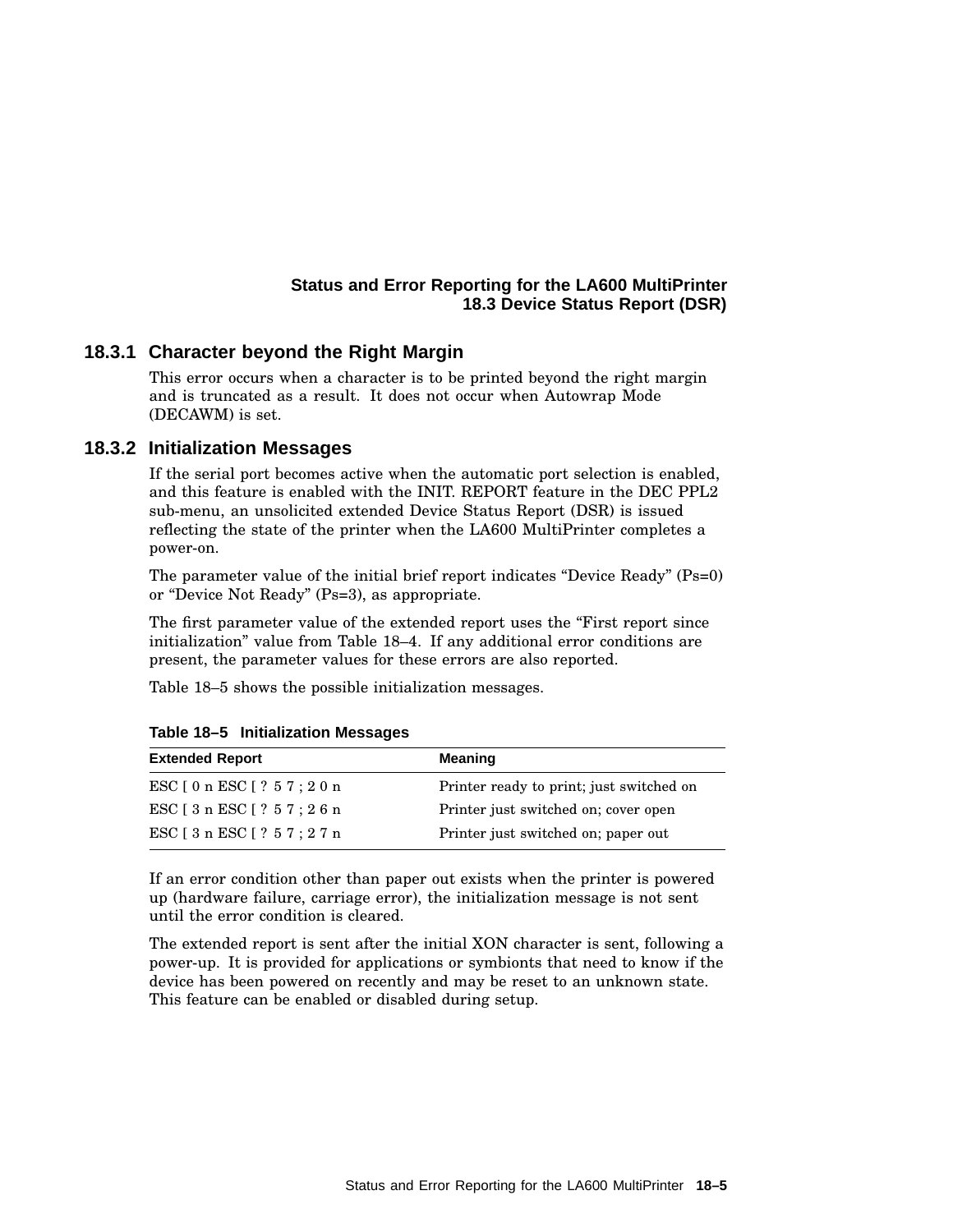### 18.3.1 Character beyond the Right Margin

This error occurs when a character is to be printed beyond the right margin and is truncated as a result. It does not occur when Autowrap Mode (DECAWM) is set.

### 18.3.2 Initialization Messages

If the serial port becomes active when the automatic port selection is enabled, and this feature is enabled with the INIT. REPORT feature in the DEC PPL2 sub-menu, an unsolicited extended Device Status Report (DSR) is issued reflecting the state of the printer when the LA600 MultiPrinter completes a power-on.

The parameter value of the initial brief report indicates “Device Ready” (Ps=0) or “Device Not Ready” (Ps=3), as appropriate.

The first parameter value of the extended report uses the “First report since initialization” value from Table 18–4. If any additional error conditions are present, the parameter values for these errors are also reported.

Table 18–5 shows the possible initialization messages.

**Table 18–5 Initialization Messages**

| Extended Report | Meaning |
|---|---|
| ESC [ 0 n ESC [ ? 5 7 ; 2 0 n | Printer ready to print; just switched on |
| ESC [ 3 n ESC [ ? 5 7 ; 2 6 n | Printer just switched on; cover open |
| ESC [ 3 n ESC [ ? 5 7 ; 2 7 n | Printer just switched on; paper out |

If an error condition other than paper out exists when the printer is powered up (hardware failure, carriage error), the initialization message is not sent until the error condition is cleared.

The extended report is sent after the initial XON character is sent, following a power-up. It is provided for applications or symbionts that need to know if the device has been powered on recently and may be reset to an unknown state. This feature can be enabled or disabled during setup.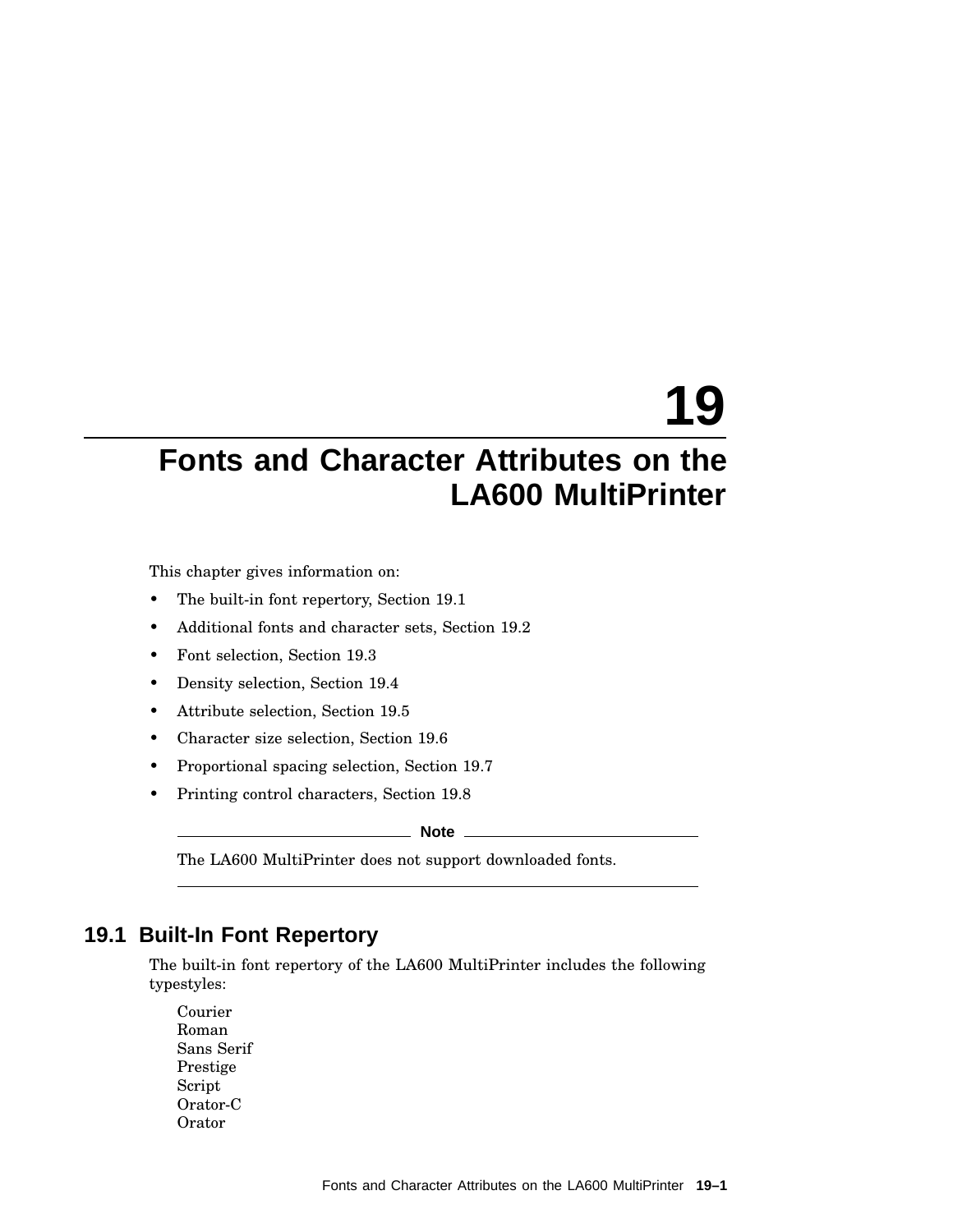# 19 Fonts and Character Attributes on the LA600 MultiPrinter

This chapter gives information on:

- The built-in font repertory, Section 19.1
- Additional fonts and character sets, Section 19.2
- Font selection, Section 19.3
- Density selection, Section 19.4
- Attribute selection, Section 19.5
- Character size selection, Section 19.6
- Proportional spacing selection, Section 19.7
- Printing control characters, Section 19.8

**Note**

The LA600 MultiPrinter does not support downloaded fonts.

## 19.1 Built-In Font Repertory

The built-in font repertory of the LA600 MultiPrinter includes the following typestyles:

Courier
Roman
Sans Serif
Prestige
Script
Orator-C
Orator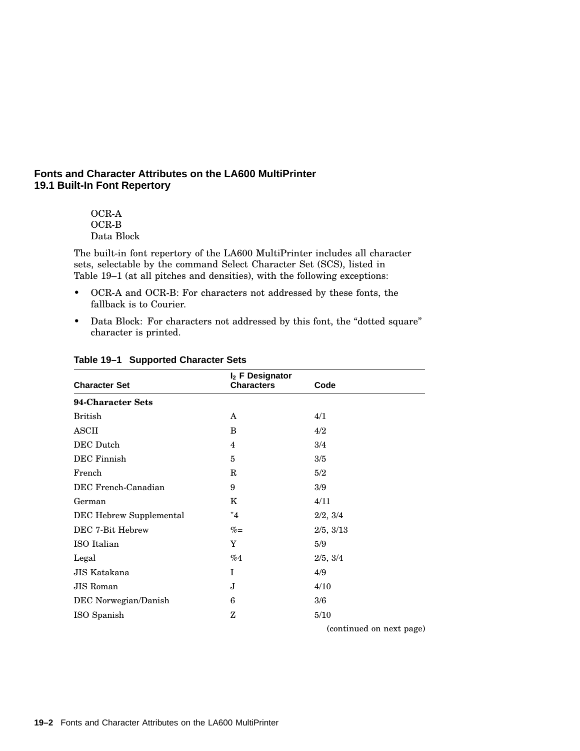OCR-A
OCR-B
Data Block

The built-in font repertory of the LA600 MultiPrinter includes all character sets, selectable by the command Select Character Set (SCS), listed in Table 19–1 (at all pitches and densities), with the following exceptions:

- OCR-A and OCR-B: For characters not addressed by these fonts, the fallback is to Courier.
- Data Block: For characters not addressed by this font, the "dotted square" character is printed.

**Table 19–1 Supported Character Sets**

| Character Set | $I_2$ F Designator Characters | Code |
|---|---|---|
| **94-Character Sets** | | |
| British | A | 4/1 |
| ASCII | B | 4/2 |
| DEC Dutch | 4 | 3/4 |
| DEC Finnish | 5 | 3/5 |
| French | R | 5/2 |
| DEC French-Canadian | 9 | 3/9 |
| German | K | 4/11 |
| DEC Hebrew Supplemental | "4 | 2/2, 3/4 |
| DEC 7-Bit Hebrew | %= | 2/5, 3/13 |
| ISO Italian | Y | 5/9 |
| Legal | %4 | 2/5, 3/4 |
| JIS Katakana | I | 4/9 |
| JIS Roman | J | 4/10 |
| DEC Norwegian/Danish | 6 | 3/6 |
| ISO Spanish | Z | 5/10 |

(continued on next page)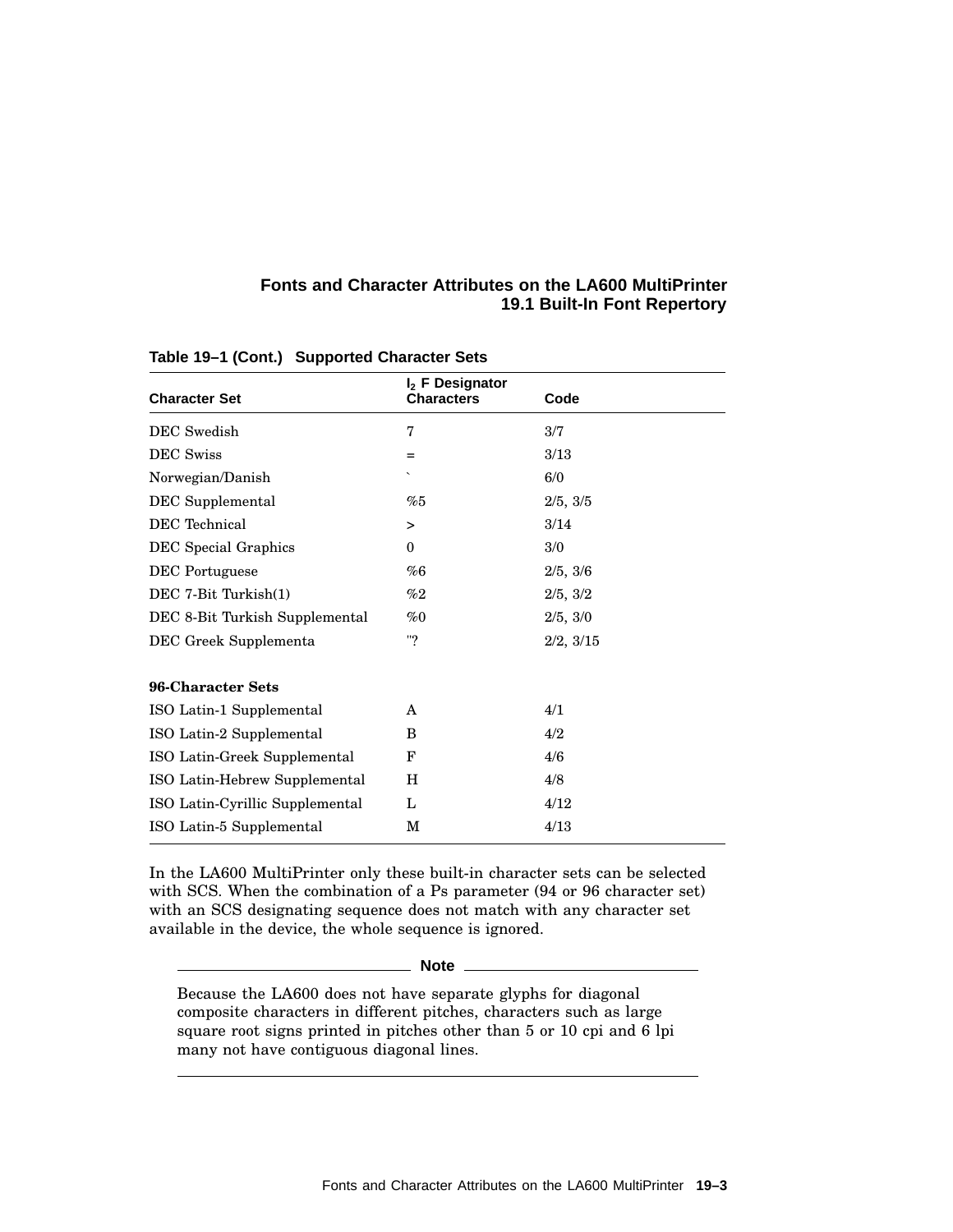**Table 19–1 (Cont.) Supported Character Sets**

| Character Set | $I_2$ F Designator Characters | Code |
|---|---|---|
| DEC Swedish | 7 | 3/7 |
| DEC Swiss | = | 3/13 |
| Norwegian/Danish | ` | 6/0 |
| DEC Supplemental | %5 | 2/5, 3/5 |
| DEC Technical | > | 3/14 |
| DEC Special Graphics | 0 | 3/0 |
| DEC Portuguese | %6 | 2/5, 3/6 |
| DEC 7-Bit Turkish(1) | %2 | 2/5, 3/2 |
| DEC 8-Bit Turkish Supplemental | %0 | 2/5, 3/0 |
| DEC Greek Supplementa | "? | 2/2, 3/15 |
| **96-Character Sets** | | |
| ISO Latin-1 Supplemental | A | 4/1 |
| ISO Latin-2 Supplemental | B | 4/2 |
| ISO Latin-Greek Supplemental | F | 4/6 |
| ISO Latin-Hebrew Supplemental | H | 4/8 |
| ISO Latin-Cyrillic Supplemental | L | 4/12 |
| ISO Latin-5 Supplemental | M | 4/13 |

In the LA600 MultiPrinter only these built-in character sets can be selected with SCS. When the combination of a Ps parameter (94 or 96 character set) with an SCS designating sequence does not match with any character set available in the device, the whole sequence is ignored.

**Note**

Because the LA600 does not have separate glyphs for diagonal composite characters in different pitches, characters such as large square root signs printed in pitches other than 5 or 10 cpi and 6 lpi many not have contiguous diagonal lines.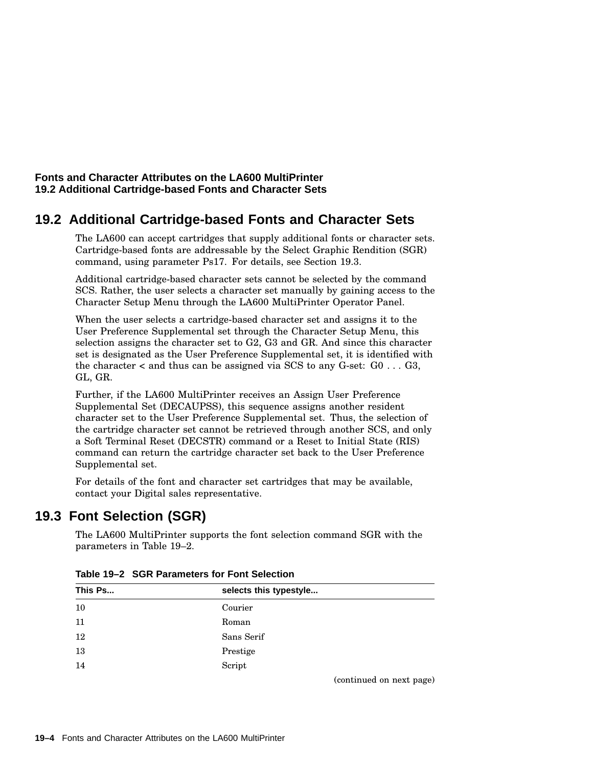## 19.2 Additional Cartridge-based Fonts and Character Sets

The LA600 can accept cartridges that supply additional fonts or character sets. Cartridge-based fonts are addressable by the Select Graphic Rendition (SGR) command, using parameter Ps17. For details, see Section 19.3.

Additional cartridge-based character sets cannot be selected by the command SCS. Rather, the user selects a character set manually by gaining access to the Character Setup Menu through the LA600 MultiPrinter Operator Panel.

When the user selects a cartridge-based character set and assigns it to the User Preference Supplemental set through the Character Setup Menu, this selection assigns the character set to G2, G3 and GR. And since this character set is designated as the User Preference Supplemental set, it is identified with the character < and thus can be assigned via SCS to any G-set: G0 . . . G3, GL, GR.

Further, if the LA600 MultiPrinter receives an Assign User Preference Supplemental Set (DECAUPSS), this sequence assigns another resident character set to the User Preference Supplemental set. Thus, the selection of the cartridge character set cannot be retrieved through another SCS, and only a Soft Terminal Reset (DECSTR) command or a Reset to Initial State (RIS) command can return the cartridge character set back to the User Preference Supplemental set.

For details of the font and character set cartridges that may be available, contact your Digital sales representative.

## 19.3 Font Selection (SGR)

The LA600 MultiPrinter supports the font selection command SGR with the parameters in Table 19–2.

**Table 19–2 SGR Parameters for Font Selection**

| This Ps... | selects this typestyle... |
|---|---|
| 10 | Courier |
| 11 | Roman |
| 12 | Sans Serif |
| 13 | Prestige |
| 14 | Script |

(continued on next page)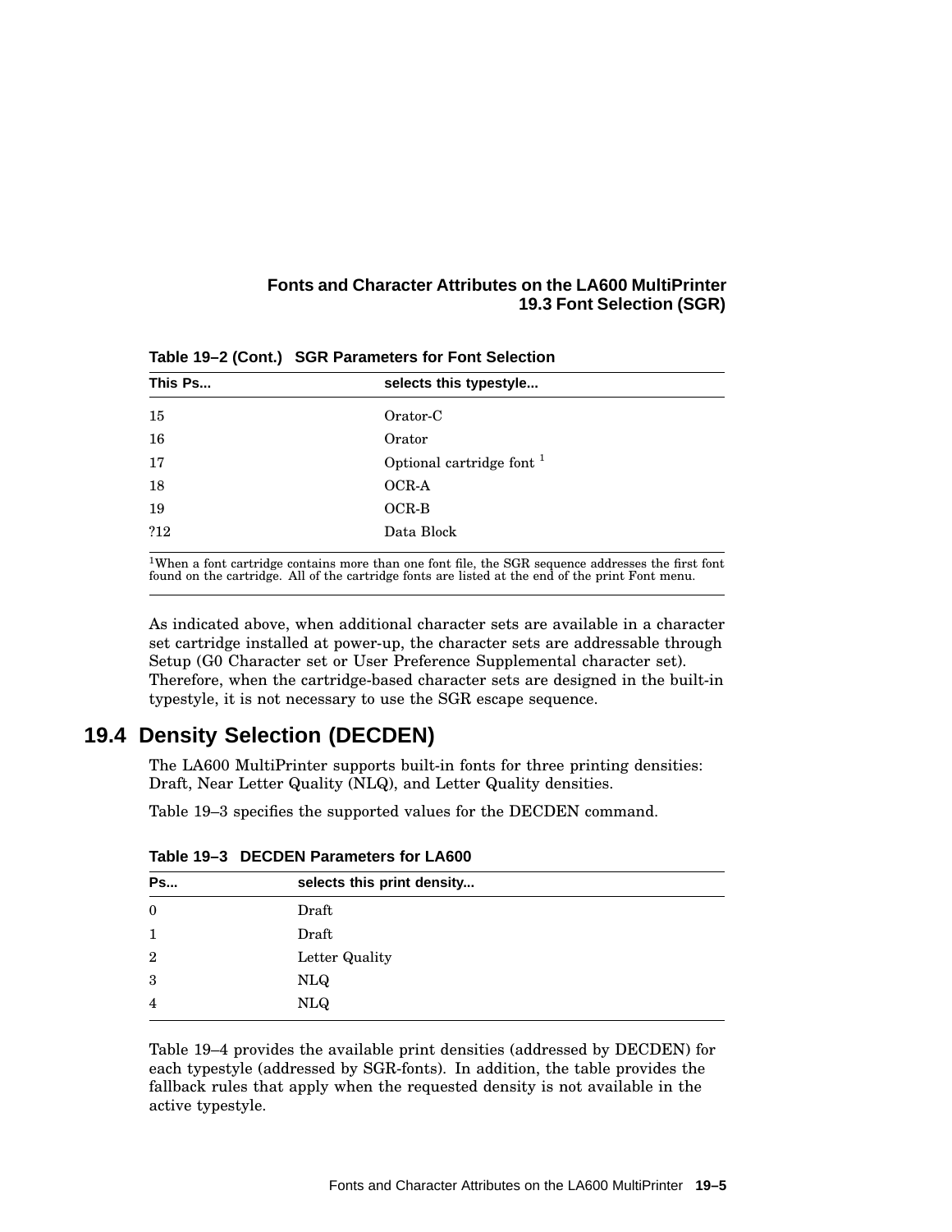**Table 19–2 (Cont.) SGR Parameters for Font Selection**

| This Ps... | selects this typestyle... |
|---|---|
| 15 | Orator-C |
| 16 | Orator |
| 17 | Optional cartridge font [1] |
| 18 | OCR-A |
| 19 | OCR-B |
| ?12 | Data Block |

[1]When a font cartridge contains more than one font file, the SGR sequence addresses the first font found on the cartridge. All of the cartridge fonts are listed at the end of the print Font menu.

As indicated above, when additional character sets are available in a character set cartridge installed at power-up, the character sets are addressable through Setup (G0 Character set or User Preference Supplemental character set). Therefore, when the cartridge-based character sets are designed in the built-in typestyle, it is not necessary to use the SGR escape sequence.

## 19.4 Density Selection (DECDEN)

The LA600 MultiPrinter supports built-in fonts for three printing densities: Draft, Near Letter Quality (NLQ), and Letter Quality densities.

Table 19–3 specifies the supported values for the DECDEN command.

**Table 19–3 DECDEN Parameters for LA600**

| Ps... | selects this print density... |
|---|---|
| 0 | Draft |
| 1 | Draft |
| 2 | Letter Quality |
| 3 | NLQ |
| 4 | NLQ |

Table 19–4 provides the available print densities (addressed by DECDEN) for each typestyle (addressed by SGR-fonts). In addition, the table provides the fallback rules that apply when the requested density is not available in the active typestyle.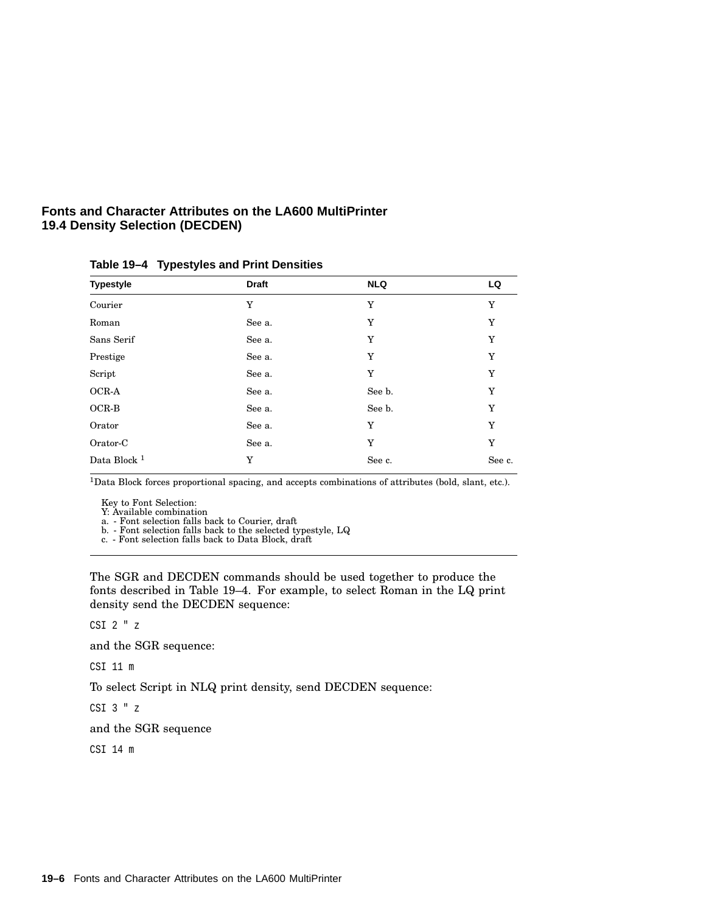**Table 19–4 Typestyles and Print Densities**

| Typestyle | Draft | NLQ | LQ |
|---|---|---|---|
| Courier | Y | Y | Y |
| Roman | See a. | Y | Y |
| Sans Serif | See a. | Y | Y |
| Prestige | See a. | Y | Y |
| Script | See a. | Y | Y |
| OCR-A | See a. | See b. | Y |
| OCR-B | See a. | See b. | Y |
| Orator | See a. | Y | Y |
| Orator-C | See a. | Y | Y |
| Data Block [1] | Y | See c. | See c. |

[1]Data Block forces proportional spacing, and accepts combinations of attributes (bold, slant, etc.).

Key to Font Selection:
Y: Available combination
a. - Font selection falls back to Courier, draft
b. - Font selection falls back to the selected typestyle, LQ
c. - Font selection falls back to Data Block, draft

The SGR and DECDEN commands should be used together to produce the fonts described in Table 19–4. For example, to select Roman in the LQ print density send the DECDEN sequence:

```
CSI 2 " z
```

and the SGR sequence:

```
CSI 11 m
```

To select Script in NLQ print density, send DECDEN sequence:

```
CSI 3 " z
```

and the SGR sequence

```
CSI 14 m
```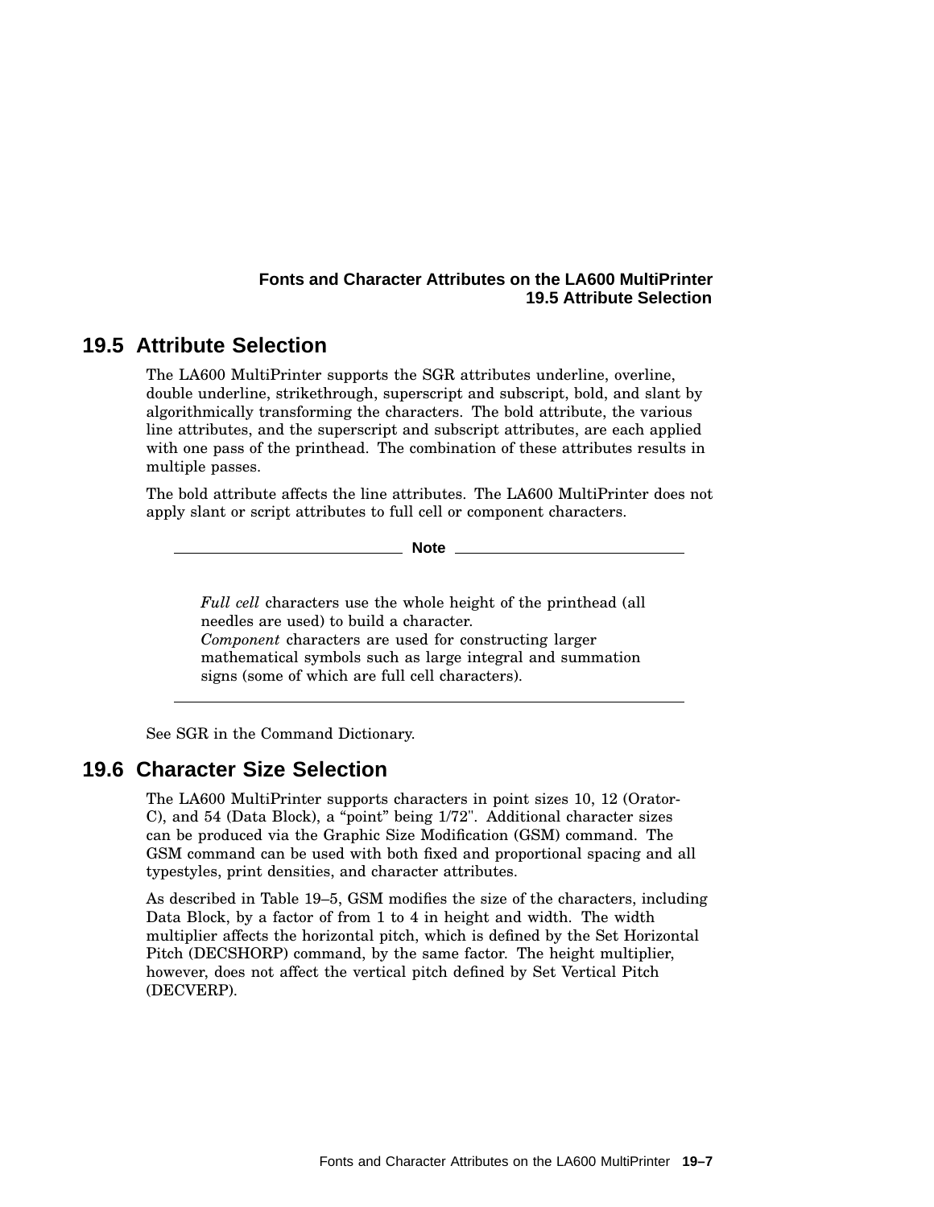## 19.5 Attribute Selection

The LA600 MultiPrinter supports the SGR attributes underline, overline, double underline, strikethrough, superscript and subscript, bold, and slant by algorithmically transforming the characters. The bold attribute, the various line attributes, and the superscript and subscript attributes, are each applied with one pass of the printhead. The combination of these attributes results in multiple passes.

The bold attribute affects the line attributes. The LA600 MultiPrinter does not apply slant or script attributes to full cell or component characters.

---

**Note**

*Full cell* characters use the whole height of the printhead (all needles are used) to build a character.
*Component* characters are used for constructing larger mathematical symbols such as large integral and summation signs (some of which are full cell characters).

---

See SGR in the Command Dictionary.

## 19.6 Character Size Selection

The LA600 MultiPrinter supports characters in point sizes 10, 12 (Orator-C), and 54 (Data Block), a "point" being 1/72". Additional character sizes can be produced via the Graphic Size Modification (GSM) command. The GSM command can be used with both fixed and proportional spacing and all typestyles, print densities, and character attributes.

As described in Table 19–5, GSM modifies the size of the characters, including Data Block, by a factor of from 1 to 4 in height and width. The width multiplier affects the horizontal pitch, which is defined by the Set Horizontal Pitch (DECSHORP) command, by the same factor. The height multiplier, however, does not affect the vertical pitch defined by Set Vertical Pitch (DECVERP).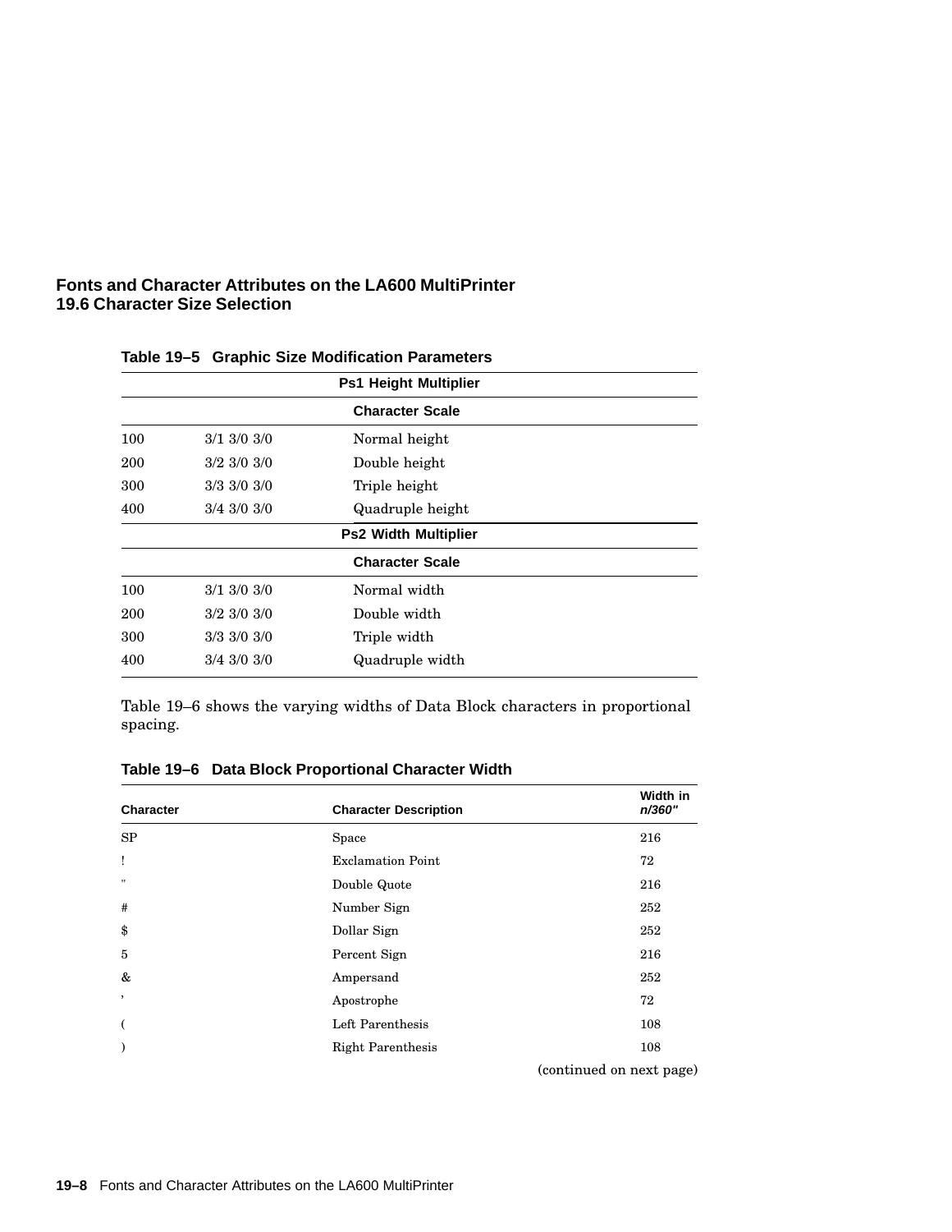**Table 19–5 Graphic Size Modification Parameters**

| | | Ps1 Height Multiplier |
|---|---|---|
| | | **Character Scale** |
| 100 | 3/1 3/0 3/0 | Normal height |
| 200 | 3/2 3/0 3/0 | Double height |
| 300 | 3/3 3/0 3/0 | Triple height |
| 400 | 3/4 3/0 3/0 | Quadruple height |
| | | **Ps2 Width Multiplier** |
| | | **Character Scale** |
| 100 | 3/1 3/0 3/0 | Normal width |
| 200 | 3/2 3/0 3/0 | Double width |
| 300 | 3/3 3/0 3/0 | Triple width |
| 400 | 3/4 3/0 3/0 | Quadruple width |

Table 19–6 shows the varying widths of Data Block characters in proportional spacing.

**Table 19–6 Data Block Proportional Character Width**

| Character | Character Description | Width in *n/360"* |
|---|---|---|
| SP | Space | 216 |
| ! | Exclamation Point | 72 |
| " | Double Quote | 216 |
| # | Number Sign | 252 |
| $ | Dollar Sign | 252 |
| 5 | Percent Sign | 216 |
| & | Ampersand | 252 |
| ’ | Apostrophe | 72 |
| ( | Left Parenthesis | 108 |
| ) | Right Parenthesis | 108 |

(continued on next page)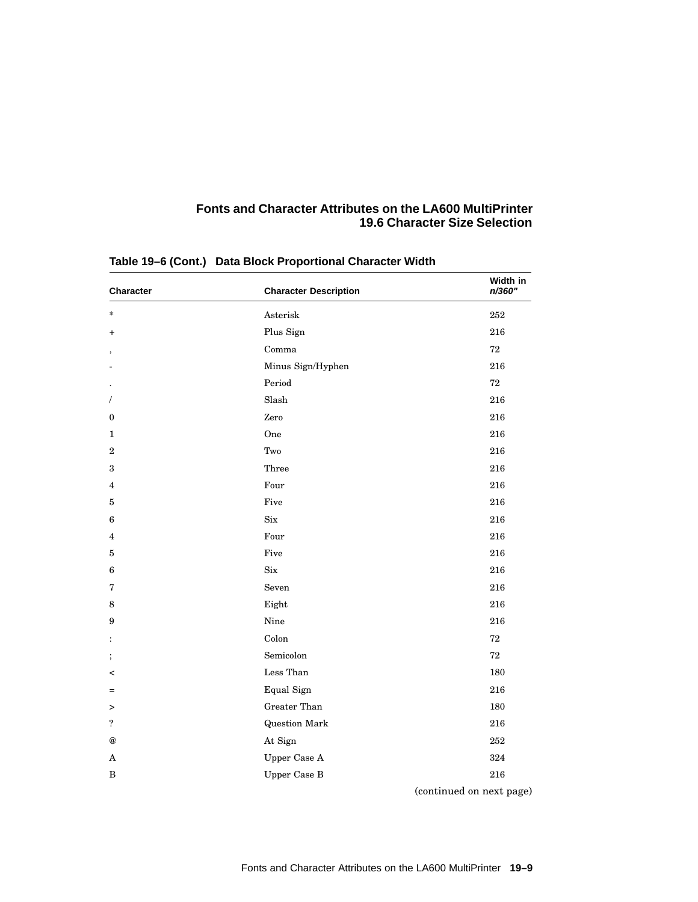**Table 19–6 (Cont.) Data Block Proportional Character Width**

| Character | Character Description | Width in *n/360"* |
|---|---|---|
| * | Asterisk | 252 |
| + | Plus Sign | 216 |
| , | Comma | 72 |
| - | Minus Sign/Hyphen | 216 |
| . | Period | 72 |
| / | Slash | 216 |
| 0 | Zero | 216 |
| 1 | One | 216 |
| 2 | Two | 216 |
| 3 | Three | 216 |
| 4 | Four | 216 |
| 5 | Five | 216 |
| 6 | Six | 216 |
| 4 | Four | 216 |
| 5 | Five | 216 |
| 6 | Six | 216 |
| 7 | Seven | 216 |
| 8 | Eight | 216 |
| 9 | Nine | 216 |
| : | Colon | 72 |
| ; | Semicolon | 72 |
| < | Less Than | 180 |
| = | Equal Sign | 216 |
| > | Greater Than | 180 |
| ? | Question Mark | 216 |
| @ | At Sign | 252 |
| A | Upper Case A | 324 |
| B | Upper Case B | 216 |

(continued on next page)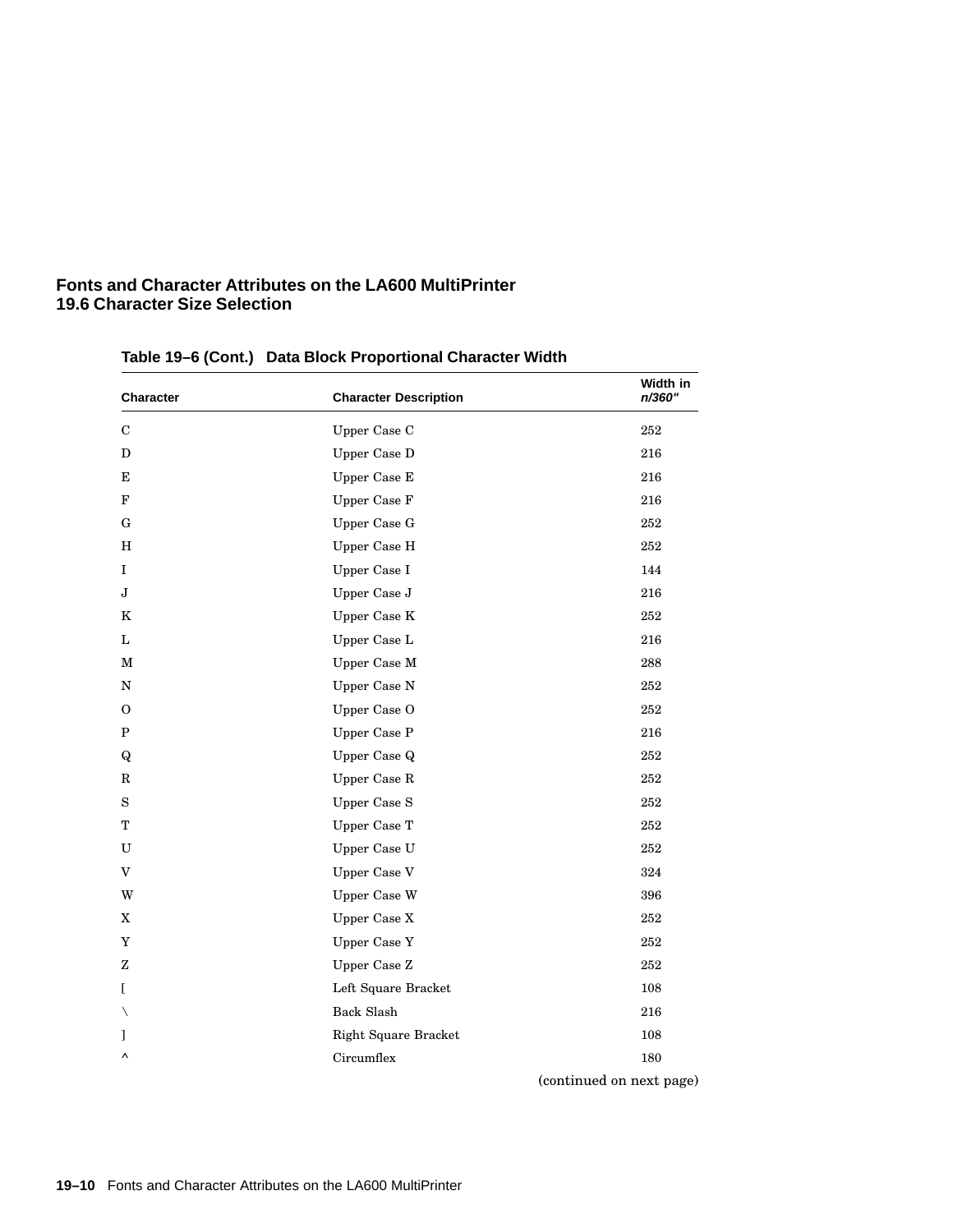**Table 19–6 (Cont.) Data Block Proportional Character Width**

| Character | Character Description | Width in *n/360"* |
|---|---|---|
| C | Upper Case C | 252 |
| D | Upper Case D | 216 |
| E | Upper Case E | 216 |
| F | Upper Case F | 216 |
| G | Upper Case G | 252 |
| H | Upper Case H | 252 |
| I | Upper Case I | 144 |
| J | Upper Case J | 216 |
| K | Upper Case K | 252 |
| L | Upper Case L | 216 |
| M | Upper Case M | 288 |
| N | Upper Case N | 252 |
| O | Upper Case O | 252 |
| P | Upper Case P | 216 |
| Q | Upper Case Q | 252 |
| R | Upper Case R | 252 |
| S | Upper Case S | 252 |
| T | Upper Case T | 252 |
| U | Upper Case U | 252 |
| V | Upper Case V | 324 |
| W | Upper Case W | 396 |
| X | Upper Case X | 252 |
| Y | Upper Case Y | 252 |
| Z | Upper Case Z | 252 |
| [ | Left Square Bracket | 108 |
| \ | Back Slash | 216 |
| ] | Right Square Bracket | 108 |
| ^ | Circumflex | 180 |

(continued on next page)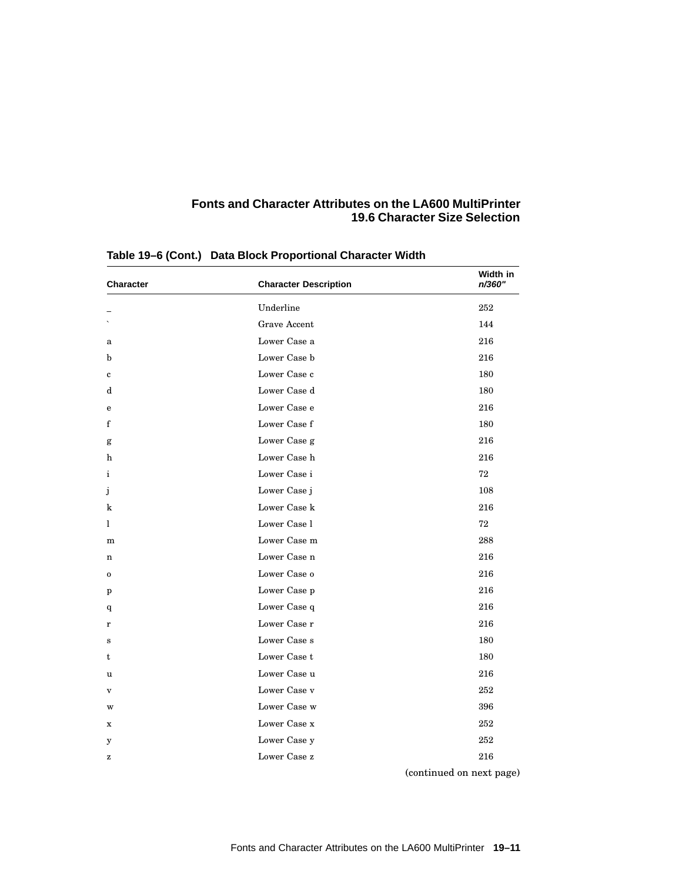**Table 19–6 (Cont.) Data Block Proportional Character Width**

| Character | Character Description | Width in *n/360"* |
|---|---|---|
| _ | Underline | 252 |
| ` | Grave Accent | 144 |
| a | Lower Case a | 216 |
| b | Lower Case b | 216 |
| c | Lower Case c | 180 |
| d | Lower Case d | 180 |
| e | Lower Case e | 216 |
| f | Lower Case f | 180 |
| g | Lower Case g | 216 |
| h | Lower Case h | 216 |
| i | Lower Case i | 72 |
| j | Lower Case j | 108 |
| k | Lower Case k | 216 |
| l | Lower Case l | 72 |
| m | Lower Case m | 288 |
| n | Lower Case n | 216 |
| o | Lower Case o | 216 |
| p | Lower Case p | 216 |
| q | Lower Case q | 216 |
| r | Lower Case r | 216 |
| s | Lower Case s | 180 |
| t | Lower Case t | 180 |
| u | Lower Case u | 216 |
| v | Lower Case v | 252 |
| w | Lower Case w | 396 |
| x | Lower Case x | 252 |
| y | Lower Case y | 252 |
| z | Lower Case z | 216 |

(continued on next page)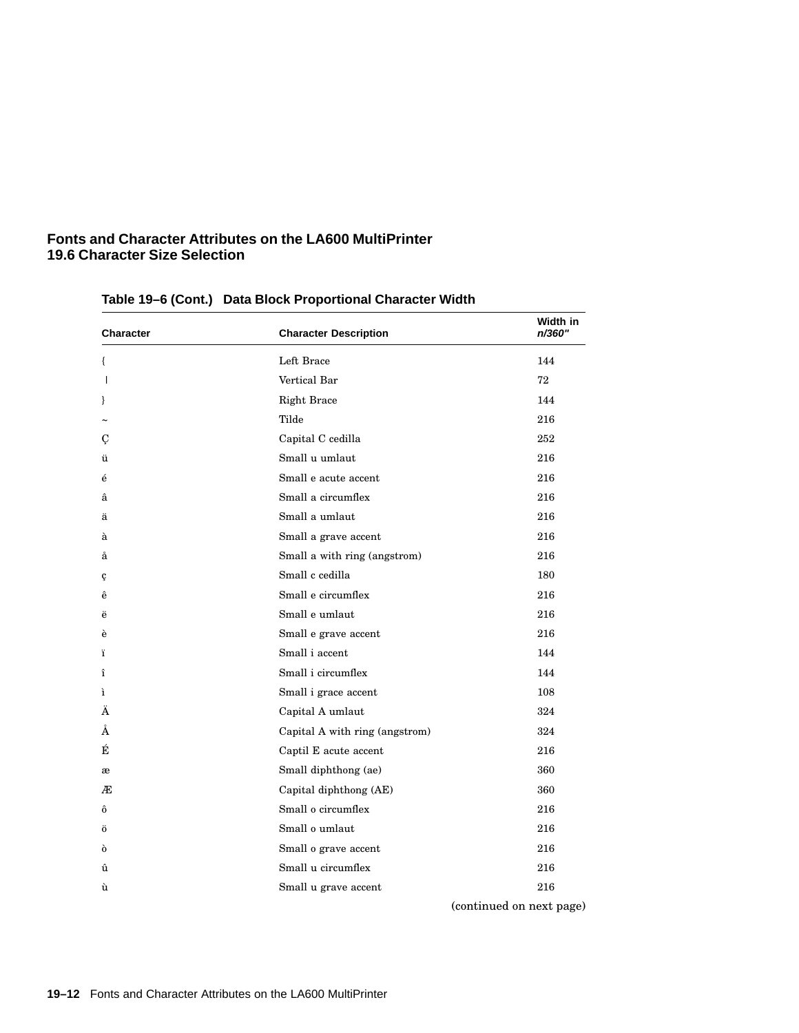**Table 19–6 (Cont.) Data Block Proportional Character Width**

| Character | Character Description | Width in *n/360"* |
|---|---|---|
| { | Left Brace | 144 |
| \| | Vertical Bar | 72 |
| } | Right Brace | 144 |
| ~ | Tilde | 216 |
| Ç | Capital C cedilla | 252 |
| ü | Small u umlaut | 216 |
| é | Small e acute accent | 216 |
| â | Small a circumflex | 216 |
| ä | Small a umlaut | 216 |
| à | Small a grave accent | 216 |
| å | Small a with ring (angstrom) | 216 |
| ç | Small c cedilla | 180 |
| ê | Small e circumflex | 216 |
| ë | Small e umlaut | 216 |
| è | Small e grave accent | 216 |
| ï | Small i accent | 144 |
| î | Small i circumflex | 144 |
| ì | Small i grace accent | 108 |
| Ä | Capital A umlaut | 324 |
| Å | Capital A with ring (angstrom) | 324 |
| É | Captil E acute accent | 216 |
| æ | Small diphthong (ae) | 360 |
| Æ | Capital diphthong (AE) | 360 |
| ô | Small o circumflex | 216 |
| ö | Small o umlaut | 216 |
| ò | Small o grave accent | 216 |
| û | Small u circumflex | 216 |
| ù | Small u grave accent | 216 |

(continued on next page)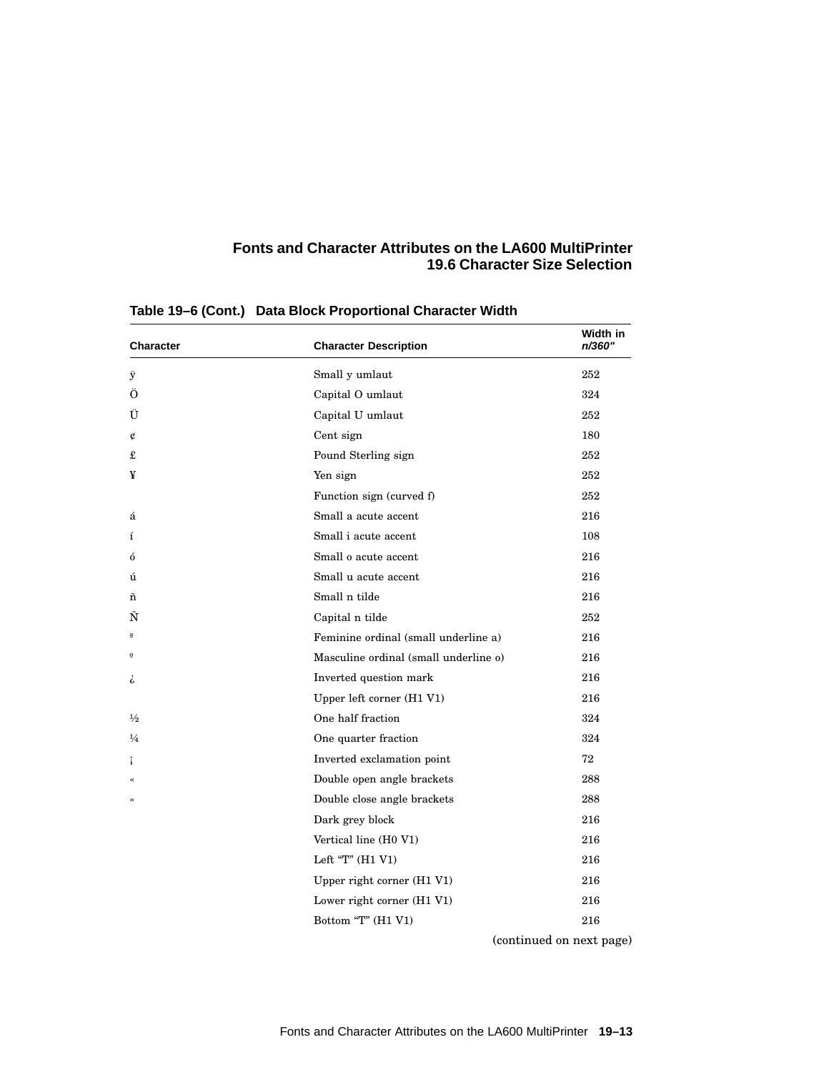**Table 19–6 (Cont.) Data Block Proportional Character Width**

| Character | Character Description | Width in *n/360"* |
|---|---|---|
| ÿ | Small y umlaut | 252 |
| Ö | Capital O umlaut | 324 |
| Ü | Capital U umlaut | 252 |
| ¢ | Cent sign | 180 |
| £ | Pound Sterling sign | 252 |
| ¥ | Yen sign | 252 |
| | Function sign (curved f) | 252 |
| á | Small a acute accent | 216 |
| í | Small i acute accent | 108 |
| ó | Small o acute accent | 216 |
| ú | Small u acute accent | 216 |
| ñ | Small n tilde | 216 |
| Ñ | Capital n tilde | 252 |
| ª | Feminine ordinal (small underline a) | 216 |
| º | Masculine ordinal (small underline o) | 216 |
| ¿ | Inverted question mark | 216 |
| | Upper left corner (H1 V1) | 216 |
| ½ | One half fraction | 324 |
| ¼ | One quarter fraction | 324 |
| ¡ | Inverted exclamation point | 72 |
| « | Double open angle brackets | 288 |
| » | Double close angle brackets | 288 |
| | Dark grey block | 216 |
| | Vertical line (H0 V1) | 216 |
| | Left “T” (H1 V1) | 216 |
| | Upper right corner (H1 V1) | 216 |
| | Lower right corner (H1 V1) | 216 |
| | Bottom “T” (H1 V1) | 216 |

(continued on next page)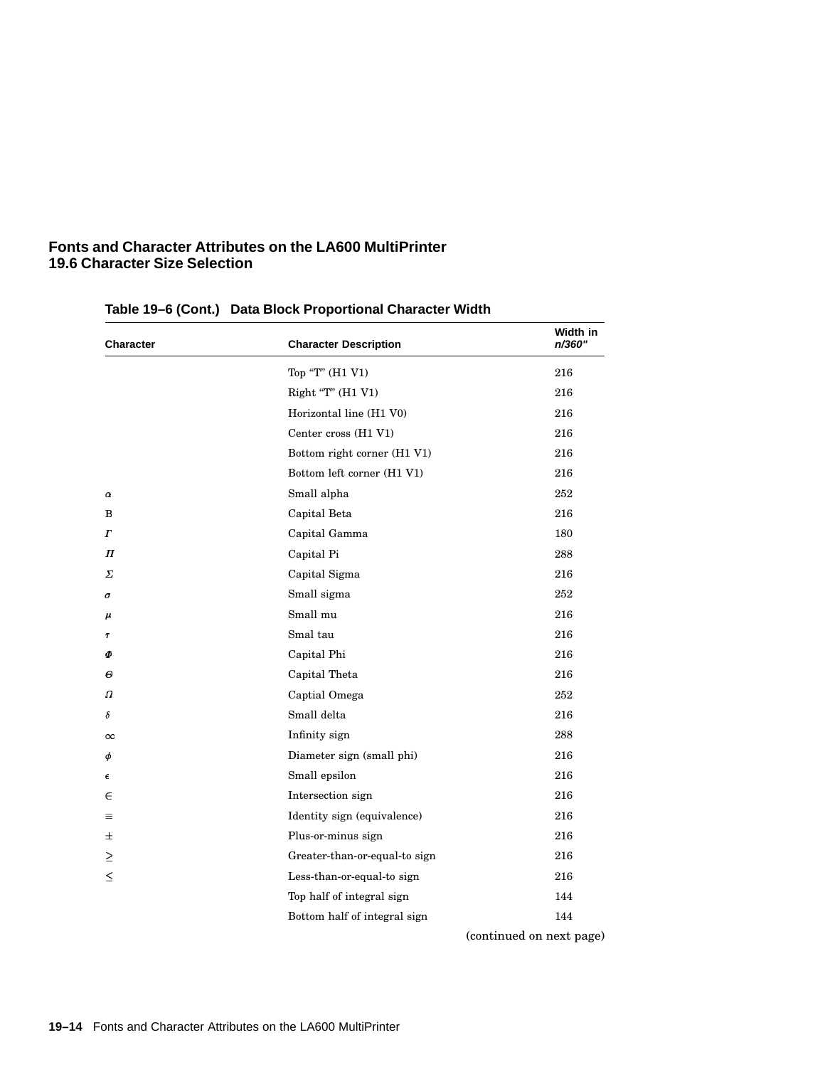# Fonts and Character Attributes on the LA600 MultiPrinter
## 19.6 Character Size Selection

**Table 19–6 (Cont.) Data Block Proportional Character Width**

| Character | Character Description | Width in *n/360"* |
|---|---|---|
| | Top "T" (H1 V1) | 216 |
| | Right "T" (H1 V1) | 216 |
| | Horizontal line (H1 V0) | 216 |
| | Center cross (H1 V1) | 216 |
| | Bottom right corner (H1 V1) | 216 |
| | Bottom left corner (H1 V1) | 216 |
| $\alpha$ | Small alpha | 252 |
| B | Capital Beta | 216 |
| $\Gamma$ | Capital Gamma | 180 |
| $\Pi$ | Capital Pi | 288 |
| $\Sigma$ | Capital Sigma | 216 |
| $\sigma$ | Small sigma | 252 |
| $\mu$ | Small mu | 216 |
| $\tau$ | Smal tau | 216 |
| $\Phi$ | Capital Phi | 216 |
| $\Theta$ | Capital Theta | 216 |
| $\Omega$ | Captial Omega | 252 |
| $\delta$ | Small delta | 216 |
| $\infty$ | Infinity sign | 288 |
| $\phi$ | Diameter sign (small phi) | 216 |
| $\epsilon$ | Small epsilon | 216 |
| $\in$ | Intersection sign | 216 |
| $\equiv$ | Identity sign (equivalence) | 216 |
| $\pm$ | Plus-or-minus sign | 216 |
| $\geq$ | Greater-than-or-equal-to sign | 216 |
| $\leq$ | Less-than-or-equal-to sign | 216 |
| | Top half of integral sign | 144 |
| | Bottom half of integral sign | 144 |

(continued on next page)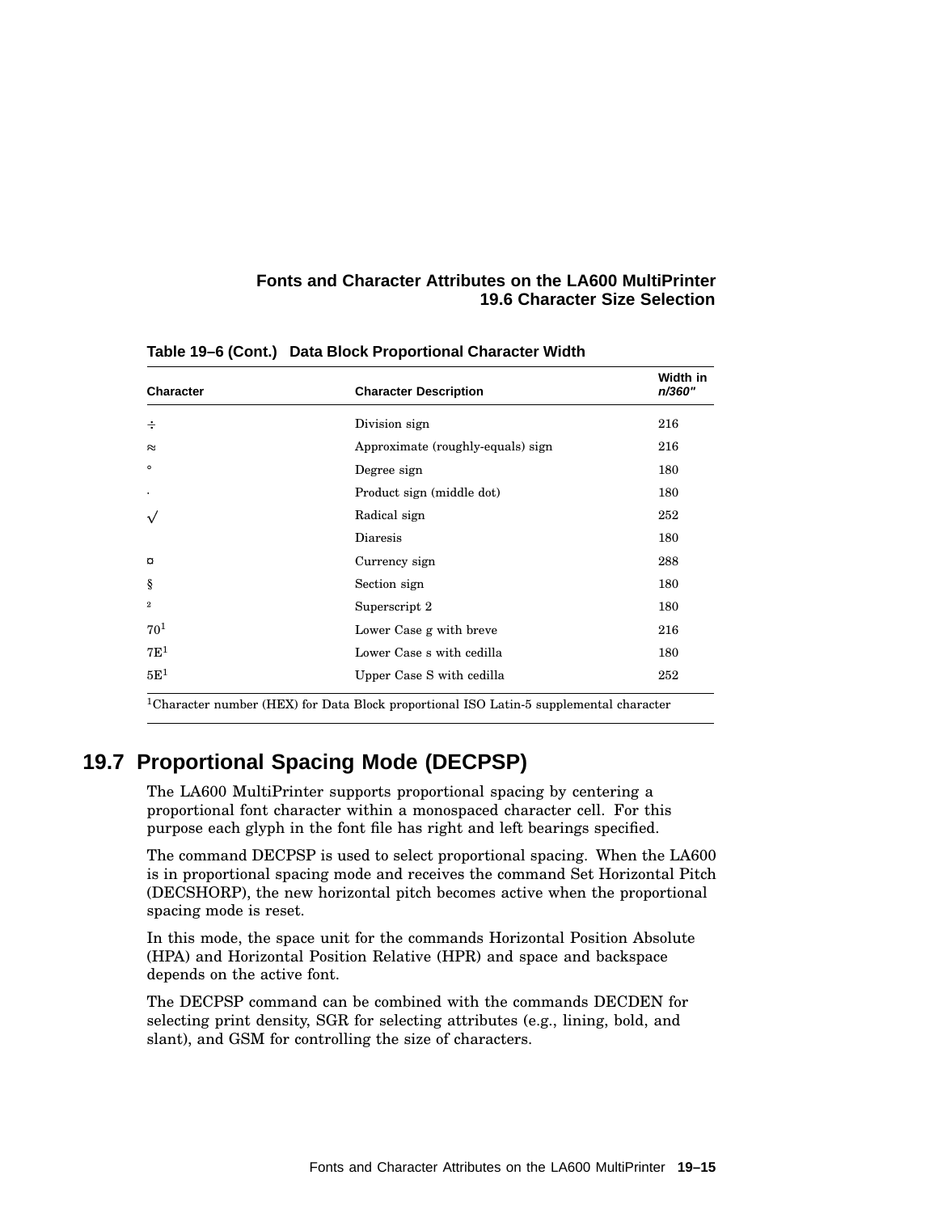**Table 19–6 (Cont.) Data Block Proportional Character Width**

| Character | Character Description | Width in *n/360"* |
|---|---|---|
| ÷ | Division sign | 216 |
| ≈ | Approximate (roughly-equals) sign | 216 |
| ° | Degree sign | 180 |
| · | Product sign (middle dot) | 180 |
| √ | Radical sign | 252 |
| | Diaresis | 180 |
| ¤ | Currency sign | 288 |
| § | Section sign | 180 |
| ² | Superscript 2 | 180 |
| 70[1] | Lower Case g with breve | 216 |
| 7E[1] | Lower Case s with cedilla | 180 |
| 5E[1] | Upper Case S with cedilla | 252 |

[1]Character number (HEX) for Data Block proportional ISO Latin-5 supplemental character

## 19.7 Proportional Spacing Mode (DECPSP)

The LA600 MultiPrinter supports proportional spacing by centering a proportional font character within a monospaced character cell. For this purpose each glyph in the font file has right and left bearings specified.

The command DECPSP is used to select proportional spacing. When the LA600 is in proportional spacing mode and receives the command Set Horizontal Pitch (DECSHORP), the new horizontal pitch becomes active when the proportional spacing mode is reset.

In this mode, the space unit for the commands Horizontal Position Absolute (HPA) and Horizontal Position Relative (HPR) and space and backspace depends on the active font.

The DECPSP command can be combined with the commands DECDEN for selecting print density, SGR for selecting attributes (e.g., lining, bold, and slant), and GSM for controlling the size of characters.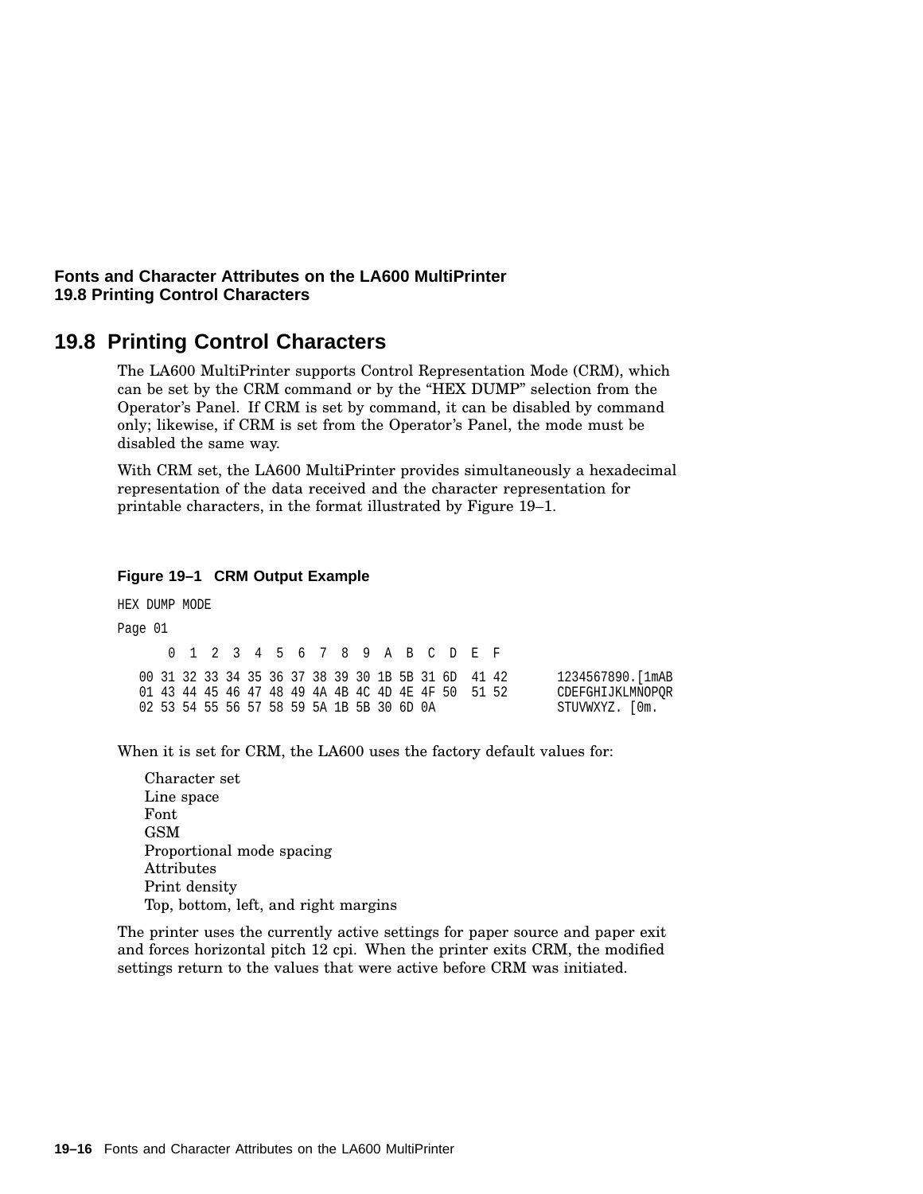## 19.8 Printing Control Characters

The LA600 MultiPrinter supports Control Representation Mode (CRM), which can be set by the CRM command or by the “HEX DUMP” selection from the Operator’s Panel. If CRM is set by command, it can be disabled by command only; likewise, if CRM is set from the Operator’s Panel, the mode must be disabled the same way.

With CRM set, the LA600 MultiPrinter provides simultaneously a hexadecimal representation of the data received and the character representation for printable characters, in the format illustrated by Figure 19–1.

**Figure 19–1 CRM Output Example**

```
HEX DUMP MODE

Page 01

      0  1  2  3  4  5  6  7  8  9  A  B  C  D  E  F

   00 31 32 33 34 35 36 37 38 39 30 1B 5B 31 6D  41 42       1234567890.[1mAB
   01 43 44 45 46 47 48 49 4A 4B 4C 4D 4E 4F 50  51 52       CDEFGHIJKLMNOPQR
   02 53 54 55 56 57 58 59 5A 1B 5B 30 6D 0A                 STUVWXYZ. [0m.
```

When it is set for CRM, the LA600 uses the factory default values for:

- Character set
- Line space
- Font
- GSM
- Proportional mode spacing
- Attributes
- Print density
- Top, bottom, left, and right margins

The printer uses the currently active settings for paper source and paper exit and forces horizontal pitch 12 cpi. When the printer exits CRM, the modified settings return to the values that were active before CRM was initiated.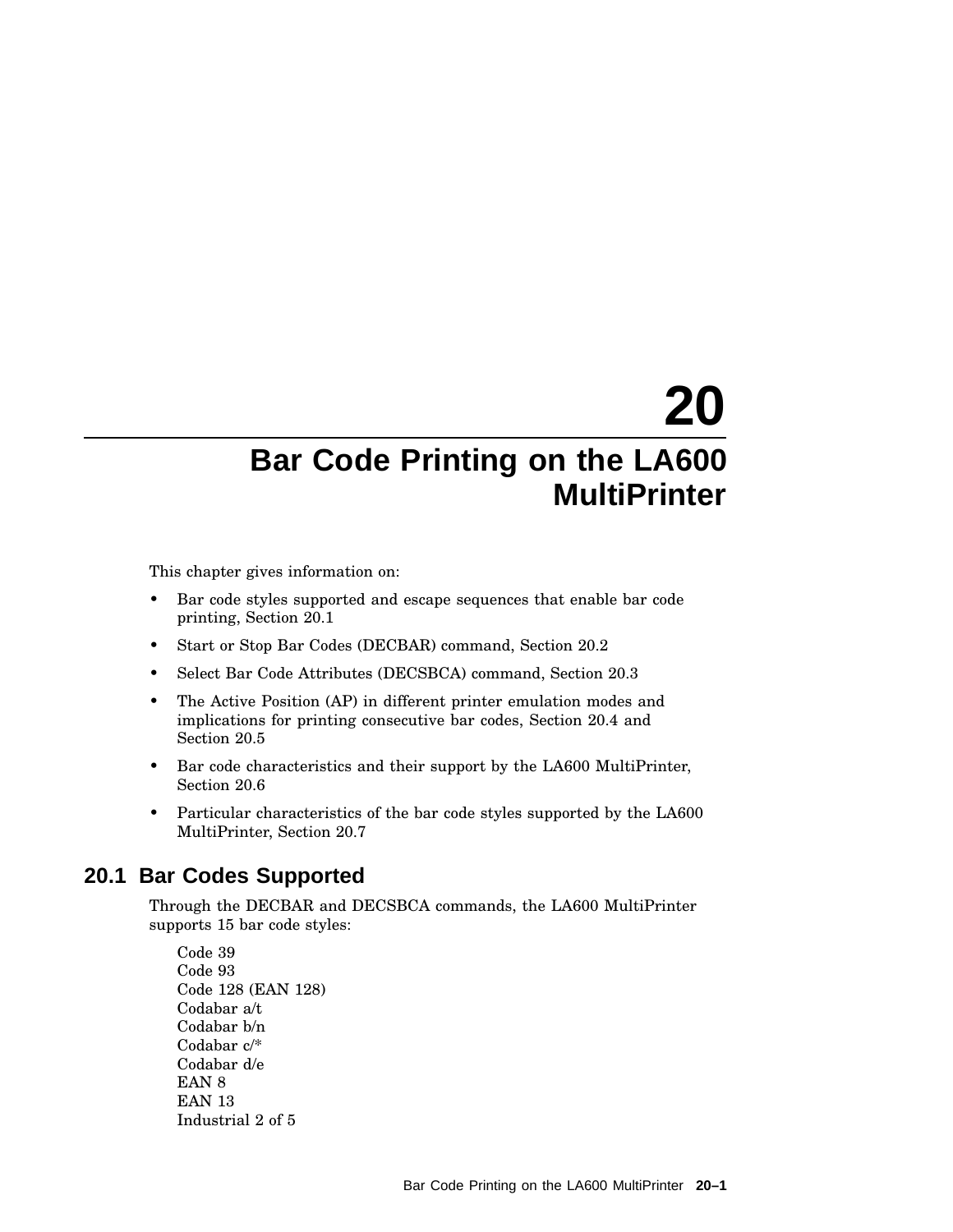# 20 Bar Code Printing on the LA600 MultiPrinter

This chapter gives information on:

- Bar code styles supported and escape sequences that enable bar code printing, Section 20.1
- Start or Stop Bar Codes (DECBAR) command, Section 20.2
- Select Bar Code Attributes (DECSBCA) command, Section 20.3
- The Active Position (AP) in different printer emulation modes and implications for printing consecutive bar codes, Section 20.4 and Section 20.5
- Bar code characteristics and their support by the LA600 MultiPrinter, Section 20.6
- Particular characteristics of the bar code styles supported by the LA600 MultiPrinter, Section 20.7

## 20.1 Bar Codes Supported

Through the DECBAR and DECSBCA commands, the LA600 MultiPrinter supports 15 bar code styles:

Code 39
Code 93
Code 128 (EAN 128)
Codabar a/t
Codabar b/n
Codabar c/*
Codabar d/e
EAN 8
EAN 13
Industrial 2 of 5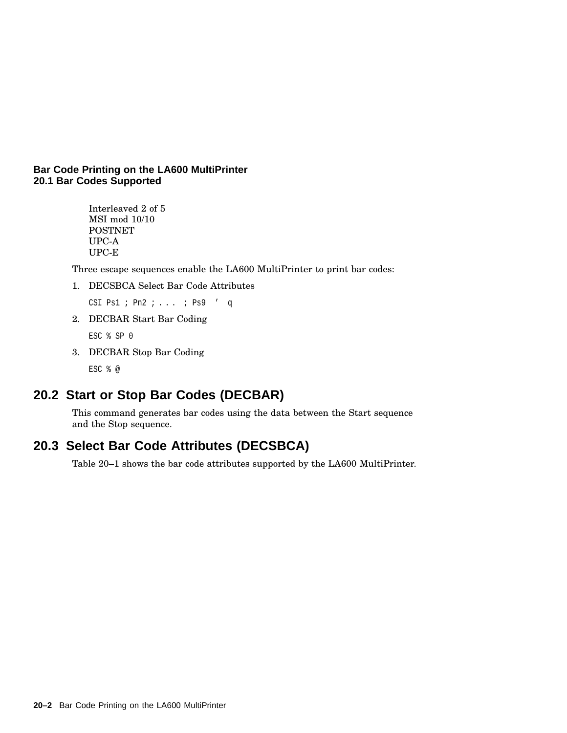Interleaved 2 of 5
MSI mod 10/10
POSTNET
UPC-A
UPC-E

Three escape sequences enable the LA600 MultiPrinter to print bar codes:

1. DECSBCA Select Bar Code Attributes

   ```
   CSI Ps1 ; Pn2 ; . . .  ; Ps9  ′  q
   ```

2. DECBAR Start Bar Coding

   ```
   ESC % SP 0
   ```

3. DECBAR Stop Bar Coding

   ```
   ESC % @
   ```

## 20.2 Start or Stop Bar Codes (DECBAR)

This command generates bar codes using the data between the Start sequence and the Stop sequence.

## 20.3 Select Bar Code Attributes (DECSBCA)

Table 20–1 shows the bar code attributes supported by the LA600 MultiPrinter.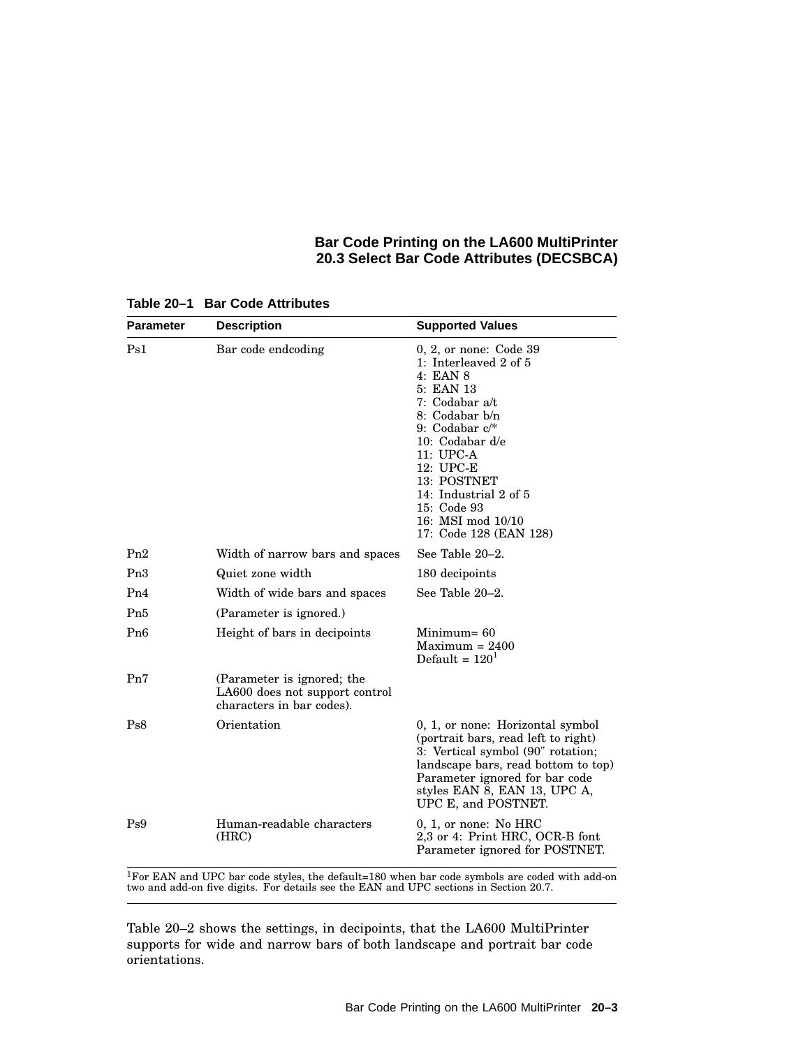**Table 20–1 Bar Code Attributes**

| Parameter | Description | Supported Values |
|---|---|---|
| Ps1 | Bar code endcoding | 0, 2, or none: Code 39<br>1: Interleaved 2 of 5<br>4: EAN 8<br>5: EAN 13<br>7: Codabar a/t<br>8: Codabar b/n<br>9: Codabar c/*<br>10: Codabar d/e<br>11: UPC-A<br>12: UPC-E<br>13: POSTNET<br>14: Industrial 2 of 5<br>15: Code 93<br>16: MSI mod 10/10<br>17: Code 128 (EAN 128) |
| Pn2 | Width of narrow bars and spaces | See Table 20–2. |
| Pn3 | Quiet zone width | 180 decipoints |
| Pn4 | Width of wide bars and spaces | See Table 20–2. |
| Pn5 | (Parameter is ignored.) | |
| Pn6 | Height of bars in decipoints | Minimum= 60<br>Maximum = 2400<br>Default = 120[1] |
| Pn7 | (Parameter is ignored; the LA600 does not support control characters in bar codes). | |
| Ps8 | Orientation | 0, 1, or none: Horizontal symbol (portrait bars, read left to right)<br>3: Vertical symbol (90" rotation; landscape bars, read bottom to top)<br>Parameter ignored for bar code styles EAN 8, EAN 13, UPC A, UPC E, and POSTNET. |
| Ps9 | Human-readable characters (HRC) | 0, 1, or none: No HRC<br>2,3 or 4: Print HRC, OCR-B font<br>Parameter ignored for POSTNET. |

[1]For EAN and UPC bar code styles, the default=180 when bar code symbols are coded with add-on two and add-on five digits. For details see the EAN and UPC sections in Section 20.7.

Table 20–2 shows the settings, in decipoints, that the LA600 MultiPrinter supports for wide and narrow bars of both landscape and portrait bar code orientations.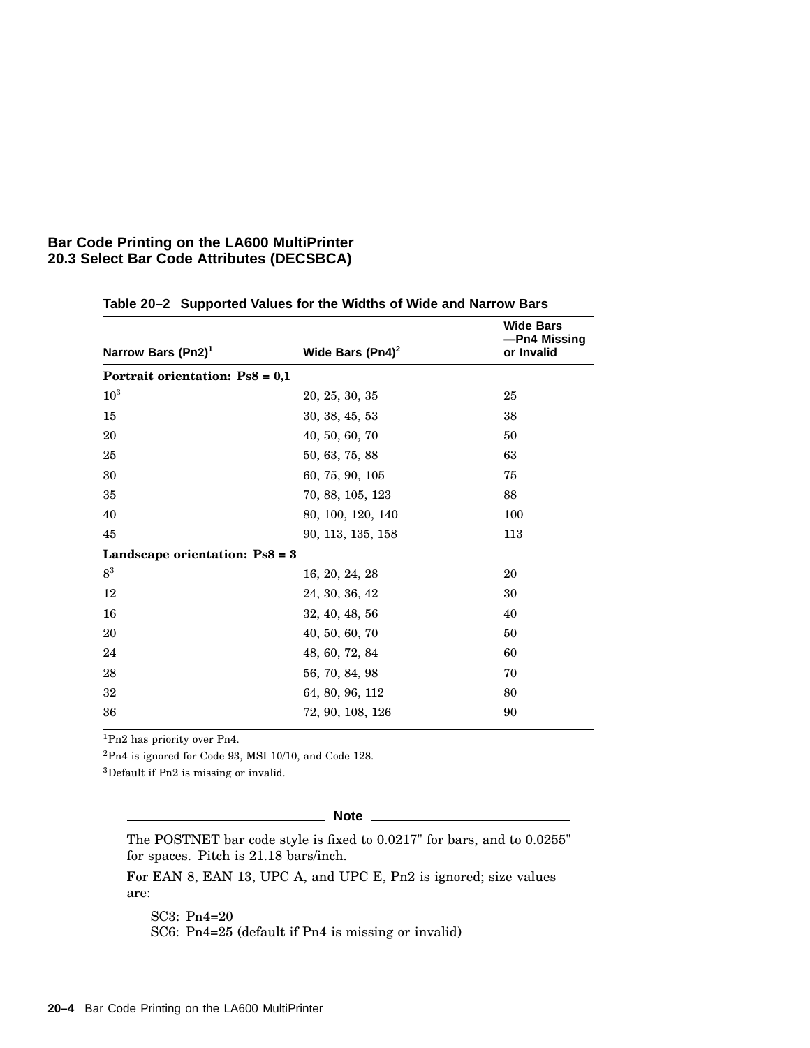**Table 20–2 Supported Values for the Widths of Wide and Narrow Bars**

| Narrow Bars (Pn2)[1] | Wide Bars (Pn4)[2] | Wide Bars —Pn4 Missing or Invalid |
|---|---|---|
| **Portrait orientation: Ps8 = 0,1** | | |
| 10[3] | 20, 25, 30, 35 | 25 |
| 15 | 30, 38, 45, 53 | 38 |
| 20 | 40, 50, 60, 70 | 50 |
| 25 | 50, 63, 75, 88 | 63 |
| 30 | 60, 75, 90, 105 | 75 |
| 35 | 70, 88, 105, 123 | 88 |
| 40 | 80, 100, 120, 140 | 100 |
| 45 | 90, 113, 135, 158 | 113 |
| **Landscape orientation: Ps8 = 3** | | |
| 8[3] | 16, 20, 24, 28 | 20 |
| 12 | 24, 30, 36, 42 | 30 |
| 16 | 32, 40, 48, 56 | 40 |
| 20 | 40, 50, 60, 70 | 50 |
| 24 | 48, 60, 72, 84 | 60 |
| 28 | 56, 70, 84, 98 | 70 |
| 32 | 64, 80, 96, 112 | 80 |
| 36 | 72, 90, 108, 126 | 90 |

[1]Pn2 has priority over Pn4.

[2]Pn4 is ignored for Code 93, MSI 10/10, and Code 128.

[3]Default if Pn2 is missing or invalid.

---

**Note**

The POSTNET bar code style is fixed to 0.0217" for bars, and to 0.0255" for spaces. Pitch is 21.18 bars/inch.

For EAN 8, EAN 13, UPC A, and UPC E, Pn2 is ignored; size values are:

SC3: Pn4=20
SC6: Pn4=25 (default if Pn4 is missing or invalid)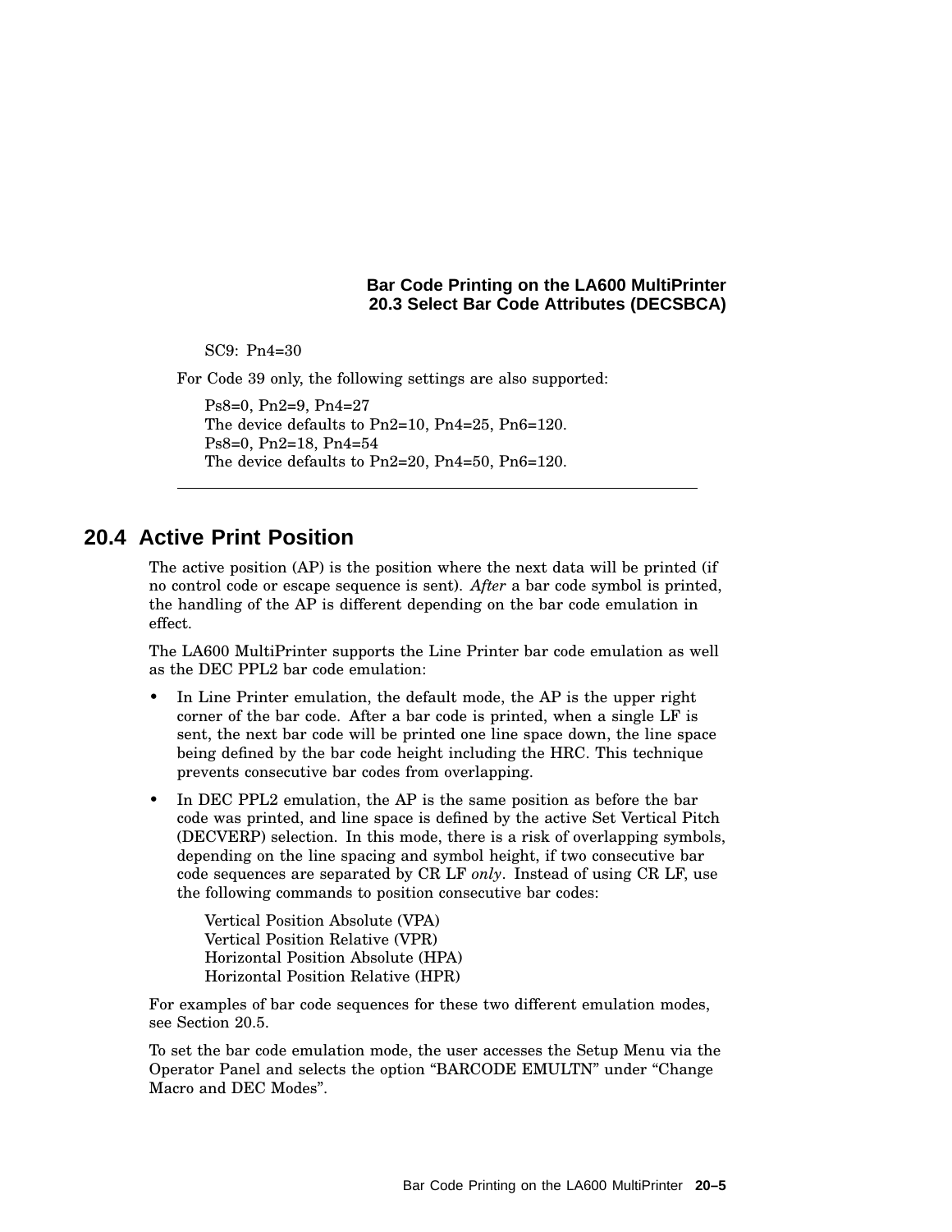SC9: Pn4=30

For Code 39 only, the following settings are also supported:

Ps8=0, Pn2=9, Pn4=27
The device defaults to Pn2=10, Pn4=25, Pn6=120.
Ps8=0, Pn2=18, Pn4=54
The device defaults to Pn2=20, Pn4=50, Pn6=120.

---

## 20.4 Active Print Position

The active position (AP) is the position where the next data will be printed (if no control code or escape sequence is sent). *After* a bar code symbol is printed, the handling of the AP is different depending on the bar code emulation in effect.

The LA600 MultiPrinter supports the Line Printer bar code emulation as well as the DEC PPL2 bar code emulation:

- In Line Printer emulation, the default mode, the AP is the upper right corner of the bar code. After a bar code is printed, when a single LF is sent, the next bar code will be printed one line space down, the line space being defined by the bar code height including the HRC. This technique prevents consecutive bar codes from overlapping.
- In DEC PPL2 emulation, the AP is the same position as before the bar code was printed, and line space is defined by the active Set Vertical Pitch (DECVERP) selection. In this mode, there is a risk of overlapping symbols, depending on the line spacing and symbol height, if two consecutive bar code sequences are separated by CR LF *only*. Instead of using CR LF, use the following commands to position consecutive bar codes:

  Vertical Position Absolute (VPA)
  Vertical Position Relative (VPR)
  Horizontal Position Absolute (HPA)
  Horizontal Position Relative (HPR)

For examples of bar code sequences for these two different emulation modes, see Section 20.5.

To set the bar code emulation mode, the user accesses the Setup Menu via the Operator Panel and selects the option “BARCODE EMULTN” under “Change Macro and DEC Modes”.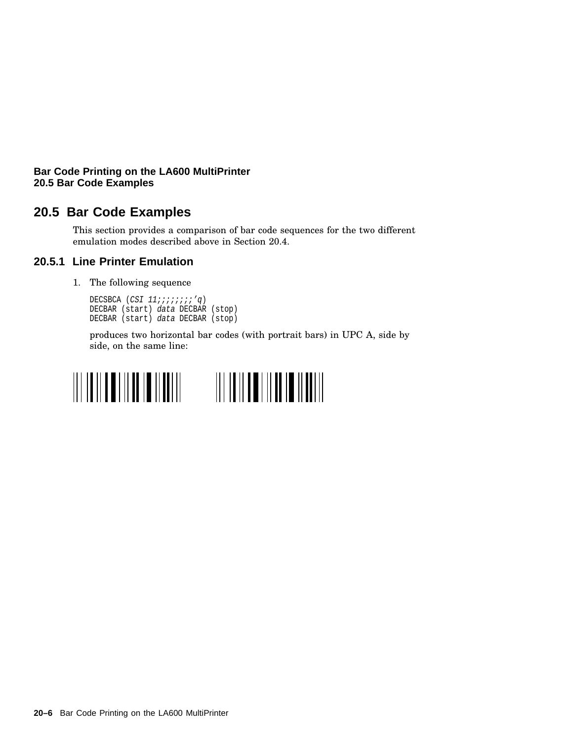## 20.5 Bar Code Examples

This section provides a comparison of bar code sequences for the two different emulation modes described above in Section 20.4.

### 20.5.1 Line Printer Emulation

1. The following sequence

   ```
   DECSBCA (CSI 11;;;;;;;;’q)
   DECBAR (start) data DECBAR (stop)
   DECBAR (start) data DECBAR (stop)
   ```

   produces two horizontal bar codes (with portrait bars) in UPC A, side by side, on the same line: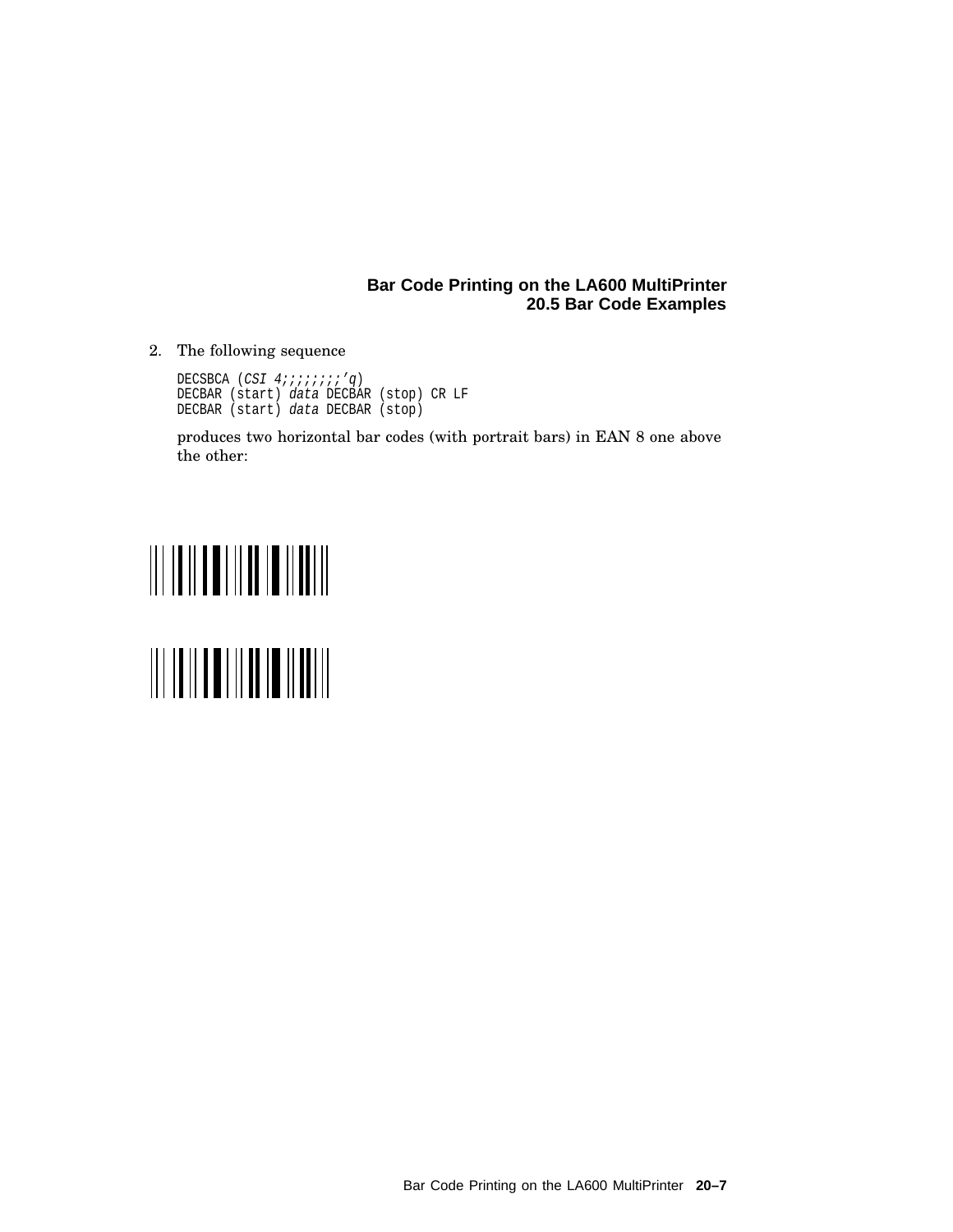2. The following sequence

```
DECSBCA (CSI 4;;;;;;;;'q)
DECBAR (start) data DECBAR (stop) CR LF
DECBAR (start) data DECBAR (stop)
```

produces two horizontal bar codes (with portrait bars) in EAN 8 one above the other: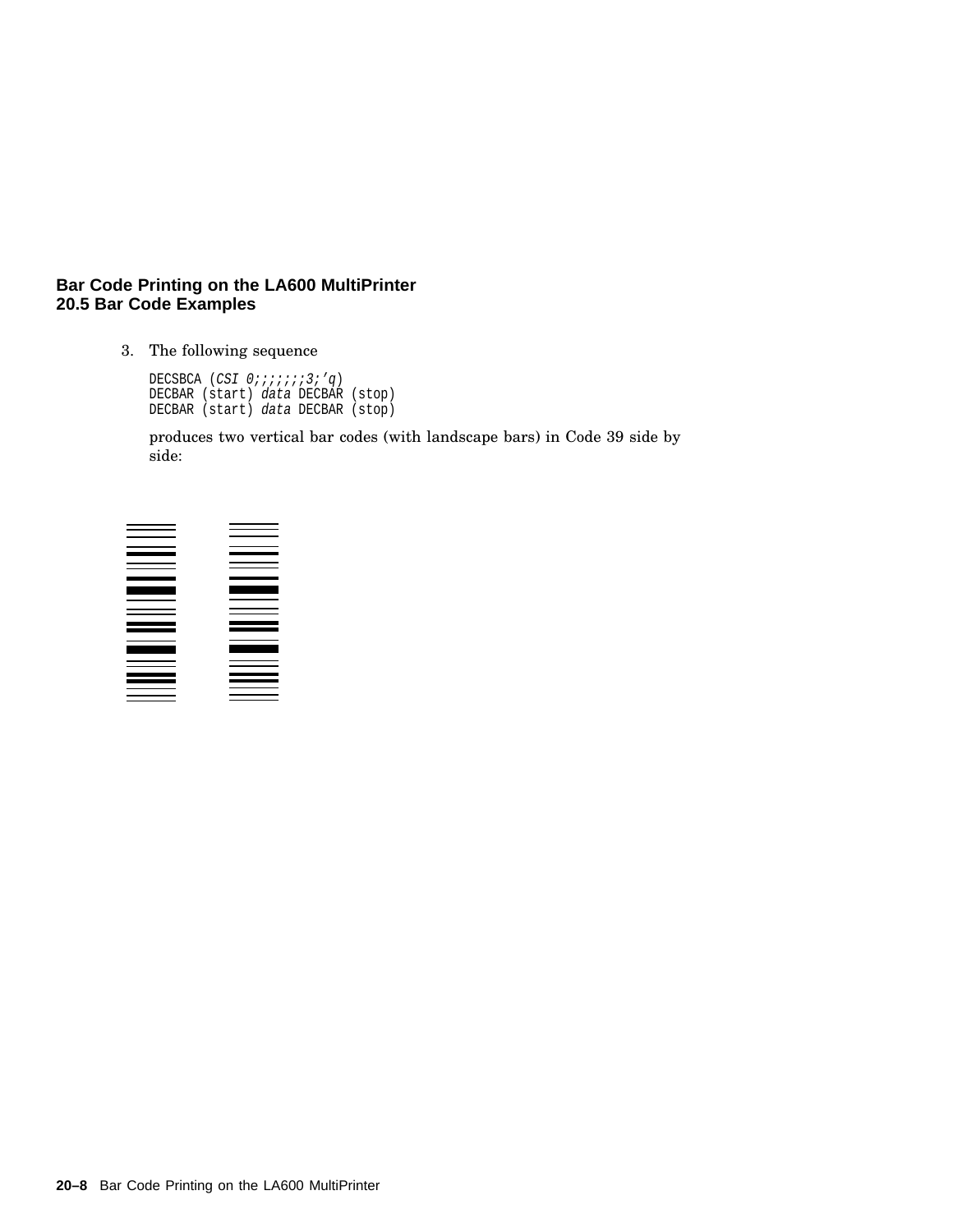3. The following sequence

```
DECSBCA (CSI 0;;;;;;;3;'q)
DECBAR (start) data DECBAR (stop)
DECBAR (start) data DECBAR (stop)
```

produces two vertical bar codes (with landscape bars) in Code 39 side by side: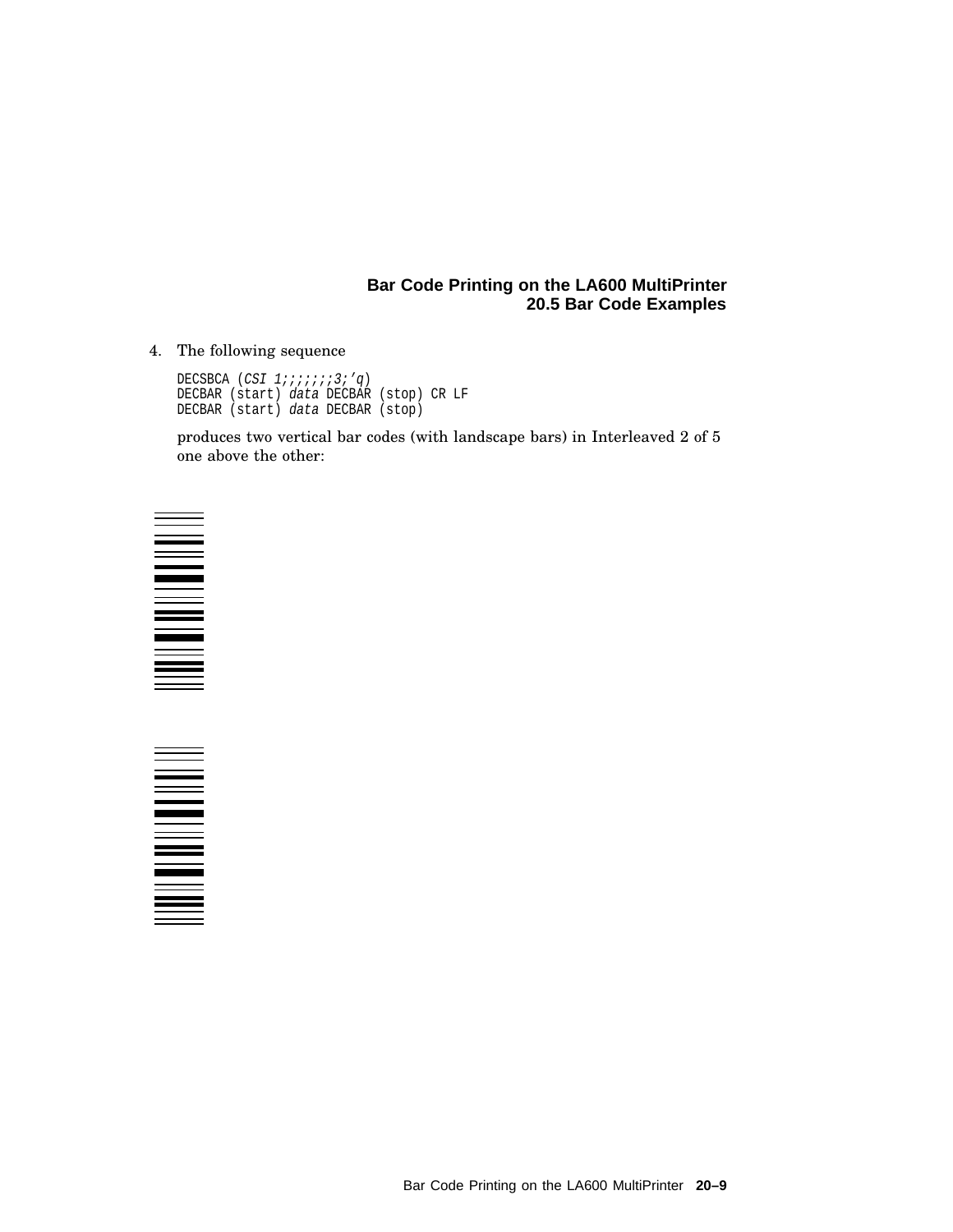4. The following sequence

   ```
   DECSBCA (CSI 1;;;;;;;3;'q)
   DECBAR (start) data DECBAR (stop) CR LF
   DECBAR (start) data DECBAR (stop)
   ```

   produces two vertical bar codes (with landscape bars) in Interleaved 2 of 5 one above the other: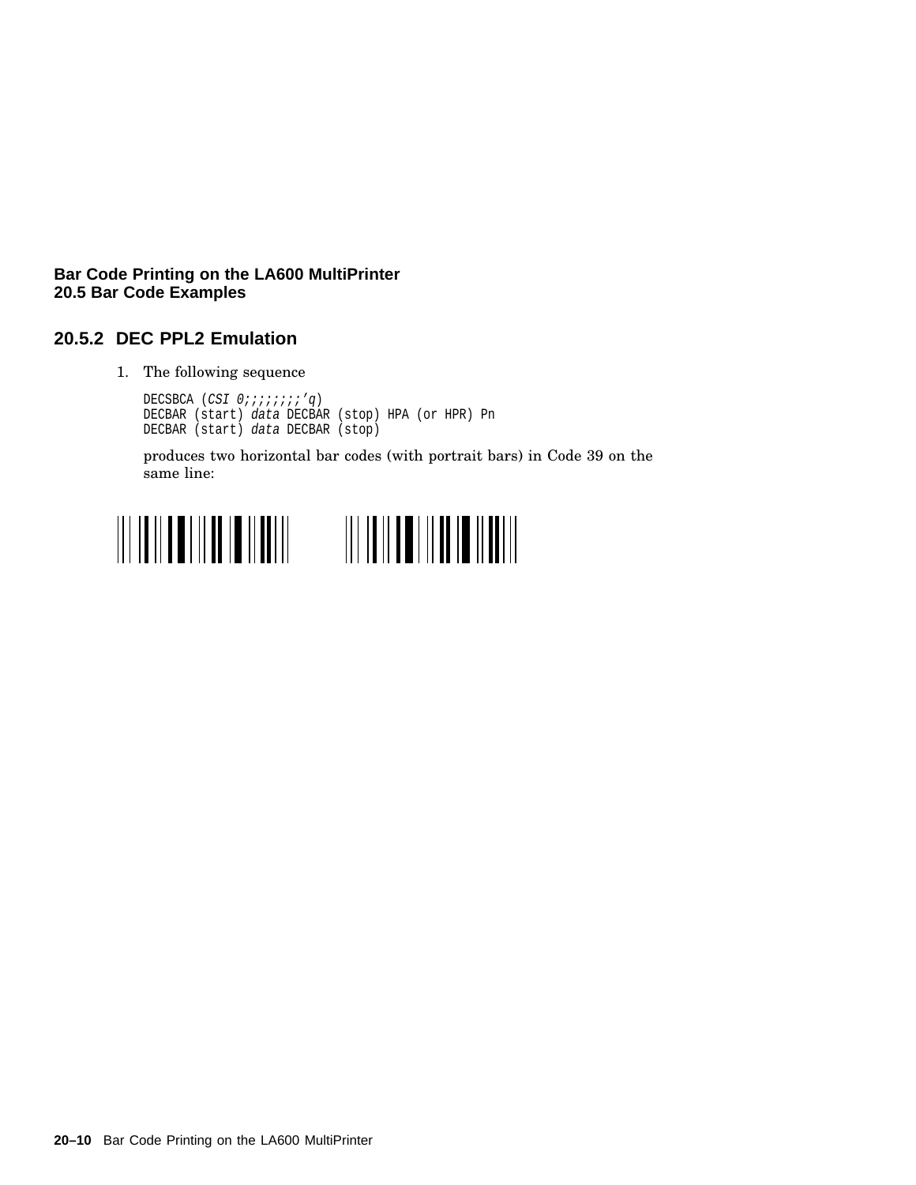## 20.5.2 DEC PPL2 Emulation

1. The following sequence

   ```
   DECSBCA (CSI 0;;;;;;;;'q)
   DECBAR (start) data DECBAR (stop) HPA (or HPR) Pn
   DECBAR (start) data DECBAR (stop)
   ```

   produces two horizontal bar codes (with portrait bars) in Code 39 on the same line: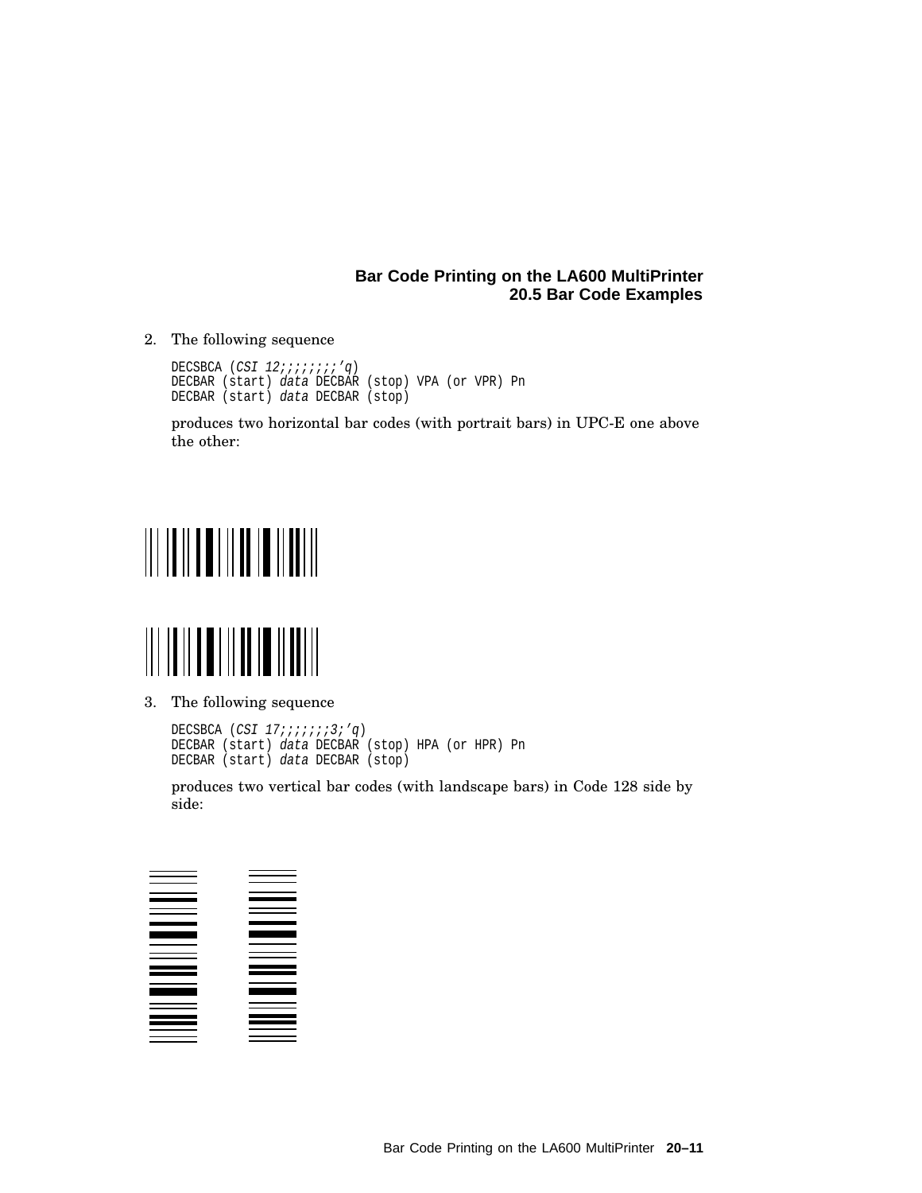2. The following sequence

   ```
   DECSBCA (CSI 12;;;;;;;;'q)
   DECBAR (start) data DECBAR (stop) VPA (or VPR) Pn
   DECBAR (start) data DECBAR (stop)
   ```

   produces two horizontal bar codes (with portrait bars) in UPC-E one above the other:

3. The following sequence

   ```
   DECSBCA (CSI 17;;;;;;;3;'q)
   DECBAR (start) data DECBAR (stop) HPA (or HPR) Pn
   DECBAR (start) data DECBAR (stop)
   ```

   produces two vertical bar codes (with landscape bars) in Code 128 side by side: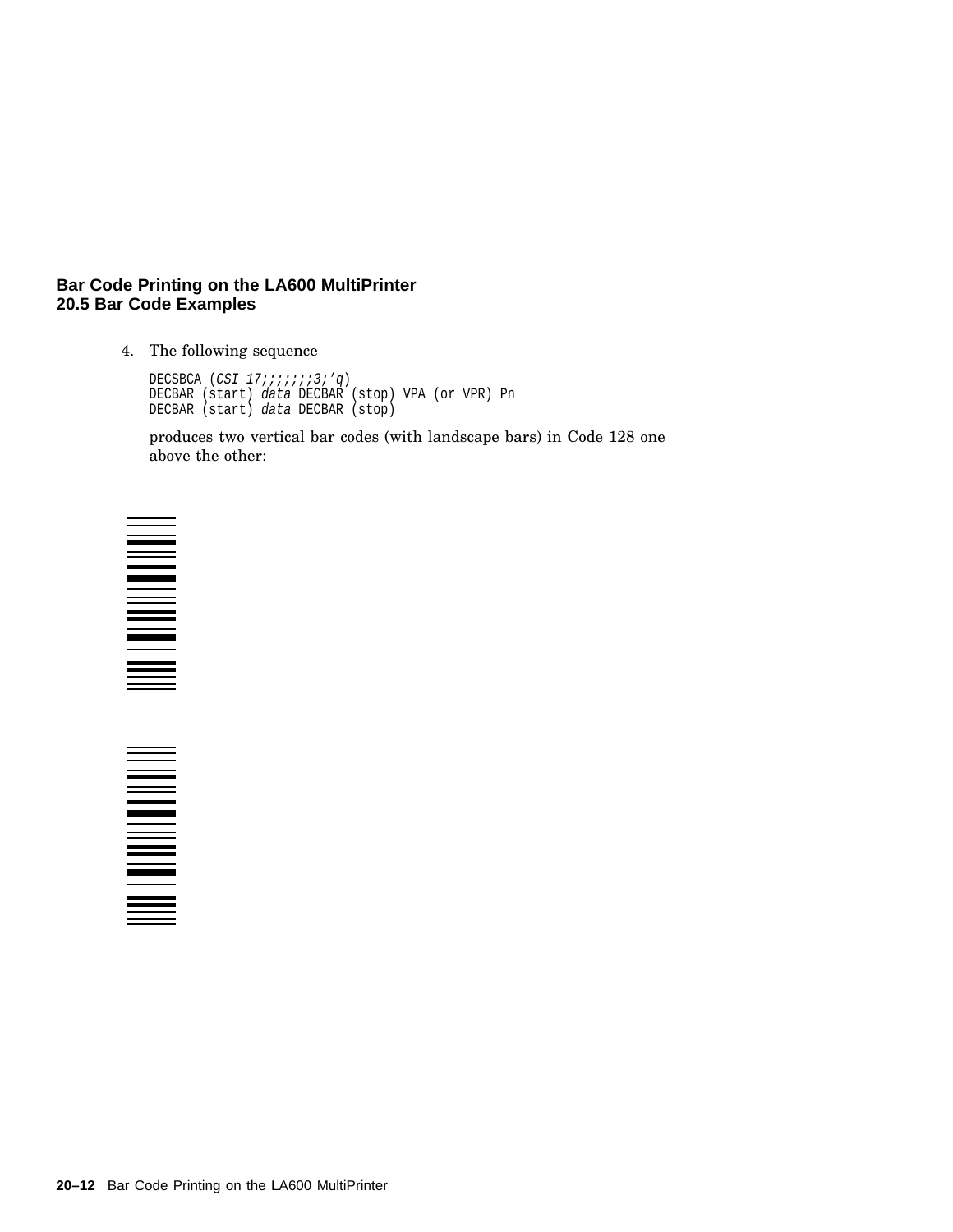4. The following sequence

   ```
   DECSBCA (CSI 17;;;;;;;3;'q)
   DECBAR (start) data DECBAR (stop) VPA (or VPR) Pn
   DECBAR (start) data DECBAR (stop)
   ```

   produces two vertical bar codes (with landscape bars) in Code 128 one above the other: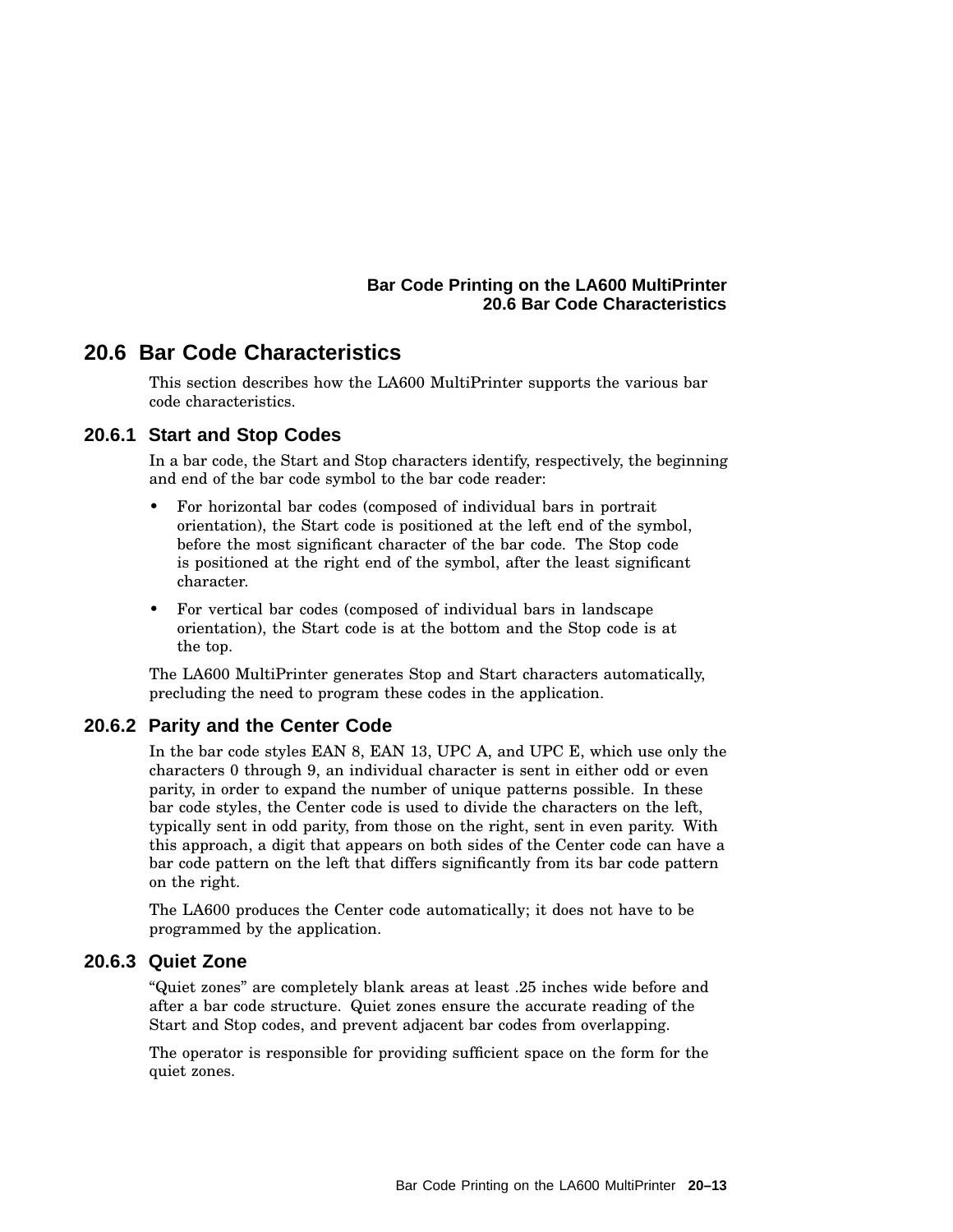## 20.6 Bar Code Characteristics

This section describes how the LA600 MultiPrinter supports the various bar code characteristics.

### 20.6.1 Start and Stop Codes

In a bar code, the Start and Stop characters identify, respectively, the beginning and end of the bar code symbol to the bar code reader:

- For horizontal bar codes (composed of individual bars in portrait orientation), the Start code is positioned at the left end of the symbol, before the most significant character of the bar code. The Stop code is positioned at the right end of the symbol, after the least significant character.
- For vertical bar codes (composed of individual bars in landscape orientation), the Start code is at the bottom and the Stop code is at the top.

The LA600 MultiPrinter generates Stop and Start characters automatically, precluding the need to program these codes in the application.

### 20.6.2 Parity and the Center Code

In the bar code styles EAN 8, EAN 13, UPC A, and UPC E, which use only the characters 0 through 9, an individual character is sent in either odd or even parity, in order to expand the number of unique patterns possible. In these bar code styles, the Center code is used to divide the characters on the left, typically sent in odd parity, from those on the right, sent in even parity. With this approach, a digit that appears on both sides of the Center code can have a bar code pattern on the left that differs significantly from its bar code pattern on the right.

The LA600 produces the Center code automatically; it does not have to be programmed by the application.

### 20.6.3 Quiet Zone

“Quiet zones” are completely blank areas at least .25 inches wide before and after a bar code structure. Quiet zones ensure the accurate reading of the Start and Stop codes, and prevent adjacent bar codes from overlapping.

The operator is responsible for providing sufficient space on the form for the quiet zones.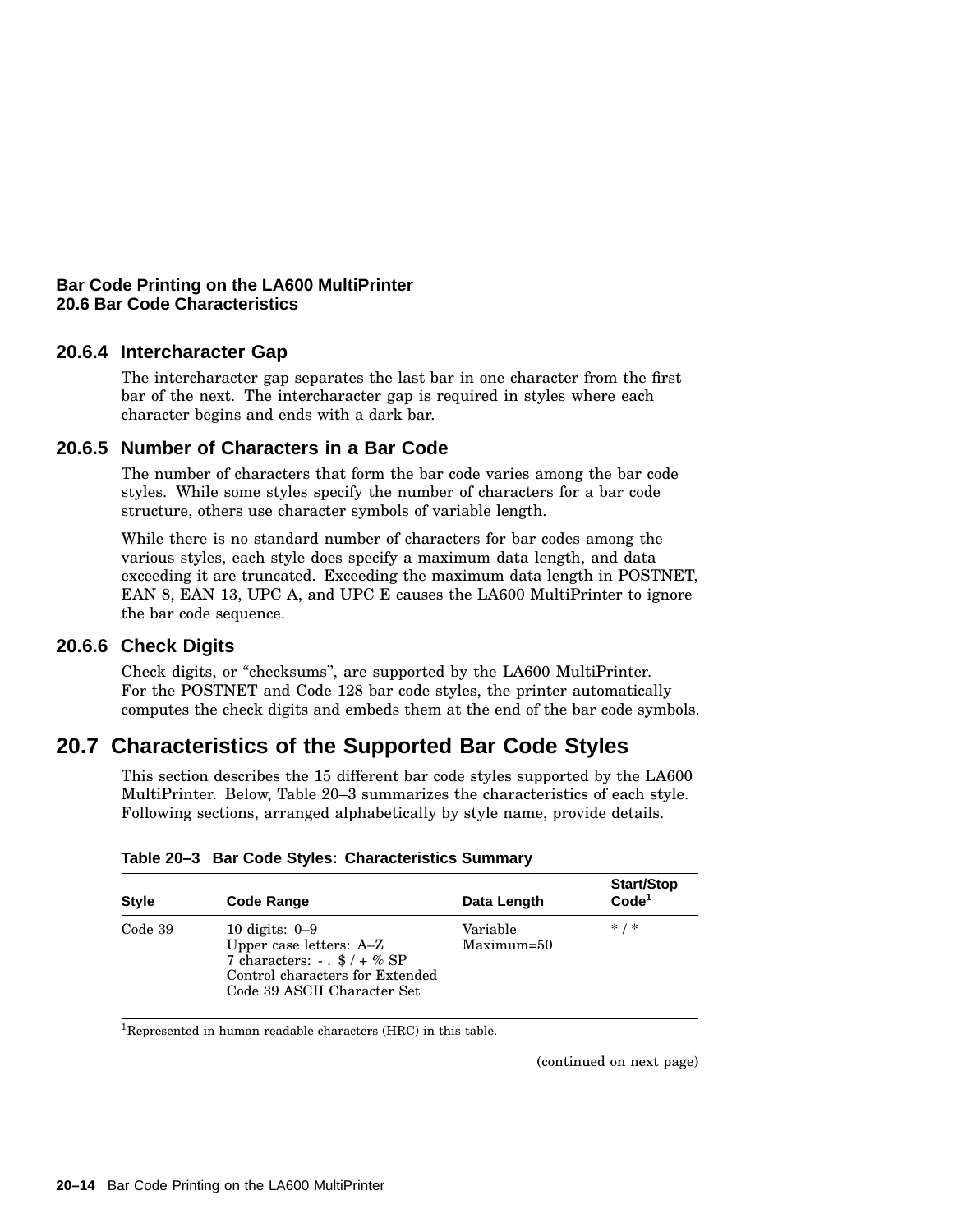### 20.6.4 Intercharacter Gap

The intercharacter gap separates the last bar in one character from the first bar of the next. The intercharacter gap is required in styles where each character begins and ends with a dark bar.

### 20.6.5 Number of Characters in a Bar Code

The number of characters that form the bar code varies among the bar code styles. While some styles specify the number of characters for a bar code structure, others use character symbols of variable length.

While there is no standard number of characters for bar codes among the various styles, each style does specify a maximum data length, and data exceeding it are truncated. Exceeding the maximum data length in POSTNET, EAN 8, EAN 13, UPC A, and UPC E causes the LA600 MultiPrinter to ignore the bar code sequence.

### 20.6.6 Check Digits

Check digits, or "checksums", are supported by the LA600 MultiPrinter. For the POSTNET and Code 128 bar code styles, the printer automatically computes the check digits and embeds them at the end of the bar code symbols.

## 20.7 Characteristics of the Supported Bar Code Styles

This section describes the 15 different bar code styles supported by the LA600 MultiPrinter. Below, Table 20–3 summarizes the characteristics of each style. Following sections, arranged alphabetically by style name, provide details.

**Table 20–3 Bar Code Styles: Characteristics Summary**

| Style | Code Range | Data Length | Start/Stop Code[1] |
|---|---|---|---|
| Code 39 | 10 digits: 0–9<br>Upper case letters: A–Z<br>7 characters: - . $ / + % SP<br>Control characters for Extended Code 39 ASCII Character Set | Variable<br>Maximum=50 | * / * |

[1]Represented in human readable characters (HRC) in this table.

(continued on next page)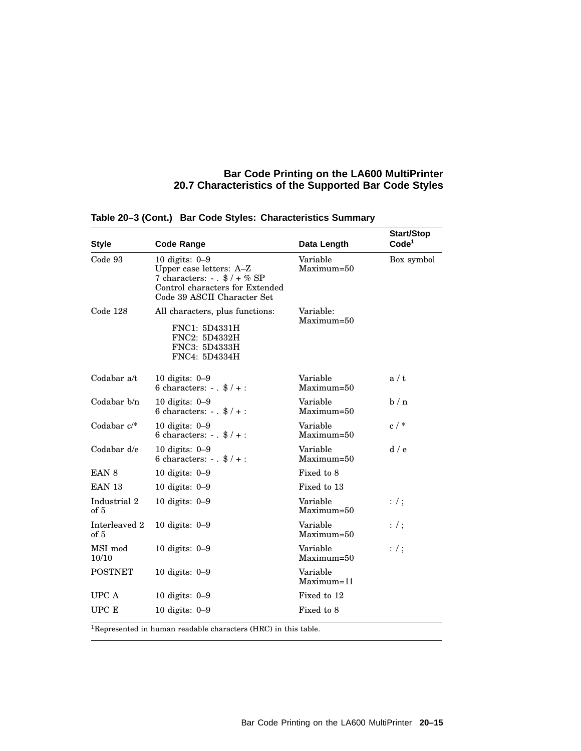**Table 20–3 (Cont.) Bar Code Styles: Characteristics Summary**

| Style | Code Range | Data Length | Start/Stop Code[1] |
|---|---|---|---|
| Code 93 | 10 digits: 0–9<br>Upper case letters: A–Z<br>7 characters: - . $ / + % SP<br>Control characters for Extended Code 39 ASCII Character Set | Variable<br>Maximum=50 | Box symbol |
| Code 128 | All characters, plus functions:<br>FNC1: 5D4331H<br>FNC2: 5D4332H<br>FNC3: 5D4333H<br>FNC4: 5D4334H | Variable:<br>Maximum=50 | |
| Codabar a/t | 10 digits: 0–9<br>6 characters: - . $ / + : | Variable<br>Maximum=50 | a / t |
| Codabar b/n | 10 digits: 0–9<br>6 characters: - . $ / + : | Variable<br>Maximum=50 | b / n |
| Codabar c/* | 10 digits: 0–9<br>6 characters: - . $ / + : | Variable<br>Maximum=50 | c / * |
| Codabar d/e | 10 digits: 0–9<br>6 characters: - . $ / + : | Variable<br>Maximum=50 | d / e |
| EAN 8 | 10 digits: 0–9 | Fixed to 8 | |
| EAN 13 | 10 digits: 0–9 | Fixed to 13 | |
| Industrial 2 of 5 | 10 digits: 0–9 | Variable<br>Maximum=50 | : / ; |
| Interleaved 2 of 5 | 10 digits: 0–9 | Variable<br>Maximum=50 | : / ; |
| MSI mod 10/10 | 10 digits: 0–9 | Variable<br>Maximum=50 | : / ; |
| POSTNET | 10 digits: 0–9 | Variable<br>Maximum=11 | |
| UPC A | 10 digits: 0–9 | Fixed to 12 | |
| UPC E | 10 digits: 0–9 | Fixed to 8 | |

[1]Represented in human readable characters (HRC) in this table.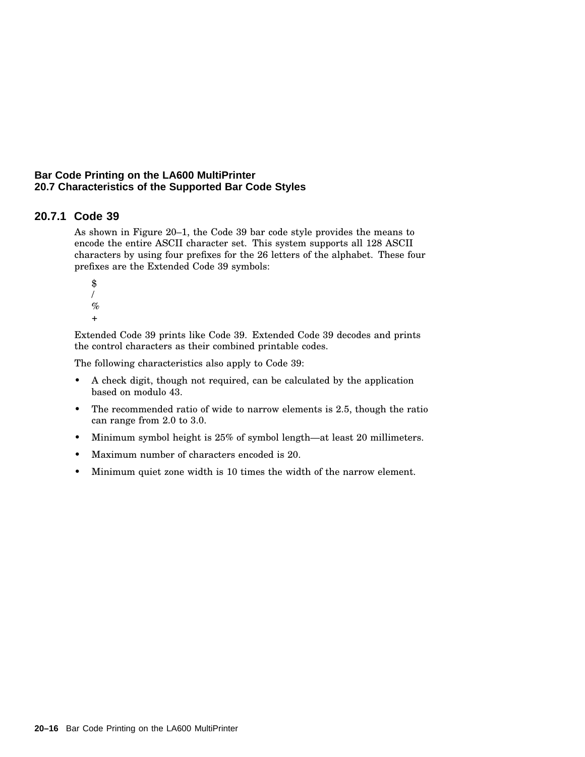### 20.7.1 Code 39

As shown in Figure 20–1, the Code 39 bar code style provides the means to encode the entire ASCII character set. This system supports all 128 ASCII characters by using four prefixes for the 26 letters of the alphabet. These four prefixes are the Extended Code 39 symbols:

$  
/  
%  
+

Extended Code 39 prints like Code 39. Extended Code 39 decodes and prints the control characters as their combined printable codes.

The following characteristics also apply to Code 39:

- A check digit, though not required, can be calculated by the application based on modulo 43.
- The recommended ratio of wide to narrow elements is 2.5, though the ratio can range from 2.0 to 3.0.
- Minimum symbol height is 25% of symbol length—at least 20 millimeters.
- Maximum number of characters encoded is 20.
- Minimum quiet zone width is 10 times the width of the narrow element.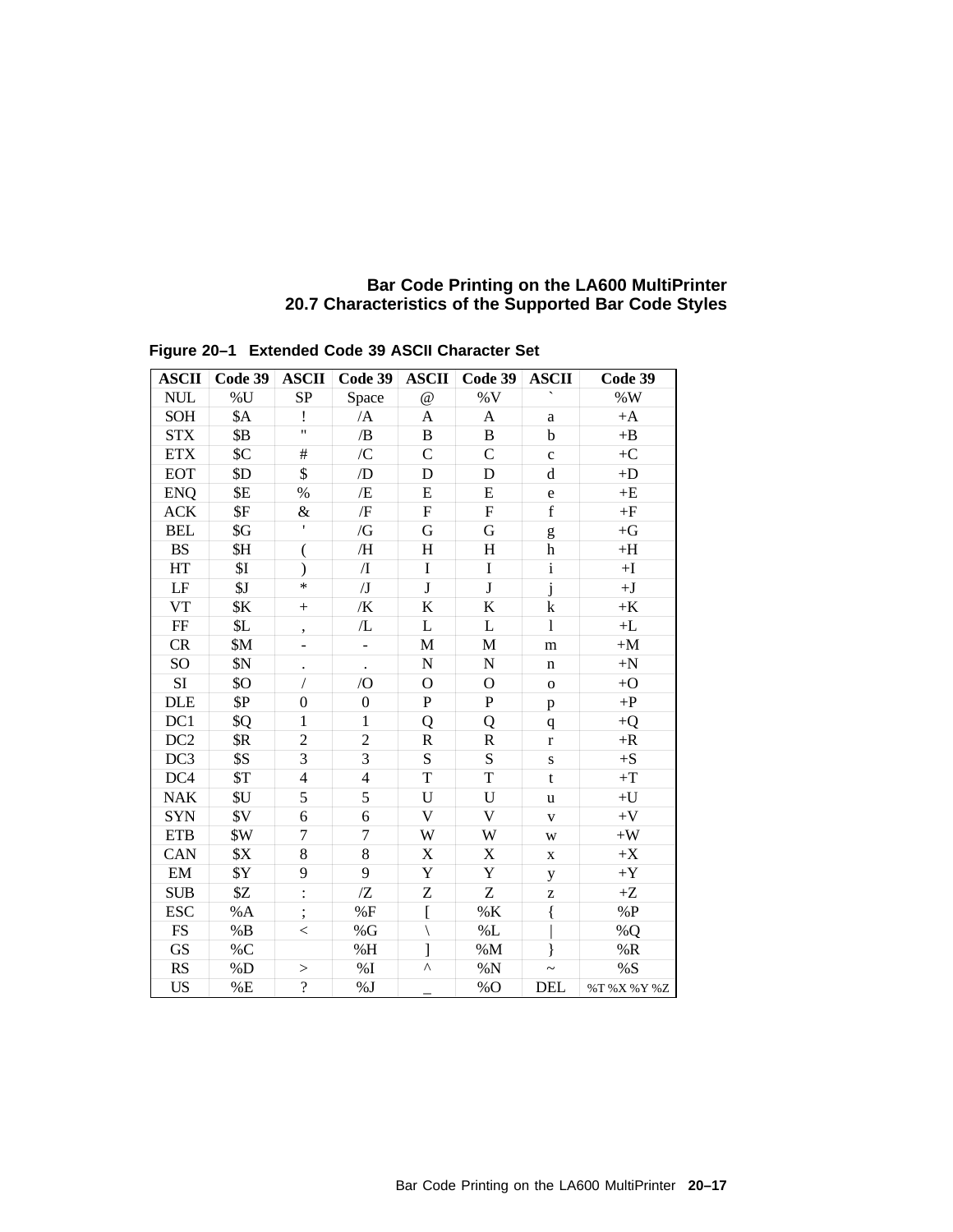**Figure 20–1 Extended Code 39 ASCII Character Set**

| ASCII | Code 39 | ASCII | Code 39 | ASCII | Code 39 | ASCII | Code 39 |
|---|---|---|---|---|---|---|---|
| NUL | %U | SP | Space | @ | %V | ` | %W |
| SOH | $A | ! | /A | A | A | a | +A |
| STX | $B | " | /B | B | B | b | +B |
| ETX | $C | # | /C | C | C | c | +C |
| EOT | $D | $ | /D | D | D | d | +D |
| ENQ | $E | % | /E | E | E | e | +E |
| ACK | $F | & | /F | F | F | f | +F |
| BEL | $G | ' | /G | G | G | g | +G |
| BS | $H | ( | /H | H | H | h | +H |
| HT | $I | ) | /I | I | I | i | +I |
| LF | $J | * | /J | J | J | j | +J |
| VT | $K | + | /K | K | K | k | +K |
| FF | $L | , | /L | L | L | l | +L |
| CR | $M | - | - | M | M | m | +M |
| SO | $N | . | . | N | N | n | +N |
| SI | $O | / | /O | O | O | o | +O |
| DLE | $P | 0 | 0 | P | P | p | +P |
| DC1 | $Q | 1 | 1 | Q | Q | q | +Q |
| DC2 | $R | 2 | 2 | R | R | r | +R |
| DC3 | $S | 3 | 3 | S | S | s | +S |
| DC4 | $T | 4 | 4 | T | T | t | +T |
| NAK | $U | 5 | 5 | U | U | u | +U |
| SYN | $V | 6 | 6 | V | V | v | +V |
| ETB | $W | 7 | 7 | W | W | w | +W |
| CAN | $X | 8 | 8 | X | X | x | +X |
| EM | $Y | 9 | 9 | Y | Y | y | +Y |
| SUB | $Z | : | /Z | Z | Z | z | +Z |
| ESC | %A | ; | %F | [ | %K | { | %P |
| FS | %B | < | %G | \ | %L | \| | %Q |
| GS | %C | | %H | ] | %M | } | %R |
| RS | %D | > | %I | ^ | %N | ~ | %S |
| US | %E | ? | %J | _ | %O | DEL | %T %X %Y %Z |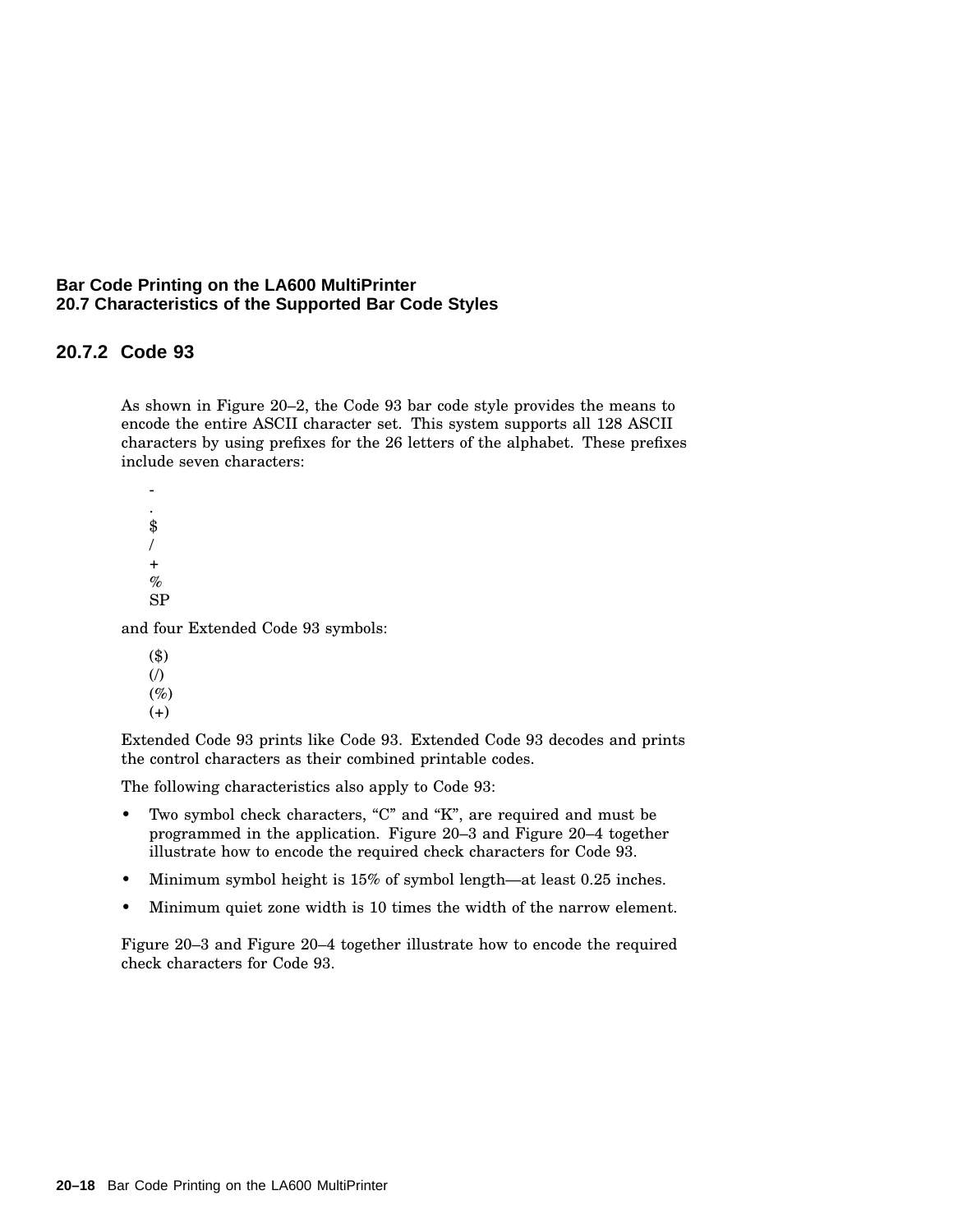### 20.7.2 Code 93

As shown in Figure 20–2, the Code 93 bar code style provides the means to encode the entire ASCII character set. This system supports all 128 ASCII characters by using prefixes for the 26 letters of the alphabet. These prefixes include seven characters:

- 
- .
- $
- /
- +
- %
- SP

and four Extended Code 93 symbols:

- ($)
- (/)
- (%)
- (+)

Extended Code 93 prints like Code 93. Extended Code 93 decodes and prints the control characters as their combined printable codes.

The following characteristics also apply to Code 93:

- Two symbol check characters, "C" and "K", are required and must be programmed in the application. Figure 20–3 and Figure 20–4 together illustrate how to encode the required check characters for Code 93.
- Minimum symbol height is 15% of symbol length—at least 0.25 inches.
- Minimum quiet zone width is 10 times the width of the narrow element.

Figure 20–3 and Figure 20–4 together illustrate how to encode the required check characters for Code 93.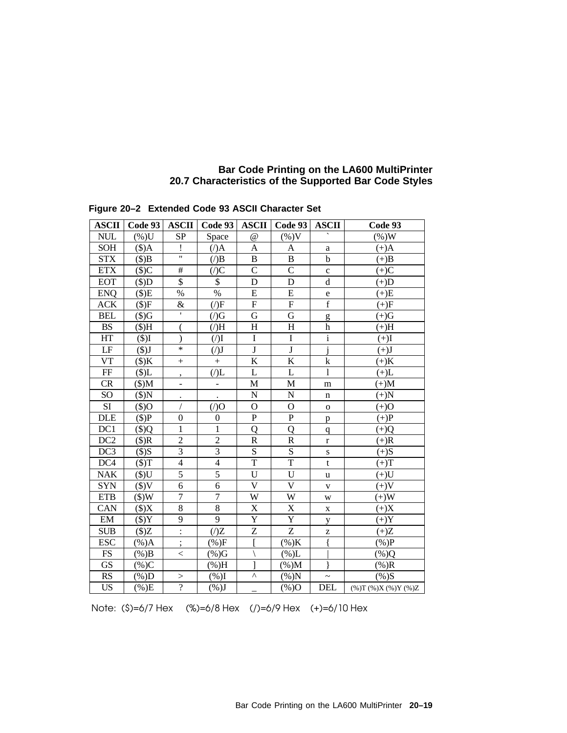**Figure 20–2 Extended Code 93 ASCII Character Set**

| ASCII | Code 93 | ASCII | Code 93 | ASCII | Code 93 | ASCII | Code 93 |
|---|---|---|---|---|---|---|---|
| NUL | (%)U | SP | Space | @ | (%)V | ` | (%)W |
| SOH | ($)A | ! | (/)A | A | A | a | (+)A |
| STX | ($)B | " | (/)B | B | B | b | (+)B |
| ETX | ($)C | # | (/)C | C | C | c | (+)C |
| EOT | ($)D | $ | $ | D | D | d | (+)D |
| ENQ | ($)E | % | % | E | E | e | (+)E |
| ACK | ($)F | & | (/)F | F | F | f | (+)F |
| BEL | ($)G | ' | (/)G | G | G | g | (+)G |
| BS | ($)H | ( | (/)H | H | H | h | (+)H |
| HT | ($)I | ) | (/)I | I | I | i | (+)I |
| LF | ($)J | * | (/)J | J | J | j | (+)J |
| VT | ($)K | + | + | K | K | k | (+)K |
| FF | ($)L | , | (/)L | L | L | l | (+)L |
| CR | ($)M | - | - | M | M | m | (+)M |
| SO | ($)N | . | . | N | N | n | (+)N |
| SI | ($)O | / | (/)O | O | O | o | (+)O |
| DLE | ($)P | 0 | 0 | P | P | p | (+)P |
| DC1 | ($)Q | 1 | 1 | Q | Q | q | (+)Q |
| DC2 | ($)R | 2 | 2 | R | R | r | (+)R |
| DC3 | ($)S | 3 | 3 | S | S | s | (+)S |
| DC4 | ($)T | 4 | 4 | T | T | t | (+)T |
| NAK | ($)U | 5 | 5 | U | U | u | (+)U |
| SYN | ($)V | 6 | 6 | V | V | v | (+)V |
| ETB | ($)W | 7 | 7 | W | W | w | (+)W |
| CAN | ($)X | 8 | 8 | X | X | x | (+)X |
| EM | ($)Y | 9 | 9 | Y | Y | y | (+)Y |
| SUB | ($)Z | : | (/)Z | Z | Z | z | (+)Z |
| ESC | (%)A | ; | (%)F | [ | (%)K | { | (%)P |
| FS | (%)B | < | (%)G | \ | (%)L | \| | (%)Q |
| GS | (%)C | | (%)H | ] | (%)M | } | (%)R |
| RS | (%)D | > | (%)I | ^ | (%)N | ~ | (%)S |
| US | (%)E | ? | (%)J | _ | (%)O | DEL | (%)T (%)X (%)Y (%)Z |

Note: ($)=6/7 Hex (%)=6/8 Hex (/)=6/9 Hex (+)=6/10 Hex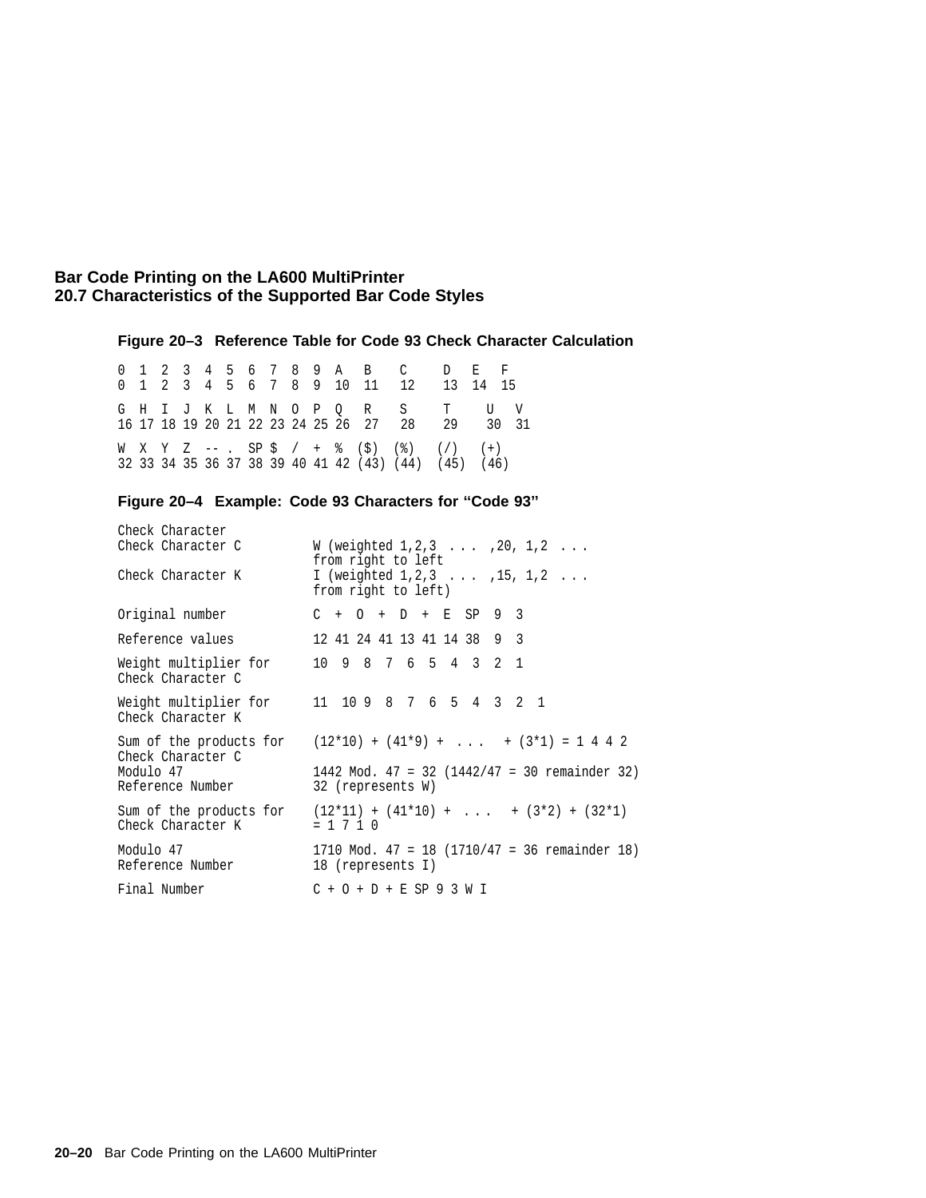**Figure 20–3 Reference Table for Code 93 Check Character Calculation**

```
0  1  2  3  4  5  6  7  8  9  A   B    C     D   E   F
0  1  2  3  4  5  6  7  8  9  10  11   12    13  14  15

G  H  I  J  K  L  M  N  O  P  Q   R    S     T     U   V
16 17 18 19 20 21 22 23 24 25 26  27   28    29    30  31

W  X  Y  Z  -- .  SP $  /  +  %  ($)  (%)   (/)   (+)
32 33 34 35 36 37 38 39 40 41 42 (43) (44)  (45)  (46)
```

**Figure 20–4 Example: Code 93 Characters for “Code 93”**

```
Check Character
Check Character C          W (weighted 1,2,3  . . .  ,20, 1,2  . . .
                           from right to left
Check Character K          I (weighted 1,2,3  . . .  ,15, 1,2  . . .
                           from right to left)

Original number            C  +  O  +  D  +  E  SP  9  3

Reference values           12 41 24 41 13 41 14 38  9  3

Weight multiplier for      10  9  8  7  6  5  4  3  2  1
Check Character C

Weight multiplier for      11  10 9  8  7  6  5  4  3  2  1
Check Character K

Sum of the products for    (12*10) + (41*9) +  . . .   + (3*1) = 1 4 4 2
Check Character C
Modulo 47                  1442 Mod. 47 = 32 (1442/47 = 30 remainder 32)
Reference Number           32 (represents W)

Sum of the products for    (12*11) + (41*10) +  . . .   + (3*2) + (32*1)
Check Character K          = 1 7 1 0

Modulo 47                  1710 Mod. 47 = 18 (1710/47 = 36 remainder 18)
Reference Number           18 (represents I)

Final Number               C + O + D + E SP 9 3 W I
```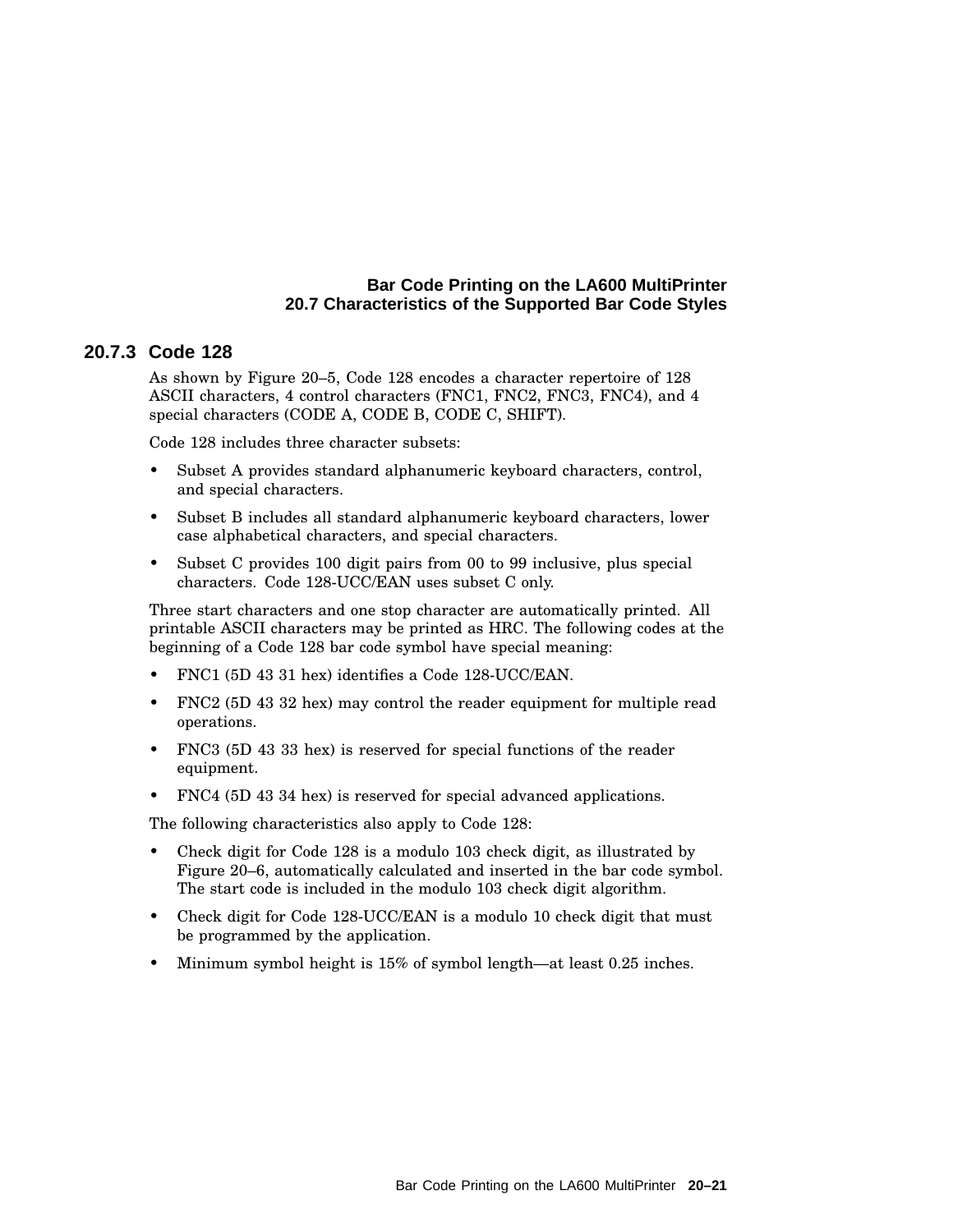### 20.7.3 Code 128

As shown by Figure 20–5, Code 128 encodes a character repertoire of 128 ASCII characters, 4 control characters (FNC1, FNC2, FNC3, FNC4), and 4 special characters (CODE A, CODE B, CODE C, SHIFT).

Code 128 includes three character subsets:

- Subset A provides standard alphanumeric keyboard characters, control, and special characters.
- Subset B includes all standard alphanumeric keyboard characters, lower case alphabetical characters, and special characters.
- Subset C provides 100 digit pairs from 00 to 99 inclusive, plus special characters. Code 128-UCC/EAN uses subset C only.

Three start characters and one stop character are automatically printed. All printable ASCII characters may be printed as HRC. The following codes at the beginning of a Code 128 bar code symbol have special meaning:

- FNC1 (5D 43 31 hex) identifies a Code 128-UCC/EAN.
- FNC2 (5D 43 32 hex) may control the reader equipment for multiple read operations.
- FNC3 (5D 43 33 hex) is reserved for special functions of the reader equipment.
- FNC4 (5D 43 34 hex) is reserved for special advanced applications.

The following characteristics also apply to Code 128:

- Check digit for Code 128 is a modulo 103 check digit, as illustrated by Figure 20–6, automatically calculated and inserted in the bar code symbol. The start code is included in the modulo 103 check digit algorithm.
- Check digit for Code 128-UCC/EAN is a modulo 10 check digit that must be programmed by the application.
- Minimum symbol height is 15% of symbol length—at least 0.25 inches.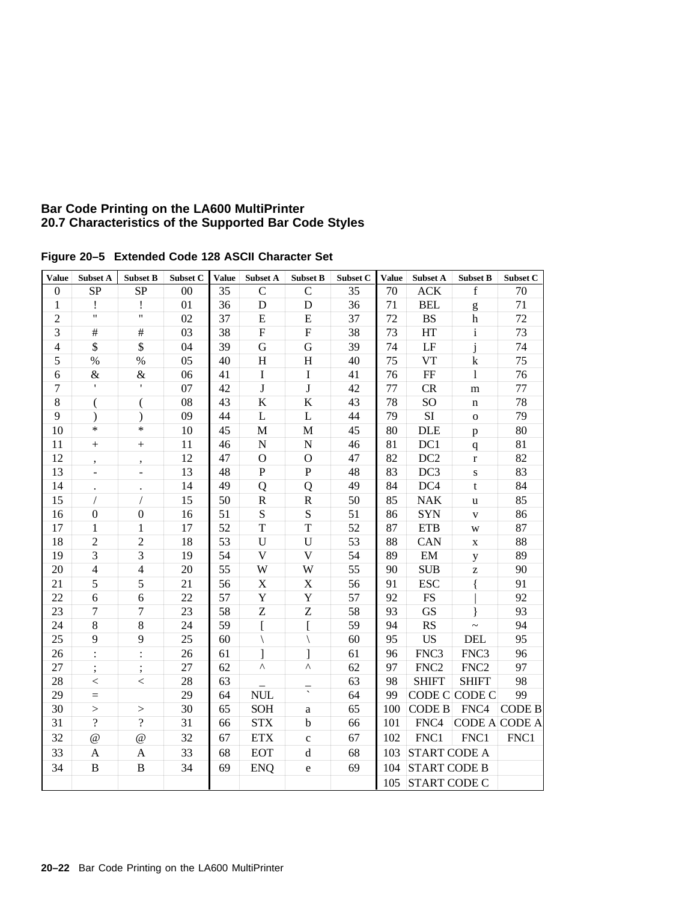**Figure 20–5 Extended Code 128 ASCII Character Set**

| Value | Subset A | Subset B | Subset C | Value | Subset A | Subset B | Subset C | Value | Subset A | Subset B | Subset C |
|---|---|---|---|---|---|---|---|---|---|---|---|
| 0 | SP | SP | 00 | 35 | C | C | 35 | 70 | ACK | f | 70 |
| 1 | ! | ! | 01 | 36 | D | D | 36 | 71 | BEL | g | 71 |
| 2 | " | " | 02 | 37 | E | E | 37 | 72 | BS | h | 72 |
| 3 | # | # | 03 | 38 | F | F | 38 | 73 | HT | i | 73 |
| 4 | $ | $ | 04 | 39 | G | G | 39 | 74 | LF | j | 74 |
| 5 | % | % | 05 | 40 | H | H | 40 | 75 | VT | k | 75 |
| 6 | & | & | 06 | 41 | I | I | 41 | 76 | FF | l | 76 |
| 7 | ' | ' | 07 | 42 | J | J | 42 | 77 | CR | m | 77 |
| 8 | ( | ( | 08 | 43 | K | K | 43 | 78 | SO | n | 78 |
| 9 | ) | ) | 09 | 44 | L | L | 44 | 79 | SI | o | 79 |
| 10 | * | * | 10 | 45 | M | M | 45 | 80 | DLE | p | 80 |
| 11 | + | + | 11 | 46 | N | N | 46 | 81 | DC1 | q | 81 |
| 12 | , | , | 12 | 47 | O | O | 47 | 82 | DC2 | r | 82 |
| 13 | - | - | 13 | 48 | P | P | 48 | 83 | DC3 | s | 83 |
| 14 | . | . | 14 | 49 | Q | Q | 49 | 84 | DC4 | t | 84 |
| 15 | / | / | 15 | 50 | R | R | 50 | 85 | NAK | u | 85 |
| 16 | 0 | 0 | 16 | 51 | S | S | 51 | 86 | SYN | v | 86 |
| 17 | 1 | 1 | 17 | 52 | T | T | 52 | 87 | ETB | w | 87 |
| 18 | 2 | 2 | 18 | 53 | U | U | 53 | 88 | CAN | x | 88 |
| 19 | 3 | 3 | 19 | 54 | V | V | 54 | 89 | EM | y | 89 |
| 20 | 4 | 4 | 20 | 55 | W | W | 55 | 90 | SUB | z | 90 |
| 21 | 5 | 5 | 21 | 56 | X | X | 56 | 91 | ESC | { | 91 |
| 22 | 6 | 6 | 22 | 57 | Y | Y | 57 | 92 | FS | \| | 92 |
| 23 | 7 | 7 | 23 | 58 | Z | Z | 58 | 93 | GS | } | 93 |
| 24 | 8 | 8 | 24 | 59 | [ | [ | 59 | 94 | RS | ~ | 94 |
| 25 | 9 | 9 | 25 | 60 | \ | \ | 60 | 95 | US | DEL | 95 |
| 26 | : | : | 26 | 61 | ] | ] | 61 | 96 | FNC3 | FNC3 | 96 |
| 27 | ; | ; | 27 | 62 | ^ | ^ | 62 | 97 | FNC2 | FNC2 | 97 |
| 28 | < | < | 28 | 63 | _ | _ | 63 | 98 | SHIFT | SHIFT | 98 |
| 29 | = | | 29 | 64 | NUL | ` | 64 | 99 | CODE C | CODE C | 99 |
| 30 | > | > | 30 | 65 | SOH | a | 65 | 100 | CODE B | FNC4 | CODE B |
| 31 | ? | ? | 31 | 66 | STX | b | 66 | 101 | FNC4 | CODE A | CODE A |
| 32 | @ | @ | 32 | 67 | ETX | c | 67 | 102 | FNC1 | FNC1 | FNC1 |
| 33 | A | A | 33 | 68 | EOT | d | 68 | 103 | START CODE A | | |
| 34 | B | B | 34 | 69 | ENQ | e | 69 | 104 | START CODE B | | |
| | | | | | | | | 105 | START CODE C | | |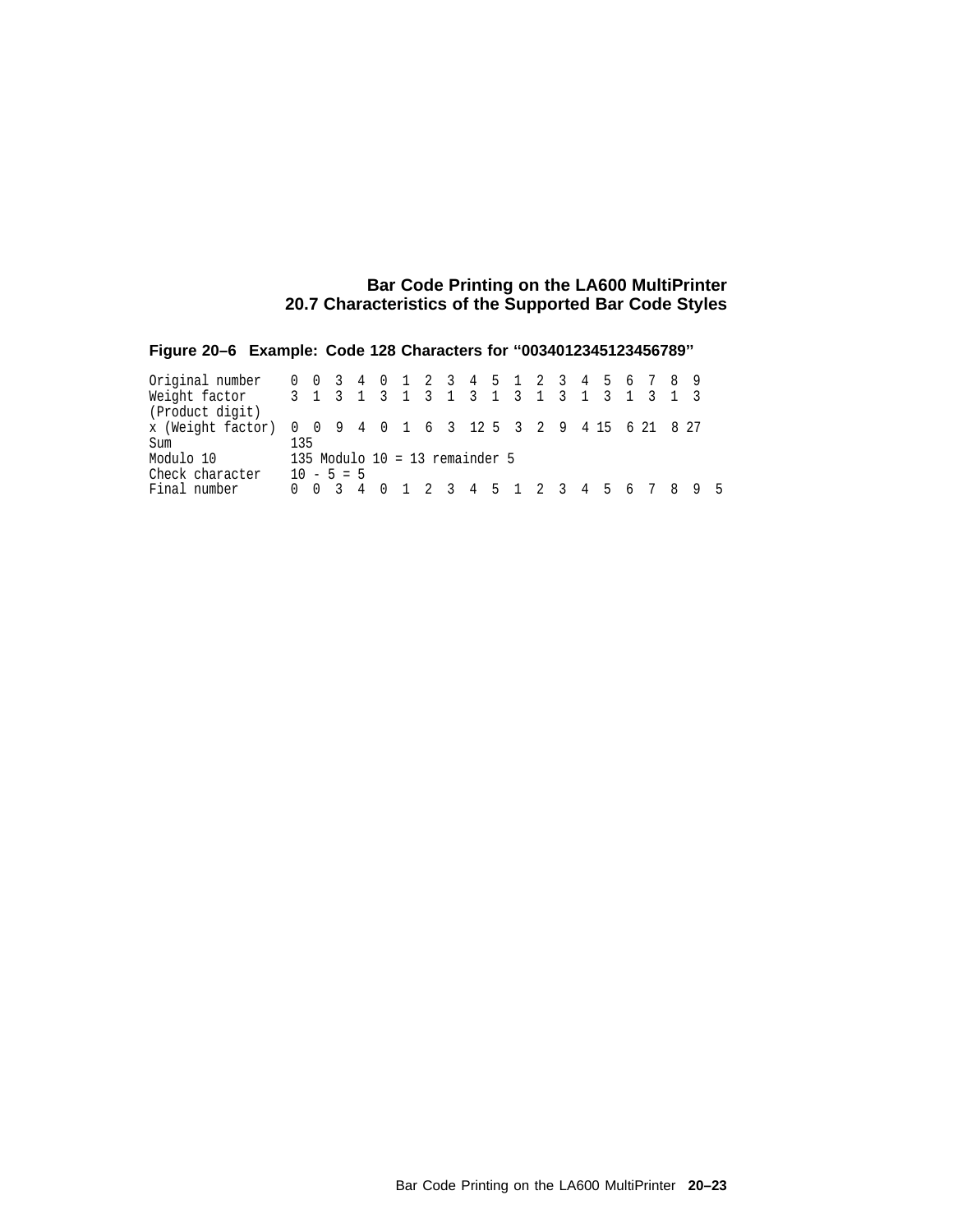**Figure 20–6 Example: Code 128 Characters for “0034012345123456789”**

```
Original number    0  0  3  4  0  1  2  3  4  5  1  2  3  4  5  6  7  8  9
Weight factor      3  1  3  1  3  1  3  1  3  1  3  1  3  1  3  1  3  1  3
(Product digit)
x (Weight factor)  0  0  9  4  0  1  6  3  12 5  3  2  9  4 15  6 21  8 27
Sum                135
Modulo 10          135 Modulo 10 = 13 remainder 5
Check character    10 - 5 = 5
Final number       0  0  3  4  0  1  2  3  4  5  1  2  3  4  5  6  7  8  9  5
```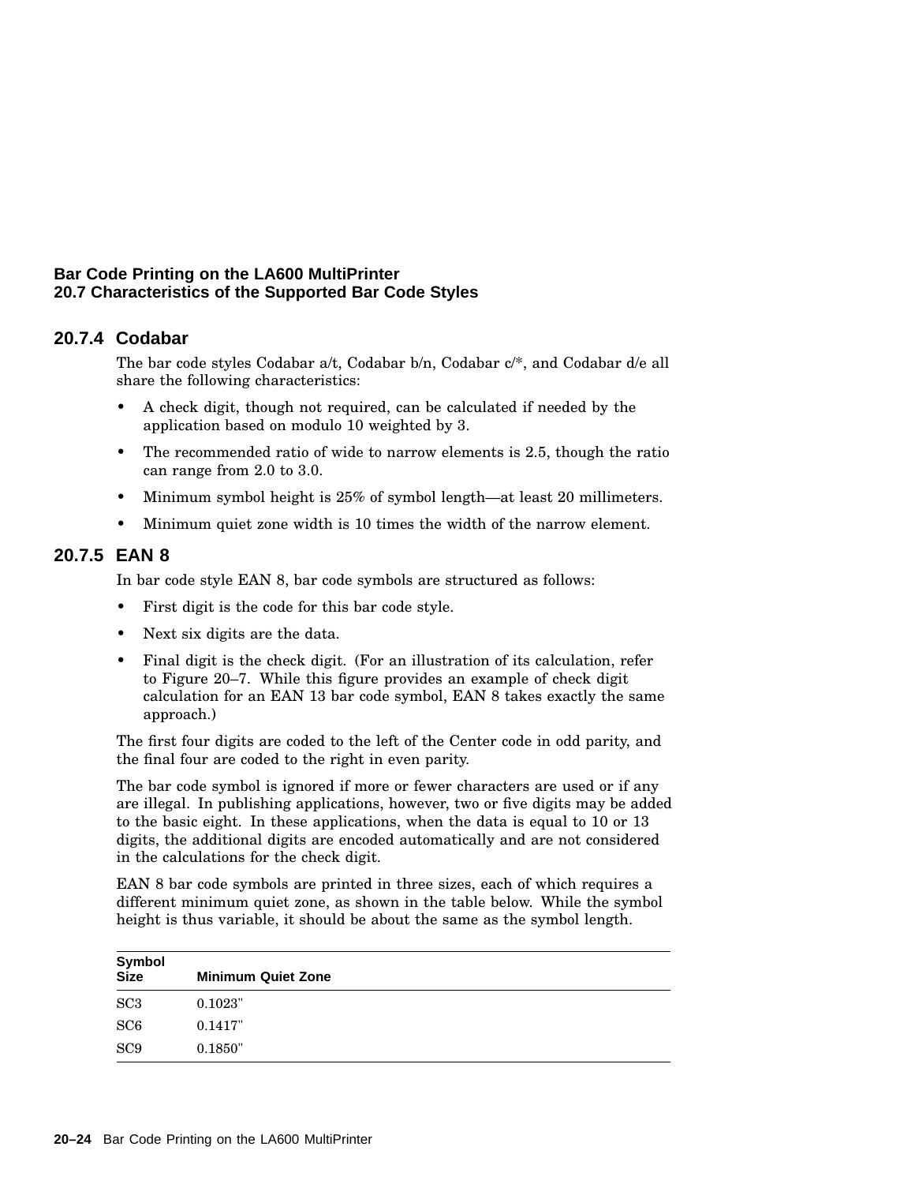### 20.7.4 Codabar

The bar code styles Codabar a/t, Codabar b/n, Codabar c/*, and Codabar d/e all share the following characteristics:

- A check digit, though not required, can be calculated if needed by the application based on modulo 10 weighted by 3.
- The recommended ratio of wide to narrow elements is 2.5, though the ratio can range from 2.0 to 3.0.
- Minimum symbol height is 25% of symbol length—at least 20 millimeters.
- Minimum quiet zone width is 10 times the width of the narrow element.

### 20.7.5 EAN 8

In bar code style EAN 8, bar code symbols are structured as follows:

- First digit is the code for this bar code style.
- Next six digits are the data.
- Final digit is the check digit. (For an illustration of its calculation, refer to Figure 20–7. While this figure provides an example of check digit calculation for an EAN 13 bar code symbol, EAN 8 takes exactly the same approach.)

The first four digits are coded to the left of the Center code in odd parity, and the final four are coded to the right in even parity.

The bar code symbol is ignored if more or fewer characters are used or if any are illegal. In publishing applications, however, two or five digits may be added to the basic eight. In these applications, when the data is equal to 10 or 13 digits, the additional digits are encoded automatically and are not considered in the calculations for the check digit.

EAN 8 bar code symbols are printed in three sizes, each of which requires a different minimum quiet zone, as shown in the table below. While the symbol height is thus variable, it should be about the same as the symbol length.

| Symbol Size | Minimum Quiet Zone |
|---|---|
| SC3 | 0.1023" |
| SC6 | 0.1417" |
| SC9 | 0.1850" |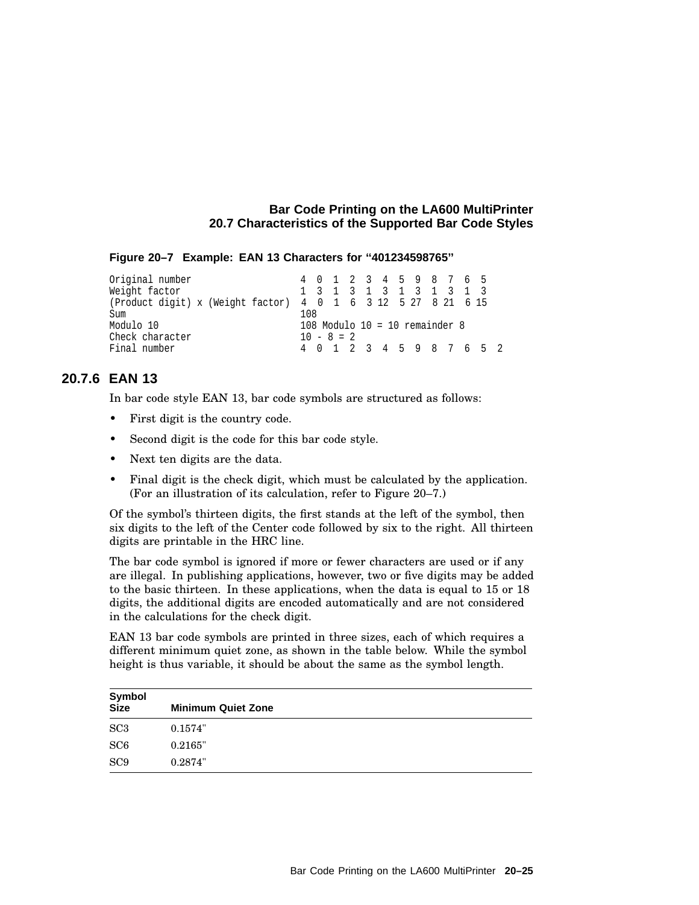**Figure 20–7 Example: EAN 13 Characters for "401234598765"**

```
Original number                    4  0  1  2  3  4  5  9  8  7  6  5
Weight factor                      1  3  1  3  1  3  1  3  1  3  1  3
(Product digit) x (Weight factor)  4  0  1  6  3 12  5 27  8 21  6 15
Sum                                108
Modulo 10                          108 Modulo 10 = 10 remainder 8
Check character                    10 - 8 = 2
Final number                       4  0  1  2  3  4  5  9  8  7  6  5  2
```

### 20.7.6 EAN 13

In bar code style EAN 13, bar code symbols are structured as follows:

- First digit is the country code.
- Second digit is the code for this bar code style.
- Next ten digits are the data.
- Final digit is the check digit, which must be calculated by the application. (For an illustration of its calculation, refer to Figure 20–7.)

Of the symbol's thirteen digits, the first stands at the left of the symbol, then six digits to the left of the Center code followed by six to the right. All thirteen digits are printable in the HRC line.

The bar code symbol is ignored if more or fewer characters are used or if any are illegal. In publishing applications, however, two or five digits may be added to the basic thirteen. In these applications, when the data is equal to 15 or 18 digits, the additional digits are encoded automatically and are not considered in the calculations for the check digit.

EAN 13 bar code symbols are printed in three sizes, each of which requires a different minimum quiet zone, as shown in the table below. While the symbol height is thus variable, it should be about the same as the symbol length.

| Symbol Size | Minimum Quiet Zone |
|---|---|
| SC3 | 0.1574" |
| SC6 | 0.2165" |
| SC9 | 0.2874" |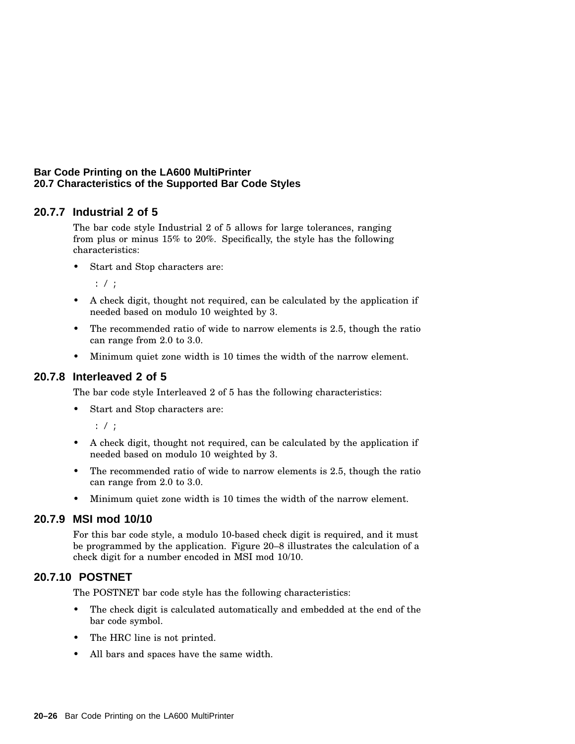### 20.7.7 Industrial 2 of 5

The bar code style Industrial 2 of 5 allows for large tolerances, ranging from plus or minus 15% to 20%. Specifically, the style has the following characteristics:

- Start and Stop characters are:

  `: / ;`

- A check digit, thought not required, can be calculated by the application if needed based on modulo 10 weighted by 3.
- The recommended ratio of wide to narrow elements is 2.5, though the ratio can range from 2.0 to 3.0.
- Minimum quiet zone width is 10 times the width of the narrow element.

### 20.7.8 Interleaved 2 of 5

The bar code style Interleaved 2 of 5 has the following characteristics:

- Start and Stop characters are:

  `: / ;`

- A check digit, thought not required, can be calculated by the application if needed based on modulo 10 weighted by 3.
- The recommended ratio of wide to narrow elements is 2.5, though the ratio can range from 2.0 to 3.0.
- Minimum quiet zone width is 10 times the width of the narrow element.

### 20.7.9 MSI mod 10/10

For this bar code style, a modulo 10-based check digit is required, and it must be programmed by the application. Figure 20–8 illustrates the calculation of a check digit for a number encoded in MSI mod 10/10.

### 20.7.10 POSTNET

The POSTNET bar code style has the following characteristics:

- The check digit is calculated automatically and embedded at the end of the bar code symbol.
- The HRC line is not printed.
- All bars and spaces have the same width.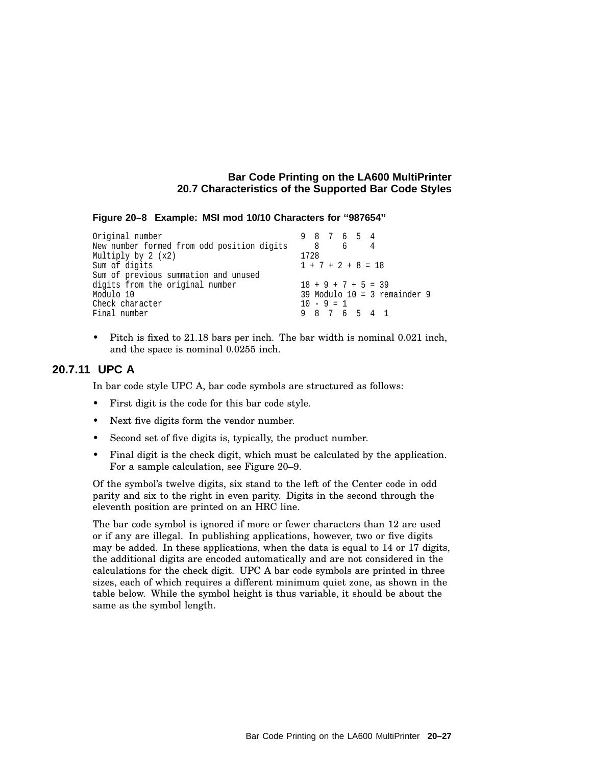**Figure 20–8 Example: MSI mod 10/10 Characters for "987654"**

```
Original number                              9  8  7  6  5  4
New number formed from odd position digits     8     6     4
Multiply by 2 (x2)                           1728
Sum of digits                                1 + 7 + 2 + 8 = 18
Sum of previous summation and unused
digits from the original number              18 + 9 + 7 + 5 = 39
Modulo 10                                    39 Modulo 10 = 3 remainder 9
Check character                              10 - 9 = 1
Final number                                 9  8  7  6  5  4  1
```

- Pitch is fixed to 21.18 bars per inch. The bar width is nominal 0.021 inch, and the space is nominal 0.0255 inch.

### 20.7.11 UPC A

In bar code style UPC A, bar code symbols are structured as follows:

- First digit is the code for this bar code style.
- Next five digits form the vendor number.
- Second set of five digits is, typically, the product number.
- Final digit is the check digit, which must be calculated by the application. For a sample calculation, see Figure 20–9.

Of the symbol's twelve digits, six stand to the left of the Center code in odd parity and six to the right in even parity. Digits in the second through the eleventh position are printed on an HRC line.

The bar code symbol is ignored if more or fewer characters than 12 are used or if any are illegal. In publishing applications, however, two or five digits may be added. In these applications, when the data is equal to 14 or 17 digits, the additional digits are encoded automatically and are not considered in the calculations for the check digit. UPC A bar code symbols are printed in three sizes, each of which requires a different minimum quiet zone, as shown in the table below. While the symbol height is thus variable, it should be about the same as the symbol length.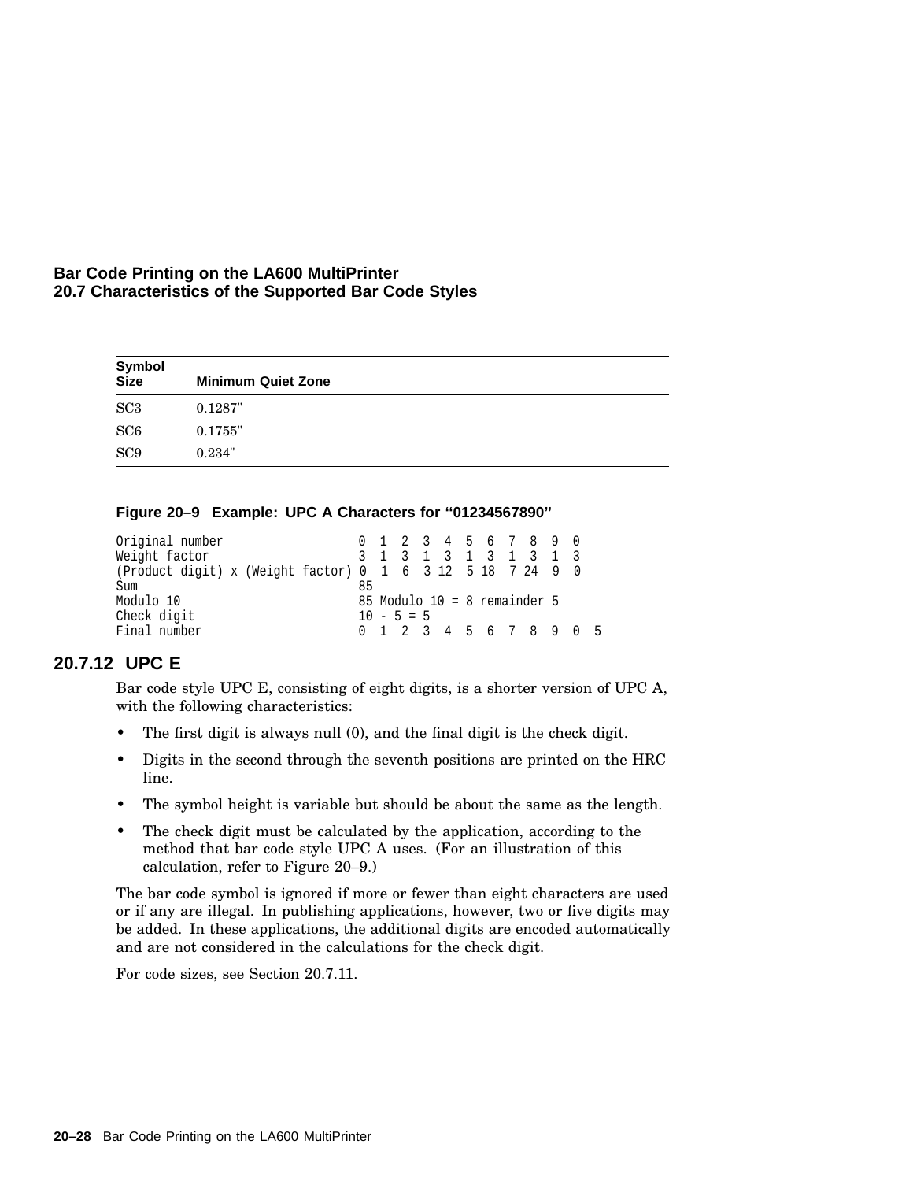| Symbol Size | Minimum Quiet Zone |
| --- | --- |
| SC3 | 0.1287" |
| SC6 | 0.1755" |
| SC9 | 0.234" |

**Figure 20–9 Example: UPC A Characters for “01234567890”**

```
Original number                  0  1  2  3  4  5  6  7  8  9  0
Weight factor                    3  1  3  1  3  1  3  1  3  1  3
(Product digit) x (Weight factor) 0  1  6  3 12  5 18  7 24  9  0
Sum                              85
Modulo 10                        85 Modulo 10 = 8 remainder 5
Check digit                      10 - 5 = 5
Final number                     0  1  2  3  4  5  6  7  8  9  0  5
```

### 20.7.12 UPC E

Bar code style UPC E, consisting of eight digits, is a shorter version of UPC A, with the following characteristics:

- The first digit is always null (0), and the final digit is the check digit.
- Digits in the second through the seventh positions are printed on the HRC line.
- The symbol height is variable but should be about the same as the length.
- The check digit must be calculated by the application, according to the method that bar code style UPC A uses. (For an illustration of this calculation, refer to Figure 20–9.)

The bar code symbol is ignored if more or fewer than eight characters are used or if any are illegal. In publishing applications, however, two or five digits may be added. In these applications, the additional digits are encoded automatically and are not considered in the calculations for the check digit.

For code sizes, see Section 20.7.11.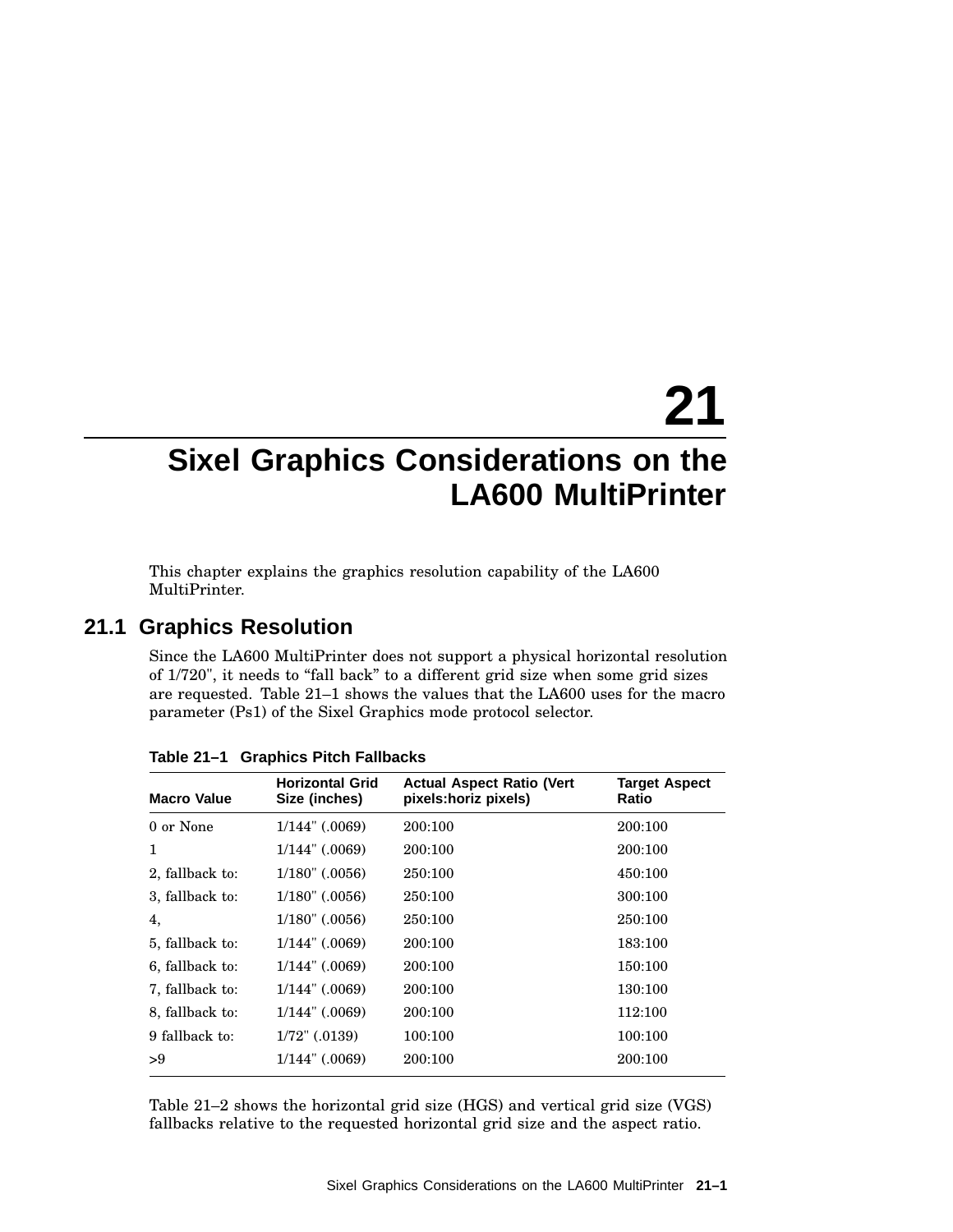# 21 Sixel Graphics Considerations on the LA600 MultiPrinter

This chapter explains the graphics resolution capability of the LA600 MultiPrinter.

## 21.1 Graphics Resolution

Since the LA600 MultiPrinter does not support a physical horizontal resolution of 1/720", it needs to “fall back” to a different grid size when some grid sizes are requested. Table 21–1 shows the values that the LA600 uses for the macro parameter (Ps1) of the Sixel Graphics mode protocol selector.

**Table 21–1 Graphics Pitch Fallbacks**

| Macro Value | Horizontal Grid Size (inches) | Actual Aspect Ratio (Vert pixels:horiz pixels) | Target Aspect Ratio |
|---|---|---|---|
| 0 or None | 1/144" (.0069) | 200:100 | 200:100 |
| 1 | 1/144" (.0069) | 200:100 | 200:100 |
| 2, fallback to: | 1/180" (.0056) | 250:100 | 450:100 |
| 3, fallback to: | 1/180" (.0056) | 250:100 | 300:100 |
| 4, | 1/180" (.0056) | 250:100 | 250:100 |
| 5, fallback to: | 1/144" (.0069) | 200:100 | 183:100 |
| 6, fallback to: | 1/144" (.0069) | 200:100 | 150:100 |
| 7, fallback to: | 1/144" (.0069) | 200:100 | 130:100 |
| 8, fallback to: | 1/144" (.0069) | 200:100 | 112:100 |
| 9 fallback to: | 1/72" (.0139) | 100:100 | 100:100 |
| >9 | 1/144" (.0069) | 200:100 | 200:100 |

Table 21–2 shows the horizontal grid size (HGS) and vertical grid size (VGS) fallbacks relative to the requested horizontal grid size and the aspect ratio.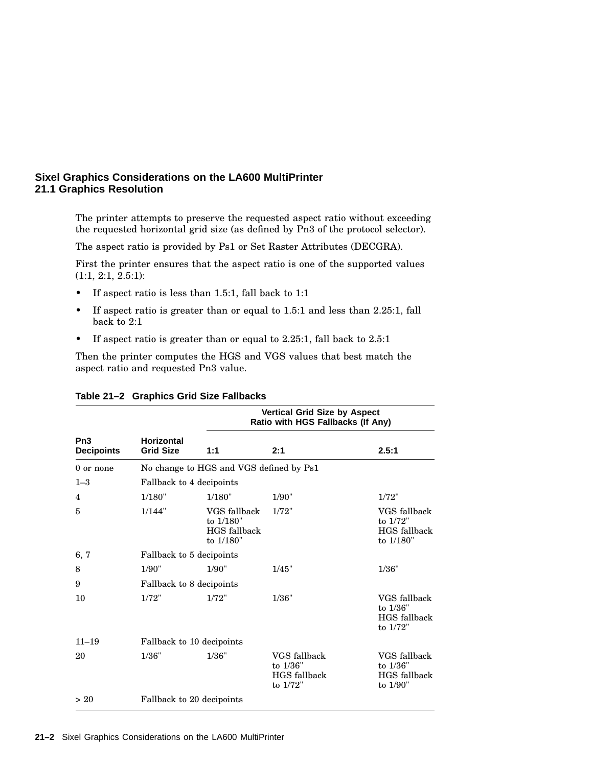## Sixel Graphics Considerations on the LA600 MultiPrinter
## 21.1 Graphics Resolution

The printer attempts to preserve the requested aspect ratio without exceeding the requested horizontal grid size (as defined by Pn3 of the protocol selector).

The aspect ratio is provided by Ps1 or Set Raster Attributes (DECGRA).

First the printer ensures that the aspect ratio is one of the supported values (1:1, 2:1, 2.5:1):

- If aspect ratio is less than 1.5:1, fall back to 1:1
- If aspect ratio is greater than or equal to 1.5:1 and less than 2.25:1, fall back to 2:1
- If aspect ratio is greater than or equal to 2.25:1, fall back to 2.5:1

Then the printer computes the HGS and VGS values that best match the aspect ratio and requested Pn3 value.

**Table 21–2 Graphics Grid Size Fallbacks**

| Pn3 Decipoints | Horizontal Grid Size | Vertical Grid Size by Aspect Ratio with HGS Fallbacks (If Any) 1:1 | 2:1 | 2.5:1 |
|---|---|---|---|---|
| 0 or none | No change to HGS and VGS defined by Ps1 | | | |
| 1–3 | Fallback to 4 decipoints | | | |
| 4 | 1/180" | 1/180" | 1/90" | 1/72" |
| 5 | 1/144" | VGS fallback to 1/180" HGS fallback to 1/180" | 1/72" | VGS fallback to 1/72" HGS fallback to 1/180" |
| 6, 7 | Fallback to 5 decipoints | | | |
| 8 | 1/90" | 1/90" | 1/45" | 1/36" |
| 9 | Fallback to 8 decipoints | | | |
| 10 | 1/72" | 1/72" | 1/36" | VGS fallback to 1/36" HGS fallback to 1/72" |
| 11–19 | Fallback to 10 decipoints | | | |
| 20 | 1/36" | 1/36" | VGS fallback to 1/36" HGS fallback to 1/72" | VGS fallback to 1/36" HGS fallback to 1/90" |
| > 20 | Fallback to 20 decipoints | | | |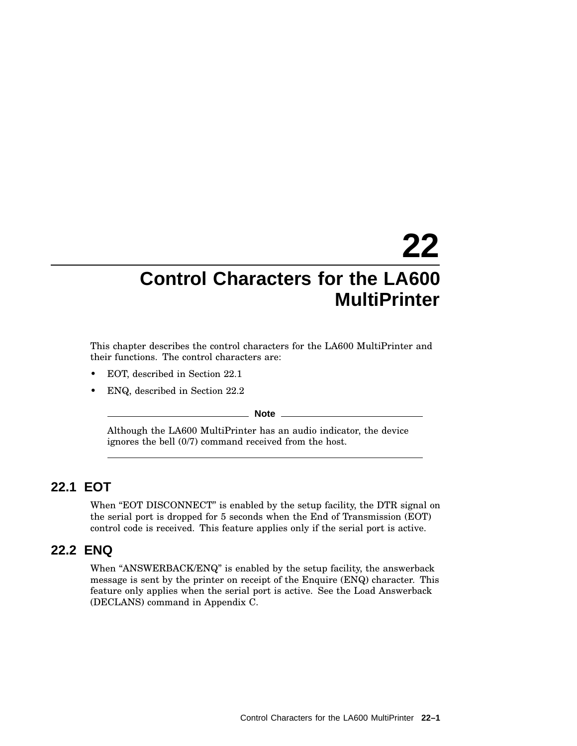# 22 Control Characters for the LA600 MultiPrinter

This chapter describes the control characters for the LA600 MultiPrinter and their functions. The control characters are:

- EOT, described in Section 22.1
- ENQ, described in Section 22.2

---

**Note**

Although the LA600 MultiPrinter has an audio indicator, the device ignores the bell (0/7) command received from the host.

---

## 22.1 EOT

When "EOT DISCONNECT" is enabled by the setup facility, the DTR signal on the serial port is dropped for 5 seconds when the End of Transmission (EOT) control code is received. This feature applies only if the serial port is active.

## 22.2 ENQ

When "ANSWERBACK/ENQ" is enabled by the setup facility, the answerback message is sent by the printer on receipt of the Enquire (ENQ) character. This feature only applies when the serial port is active. See the Load Answerback (DECLANS) command in Appendix C.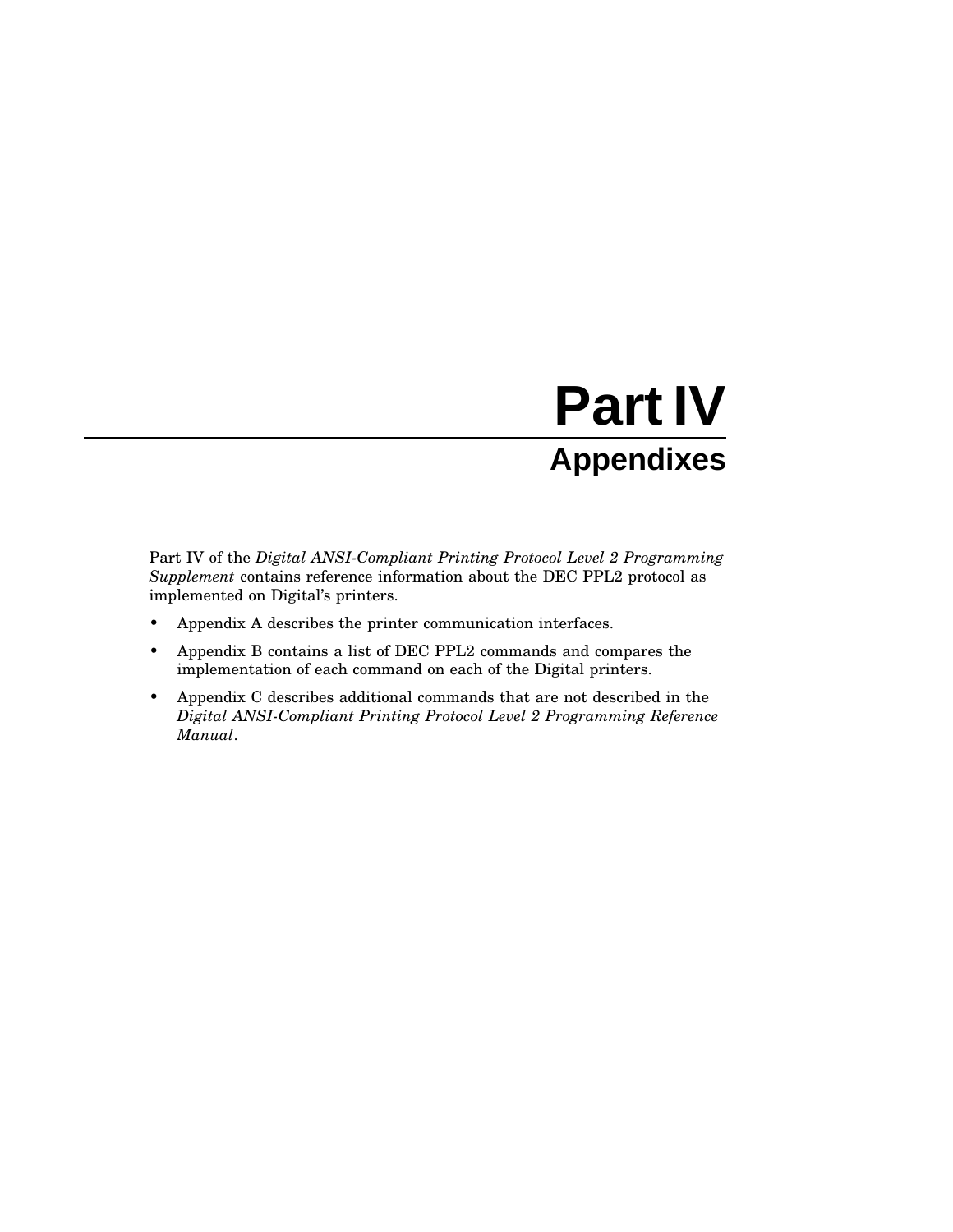# Part IV

## Appendixes

Part IV of the *Digital ANSI-Compliant Printing Protocol Level 2 Programming Supplement* contains reference information about the DEC PPL2 protocol as implemented on Digital's printers.

- Appendix A describes the printer communication interfaces.
- Appendix B contains a list of DEC PPL2 commands and compares the implementation of each command on each of the Digital printers.
- Appendix C describes additional commands that are not described in the *Digital ANSI-Compliant Printing Protocol Level 2 Programming Reference Manual*.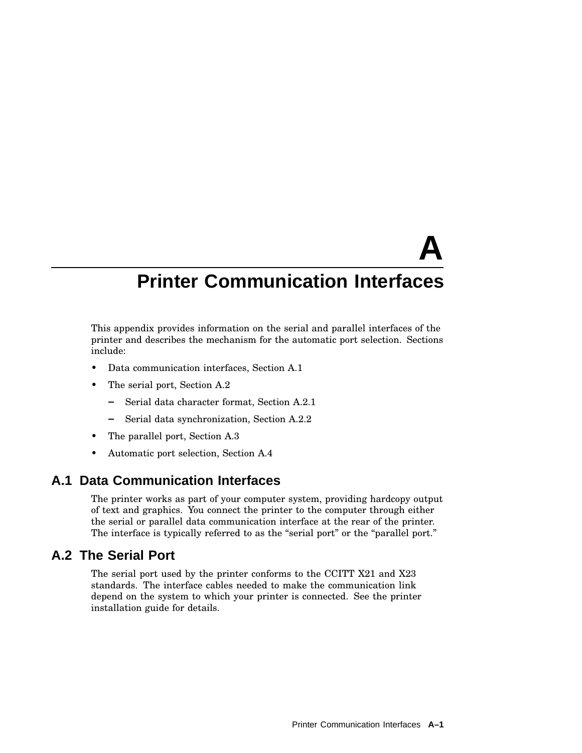# A Printer Communication Interfaces

This appendix provides information on the serial and parallel interfaces of the printer and describes the mechanism for the automatic port selection. Sections include:

- Data communication interfaces, Section A.1
- The serial port, Section A.2
  - Serial data character format, Section A.2.1
  - Serial data synchronization, Section A.2.2
- The parallel port, Section A.3
- Automatic port selection, Section A.4

## A.1 Data Communication Interfaces

The printer works as part of your computer system, providing hardcopy output of text and graphics. You connect the printer to the computer through either the serial or parallel data communication interface at the rear of the printer. The interface is typically referred to as the "serial port" or the "parallel port."

## A.2 The Serial Port

The serial port used by the printer conforms to the CCITT X21 and X23 standards. The interface cables needed to make the communication link depend on the system to which your printer is connected. See the printer installation guide for details.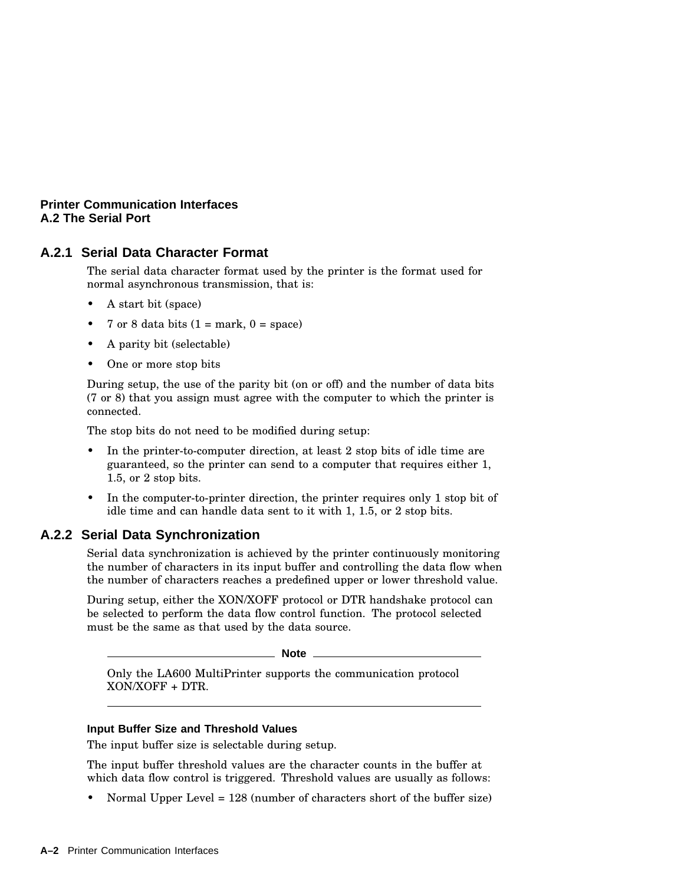### A.2.1 Serial Data Character Format

The serial data character format used by the printer is the format used for normal asynchronous transmission, that is:

- A start bit (space)
- 7 or 8 data bits (1 = mark, 0 = space)
- A parity bit (selectable)
- One or more stop bits

During setup, the use of the parity bit (on or off) and the number of data bits (7 or 8) that you assign must agree with the computer to which the printer is connected.

The stop bits do not need to be modified during setup:

- In the printer-to-computer direction, at least 2 stop bits of idle time are guaranteed, so the printer can send to a computer that requires either 1, 1.5, or 2 stop bits.
- In the computer-to-printer direction, the printer requires only 1 stop bit of idle time and can handle data sent to it with 1, 1.5, or 2 stop bits.

### A.2.2 Serial Data Synchronization

Serial data synchronization is achieved by the printer continuously monitoring the number of characters in its input buffer and controlling the data flow when the number of characters reaches a predefined upper or lower threshold value.

During setup, either the XON/XOFF protocol or DTR handshake protocol can be selected to perform the data flow control function. The protocol selected must be the same as that used by the data source.

---

**Note**

Only the LA600 MultiPrinter supports the communication protocol XON/XOFF + DTR.

---

#### Input Buffer Size and Threshold Values

The input buffer size is selectable during setup.

The input buffer threshold values are the character counts in the buffer at which data flow control is triggered. Threshold values are usually as follows:

- Normal Upper Level = 128 (number of characters short of the buffer size)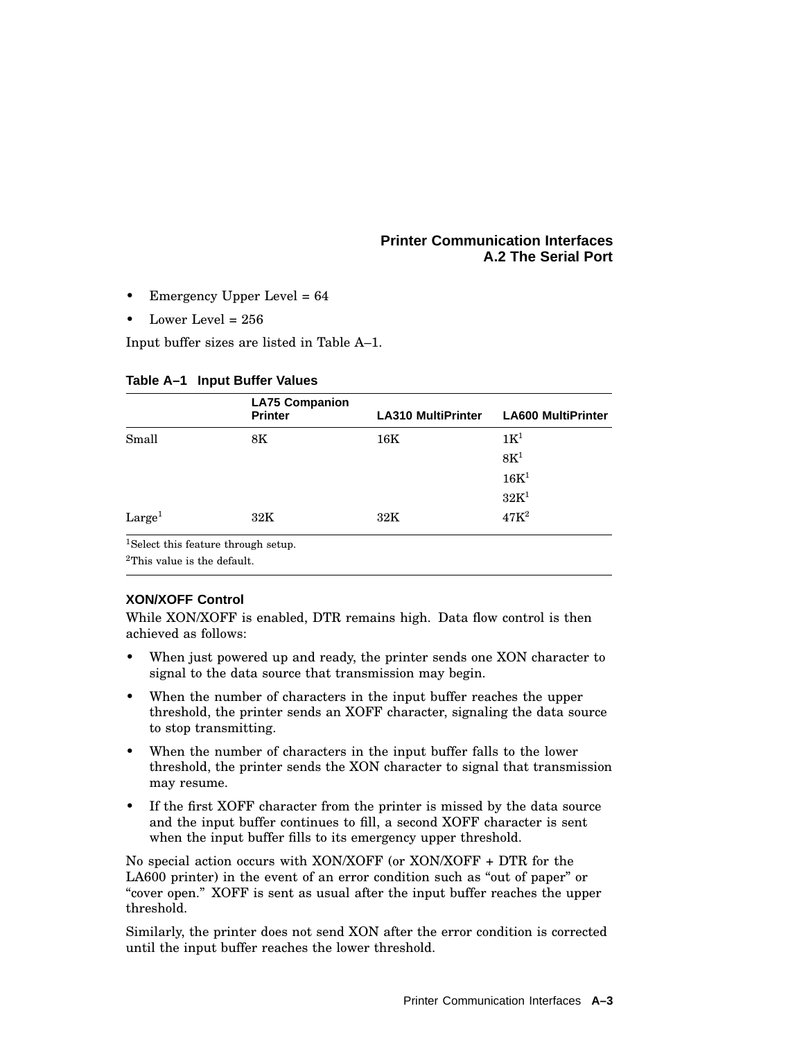- Emergency Upper Level = 64
- Lower Level = 256

Input buffer sizes are listed in Table A–1.

**Table A–1 Input Buffer Values**

| | LA75 Companion Printer | LA310 MultiPrinter | LA600 MultiPrinter |
|---|---|---|---|
| Small | 8K | 16K | 1K[1] |
| | | | 8K[1] |
| | | | 16K[1] |
| | | | 32K[1] |
| Large[1] | 32K | 32K | 47K[2] |

[1]Select this feature through setup.

[2]This value is the default.

### XON/XOFF Control

While XON/XOFF is enabled, DTR remains high. Data flow control is then achieved as follows:

- When just powered up and ready, the printer sends one XON character to signal to the data source that transmission may begin.
- When the number of characters in the input buffer reaches the upper threshold, the printer sends an XOFF character, signaling the data source to stop transmitting.
- When the number of characters in the input buffer falls to the lower threshold, the printer sends the XON character to signal that transmission may resume.
- If the first XOFF character from the printer is missed by the data source and the input buffer continues to fill, a second XOFF character is sent when the input buffer fills to its emergency upper threshold.

No special action occurs with XON/XOFF (or XON/XOFF + DTR for the LA600 printer) in the event of an error condition such as “out of paper” or “cover open.” XOFF is sent as usual after the input buffer reaches the upper threshold.

Similarly, the printer does not send XON after the error condition is corrected until the input buffer reaches the lower threshold.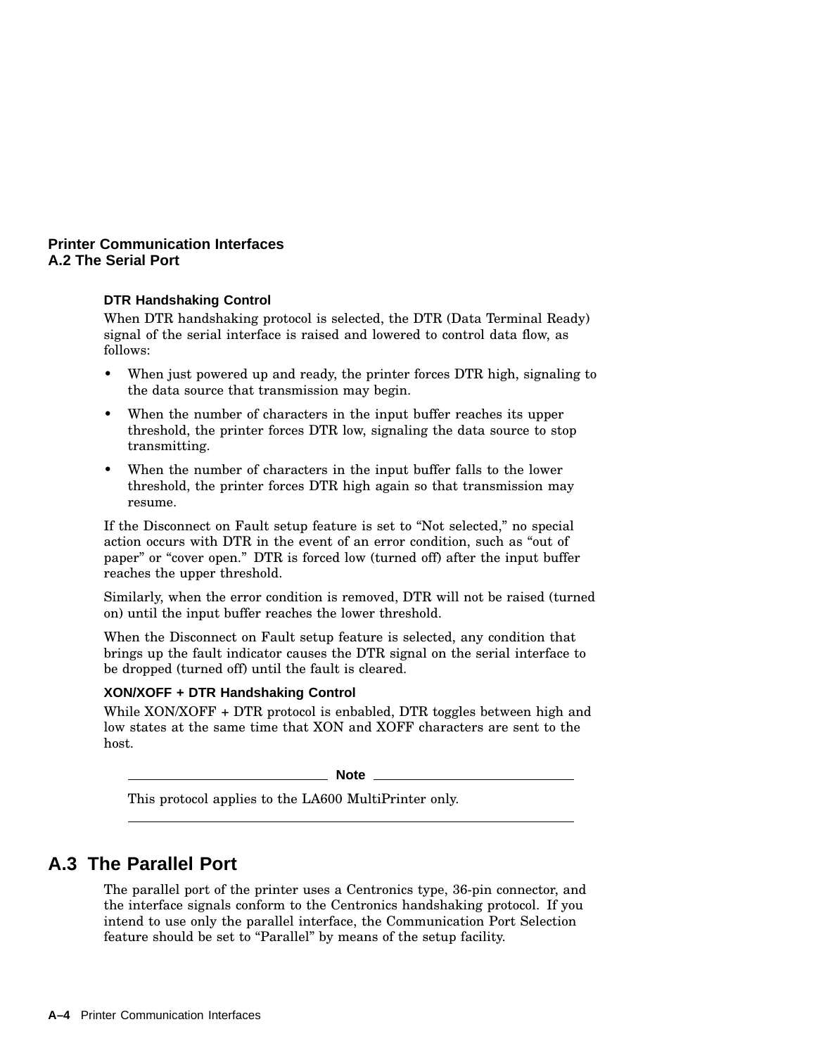### DTR Handshaking Control

When DTR handshaking protocol is selected, the DTR (Data Terminal Ready) signal of the serial interface is raised and lowered to control data flow, as follows:

- When just powered up and ready, the printer forces DTR high, signaling to the data source that transmission may begin.
- When the number of characters in the input buffer reaches its upper threshold, the printer forces DTR low, signaling the data source to stop transmitting.
- When the number of characters in the input buffer falls to the lower threshold, the printer forces DTR high again so that transmission may resume.

If the Disconnect on Fault setup feature is set to “Not selected,” no special action occurs with DTR in the event of an error condition, such as “out of paper” or “cover open.” DTR is forced low (turned off) after the input buffer reaches the upper threshold.

Similarly, when the error condition is removed, DTR will not be raised (turned on) until the input buffer reaches the lower threshold.

When the Disconnect on Fault setup feature is selected, any condition that brings up the fault indicator causes the DTR signal on the serial interface to be dropped (turned off) until the fault is cleared.

### XON/XOFF + DTR Handshaking Control

While XON/XOFF + DTR protocol is enbabled, DTR toggles between high and low states at the same time that XON and XOFF characters are sent to the host.

**Note**

This protocol applies to the LA600 MultiPrinter only.

## A.3 The Parallel Port

The parallel port of the printer uses a Centronics type, 36-pin connector, and the interface signals conform to the Centronics handshaking protocol. If you intend to use only the parallel interface, the Communication Port Selection feature should be set to “Parallel” by means of the setup facility.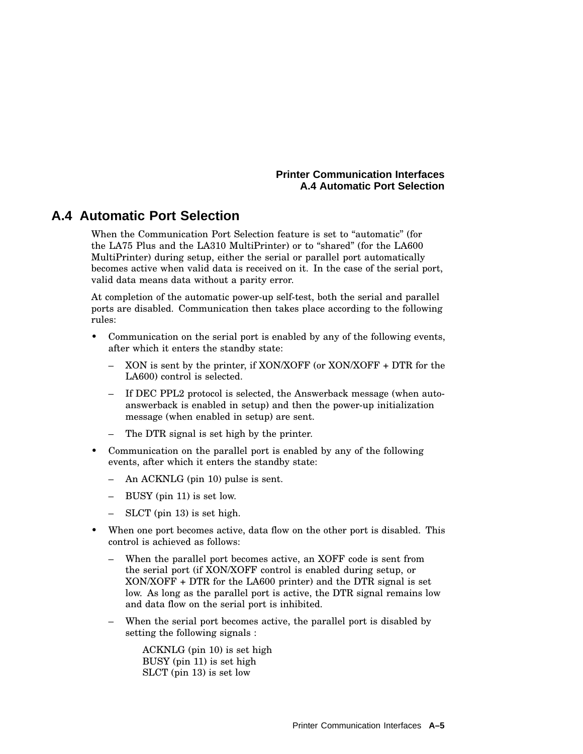## A.4 Automatic Port Selection

When the Communication Port Selection feature is set to “automatic” (for the LA75 Plus and the LA310 MultiPrinter) or to “shared” (for the LA600 MultiPrinter) during setup, either the serial or parallel port automatically becomes active when valid data is received on it. In the case of the serial port, valid data means data without a parity error.

At completion of the automatic power-up self-test, both the serial and parallel ports are disabled. Communication then takes place according to the following rules:

- Communication on the serial port is enabled by any of the following events, after which it enters the standby state:
  - XON is sent by the printer, if XON/XOFF (or XON/XOFF + DTR for the LA600) control is selected.
  - If DEC PPL2 protocol is selected, the Answerback message (when auto-answerback is enabled in setup) and then the power-up initialization message (when enabled in setup) are sent.
  - The DTR signal is set high by the printer.
- Communication on the parallel port is enabled by any of the following events, after which it enters the standby state:
  - An ACKNLG (pin 10) pulse is sent.
  - BUSY (pin 11) is set low.
  - SLCT (pin 13) is set high.
- When one port becomes active, data flow on the other port is disabled. This control is achieved as follows:
  - When the parallel port becomes active, an XOFF code is sent from the serial port (if XON/XOFF control is enabled during setup, or XON/XOFF + DTR for the LA600 printer) and the DTR signal is set low. As long as the parallel port is active, the DTR signal remains low and data flow on the serial port is inhibited.
  - When the serial port becomes active, the parallel port is disabled by setting the following signals :

    ACKNLG (pin 10) is set high
    BUSY (pin 11) is set high
    SLCT (pin 13) is set low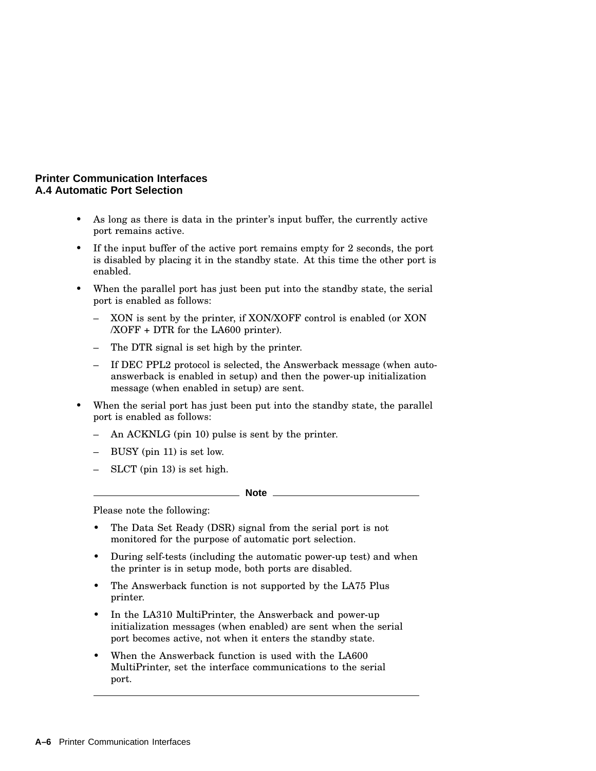- As long as there is data in the printer's input buffer, the currently active port remains active.
- If the input buffer of the active port remains empty for 2 seconds, the port is disabled by placing it in the standby state. At this time the other port is enabled.
- When the parallel port has just been put into the standby state, the serial port is enabled as follows:
  - XON is sent by the printer, if XON/XOFF control is enabled (or XON /XOFF + DTR for the LA600 printer).
  - The DTR signal is set high by the printer.
  - If DEC PPL2 protocol is selected, the Answerback message (when auto-answerback is enabled in setup) and then the power-up initialization message (when enabled in setup) are sent.
- When the serial port has just been put into the standby state, the parallel port is enabled as follows:
  - An ACKNLG (pin 10) pulse is sent by the printer.
  - BUSY (pin 11) is set low.
  - SLCT (pin 13) is set high.

---

**Note**

Please note the following:

- The Data Set Ready (DSR) signal from the serial port is not monitored for the purpose of automatic port selection.
- During self-tests (including the automatic power-up test) and when the printer is in setup mode, both ports are disabled.
- The Answerback function is not supported by the LA75 Plus printer.
- In the LA310 MultiPrinter, the Answerback and power-up initialization messages (when enabled) are sent when the serial port becomes active, not when it enters the standby state.
- When the Answerback function is used with the LA600 MultiPrinter, set the interface communications to the serial port.

---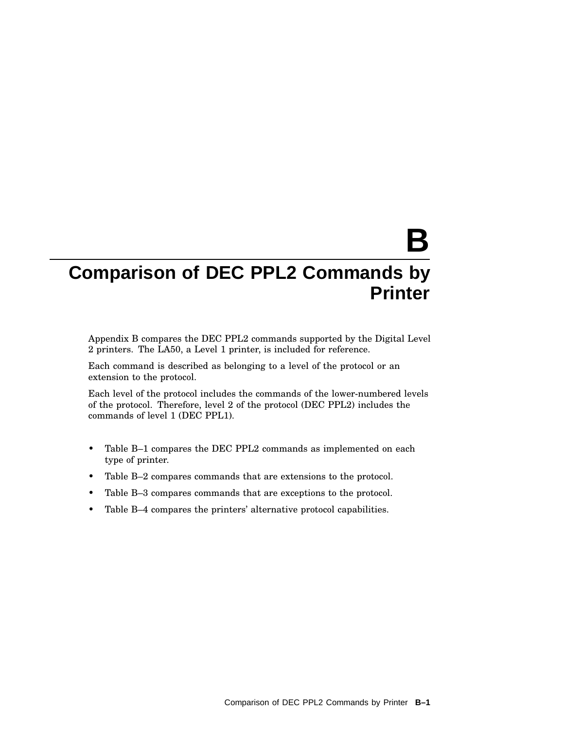# B Comparison of DEC PPL2 Commands by Printer

Appendix B compares the DEC PPL2 commands supported by the Digital Level 2 printers. The LA50, a Level 1 printer, is included for reference.

Each command is described as belonging to a level of the protocol or an extension to the protocol.

Each level of the protocol includes the commands of the lower-numbered levels of the protocol. Therefore, level 2 of the protocol (DEC PPL2) includes the commands of level 1 (DEC PPL1).

- Table B–1 compares the DEC PPL2 commands as implemented on each type of printer.
- Table B–2 compares commands that are extensions to the protocol.
- Table B–3 compares commands that are exceptions to the protocol.
- Table B–4 compares the printers' alternative protocol capabilities.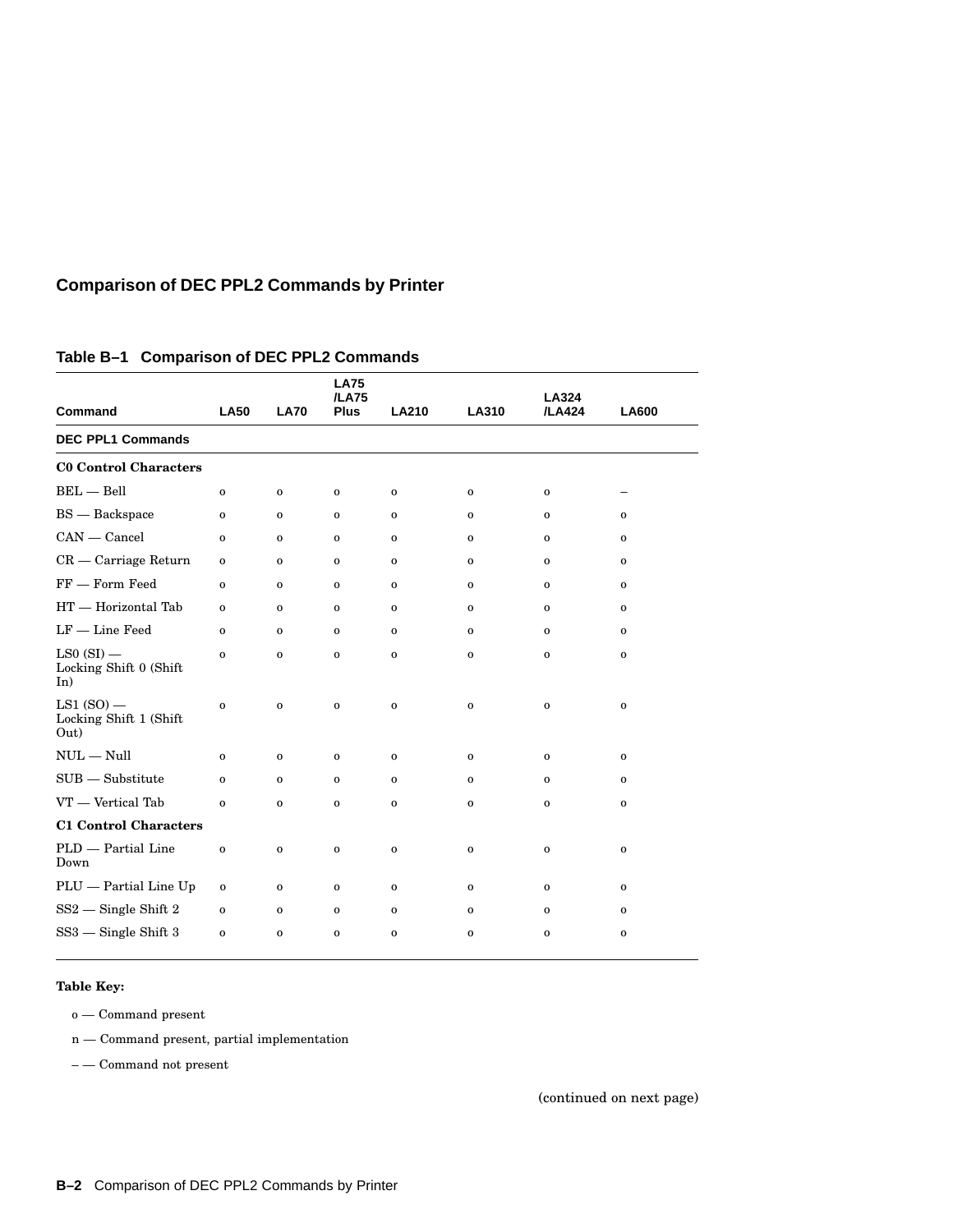## Comparison of DEC PPL2 Commands by Printer

**Table B–1 Comparison of DEC PPL2 Commands**

| Command | LA50 | LA70 | LA75 /LA75 Plus | LA210 | LA310 | LA324 /LA424 | LA600 |
|---|---|---|---|---|---|---|---|
| **DEC PPL1 Commands** | | | | | | | |
| **C0 Control Characters** | | | | | | | |
| BEL — Bell | o | o | o | o | o | o | – |
| BS — Backspace | o | o | o | o | o | o | o |
| CAN — Cancel | o | o | o | o | o | o | o |
| CR — Carriage Return | o | o | o | o | o | o | o |
| FF — Form Feed | o | o | o | o | o | o | o |
| HT — Horizontal Tab | o | o | o | o | o | o | o |
| LF — Line Feed | o | o | o | o | o | o | o |
| LS0 (SI) — Locking Shift 0 (Shift In) | o | o | o | o | o | o | o |
| LS1 (SO) — Locking Shift 1 (Shift Out) | o | o | o | o | o | o | o |
| NUL — Null | o | o | o | o | o | o | o |
| SUB — Substitute | o | o | o | o | o | o | o |
| VT — Vertical Tab | o | o | o | o | o | o | o |
| **C1 Control Characters** | | | | | | | |
| PLD — Partial Line Down | o | o | o | o | o | o | o |
| PLU — Partial Line Up | o | o | o | o | o | o | o |
| SS2 — Single Shift 2 | o | o | o | o | o | o | o |
| SS3 — Single Shift 3 | o | o | o | o | o | o | o |

**Table Key:**

o — Command present

n — Command present, partial implementation

– — Command not present

(continued on next page)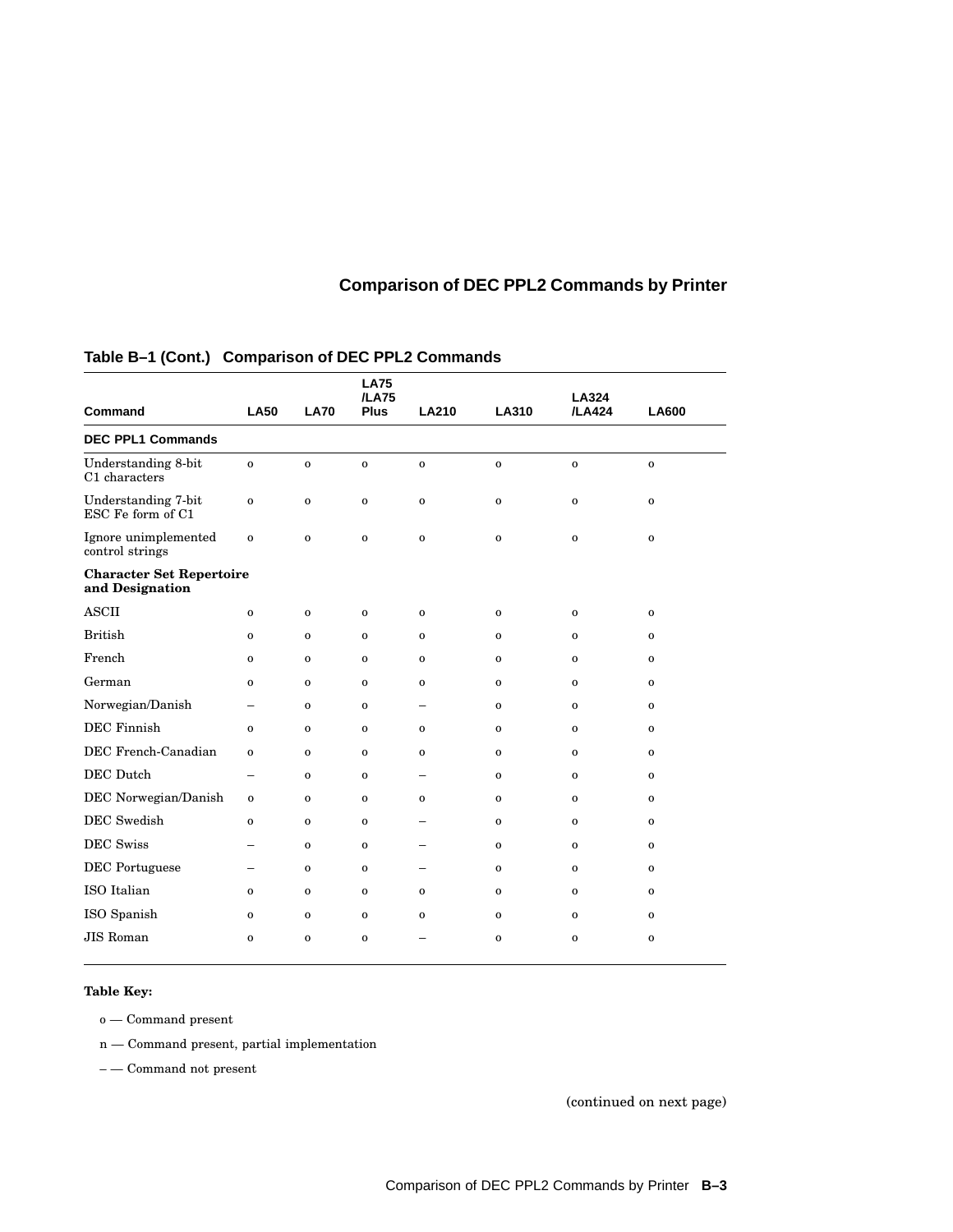**Table B–1 (Cont.) Comparison of DEC PPL2 Commands**

| Command | LA50 | LA70 | LA75 /LA75 Plus | LA210 | LA310 | LA324 /LA424 | LA600 |
|---|---|---|---|---|---|---|---|
| **DEC PPL1 Commands** | | | | | | | |
| Understanding 8-bit C1 characters | o | o | o | o | o | o | o |
| Understanding 7-bit ESC Fe form of C1 | o | o | o | o | o | o | o |
| Ignore unimplemented control strings | o | o | o | o | o | o | o |
| **Character Set Repertoire and Designation** | | | | | | | |
| ASCII | o | o | o | o | o | o | o |
| British | o | o | o | o | o | o | o |
| French | o | o | o | o | o | o | o |
| German | o | o | o | o | o | o | o |
| Norwegian/Danish | – | o | o | – | o | o | o |
| DEC Finnish | o | o | o | o | o | o | o |
| DEC French-Canadian | o | o | o | o | o | o | o |
| DEC Dutch | – | o | o | – | o | o | o |
| DEC Norwegian/Danish | o | o | o | o | o | o | o |
| DEC Swedish | o | o | o | – | o | o | o |
| DEC Swiss | – | o | o | – | o | o | o |
| DEC Portuguese | – | o | o | – | o | o | o |
| ISO Italian | o | o | o | o | o | o | o |
| ISO Spanish | o | o | o | o | o | o | o |
| JIS Roman | o | o | o | – | o | o | o |

**Table Key:**

o — Command present

n — Command present, partial implementation

– — Command not present

(continued on next page)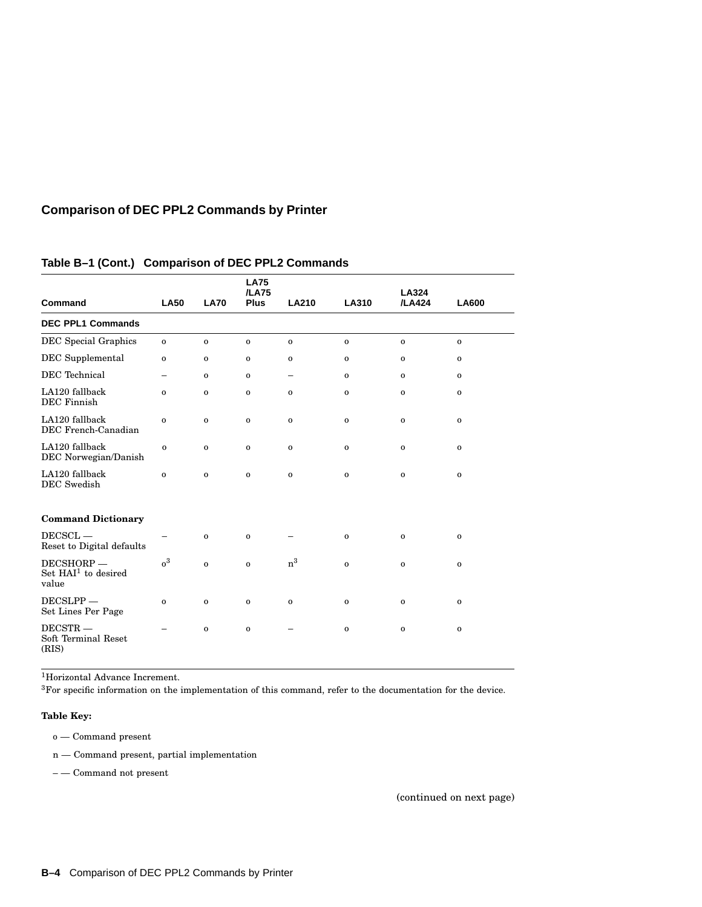## Comparison of DEC PPL2 Commands by Printer

**Table B–1 (Cont.) Comparison of DEC PPL2 Commands**

| Command | LA50 | LA70 | LA75 /LA75 Plus | LA210 | LA310 | LA324 /LA424 | LA600 |
|---|---|---|---|---|---|---|---|
| **DEC PPL1 Commands** | | | | | | | |
| DEC Special Graphics | o | o | o | o | o | o | o |
| DEC Supplemental | o | o | o | o | o | o | o |
| DEC Technical | – | o | o | – | o | o | o |
| LA120 fallback DEC Finnish | o | o | o | o | o | o | o |
| LA120 fallback DEC French-Canadian | o | o | o | o | o | o | o |
| LA120 fallback DEC Norwegian/Danish | o | o | o | o | o | o | o |
| LA120 fallback DEC Swedish | o | o | o | o | o | o | o |
| **Command Dictionary** | | | | | | | |
| DECSCL — Reset to Digital defaults | – | o | o | – | o | o | o |
| DECSHORP — Set HAI[1] to desired value | o[3] | o | o | n[3] | o | o | o |
| DECSLPP — Set Lines Per Page | o | o | o | o | o | o | o |
| DECSTR — Soft Terminal Reset (RIS) | – | o | o | – | o | o | o |

[1]Horizontal Advance Increment.

[3]For specific information on the implementation of this command, refer to the documentation for the device.

**Table Key:**

- o — Command present
- n — Command present, partial implementation
- – — Command not present

(continued on next page)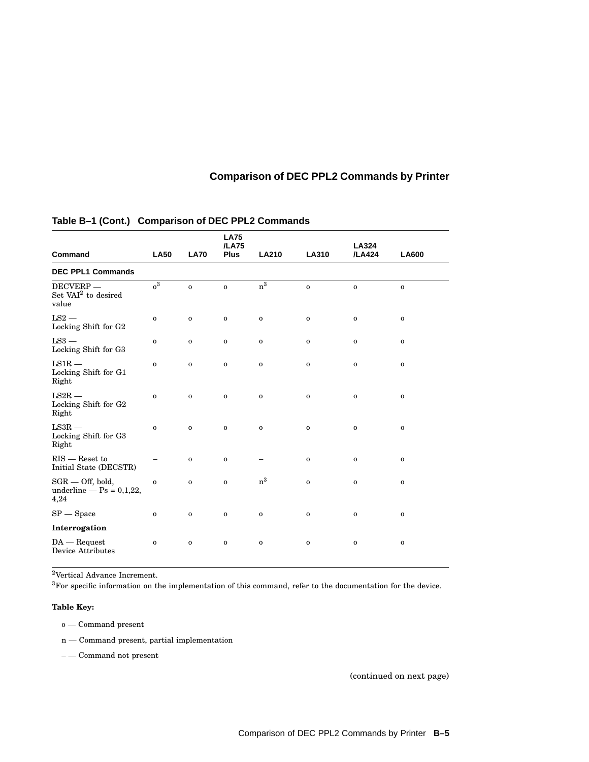**Table B–1 (Cont.) Comparison of DEC PPL2 Commands**

| Command | LA50 | LA70 | LA75 /LA75 Plus | LA210 | LA310 | LA324 /LA424 | LA600 |
|---|---|---|---|---|---|---|---|
| **DEC PPL1 Commands** | | | | | | | |
| DECVERP — Set VAI[2] to desired value | o[3] | o | o | n[3] | o | o | o |
| LS2 — Locking Shift for G2 | o | o | o | o | o | o | o |
| LS3 — Locking Shift for G3 | o | o | o | o | o | o | o |
| LS1R — Locking Shift for G1 Right | o | o | o | o | o | o | o |
| LS2R — Locking Shift for G2 Right | o | o | o | o | o | o | o |
| LS3R — Locking Shift for G3 Right | o | o | o | o | o | o | o |
| RIS — Reset to Initial State (DECSTR) | – | o | o | – | o | o | o |
| SGR — Off, bold, underline — Ps = 0,1,22, 4,24 | o | o | o | n[3] | o | o | o |
| SP — Space | o | o | o | o | o | o | o |
| **Interrogation** | | | | | | | |
| DA — Request Device Attributes | o | o | o | o | o | o | o |

[2]Vertical Advance Increment.

[3]For specific information on the implementation of this command, refer to the documentation for the device.

**Table Key:**

o — Command present

n — Command present, partial implementation

– — Command not present

(continued on next page)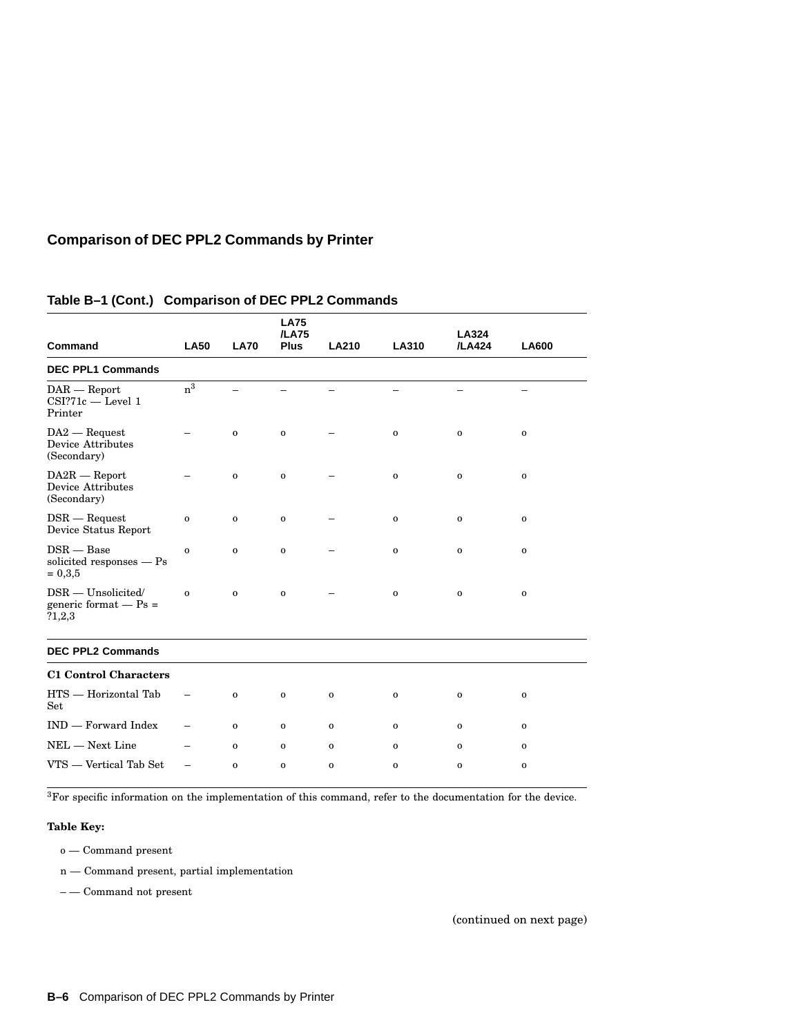## Comparison of DEC PPL2 Commands by Printer

**Table B–1 (Cont.) Comparison of DEC PPL2 Commands**

| Command | LA50 | LA70 | LA75 /LA75 Plus | LA210 | LA310 | LA324 /LA424 | LA600 |
|---|---|---|---|---|---|---|---|
| **DEC PPL1 Commands** | | | | | | | |
| DAR — Report CSI?71c — Level 1 Printer | n[3] | – | – | – | – | – | – |
| DA2 — Request Device Attributes (Secondary) | – | o | o | – | o | o | o |
| DA2R — Report Device Attributes (Secondary) | – | o | o | – | o | o | o |
| DSR — Request Device Status Report | o | o | o | – | o | o | o |
| DSR — Base solicited responses — Ps = 0,3,5 | o | o | o | – | o | o | o |
| DSR — Unsolicited/ generic format — Ps = ?1,2,3 | o | o | o | – | o | o | o |
| **DEC PPL2 Commands** | | | | | | | |
| **C1 Control Characters** | | | | | | | |
| HTS — Horizontal Tab Set | – | o | o | o | o | o | o |
| IND — Forward Index | – | o | o | o | o | o | o |
| NEL — Next Line | – | o | o | o | o | o | o |
| VTS — Vertical Tab Set | – | o | o | o | o | o | o |

[3]For specific information on the implementation of this command, refer to the documentation for the device.

**Table Key:**

o — Command present

n — Command present, partial implementation

– — Command not present

(continued on next page)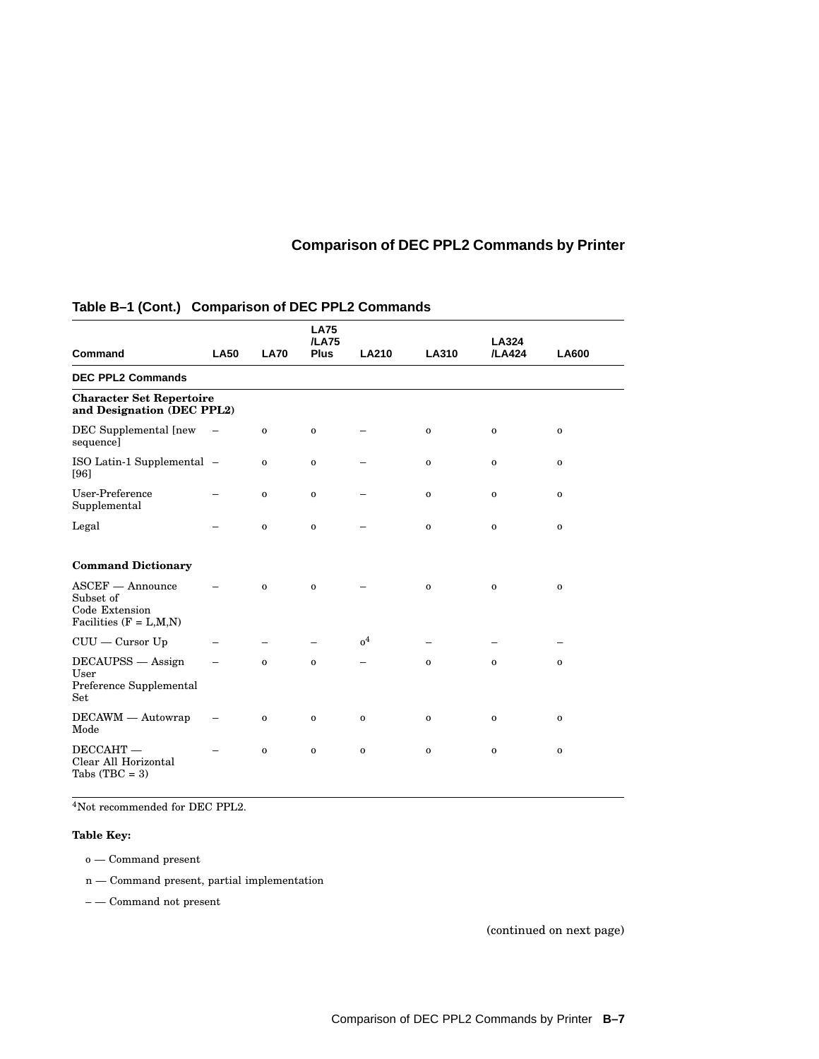**Table B–1 (Cont.) Comparison of DEC PPL2 Commands**

| Command | LA50 | LA70 | LA75 /LA75 Plus | LA210 | LA310 | LA324 /LA424 | LA600 |
|---|---|---|---|---|---|---|---|
| **DEC PPL2 Commands** | | | | | | | |
| **Character Set Repertoire and Designation (DEC PPL2)** | | | | | | | |
| DEC Supplemental [new sequence] | – | o | o | – | o | o | o |
| ISO Latin-1 Supplemental [96] | – | o | o | – | o | o | o |
| User-Preference Supplemental | – | o | o | – | o | o | o |
| Legal | – | o | o | – | o | o | o |
| **Command Dictionary** | | | | | | | |
| ASCEF — Announce Subset of Code Extension Facilities (F = L,M,N) | – | o | o | – | o | o | o |
| CUU — Cursor Up | – | – | – | o[4] | – | – | – |
| DECAUPSS — Assign User Preference Supplemental Set | – | o | o | – | o | o | o |
| DECAWM — Autowrap Mode | – | o | o | o | o | o | o |
| DECCAHT — Clear All Horizontal Tabs (TBC = 3) | – | o | o | o | o | o | o |

[4]Not recommended for DEC PPL2.

**Table Key:**

o — Command present

n — Command present, partial implementation

– — Command not present

(continued on next page)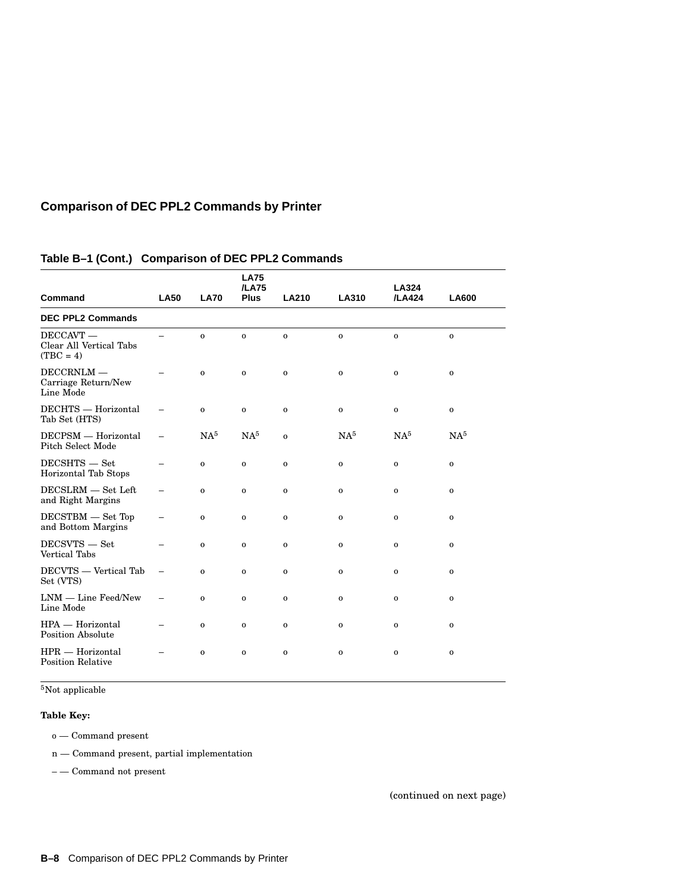## Comparison of DEC PPL2 Commands by Printer

**Table B–1 (Cont.) Comparison of DEC PPL2 Commands**

| Command | LA50 | LA70 | LA75 /LA75 Plus | LA210 | LA310 | LA324 /LA424 | LA600 |
|---|---|---|---|---|---|---|---|
| **DEC PPL2 Commands** | | | | | | | |
| DECCAVT — Clear All Vertical Tabs (TBC = 4) | – | o | o | o | o | o | o |
| DECCRNLM — Carriage Return/New Line Mode | – | o | o | o | o | o | o |
| DECHTS — Horizontal Tab Set (HTS) | – | o | o | o | o | o | o |
| DECPSM — Horizontal Pitch Select Mode | – | NA[5] | NA[5] | o | NA[5] | NA[5] | NA[5] |
| DECSHTS — Set Horizontal Tab Stops | – | o | o | o | o | o | o |
| DECSLRM — Set Left and Right Margins | – | o | o | o | o | o | o |
| DECSTBM — Set Top and Bottom Margins | – | o | o | o | o | o | o |
| DECSVTS — Set Vertical Tabs | – | o | o | o | o | o | o |
| DECVTS — Vertical Tab Set (VTS) | – | o | o | o | o | o | o |
| LNM — Line Feed/New Line Mode | – | o | o | o | o | o | o |
| HPA — Horizontal Position Absolute | – | o | o | o | o | o | o |
| HPR — Horizontal Position Relative | – | o | o | o | o | o | o |

[5]Not applicable

**Table Key:**

o — Command present

n — Command present, partial implementation

– — Command not present

(continued on next page)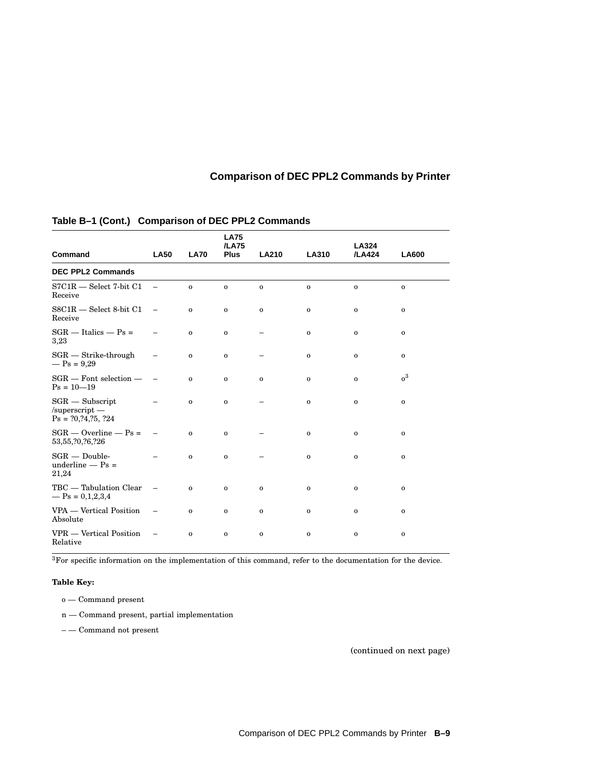**Table B–1 (Cont.) Comparison of DEC PPL2 Commands**

| Command | LA50 | LA70 | LA75 /LA75 Plus | LA210 | LA310 | LA324 /LA424 | LA600 |
|---|---|---|---|---|---|---|---|
| **DEC PPL2 Commands** | | | | | | | |
| S7C1R — Select 7-bit C1 Receive | – | o | o | o | o | o | o |
| S8C1R — Select 8-bit C1 Receive | – | o | o | o | o | o | o |
| SGR — Italics — Ps = 3,23 | – | o | o | – | o | o | o |
| SGR — Strike-through — Ps = 9,29 | – | o | o | – | o | o | o |
| SGR — Font selection — Ps = 10—19 | – | o | o | o | o | o | o[3] |
| SGR — Subscript /superscript — Ps = ?0,?4,?5, ?24 | – | o | o | – | o | o | o |
| SGR — Overline — Ps = 53,55,?0,?6,?26 | – | o | o | – | o | o | o |
| SGR — Double-underline — Ps = 21,24 | – | o | o | – | o | o | o |
| TBC — Tabulation Clear — Ps = 0,1,2,3,4 | – | o | o | o | o | o | o |
| VPA — Vertical Position Absolute | – | o | o | o | o | o | o |
| VPR — Vertical Position Relative | – | o | o | o | o | o | o |

[3]For specific information on the implementation of this command, refer to the documentation for the device.

**Table Key:**

o — Command present

n — Command present, partial implementation

– — Command not present

(continued on next page)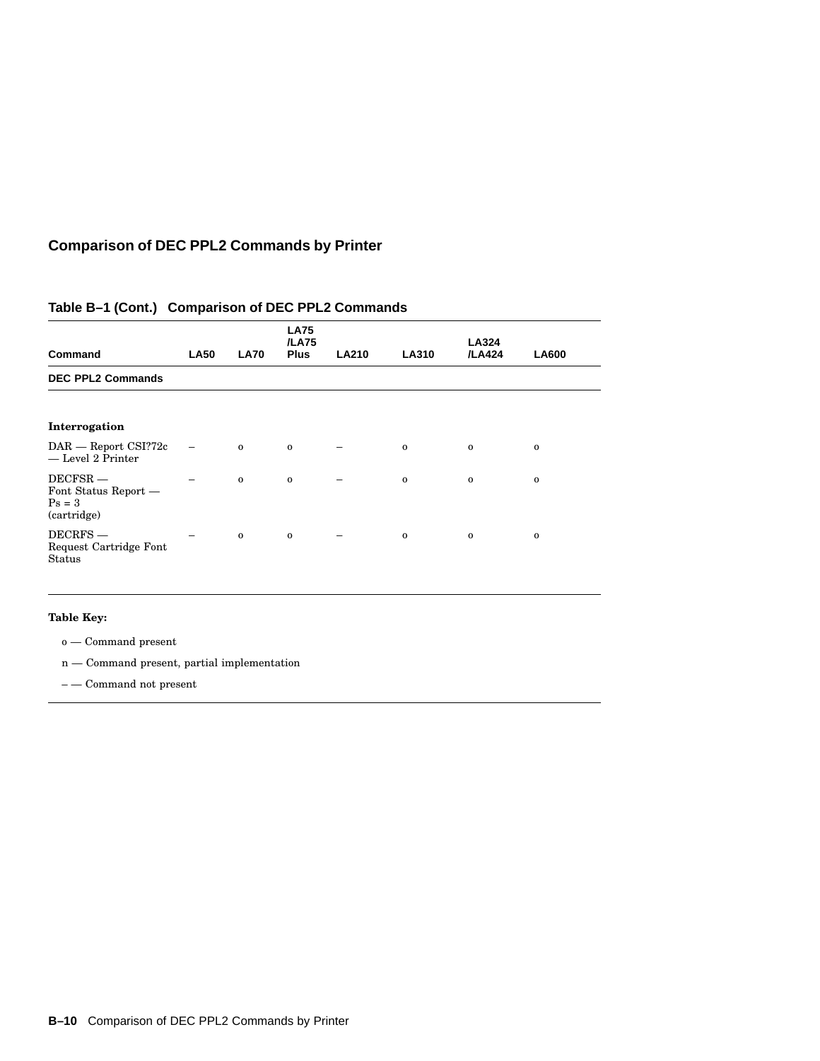## Comparison of DEC PPL2 Commands by Printer

**Table B–1 (Cont.) Comparison of DEC PPL2 Commands**

| Command | LA50 | LA70 | LA75 /LA75 Plus | LA210 | LA310 | LA324 /LA424 | LA600 |
|---|---|---|---|---|---|---|---|
| **DEC PPL2 Commands** | | | | | | | |
| **Interrogation** | | | | | | | |
| DAR — Report CSI?72c — Level 2 Printer | – | o | o | – | o | o | o |
| DECFSR — Font Status Report — Ps = 3 (cartridge) | – | o | o | – | o | o | o |
| DECRFS — Request Cartridge Font Status | – | o | o | – | o | o | o |

**Table Key:**

o — Command present

n — Command present, partial implementation

– — Command not present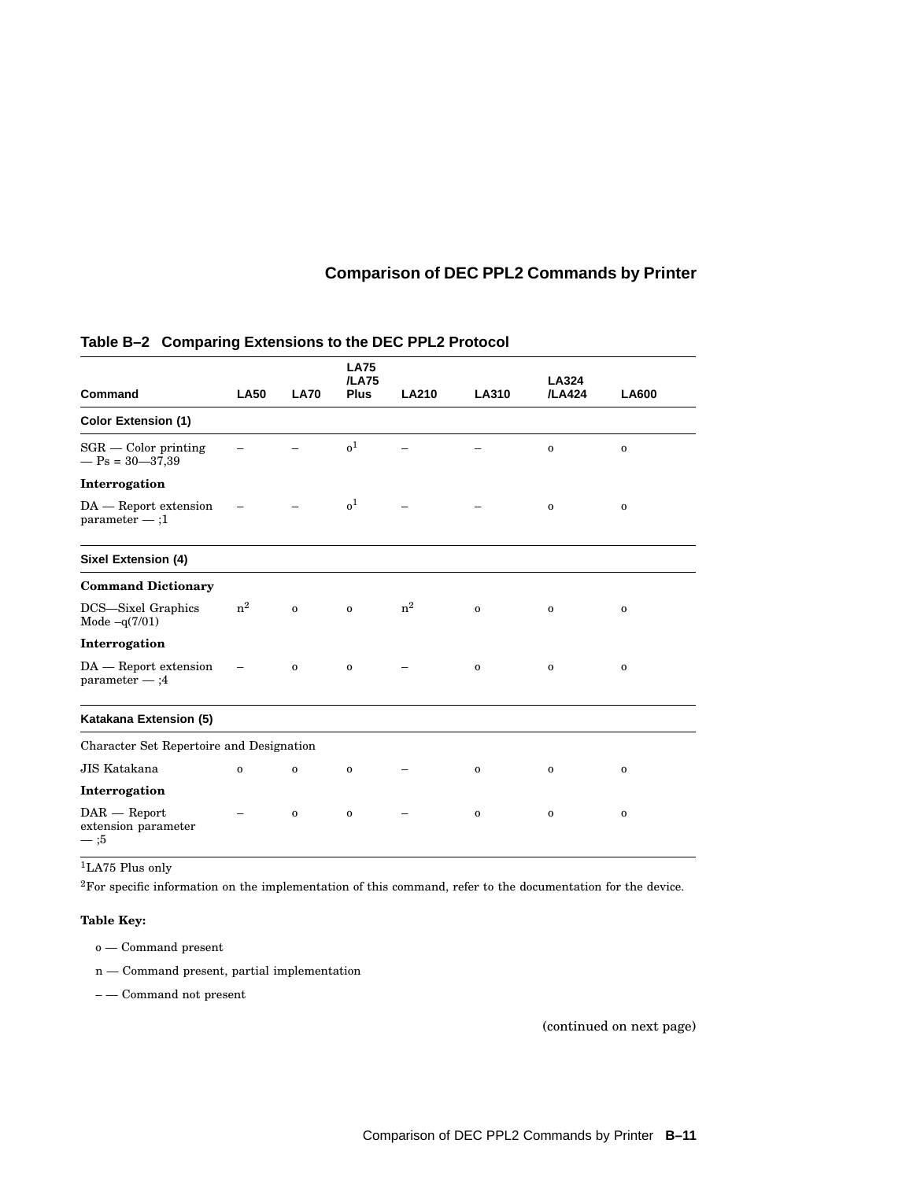**Table B–2 Comparing Extensions to the DEC PPL2 Protocol**

| Command | LA50 | LA70 | LA75 /LA75 Plus | LA210 | LA310 | LA324 /LA424 | LA600 |
|---|---|---|---|---|---|---|---|
| **Color Extension (1)** | | | | | | | |
| SGR — Color printing — Ps = 30—37,39 | – | – | o[1] | – | – | o | o |
| **Interrogation** | | | | | | | |
| DA — Report extension parameter — ;1 | – | – | o[1] | – | – | o | o |
| **Sixel Extension (4)** | | | | | | | |
| **Command Dictionary** | | | | | | | |
| DCS—Sixel Graphics Mode –q(7/01) | n[2] | o | o | n[2] | o | o | o |
| **Interrogation** | | | | | | | |
| DA — Report extension parameter — ;4 | – | o | o | – | o | o | o |
| **Katakana Extension (5)** | | | | | | | |
| Character Set Repertoire and Designation | | | | | | | |
| JIS Katakana | o | o | o | – | o | o | o |
| **Interrogation** | | | | | | | |
| DAR — Report extension parameter — ;5 | – | o | o | – | o | o | o |

[1]LA75 Plus only

[2]For specific information on the implementation of this command, refer to the documentation for the device.

**Table Key:**

o — Command present

n — Command present, partial implementation

– — Command not present

(continued on next page)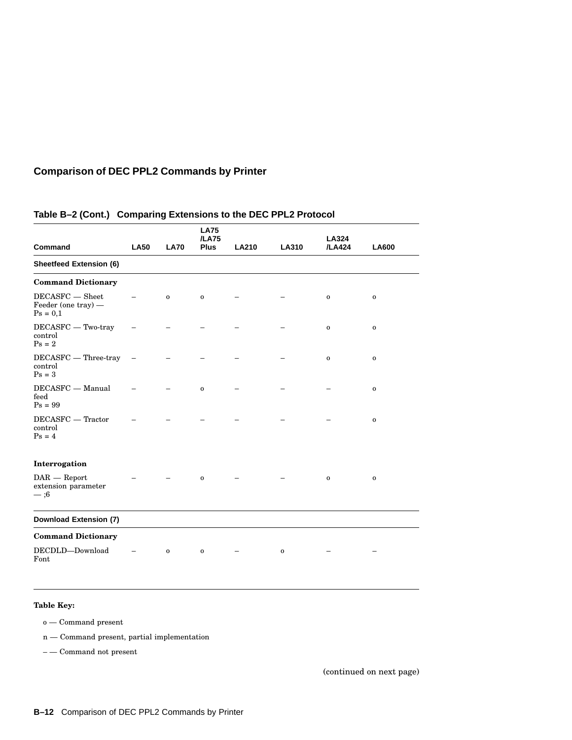## Comparison of DEC PPL2 Commands by Printer

**Table B–2 (Cont.) Comparing Extensions to the DEC PPL2 Protocol**

| Command | LA50 | LA70 | LA75 /LA75 Plus | LA210 | LA310 | LA324 /LA424 | LA600 |
|---|---|---|---|---|---|---|---|
| **Sheetfeed Extension (6)** | | | | | | | |
| **Command Dictionary** | | | | | | | |
| DECASFC — Sheet Feeder (one tray) — Ps = 0,1 | – | o | o | – | – | o | o |
| DECASFC — Two-tray control Ps = 2 | – | – | – | – | – | o | o |
| DECASFC — Three-tray control Ps = 3 | – | – | – | – | – | o | o |
| DECASFC — Manual feed Ps = 99 | – | – | o | – | – | – | o |
| DECASFC — Tractor control Ps = 4 | – | – | – | – | – | – | o |
| **Interrogation** | | | | | | | |
| DAR — Report extension parameter — ;6 | – | – | o | – | – | o | o |
| **Download Extension (7)** | | | | | | | |
| **Command Dictionary** | | | | | | | |
| DECDLD—Download Font | – | o | o | – | o | – | – |

**Table Key:**

o — Command present

n — Command present, partial implementation

– — Command not present

(continued on next page)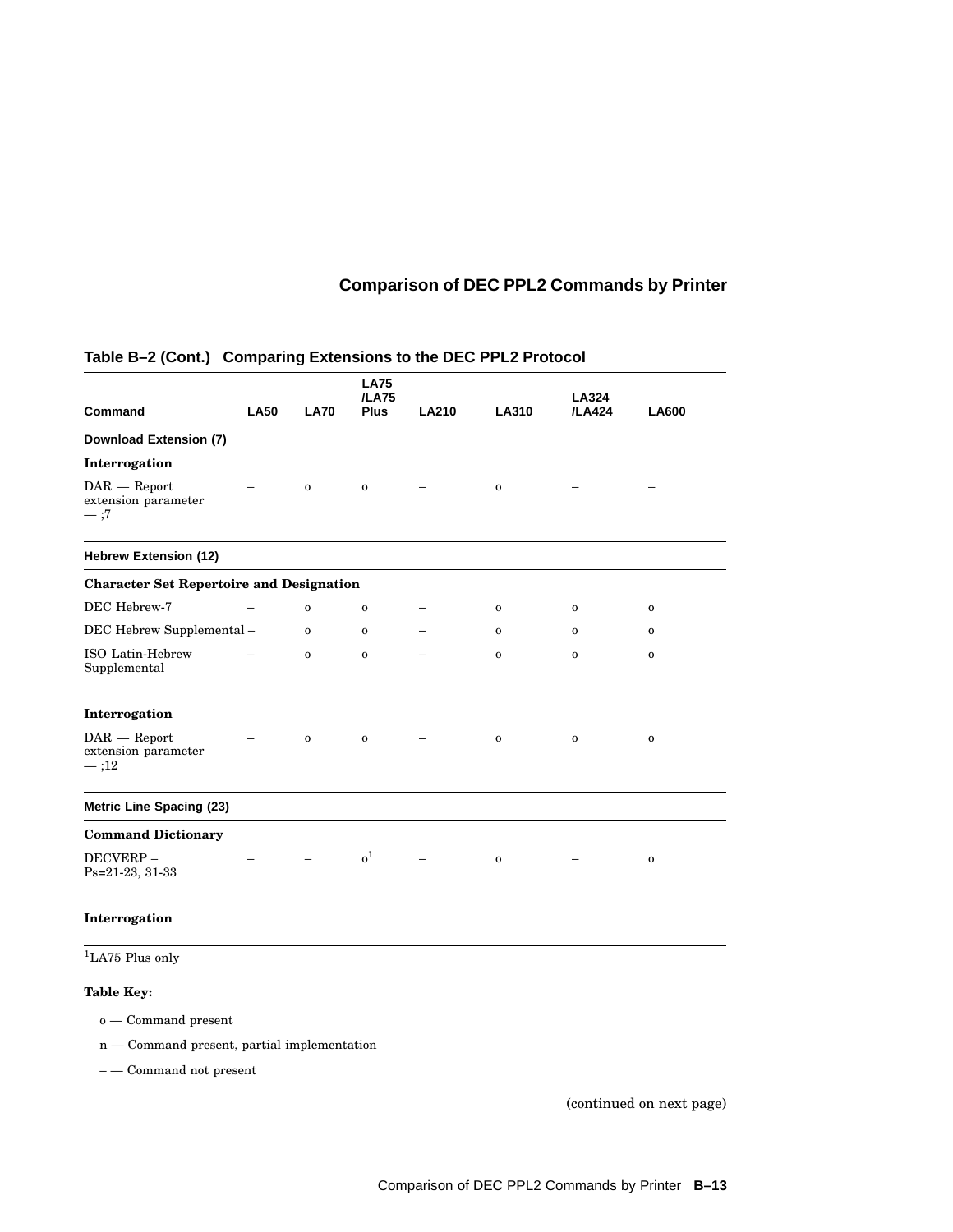## Comparison of DEC PPL2 Commands by Printer

**Table B–2 (Cont.) Comparing Extensions to the DEC PPL2 Protocol**

| Command | LA50 | LA70 | LA75 /LA75 Plus | LA210 | LA310 | LA324 /LA424 | LA600 |
|---|---|---|---|---|---|---|---|
| **Download Extension (7)** | | | | | | | |
| **Interrogation** | | | | | | | |
| DAR — Report extension parameter — ;7 | – | o | o | – | o | – | – |
| **Hebrew Extension (12)** | | | | | | | |
| **Character Set Repertoire and Designation** | | | | | | | |
| DEC Hebrew-7 | – | o | o | – | o | o | o |
| DEC Hebrew Supplemental | – | o | o | – | o | o | o |
| ISO Latin-Hebrew Supplemental | – | o | o | – | o | o | o |
| **Interrogation** | | | | | | | |
| DAR — Report extension parameter — ;12 | – | o | o | – | o | o | o |
| **Metric Line Spacing (23)** | | | | | | | |
| **Command Dictionary** | | | | | | | |
| DECVERP – Ps=21-23, 31-33 | – | – | o[1] | – | o | – | o |
| **Interrogation** | | | | | | | |

[1]LA75 Plus only

**Table Key:**

o — Command present

n — Command present, partial implementation

– — Command not present

(continued on next page)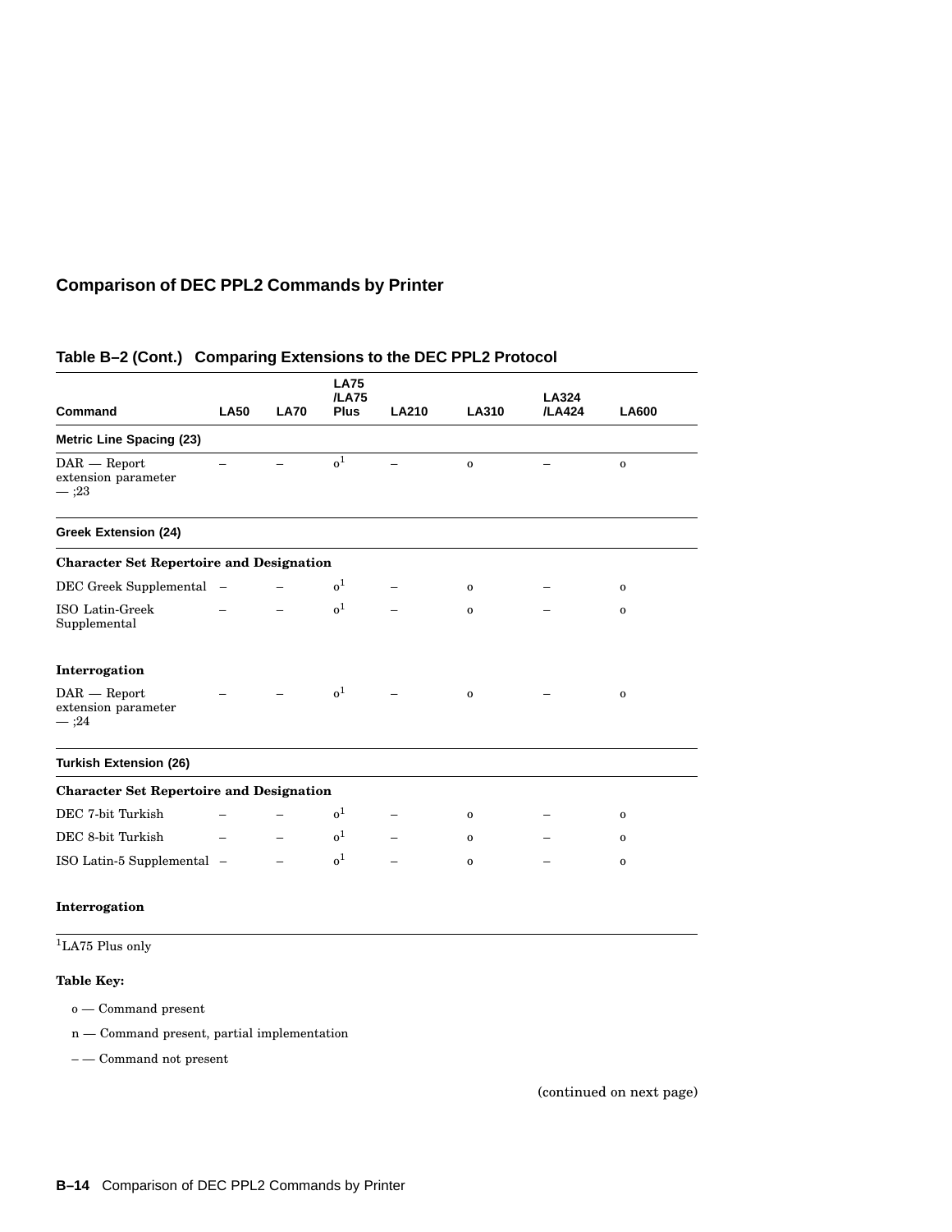## Comparison of DEC PPL2 Commands by Printer

**Table B–2 (Cont.) Comparing Extensions to the DEC PPL2 Protocol**

| Command | LA50 | LA70 | LA75 /LA75 Plus | LA210 | LA310 | LA324 /LA424 | LA600 |
|---|---|---|---|---|---|---|---|
| **Metric Line Spacing (23)** | | | | | | | |
| DAR — Report extension parameter — ;23 | – | – | o[1] | – | o | – | o |
| **Greek Extension (24)** | | | | | | | |
| **Character Set Repertoire and Designation** | | | | | | | |
| DEC Greek Supplemental | – | – | o[1] | – | o | – | o |
| ISO Latin-Greek Supplemental | – | – | o[1] | – | o | – | o |
| **Interrogation** | | | | | | | |
| DAR — Report extension parameter — ;24 | – | – | o[1] | – | o | – | o |
| **Turkish Extension (26)** | | | | | | | |
| **Character Set Repertoire and Designation** | | | | | | | |
| DEC 7-bit Turkish | – | – | o[1] | – | o | – | o |
| DEC 8-bit Turkish | – | – | o[1] | – | o | – | o |
| ISO Latin-5 Supplemental | – | – | o[1] | – | o | – | o |
| **Interrogation** | | | | | | | |

[1]LA75 Plus only

**Table Key:**

o — Command present

n — Command present, partial implementation

– — Command not present

(continued on next page)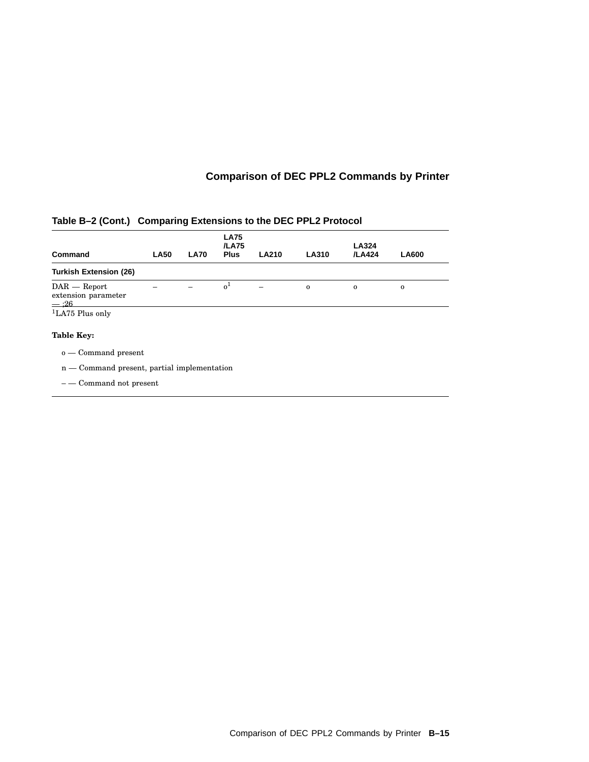**Table B–2 (Cont.) Comparing Extensions to the DEC PPL2 Protocol**

| Command | LA50 | LA70 | LA75 /LA75 Plus | LA210 | LA310 | LA324 /LA424 | LA600 |
|---|---|---|---|---|---|---|---|
| **Turkish Extension (26)** | | | | | | | |
| DAR — Report extension parameter — ;26 | – | – | o[1] | – | o | o | o |

[1]LA75 Plus only

**Table Key:**

o — Command present

n — Command present, partial implementation

– — Command not present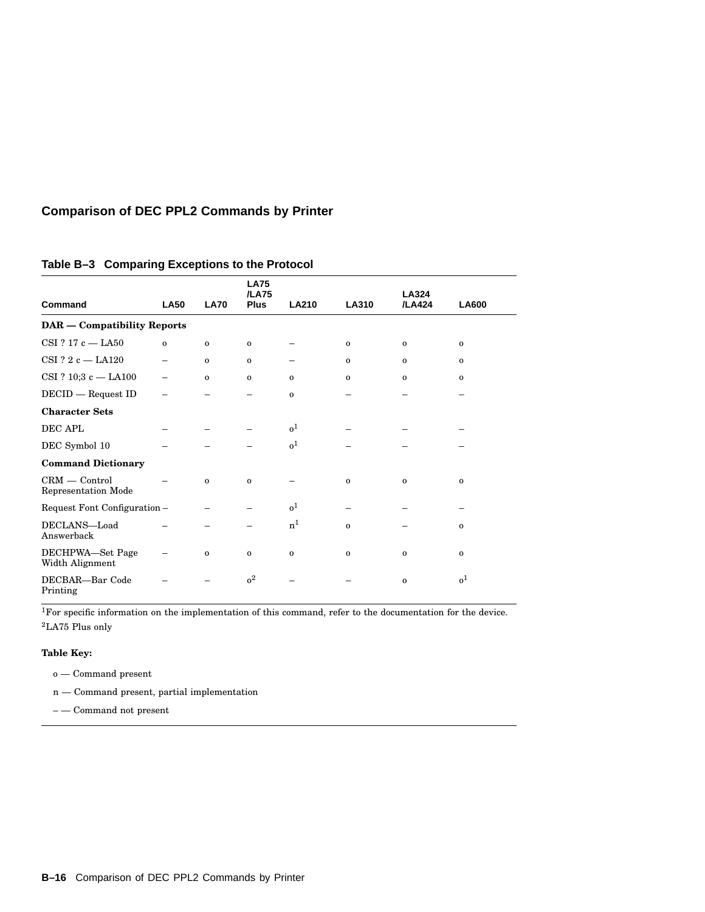## Comparison of DEC PPL2 Commands by Printer

**Table B–3 Comparing Exceptions to the Protocol**

| Command | LA50 | LA70 | LA75 /LA75 Plus | LA210 | LA310 | LA324 /LA424 | LA600 |
|---|---|---|---|---|---|---|---|
| **DAR — Compatibility Reports** | | | | | | | |
| CSI ? 17 c — LA50 | o | o | o | – | o | o | o |
| CSI ? 2 c — LA120 | – | o | o | – | o | o | o |
| CSI ? 10;3 c — LA100 | – | o | o | o | o | o | o |
| DECID — Request ID | – | – | – | o | – | – | – |
| **Character Sets** | | | | | | | |
| DEC APL | – | – | – | o[1] | – | – | – |
| DEC Symbol 10 | – | – | – | o[1] | – | – | – |
| **Command Dictionary** | | | | | | | |
| CRM — Control Representation Mode | – | o | o | – | o | o | o |
| Request Font Configuration | – | – | – | o[1] | – | – | – |
| DECLANS—Load Answerback | – | – | – | n[1] | o | – | o |
| DECHPWA—Set Page Width Alignment | – | o | o | o | o | o | o |
| DECBAR—Bar Code Printing | – | – | o[2] | – | – | o | o[1] |

[1]For specific information on the implementation of this command, refer to the documentation for the device.
[2]LA75 Plus only

**Table Key:**

o — Command present

n — Command present, partial implementation

– — Command not present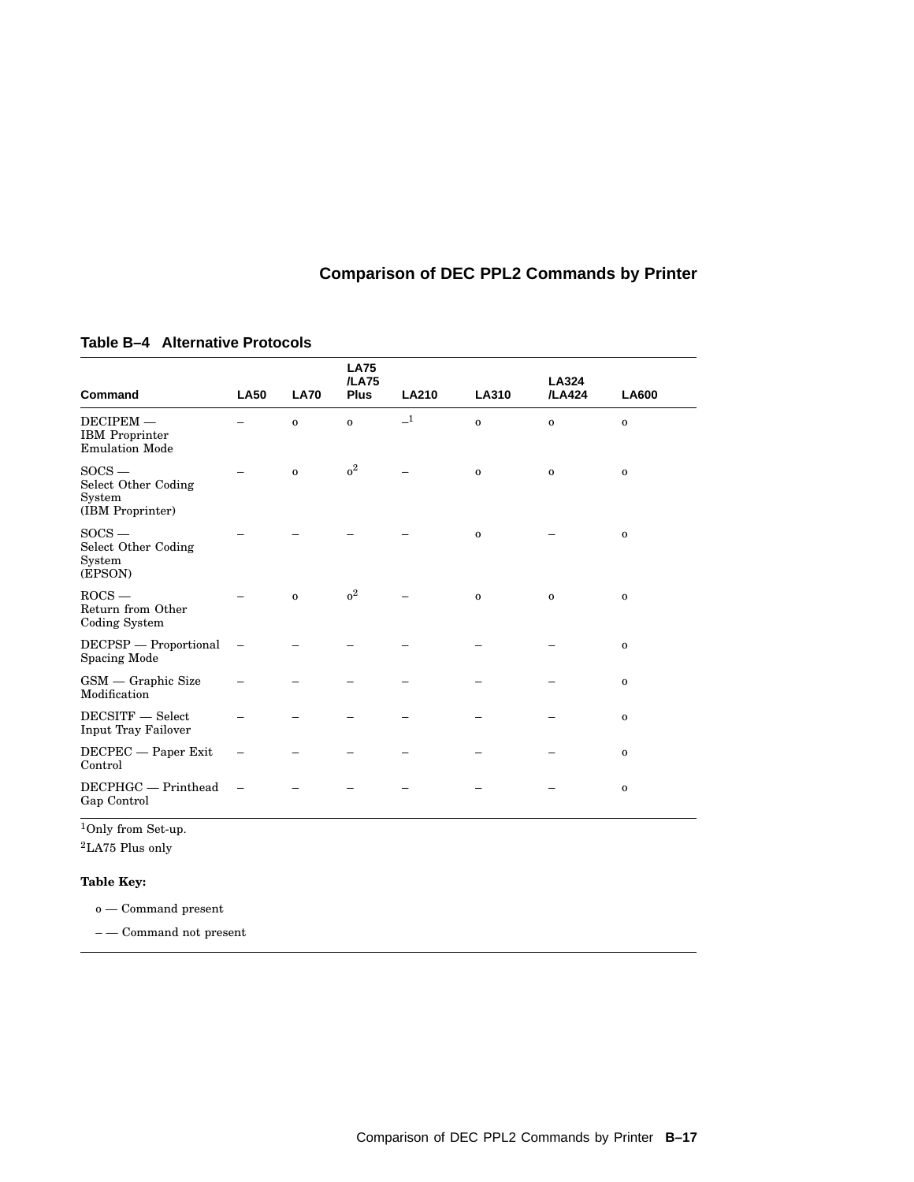# Comparison of DEC PPL2 Commands by Printer

**Table B–4 Alternative Protocols**

| Command | LA50 | LA70 | LA75 /LA75 Plus | LA210 | LA310 | LA324 /LA424 | LA600 |
|---|---|---|---|---|---|---|---|
| DECIPEM — IBM Proprinter Emulation Mode | – | o | o | –[1] | o | o | o |
| SOCS — Select Other Coding System (IBM Proprinter) | – | o | o[2] | – | o | o | o |
| SOCS — Select Other Coding System (EPSON) | – | – | – | – | o | – | o |
| ROCS — Return from Other Coding System | – | o | o[2] | – | o | o | o |
| DECPSP — Proportional Spacing Mode | – | – | – | – | – | – | o |
| GSM — Graphic Size Modification | – | – | – | – | – | – | o |
| DECSITF — Select Input Tray Failover | – | – | – | – | – | – | o |
| DECPEC — Paper Exit Control | – | – | – | – | – | – | o |
| DECPHGC — Printhead Gap Control | – | – | – | – | – | – | o |

[1]Only from Set-up.

[2]LA75 Plus only

**Table Key:**

o — Command present

– — Command not present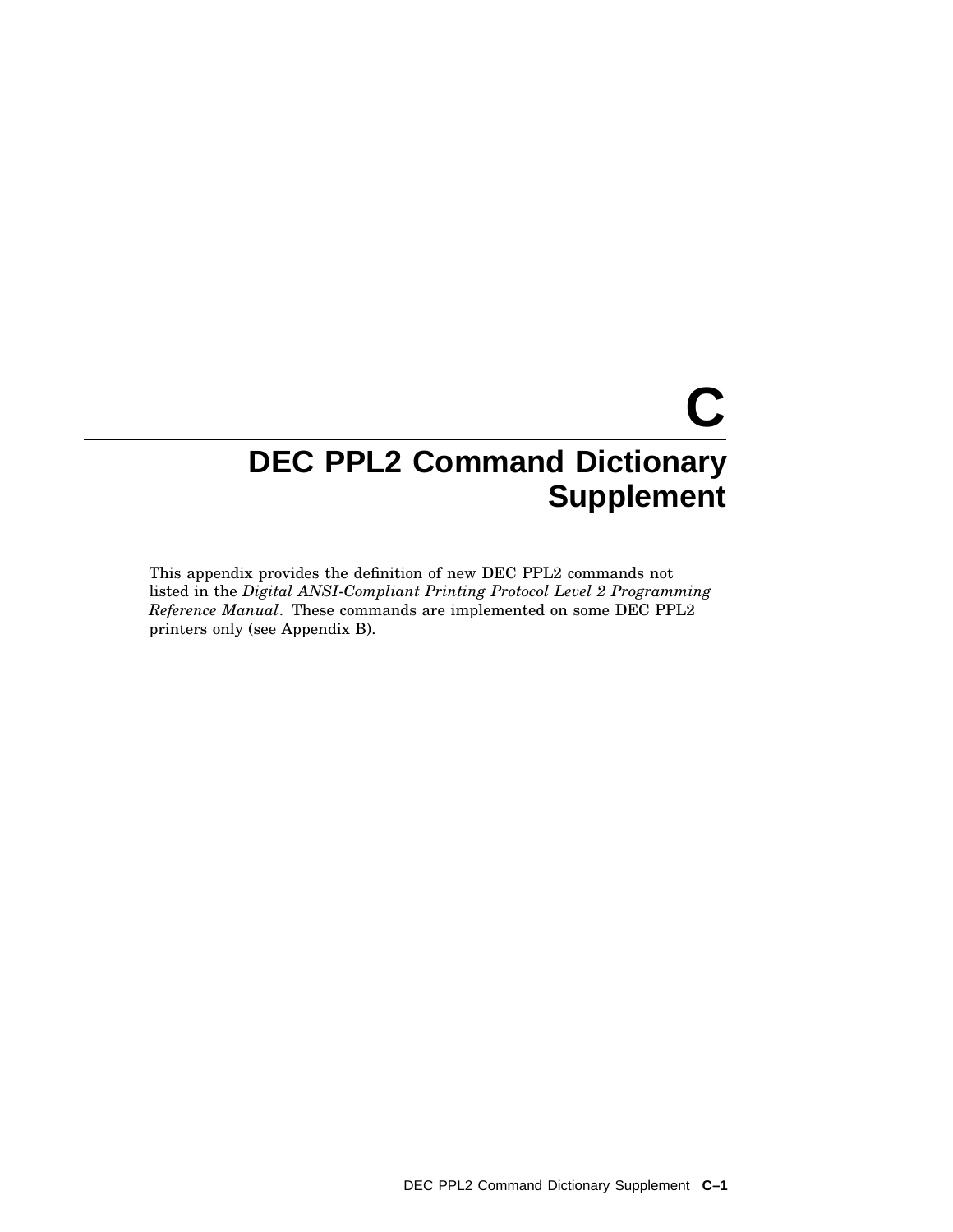# C
# DEC PPL2 Command Dictionary Supplement

This appendix provides the definition of new DEC PPL2 commands not listed in the *Digital ANSI-Compliant Printing Protocol Level 2 Programming Reference Manual*. These commands are implemented on some DEC PPL2 printers only (see Appendix B).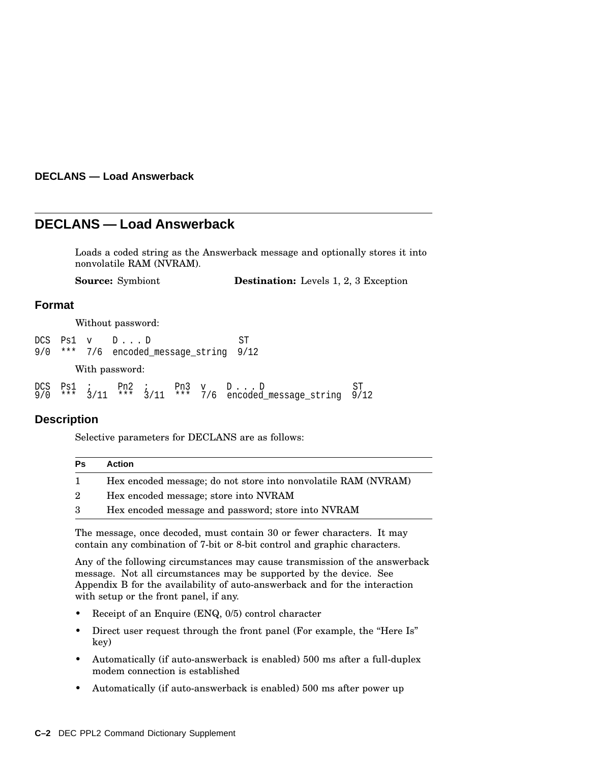## DECLANS — Load Answerback

Loads a coded string as the Answerback message and optionally stores it into nonvolatile RAM (NVRAM).

**Source:** Symbiont **Destination:** Levels 1, 2, 3 Exception

### Format

Without password:

```
DCS  Ps1  v    D . . . D                ST
9/0  ***  7/6  encoded_message_string  9/12
```

With password:

```
DCS  Ps1  ;     Pn2  ;     Pn3  v    D . . . D                ST
9/0  ***  3/11  ***  3/11  ***  7/6  encoded_message_string  9/12
```

### Description

Selective parameters for DECLANS are as follows:

| Ps | Action |
|---|---|
| 1 | Hex encoded message; do not store into nonvolatile RAM (NVRAM) |
| 2 | Hex encoded message; store into NVRAM |
| 3 | Hex encoded message and password; store into NVRAM |

The message, once decoded, must contain 30 or fewer characters. It may contain any combination of 7-bit or 8-bit control and graphic characters.

Any of the following circumstances may cause transmission of the answerback message. Not all circumstances may be supported by the device. See Appendix B for the availability of auto-answerback and for the interaction with setup or the front panel, if any.

- Receipt of an Enquire (ENQ, 0/5) control character
- Direct user request through the front panel (For example, the "Here Is" key)
- Automatically (if auto-answerback is enabled) 500 ms after a full-duplex modem connection is established
- Automatically (if auto-answerback is enabled) 500 ms after power up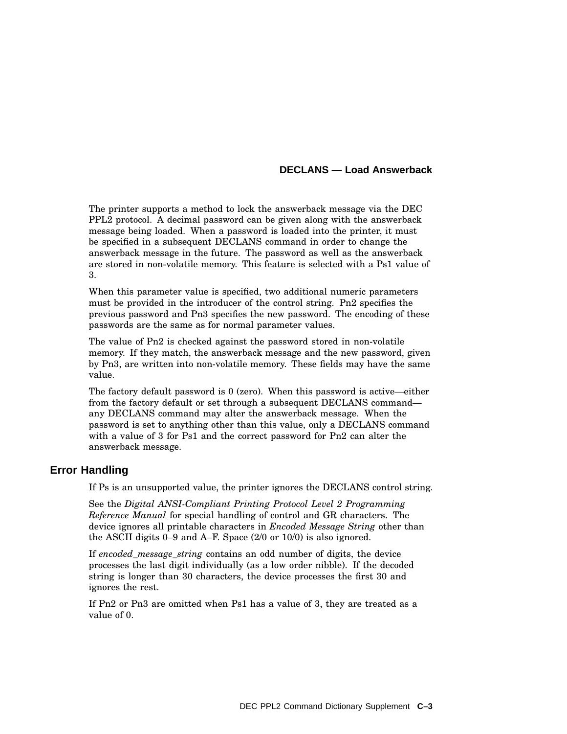## DECLANS — Load Answerback

The printer supports a method to lock the answerback message via the DEC PPL2 protocol. A decimal password can be given along with the answerback message being loaded. When a password is loaded into the printer, it must be specified in a subsequent DECLANS command in order to change the answerback message in the future. The password as well as the answerback are stored in non-volatile memory. This feature is selected with a Ps1 value of 3.

When this parameter value is specified, two additional numeric parameters must be provided in the introducer of the control string. Pn2 specifies the previous password and Pn3 specifies the new password. The encoding of these passwords are the same as for normal parameter values.

The value of Pn2 is checked against the password stored in non-volatile memory. If they match, the answerback message and the new password, given by Pn3, are written into non-volatile memory. These fields may have the same value.

The factory default password is 0 (zero). When this password is active—either from the factory default or set through a subsequent DECLANS command—any DECLANS command may alter the answerback message. When the password is set to anything other than this value, only a DECLANS command with a value of 3 for Ps1 and the correct password for Pn2 can alter the answerback message.

### Error Handling

If Ps is an unsupported value, the printer ignores the DECLANS control string.

See the *Digital ANSI-Compliant Printing Protocol Level 2 Programming Reference Manual* for special handling of control and GR characters. The device ignores all printable characters in *Encoded Message String* other than the ASCII digits 0–9 and A–F. Space (2/0 or 10/0) is also ignored.

If *encoded_message_string* contains an odd number of digits, the device processes the last digit individually (as a low order nibble). If the decoded string is longer than 30 characters, the device processes the first 30 and ignores the rest.

If Pn2 or Pn3 are omitted when Ps1 has a value of 3, they are treated as a value of 0.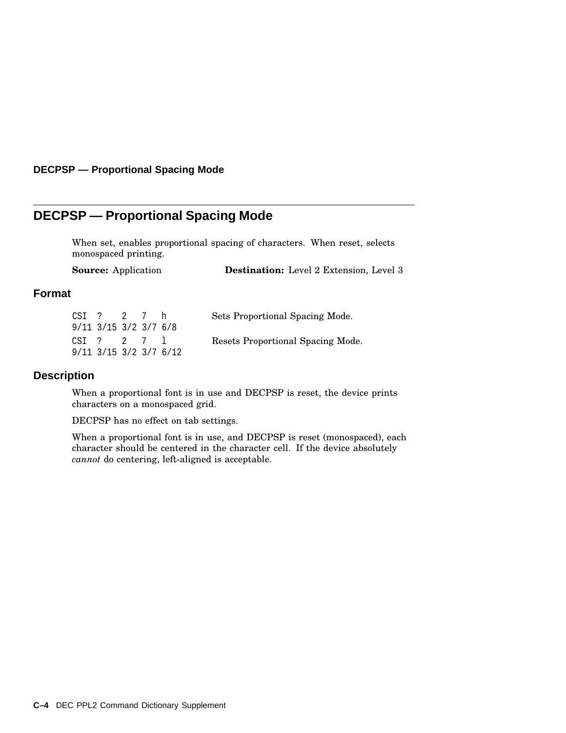## DECPSP — Proportional Spacing Mode

When set, enables proportional spacing of characters. When reset, selects monospaced printing.

**Source:** Application **Destination:** Level 2 Extension, Level 3

### Format

```
CSI  ?    2   7   h
9/11 3/15 3/2 3/7 6/8
```

Sets Proportional Spacing Mode.

```
CSI  ?    2   7   l
9/11 3/15 3/2 3/7 6/12
```

Resets Proportional Spacing Mode.

### Description

When a proportional font is in use and DECPSP is reset, the device prints characters on a monospaced grid.

DECPSP has no effect on tab settings.

When a proportional font is in use, and DECPSP is reset (monospaced), each character should be centered in the character cell. If the device absolutely *cannot* do centering, left-aligned is acceptable.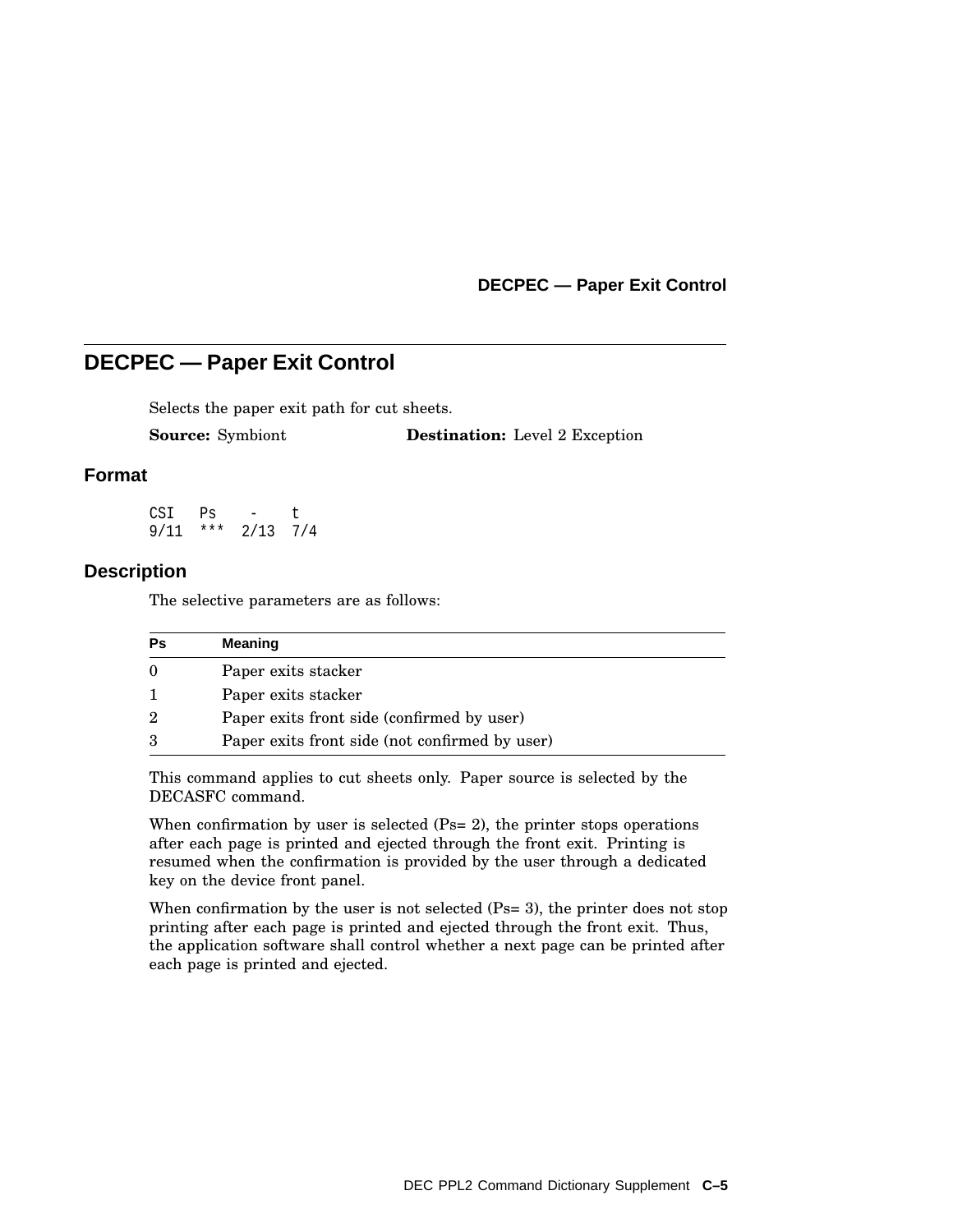## DECPEC — Paper Exit Control

Selects the paper exit path for cut sheets.

**Source:** Symbiont **Destination:** Level 2 Exception

### Format

```
CSI   Ps    -    t
9/11  ***  2/13  7/4
```

### Description

The selective parameters are as follows:

| Ps | Meaning |
|---|---|
| 0 | Paper exits stacker |
| 1 | Paper exits stacker |
| 2 | Paper exits front side (confirmed by user) |
| 3 | Paper exits front side (not confirmed by user) |

This command applies to cut sheets only. Paper source is selected by the DECASFC command.

When confirmation by user is selected (Ps= 2), the printer stops operations after each page is printed and ejected through the front exit. Printing is resumed when the confirmation is provided by the user through a dedicated key on the device front panel.

When confirmation by the user is not selected (Ps= 3), the printer does not stop printing after each page is printed and ejected through the front exit. Thus, the application software shall control whether a next page can be printed after each page is printed and ejected.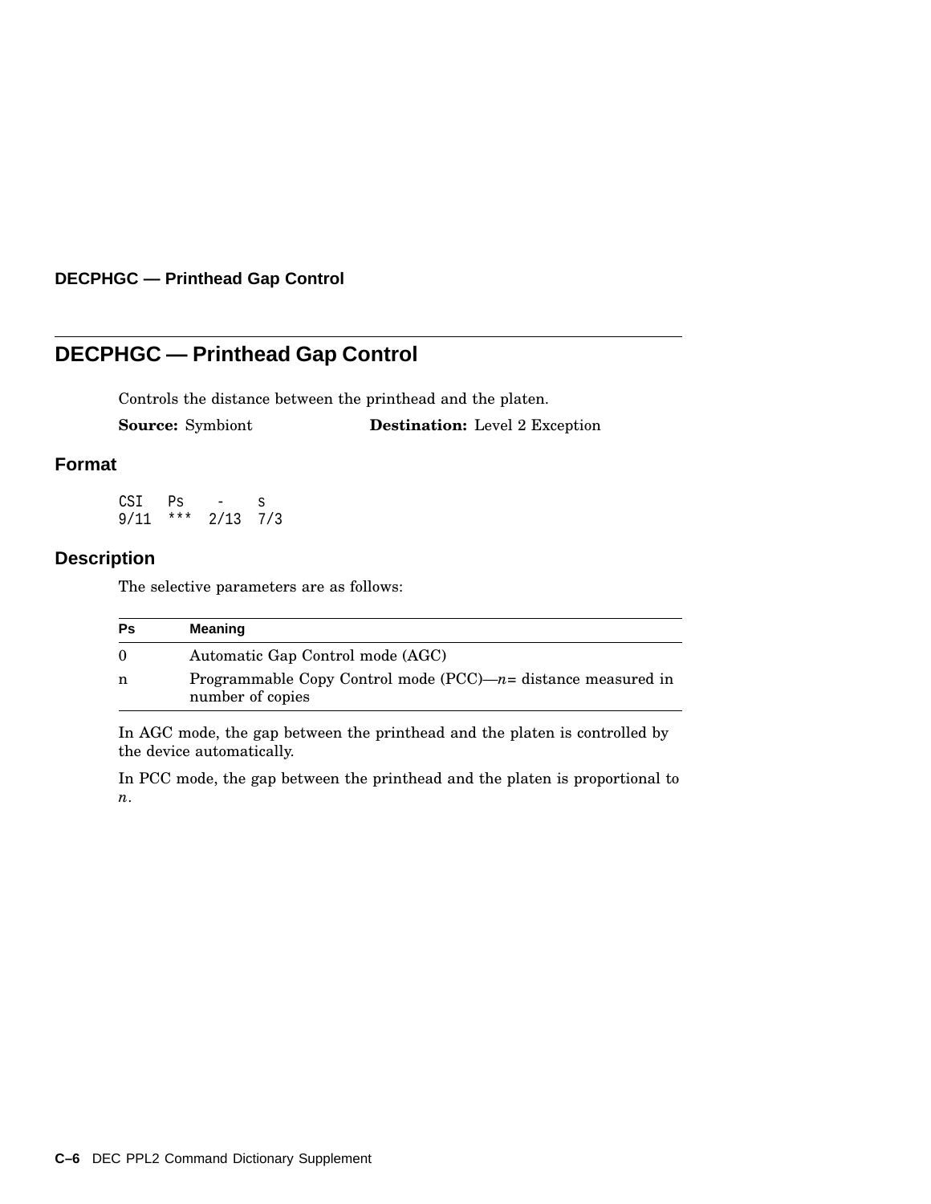## DECPHGC — Printhead Gap Control

Controls the distance between the printhead and the platen.

**Source:** Symbiont **Destination:** Level 2 Exception

### Format

```
CSI   Ps    -    s
9/11  ***  2/13  7/3
```

### Description

The selective parameters are as follows:

| Ps | Meaning |
|---|---|
| 0 | Automatic Gap Control mode (AGC) |
| n | Programmable Copy Control mode (PCC)—*n*= distance measured in number of copies |

In AGC mode, the gap between the printhead and the platen is controlled by the device automatically.

In PCC mode, the gap between the printhead and the platen is proportional to *n*.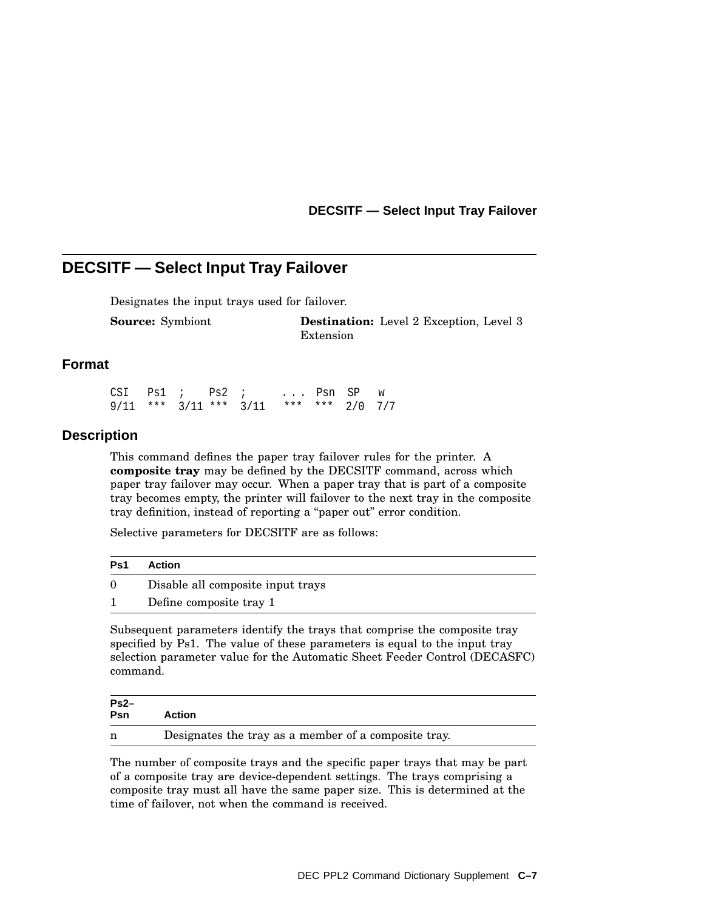## DECSITF — Select Input Tray Failover

Designates the input trays used for failover.

**Source:** Symbiont **Destination:** Level 2 Exception, Level 3 Extension

### Format

```
CSI   Ps1  ;    Ps2  ;      . . .  Psn  SP   w
9/11  ***  3/11 ***  3/11   ***   ***  2/0  7/7
```

### Description

This command defines the paper tray failover rules for the printer. A **composite tray** may be defined by the DECSITF command, across which paper tray failover may occur. When a paper tray that is part of a composite tray becomes empty, the printer will failover to the next tray in the composite tray definition, instead of reporting a “paper out” error condition.

Selective parameters for DECSITF are as follows:

| Ps1 | Action |
|---|---|
| 0 | Disable all composite input trays |
| 1 | Define composite tray 1 |

Subsequent parameters identify the trays that comprise the composite tray specified by Ps1. The value of these parameters is equal to the input tray selection parameter value for the Automatic Sheet Feeder Control (DECASFC) command.

| Ps2–Psn | Action |
|---|---|
| n | Designates the tray as a member of a composite tray. |

The number of composite trays and the specific paper trays that may be part of a composite tray are device-dependent settings. The trays comprising a composite tray must all have the same paper size. This is determined at the time of failover, not when the command is received.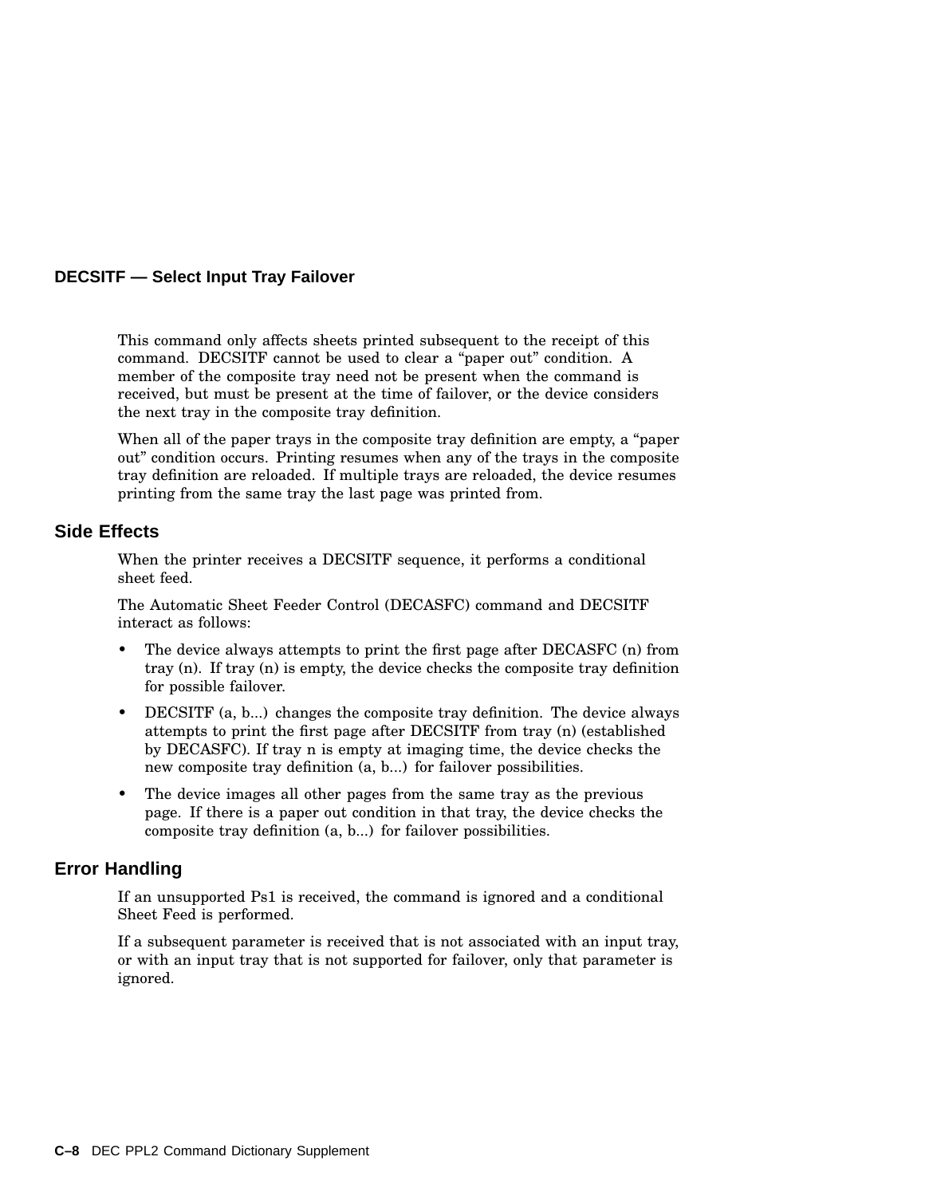### DECSITF — Select Input Tray Failover

This command only affects sheets printed subsequent to the receipt of this command. DECSITF cannot be used to clear a “paper out” condition. A member of the composite tray need not be present when the command is received, but must be present at the time of failover, or the device considers the next tray in the composite tray definition.

When all of the paper trays in the composite tray definition are empty, a “paper out” condition occurs. Printing resumes when any of the trays in the composite tray definition are reloaded. If multiple trays are reloaded, the device resumes printing from the same tray the last page was printed from.

## Side Effects

When the printer receives a DECSITF sequence, it performs a conditional sheet feed.

The Automatic Sheet Feeder Control (DECASFC) command and DECSITF interact as follows:

- The device always attempts to print the first page after DECASFC (n) from tray (n). If tray (n) is empty, the device checks the composite tray definition for possible failover.
- DECSITF (a, b...) changes the composite tray definition. The device always attempts to print the first page after DECSITF from tray (n) (established by DECASFC). If tray n is empty at imaging time, the device checks the new composite tray definition (a, b...) for failover possibilities.
- The device images all other pages from the same tray as the previous page. If there is a paper out condition in that tray, the device checks the composite tray definition (a, b...) for failover possibilities.

## Error Handling

If an unsupported Ps1 is received, the command is ignored and a conditional Sheet Feed is performed.

If a subsequent parameter is received that is not associated with an input tray, or with an input tray that is not supported for failover, only that parameter is ignored.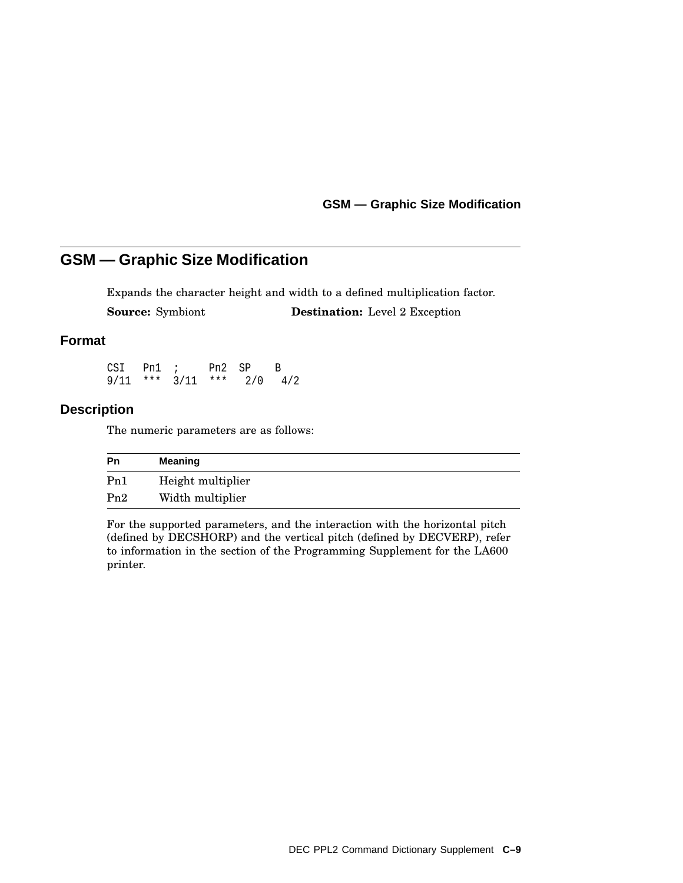## GSM — Graphic Size Modification

Expands the character height and width to a defined multiplication factor.

**Source:** Symbiont **Destination:** Level 2 Exception

### Format

```
CSI   Pn1  ;     Pn2  SP    B
9/11  ***  3/11  ***   2/0   4/2
```

### Description

The numeric parameters are as follows:

| Pn | Meaning |
|---|---|
| Pn1 | Height multiplier |
| Pn2 | Width multiplier |

For the supported parameters, and the interaction with the horizontal pitch (defined by DECSHORP) and the vertical pitch (defined by DECVERP), refer to information in the section of the Programming Supplement for the LA600 printer.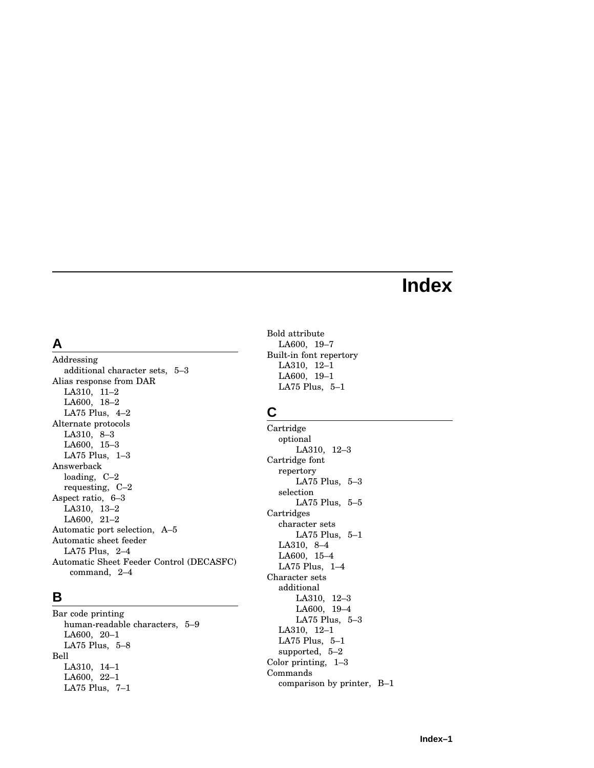# Index

## A

Addressing
- additional character sets, 5–3

Alias response from DAR
- LA310, 11–2
- LA600, 18–2
- LA75 Plus, 4–2

Alternate protocols
- LA310, 8–3
- LA600, 15–3
- LA75 Plus, 1–3

Answerback
- loading, C–2
- requesting, C–2

Aspect ratio, 6–3
- LA310, 13–2
- LA600, 21–2

Automatic port selection, A–5

Automatic sheet feeder
- LA75 Plus, 2–4

Automatic Sheet Feeder Control (DECASFC) command, 2–4

## B

Bar code printing
- human-readable characters, 5–9
- LA600, 20–1
- LA75 Plus, 5–8

Bell
- LA310, 14–1
- LA600, 22–1
- LA75 Plus, 7–1

Bold attribute
- LA600, 19–7

Built-in font repertory
- LA310, 12–1
- LA600, 19–1
- LA75 Plus, 5–1

## C

Cartridge
- optional
  - LA310, 12–3

Cartridge font
- repertory
  - LA75 Plus, 5–3
- selection
  - LA75 Plus, 5–5

Cartridges
- character sets
  - LA75 Plus, 5–1
- LA310, 8–4
- LA600, 15–4
- LA75 Plus, 1–4

Character sets
- additional
  - LA310, 12–3
  - LA600, 19–4
  - LA75 Plus, 5–3
- LA310, 12–1
- LA75 Plus, 5–1
- supported, 5–2

Color printing, 1–3

Commands
- comparison by printer, B–1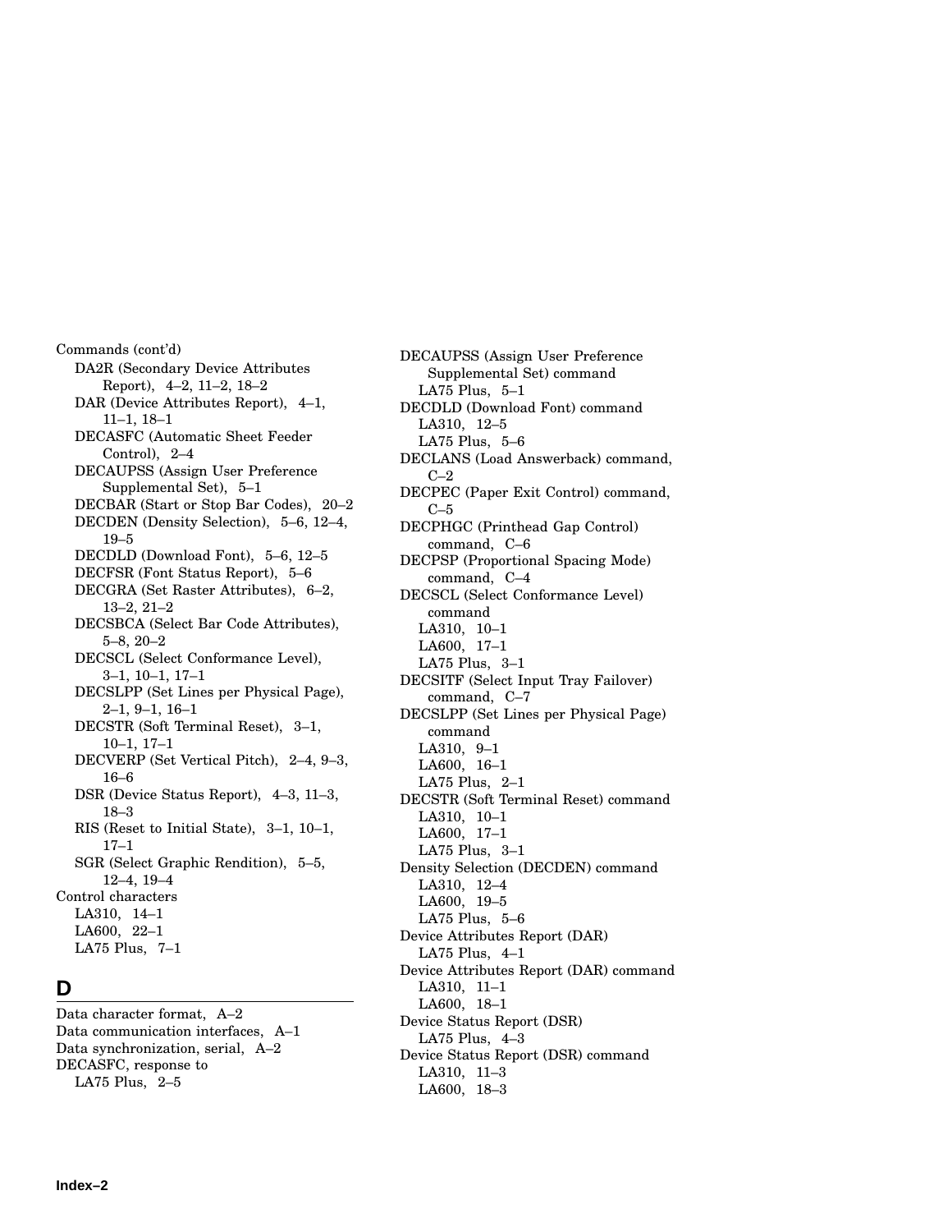Commands (cont'd)
- DA2R (Secondary Device Attributes Report), 4–2, 11–2, 18–2
- DAR (Device Attributes Report), 4–1, 11–1, 18–1
- DECASFC (Automatic Sheet Feeder Control), 2–4
- DECAUPSS (Assign User Preference Supplemental Set), 5–1
- DECBAR (Start or Stop Bar Codes), 20–2
- DECDEN (Density Selection), 5–6, 12–4, 19–5
- DECDLD (Download Font), 5–6, 12–5
- DECFSR (Font Status Report), 5–6
- DECGRA (Set Raster Attributes), 6–2, 13–2, 21–2
- DECSBCA (Select Bar Code Attributes), 5–8, 20–2
- DECSCL (Select Conformance Level), 3–1, 10–1, 17–1
- DECSLPP (Set Lines per Physical Page), 2–1, 9–1, 16–1
- DECSTR (Soft Terminal Reset), 3–1, 10–1, 17–1
- DECVERP (Set Vertical Pitch), 2–4, 9–3, 16–6
- DSR (Device Status Report), 4–3, 11–3, 18–3
- RIS (Reset to Initial State), 3–1, 10–1, 17–1
- SGR (Select Graphic Rendition), 5–5, 12–4, 19–4

Control characters
- LA310, 14–1
- LA600, 22–1
- LA75 Plus, 7–1

## D

Data character format, A–2

Data communication interfaces, A–1

Data synchronization, serial, A–2

DECASFC, response to
- LA75 Plus, 2–5

DECAUPSS (Assign User Preference Supplemental Set) command
- LA75 Plus, 5–1

DECDLD (Download Font) command
- LA310, 12–5
- LA75 Plus, 5–6

DECLANS (Load Answerback) command, C–2

DECPEC (Paper Exit Control) command, C–5

DECPHGC (Printhead Gap Control) command, C–6

DECPSP (Proportional Spacing Mode) command, C–4

DECSCL (Select Conformance Level) command
- LA310, 10–1
- LA600, 17–1
- LA75 Plus, 3–1

DECSITF (Select Input Tray Failover) command, C–7

DECSLPP (Set Lines per Physical Page) command
- LA310, 9–1
- LA600, 16–1
- LA75 Plus, 2–1

DECSTR (Soft Terminal Reset) command
- LA310, 10–1
- LA600, 17–1
- LA75 Plus, 3–1

Density Selection (DECDEN) command
- LA310, 12–4
- LA600, 19–5
- LA75 Plus, 5–6

Device Attributes Report (DAR)
- LA75 Plus, 4–1

Device Attributes Report (DAR) command
- LA310, 11–1
- LA600, 18–1

Device Status Report (DSR)
- LA75 Plus, 4–3

Device Status Report (DSR) command
- LA310, 11–3
- LA600, 18–3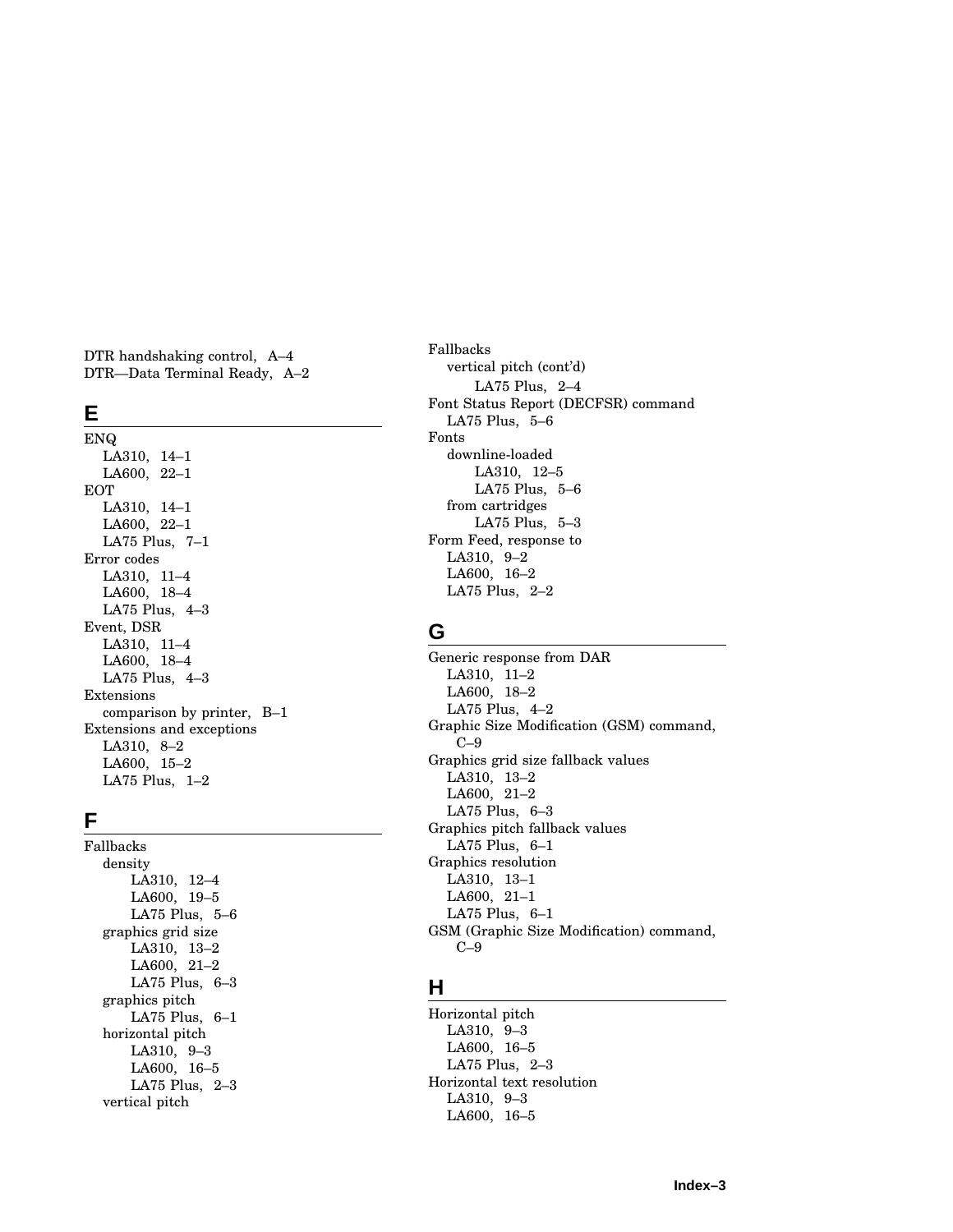DTR handshaking control, A–4
DTR—Data Terminal Ready, A–2

## E

ENQ
- LA310, 14–1
- LA600, 22–1

EOT
- LA310, 14–1
- LA600, 22–1
- LA75 Plus, 7–1

Error codes
- LA310, 11–4
- LA600, 18–4
- LA75 Plus, 4–3

Event, DSR
- LA310, 11–4
- LA600, 18–4
- LA75 Plus, 4–3

Extensions
- comparison by printer, B–1

Extensions and exceptions
- LA310, 8–2
- LA600, 15–2
- LA75 Plus, 1–2

## F

Fallbacks
- density
  - LA310, 12–4
  - LA600, 19–5
  - LA75 Plus, 5–6
- graphics grid size
  - LA310, 13–2
  - LA600, 21–2
  - LA75 Plus, 6–3
- graphics pitch
  - LA75 Plus, 6–1
- horizontal pitch
  - LA310, 9–3
  - LA600, 16–5
  - LA75 Plus, 2–3
- vertical pitch
  - LA75 Plus, 2–4

Font Status Report (DECFSR) command
- LA75 Plus, 5–6

Fonts
- downline-loaded
  - LA310, 12–5
  - LA75 Plus, 5–6
- from cartridges
  - LA75 Plus, 5–3

Form Feed, response to
- LA310, 9–2
- LA600, 16–2
- LA75 Plus, 2–2

## G

Generic response from DAR
- LA310, 11–2
- LA600, 18–2
- LA75 Plus, 4–2

Graphic Size Modification (GSM) command, C–9

Graphics grid size fallback values
- LA310, 13–2
- LA600, 21–2
- LA75 Plus, 6–3

Graphics pitch fallback values
- LA75 Plus, 6–1

Graphics resolution
- LA310, 13–1
- LA600, 21–1
- LA75 Plus, 6–1

GSM (Graphic Size Modification) command, C–9

## H

Horizontal pitch
- LA310, 9–3
- LA600, 16–5
- LA75 Plus, 2–3

Horizontal text resolution
- LA310, 9–3
- LA600, 16–5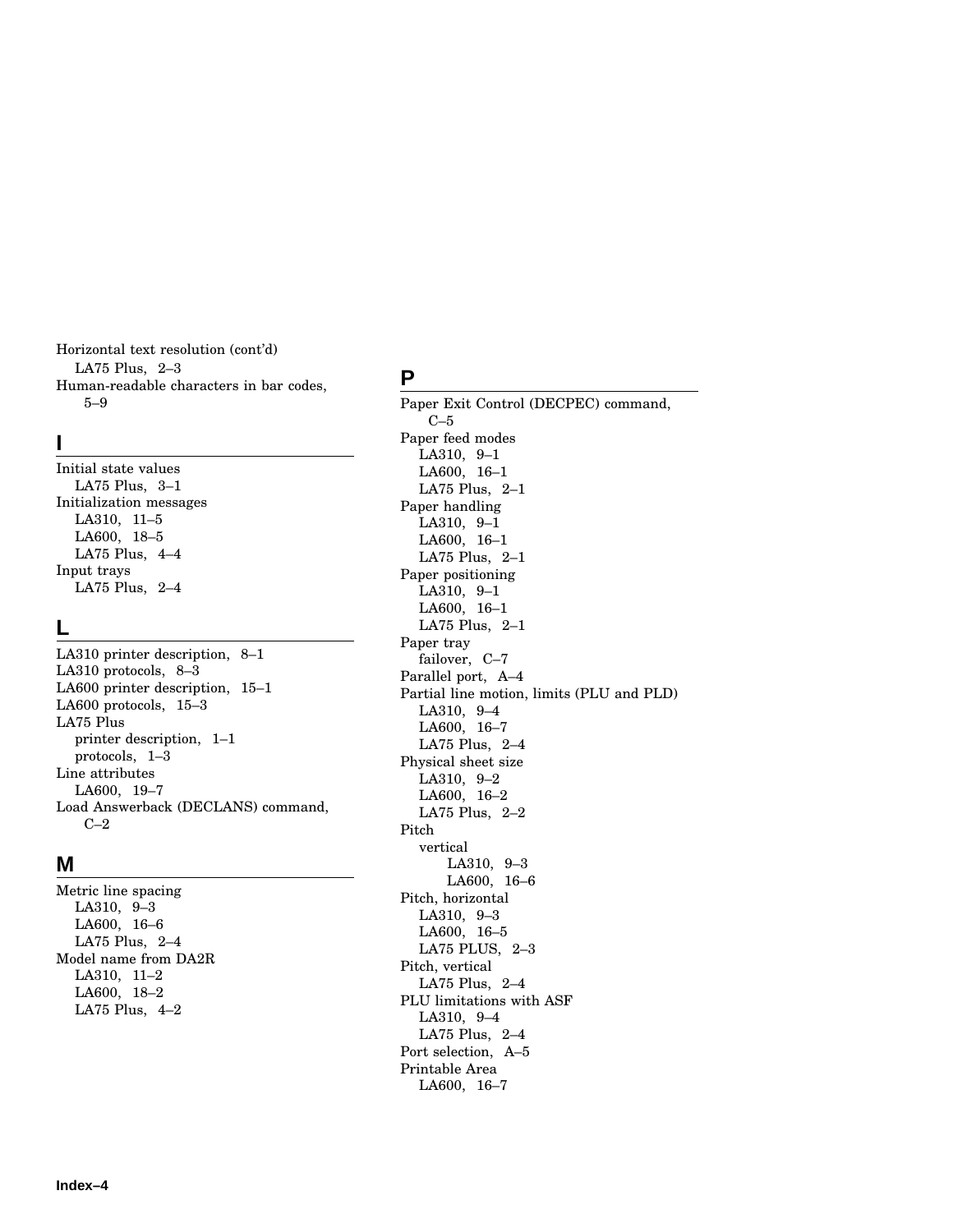Horizontal text resolution (cont'd)
  LA75 Plus, 2–3
Human-readable characters in bar codes,
  5–9

## I

Initial state values
  LA75 Plus, 3–1
Initialization messages
  LA310, 11–5
  LA600, 18–5
  LA75 Plus, 4–4
Input trays
  LA75 Plus, 2–4

## L

LA310 printer description, 8–1
LA310 protocols, 8–3
LA600 printer description, 15–1
LA600 protocols, 15–3
LA75 Plus
  printer description, 1–1
  protocols, 1–3
Line attributes
  LA600, 19–7
Load Answerback (DECLANS) command,
  C–2

## M

Metric line spacing
  LA310, 9–3
  LA600, 16–6
  LA75 Plus, 2–4
Model name from DA2R
  LA310, 11–2
  LA600, 18–2
  LA75 Plus, 4–2

## P

Paper Exit Control (DECPEC) command,
  C–5
Paper feed modes
  LA310, 9–1
  LA600, 16–1
  LA75 Plus, 2–1
Paper handling
  LA310, 9–1
  LA600, 16–1
  LA75 Plus, 2–1
Paper positioning
  LA310, 9–1
  LA600, 16–1
  LA75 Plus, 2–1
Paper tray
  failover, C–7
Parallel port, A–4
Partial line motion, limits (PLU and PLD)
  LA310, 9–4
  LA600, 16–7
  LA75 Plus, 2–4
Physical sheet size
  LA310, 9–2
  LA600, 16–2
  LA75 Plus, 2–2
Pitch
  vertical
    LA310, 9–3
    LA600, 16–6
Pitch, horizontal
  LA310, 9–3
  LA600, 16–5
  LA75 PLUS, 2–3
Pitch, vertical
  LA75 Plus, 2–4
PLU limitations with ASF
  LA310, 9–4
  LA75 Plus, 2–4
Port selection, A–5
Printable Area
  LA600, 16–7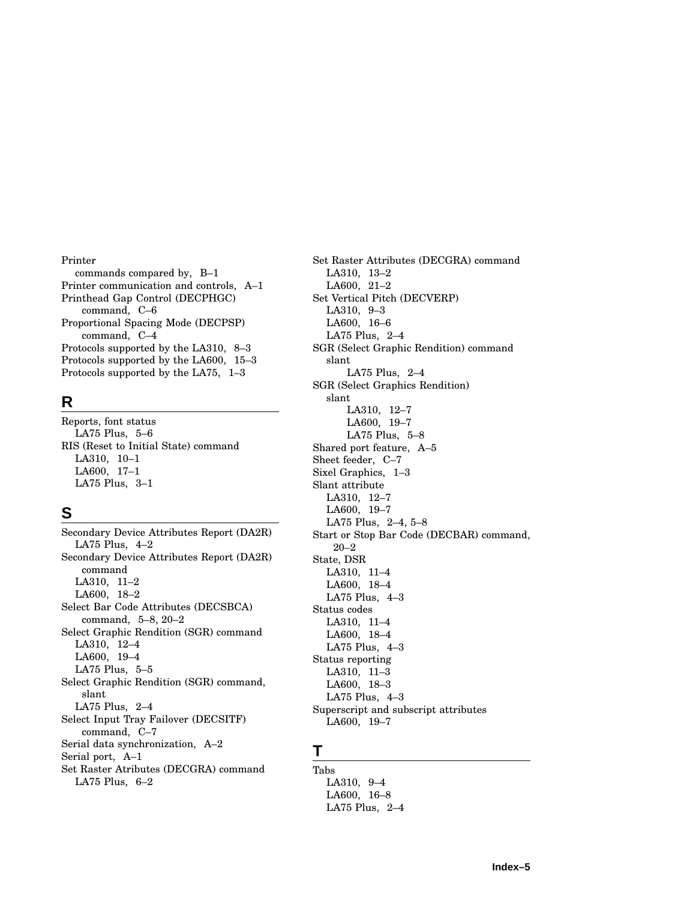Printer
- commands compared by, B–1

Printer communication and controls, A–1

Printhead Gap Control (DECPHGC) command, C–6

Proportional Spacing Mode (DECPSP) command, C–4

Protocols supported by the LA310, 8–3

Protocols supported by the LA600, 15–3

Protocols supported by the LA75, 1–3

## R

Reports, font status
- LA75 Plus, 5–6

RIS (Reset to Initial State) command
- LA310, 10–1
- LA600, 17–1
- LA75 Plus, 3–1

## S

Secondary Device Attributes Report (DA2R)
- LA75 Plus, 4–2

Secondary Device Attributes Report (DA2R) command
- LA310, 11–2
- LA600, 18–2

Select Bar Code Attributes (DECSBCA) command, 5–8, 20–2

Select Graphic Rendition (SGR) command
- LA310, 12–4
- LA600, 19–4
- LA75 Plus, 5–5

Select Graphic Rendition (SGR) command, slant
- LA75 Plus, 2–4

Select Input Tray Failover (DECSITF) command, C–7

Serial data synchronization, A–2

Serial port, A–1

Set Raster Atributes (DECGRA) command
- LA75 Plus, 6–2

Set Raster Attributes (DECGRA) command
- LA310, 13–2
- LA600, 21–2

Set Vertical Pitch (DECVERP)
- LA310, 9–3
- LA600, 16–6
- LA75 Plus, 2–4

SGR (Select Graphic Rendition) command
- slant
  - LA75 Plus, 2–4

SGR (Select Graphics Rendition)
- slant
  - LA310, 12–7
  - LA600, 19–7
  - LA75 Plus, 5–8

Shared port feature, A–5

Sheet feeder, C–7

Sixel Graphics, 1–3

Slant attribute
- LA310, 12–7
- LA600, 19–7
- LA75 Plus, 2–4, 5–8

Start or Stop Bar Code (DECBAR) command, 20–2

State, DSR
- LA310, 11–4
- LA600, 18–4
- LA75 Plus, 4–3

Status codes
- LA310, 11–4
- LA600, 18–4
- LA75 Plus, 4–3

Status reporting
- LA310, 11–3
- LA600, 18–3
- LA75 Plus, 4–3

Superscript and subscript attributes
- LA600, 19–7

## T

Tabs
- LA310, 9–4
- LA600, 16–8
- LA75 Plus, 2–4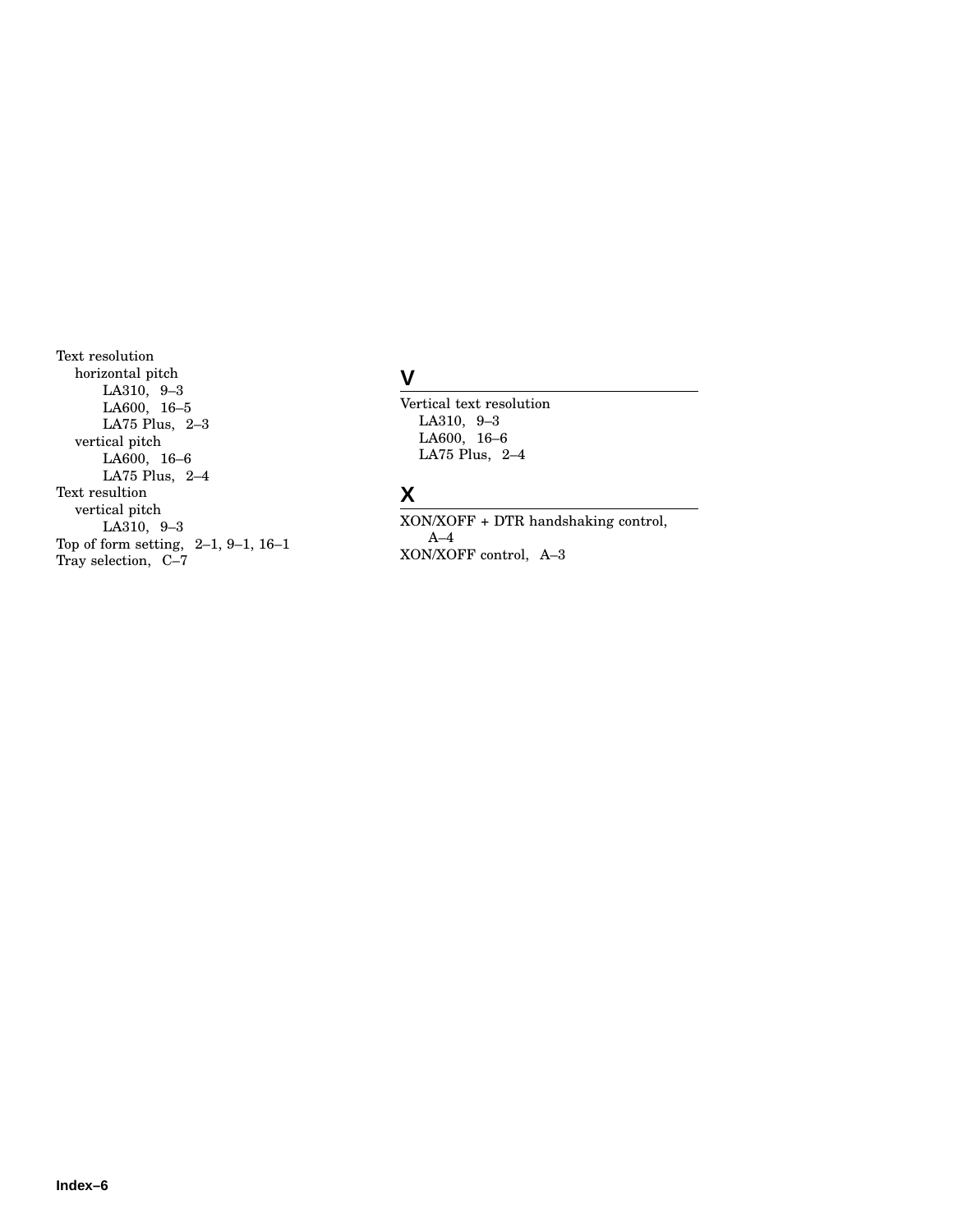Text resolution
  horizontal pitch
    LA310, 9–3
    LA600, 16–5
    LA75 Plus, 2–3
  vertical pitch
    LA600, 16–6
    LA75 Plus, 2–4
Text resultion
  vertical pitch
    LA310, 9–3
Top of form setting, 2–1, 9–1, 16–1
Tray selection, C–7

## V

Vertical text resolution
  LA310, 9–3
  LA600, 16–6
  LA75 Plus, 2–4

## X

XON/XOFF + DTR handshaking control, A–4
XON/XOFF control, A–3